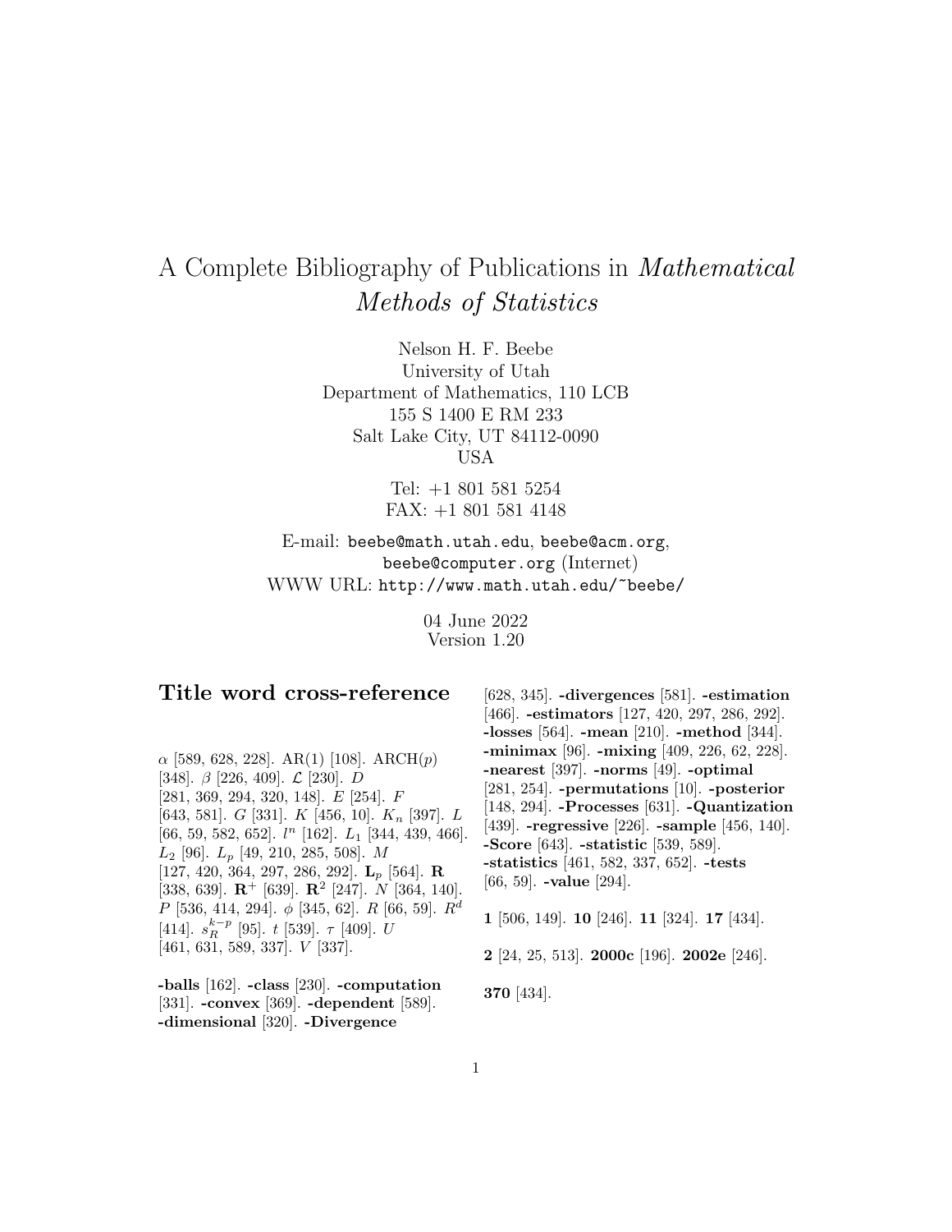# A Complete Bibliography of Publications in *Mathematical Methods of Statistics*

Nelson H. F. Beebe
University of Utah
Department of Mathematics, 110 LCB
155 S 1400 E RM 233
Salt Lake City, UT 84112-0090
USA

Tel: +1 801 581 5254
FAX: +1 801 581 4148

E-mail: `beebe@math.utah.edu`, `beebe@acm.org`, `beebe@computer.org` (Internet)
WWW URL: `http://www.math.utah.edu/~beebe/`

04 June 2022
Version 1.20

## Title word cross-reference

$\alpha$ [589, 628, 228]. AR(1) [108]. ARCH($p$) [348]. $\beta$ [226, 409]. $\mathcal{L}$ [230]. $D$ [281, 369, 294, 320, 148]. $E$ [254]. $F$ [643, 581]. $G$ [331]. $K$ [456, 10]. $K_n$ [397]. $L$ [66, 59, 582, 652]. $l^n$ [162]. $L_1$ [344, 439, 466]. $L_2$ [96]. $L_p$ [49, 210, 285, 508]. $M$ [127, 420, 364, 297, 286, 292]. $\mathbf{L}_p$ [564]. $\mathbf{R}$ [338, 639]. $\mathbf{R}^+$ [639]. $\mathbf{R}^2$ [247]. $N$ [364, 140]. $P$ [536, 414, 294]. $\phi$ [345, 62]. $R$ [66, 59]. $R^d$ [414]. $s_R^{k-p}$ [95]. $t$ [539]. $\tau$ [409]. $U$ [461, 631, 589, 337]. $V$ [337].

**-balls** [162]. **-class** [230]. **-computation** [331]. **-convex** [369]. **-dependent** [589]. **-dimensional** [320]. **-Divergence** [628, 345]. **-divergences** [581]. **-estimation** [466]. **-estimators** [127, 420, 297, 286, 292]. **-losses** [564]. **-mean** [210]. **-method** [344]. **-minimax** [96]. **-mixing** [409, 226, 62, 228]. **-nearest** [397]. **-norms** [49]. **-optimal** [281, 254]. **-permutations** [10]. **-posterior** [148, 294]. **-Processes** [631]. **-Quantization** [439]. **-regressive** [226]. **-sample** [456, 140]. **-Score** [643]. **-statistic** [539, 589]. **-statistics** [461, 582, 337, 652]. **-tests** [66, 59]. **-value** [294].

**1** [506, 149]. **10** [246]. **11** [324]. **17** [434].

**2** [24, 25, 513]. **2000c** [196]. **2002e** [246].

**370** [434].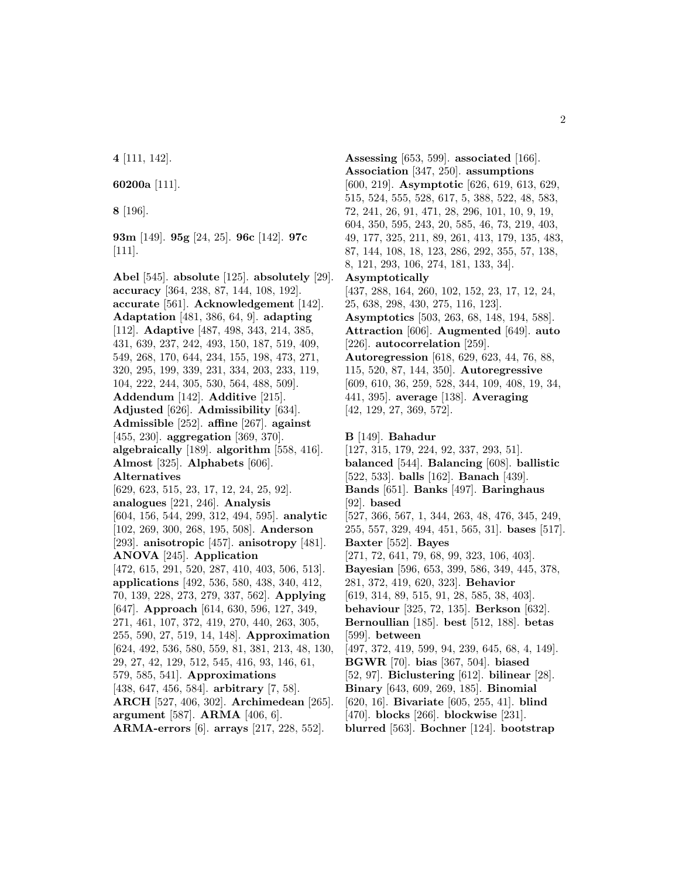**4** [111, 142].

**60200a** [111].

**8** [196].

**93m** [149]. **95g** [24, 25]. **96c** [142]. **97c** [111].

**Abel** [545]. **absolute** [125]. **absolutely** [29]. **accuracy** [364, 238, 87, 144, 108, 192]. **accurate** [561]. **Acknowledgement** [142]. **Adaptation** [481, 386, 64, 9]. **adapting** [112]. **Adaptive** [487, 498, 343, 214, 385, 431, 639, 237, 242, 493, 150, 187, 519, 409, 549, 268, 170, 644, 234, 155, 198, 473, 271, 320, 295, 199, 339, 231, 334, 203, 233, 119, 104, 222, 244, 305, 530, 564, 488, 509]. **Addendum** [142]. **Additive** [215]. **Adjusted** [626]. **Admissibility** [634]. **Admissible** [252]. **affine** [267]. **against** [455, 230]. **aggregation** [369, 370]. **algebraically** [189]. **algorithm** [558, 416]. **Almost** [325]. **Alphabets** [606]. **Alternatives** [629, 623, 515, 23, 17, 12, 24, 25, 92]. **analogues** [221, 246]. **Analysis** [604, 156, 544, 299, 312, 494, 595]. **analytic** [102, 269, 300, 268, 195, 508]. **Anderson** [293]. **anisotropic** [457]. **anisotropy** [481]. **ANOVA** [245]. **Application** [472, 615, 291, 520, 287, 410, 403, 506, 513]. **applications** [492, 536, 580, 438, 340, 412, 70, 139, 228, 273, 279, 337, 562]. **Applying** [647]. **Approach** [614, 630, 596, 127, 349, 271, 461, 107, 372, 419, 270, 440, 263, 305, 255, 590, 27, 519, 14, 148]. **Approximation** [624, 492, 536, 580, 559, 81, 381, 213, 48, 130, 29, 27, 42, 129, 512, 545, 416, 93, 146, 61, 579, 585, 541]. **Approximations** [438, 647, 456, 584]. **arbitrary** [7, 58]. **ARCH** [527, 406, 302]. **Archimedean** [265]. **argument** [587]. **ARMA** [406, 6]. **ARMA-errors** [6]. **arrays** [217, 228, 552].

**Assessing** [653, 599]. **associated** [166]. **Association** [347, 250]. **assumptions** [600, 219]. **Asymptotic** [626, 619, 613, 629, 515, 524, 555, 528, 617, 5, 388, 522, 48, 583, 72, 241, 26, 91, 471, 28, 296, 101, 10, 9, 19, 604, 350, 595, 243, 20, 585, 46, 73, 219, 403, 49, 177, 325, 211, 89, 261, 413, 179, 135, 483, 87, 144, 108, 18, 123, 286, 292, 355, 57, 138, 8, 121, 293, 106, 274, 181, 133, 34]. **Asymptotically** [437, 288, 164, 260, 102, 152, 23, 17, 12, 24, 25, 638, 298, 430, 275, 116, 123]. **Asymptotics** [503, 263, 68, 148, 194, 588]. **Attraction** [606]. **Augmented** [649]. **auto** [226]. **autocorrelation** [259]. **Autoregression** [618, 629, 623, 44, 76, 88, 115, 520, 87, 144, 350]. **Autoregressive** [609, 610, 36, 259, 528, 344, 109, 408, 19, 34, 441, 395]. **average** [138]. **Averaging** [42, 129, 27, 369, 572].

**B** [149]. **Bahadur** [127, 315, 179, 224, 92, 337, 293, 51]. **balanced** [544]. **Balancing** [608]. **ballistic** [522, 533]. **balls** [162]. **Banach** [439]. **Bands** [651]. **Banks** [497]. **Baringhaus** [92]. **based** [527, 366, 567, 1, 344, 263, 48, 476, 345, 249, 255, 557, 329, 494, 451, 565, 31]. **bases** [517]. **Baxter** [552]. **Bayes** [271, 72, 641, 79, 68, 99, 323, 106, 403]. **Bayesian** [596, 653, 399, 586, 349, 445, 378, 281, 372, 419, 620, 323]. **Behavior** [619, 314, 89, 515, 91, 28, 585, 38, 403]. **behaviour** [325, 72, 135]. **Berkson** [632]. **Bernoullian** [185]. **best** [512, 188]. **betas** [599]. **between** [497, 372, 419, 599, 94, 239, 645, 68, 4, 149]. **BGWR** [70]. **bias** [367, 504]. **biased** [52, 97]. **Biclustering** [612]. **bilinear** [28]. **Binary** [643, 609, 269, 185]. **Binomial** [620, 16]. **Bivariate** [605, 255, 41]. **blind** [470]. **blocks** [266]. **blockwise** [231]. **blurred** [563]. **Bochner** [124]. **bootstrap**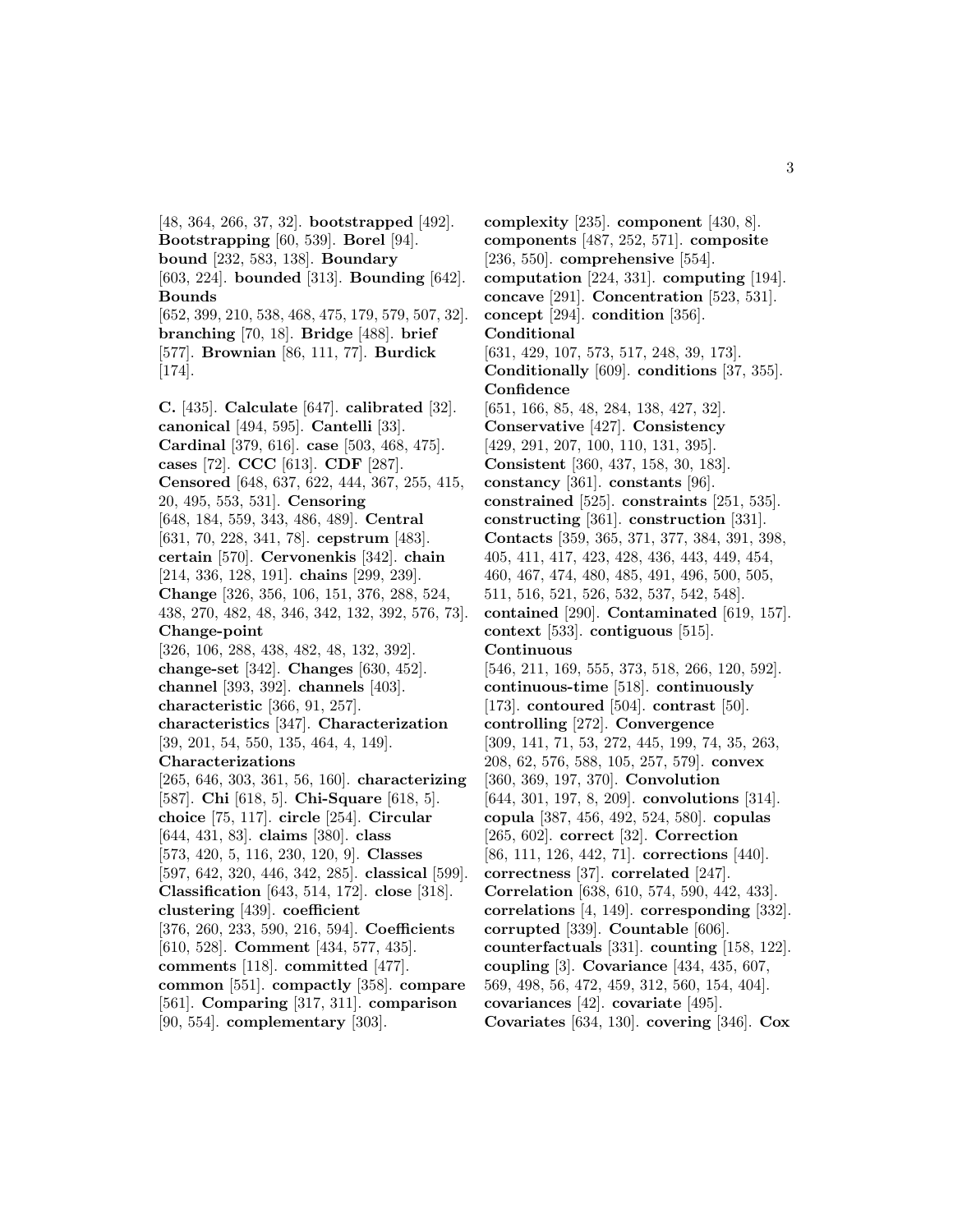[48, 364, 266, 37, 32]. **bootstrapped** [492]. **Bootstrapping** [60, 539]. **Borel** [94]. **bound** [232, 583, 138]. **Boundary** [603, 224]. **bounded** [313]. **Bounding** [642]. **Bounds** [652, 399, 210, 538, 468, 475, 179, 579, 507, 32]. **branching** [70, 18]. **Bridge** [488]. **brief** [577]. **Brownian** [86, 111, 77]. **Burdick** [174].

**C.** [435]. **Calculate** [647]. **calibrated** [32]. **canonical** [494, 595]. **Cantelli** [33]. **Cardinal** [379, 616]. **case** [503, 468, 475]. **cases** [72]. **CCC** [613]. **CDF** [287]. **Censored** [648, 637, 622, 444, 367, 255, 415, 20, 495, 553, 531]. **Censoring** [648, 184, 559, 343, 486, 489]. **Central** [631, 70, 228, 341, 78]. **cepstrum** [483]. **certain** [570]. **Cervonenkis** [342]. **chain** [214, 336, 128, 191]. **chains** [299, 239]. **Change** [326, 356, 106, 151, 376, 288, 524, 438, 270, 482, 48, 346, 342, 132, 392, 576, 73]. **Change-point** [326, 106, 288, 438, 482, 48, 132, 392]. **change-set** [342]. **Changes** [630, 452]. **channel** [393, 392]. **channels** [403]. **characteristic** [366, 91, 257]. **characteristics** [347]. **Characterization** [39, 201, 54, 550, 135, 464, 4, 149]. **Characterizations** [265, 646, 303, 361, 56, 160]. **characterizing** [587]. **Chi** [618, 5]. **Chi-Square** [618, 5]. **choice** [75, 117]. **circle** [254]. **Circular** [644, 431, 83]. **claims** [380]. **class** [573, 420, 5, 116, 230, 120, 9]. **Classes** [597, 642, 320, 446, 342, 285]. **classical** [599]. **Classification** [643, 514, 172]. **close** [318]. **clustering** [439]. **coefficient** [376, 260, 233, 590, 216, 594]. **Coefficients** [610, 528]. **Comment** [434, 577, 435]. **comments** [118]. **committed** [477]. **common** [551]. **compactly** [358]. **compare** [561]. **Comparing** [317, 311]. **comparison** [90, 554]. **complementary** [303].

**complexity** [235]. **component** [430, 8]. **components** [487, 252, 571]. **composite** [236, 550]. **comprehensive** [554]. **computation** [224, 331]. **computing** [194]. **concave** [291]. **Concentration** [523, 531]. **concept** [294]. **condition** [356]. **Conditional** [631, 429, 107, 573, 517, 248, 39, 173]. **Conditionally** [609]. **conditions** [37, 355]. **Confidence** [651, 166, 85, 48, 284, 138, 427, 32]. **Conservative** [427]. **Consistency** [429, 291, 207, 100, 110, 131, 395]. **Consistent** [360, 437, 158, 30, 183]. **constancy** [361]. **constants** [96]. **constrained** [525]. **constraints** [251, 535]. **constructing** [361]. **construction** [331]. **Contacts** [359, 365, 371, 377, 384, 391, 398, 405, 411, 417, 423, 428, 436, 443, 449, 454, 460, 467, 474, 480, 485, 491, 496, 500, 505, 511, 516, 521, 526, 532, 537, 542, 548]. **contained** [290]. **Contaminated** [619, 157]. **context** [533]. **contiguous** [515]. **Continuous** [546, 211, 169, 555, 373, 518, 266, 120, 592]. **continuous-time** [518]. **continuously** [173]. **contoured** [504]. **contrast** [50]. **controlling** [272]. **Convergence** [309, 141, 71, 53, 272, 445, 199, 74, 35, 263, 208, 62, 576, 588, 105, 257, 579]. **convex** [360, 369, 197, 370]. **Convolution** [644, 301, 197, 8, 209]. **convolutions** [314]. **copula** [387, 456, 492, 524, 580]. **copulas** [265, 602]. **correct** [32]. **Correction** [86, 111, 126, 442, 71]. **corrections** [440]. **correctness** [37]. **correlated** [247]. **Correlation** [638, 610, 574, 590, 442, 433]. **correlations** [4, 149]. **corresponding** [332]. **corrupted** [339]. **Countable** [606]. **counterfactuals** [331]. **counting** [158, 122]. **coupling** [3]. **Covariance** [434, 435, 607, 569, 498, 56, 472, 459, 312, 560, 154, 404]. **covariances** [42]. **covariate** [495]. **Covariates** [634, 130]. **covering** [346]. **Cox**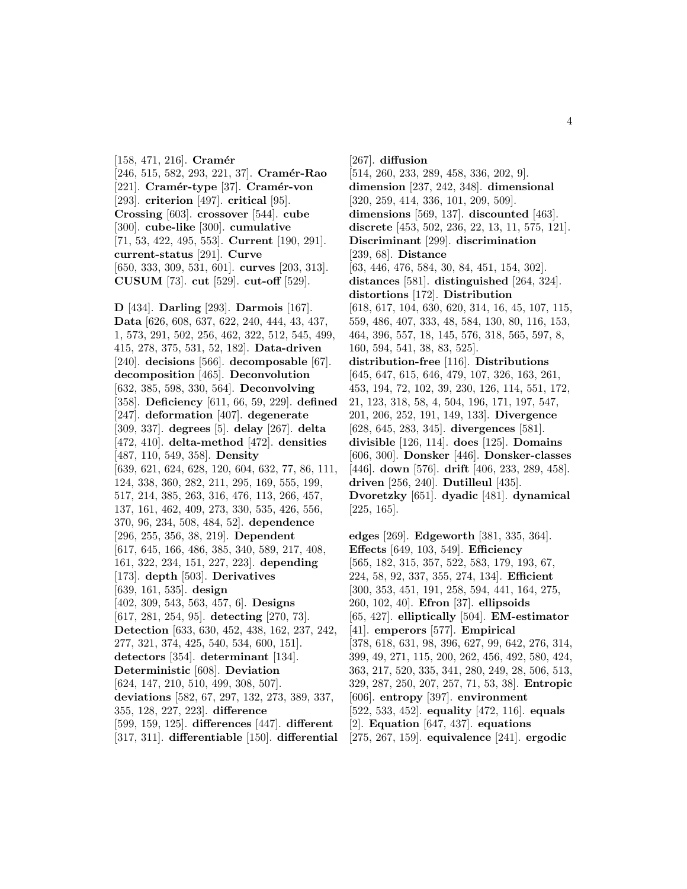[158, 471, 216]. **Cramér** [246, 515, 582, 293, 221, 37]. **Cramér-Rao** [221]. **Cramér-type** [37]. **Cramér-von** [293]. **criterion** [497]. **critical** [95]. **Crossing** [603]. **crossover** [544]. **cube** [300]. **cube-like** [300]. **cumulative** [71, 53, 422, 495, 553]. **Current** [190, 291]. **current-status** [291]. **Curve** [650, 333, 309, 531, 601]. **curves** [203, 313]. **CUSUM** [73]. **cut** [529]. **cut-off** [529].

**D** [434]. **Darling** [293]. **Darmois** [167]. **Data** [626, 608, 637, 622, 240, 444, 43, 437, 1, 573, 291, 502, 256, 462, 322, 512, 545, 499, 415, 278, 375, 531, 52, 182]. **Data-driven** [240]. **decisions** [566]. **decomposable** [67]. **decomposition** [465]. **Deconvolution** [632, 385, 598, 330, 564]. **Deconvolving** [358]. **Deficiency** [611, 66, 59, 229]. **defined** [247]. **deformation** [407]. **degenerate** [309, 337]. **degrees** [5]. **delay** [267]. **delta** [472, 410]. **delta-method** [472]. **densities** [487, 110, 549, 358]. **Density** [639, 621, 624, 628, 120, 604, 632, 77, 86, 111, 124, 338, 360, 282, 211, 295, 169, 555, 199, 517, 214, 385, 263, 316, 476, 113, 266, 457, 137, 161, 462, 409, 273, 330, 535, 426, 556, 370, 96, 234, 508, 484, 52]. **dependence** [296, 255, 356, 38, 219]. **Dependent** [617, 645, 166, 486, 385, 340, 589, 217, 408, 161, 322, 234, 151, 227, 223]. **depending** [173]. **depth** [503]. **Derivatives** [639, 161, 535]. **design** [402, 309, 543, 563, 457, 6]. **Designs** [617, 281, 254, 95]. **detecting** [270, 73]. **Detection** [633, 630, 452, 438, 162, 237, 242, 277, 321, 374, 425, 540, 534, 600, 151]. **detectors** [354]. **determinant** [134]. **Deterministic** [608]. **Deviation** [624, 147, 210, 510, 499, 308, 507]. **deviations** [582, 67, 297, 132, 273, 389, 337, 355, 128, 227, 223]. **difference** [599, 159, 125]. **differences** [447]. **different** [317, 311]. **differentiable** [150]. **differential** [267]. **diffusion** [514, 260, 233, 289, 458, 336, 202, 9]. **dimension** [237, 242, 348]. **dimensional** [320, 259, 414, 336, 101, 209, 509]. **dimensions** [569, 137]. **discounted** [463]. **discrete** [453, 502, 236, 22, 13, 11, 575, 121]. **Discriminant** [299]. **discrimination** [239, 68]. **Distance** [63, 446, 476, 584, 30, 84, 451, 154, 302]. **distances** [581]. **distinguished** [264, 324]. **distortions** [172]. **Distribution** [618, 617, 104, 630, 620, 314, 16, 45, 107, 115, 559, 486, 407, 333, 48, 584, 130, 80, 116, 153, 464, 396, 557, 18, 145, 576, 318, 565, 597, 8, 160, 594, 541, 38, 83, 525]. **distribution-free** [116]. **Distributions** [645, 647, 615, 646, 479, 107, 326, 163, 261, 453, 194, 72, 102, 39, 230, 126, 114, 551, 172, 21, 123, 318, 58, 4, 504, 196, 171, 197, 547, 201, 206, 252, 191, 149, 133]. **Divergence** [628, 645, 283, 345]. **divergences** [581]. **divisible** [126, 114]. **does** [125]. **Domains** [606, 300]. **Donsker** [446]. **Donsker-classes** [446]. **down** [576]. **drift** [406, 233, 289, 458]. **driven** [256, 240]. **Dutilleul** [435]. **Dvoretzky** [651]. **dyadic** [481]. **dynamical** [225, 165].

**edges** [269]. **Edgeworth** [381, 335, 364]. **Effects** [649, 103, 549]. **Efficiency** [565, 182, 315, 357, 522, 583, 179, 193, 67, 224, 58, 92, 337, 355, 274, 134]. **Efficient** [300, 353, 451, 191, 258, 594, 441, 164, 275, 260, 102, 40]. **Efron** [37]. **ellipsoids** [65, 427]. **elliptically** [504]. **EM-estimator** [41]. **emperors** [577]. **Empirical** [378, 618, 631, 98, 396, 627, 99, 642, 276, 314, 399, 49, 271, 115, 200, 262, 456, 492, 580, 424, 363, 217, 520, 335, 341, 280, 249, 28, 506, 513, 329, 287, 250, 207, 257, 71, 53, 38]. **Entropic** [606]. **entropy** [397]. **environment** [522, 533, 452]. **equality** [472, 116]. **equals** [2]. **Equation** [647, 437]. **equations** [275, 267, 159]. **equivalence** [241]. **ergodic**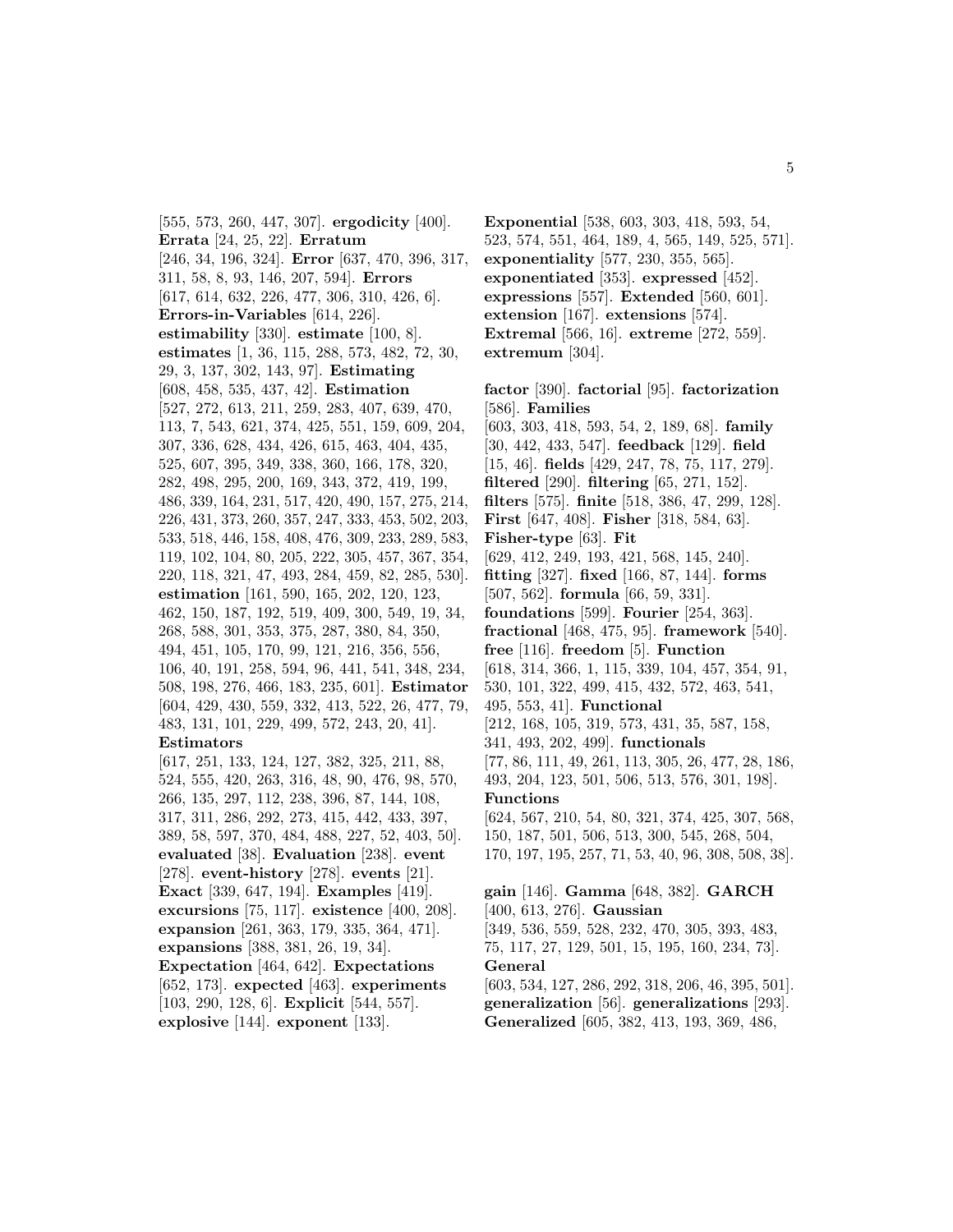[555, 573, 260, 447, 307]. **ergodicity** [400]. **Errata** [24, 25, 22]. **Erratum** [246, 34, 196, 324]. **Error** [637, 470, 396, 317, 311, 58, 8, 93, 146, 207, 594]. **Errors** [617, 614, 632, 226, 477, 306, 310, 426, 6]. **Errors-in-Variables** [614, 226]. **estimability** [330]. **estimate** [100, 8]. **estimates** [1, 36, 115, 288, 573, 482, 72, 30, 29, 3, 137, 302, 143, 97]. **Estimating** [608, 458, 535, 437, 42]. **Estimation** [527, 272, 613, 211, 259, 283, 407, 639, 470, 113, 7, 543, 621, 374, 425, 551, 159, 609, 204, 307, 336, 628, 434, 426, 615, 463, 404, 435, 525, 607, 395, 349, 338, 360, 166, 178, 320, 282, 498, 295, 200, 169, 343, 372, 419, 199, 486, 339, 164, 231, 517, 420, 490, 157, 275, 214, 226, 431, 373, 260, 357, 247, 333, 453, 502, 203, 533, 518, 446, 158, 408, 476, 309, 233, 289, 583, 119, 102, 104, 80, 205, 222, 305, 457, 367, 354, 220, 118, 321, 47, 493, 284, 459, 82, 285, 530]. **estimation** [161, 590, 165, 202, 120, 123, 462, 150, 187, 192, 519, 409, 300, 549, 19, 34, 268, 588, 301, 353, 375, 287, 380, 84, 350, 494, 451, 105, 170, 99, 121, 216, 356, 556, 106, 40, 191, 258, 594, 96, 441, 541, 348, 234, 508, 198, 276, 466, 183, 235, 601]. **Estimator** [604, 429, 430, 559, 332, 413, 522, 26, 477, 79, 483, 131, 101, 229, 499, 572, 243, 20, 41]. **Estimators** [617, 251, 133, 124, 127, 382, 325, 211, 88, 524, 555, 420, 263, 316, 48, 90, 476, 98, 570, 266, 135, 297, 112, 238, 396, 87, 144, 108, 317, 311, 286, 292, 273, 415, 442, 433, 397, 389, 58, 597, 370, 484, 488, 227, 52, 403, 50]. **evaluated** [38]. **Evaluation** [238]. **event** [278]. **event-history** [278]. **events** [21]. **Exact** [339, 647, 194]. **Examples** [419]. **excursions** [75, 117]. **existence** [400, 208]. **expansion** [261, 363, 179, 335, 364, 471]. **expansions** [388, 381, 26, 19, 34]. **Expectation** [464, 642]. **Expectations** [652, 173]. **expected** [463]. **experiments** [103, 290, 128, 6]. **Explicit** [544, 557]. **explosive** [144]. **exponent** [133].

**Exponential** [538, 603, 303, 418, 593, 54, 523, 574, 551, 464, 189, 4, 565, 149, 525, 571]. **exponentiality** [577, 230, 355, 565]. **exponentiated** [353]. **expressed** [452]. **expressions** [557]. **Extended** [560, 601]. **extension** [167]. **extensions** [574]. **Extremal** [566, 16]. **extreme** [272, 559]. **extremum** [304].

**factor** [390]. **factorial** [95]. **factorization** [586]. **Families** [603, 303, 418, 593, 54, 2, 189, 68]. **family** [30, 442, 433, 547]. **feedback** [129]. **field** [15, 46]. **fields** [429, 247, 78, 75, 117, 279]. **filtered** [290]. **filtering** [65, 271, 152]. **filters** [575]. **finite** [518, 386, 47, 299, 128]. **First** [647, 408]. **Fisher** [318, 584, 63]. **Fisher-type** [63]. **Fit** [629, 412, 249, 193, 421, 568, 145, 240]. **fitting** [327]. **fixed** [166, 87, 144]. **forms** [507, 562]. **formula** [66, 59, 331]. **foundations** [599]. **Fourier** [254, 363]. **fractional** [468, 475, 95]. **framework** [540]. **free** [116]. **freedom** [5]. **Function** [618, 314, 366, 1, 115, 339, 104, 457, 354, 91, 530, 101, 322, 499, 415, 432, 572, 463, 541, 495, 553, 41]. **Functional** [212, 168, 105, 319, 573, 431, 35, 587, 158, 341, 493, 202, 499]. **functionals** [77, 86, 111, 49, 261, 113, 305, 26, 477, 28, 186, 493, 204, 123, 501, 506, 513, 576, 301, 198]. **Functions** [624, 567, 210, 54, 80, 321, 374, 425, 307, 568, 150, 187, 501, 506, 513, 300, 545, 268, 504, 170, 197, 195, 257, 71, 53, 40, 96, 308, 508, 38].

**gain** [146]. **Gamma** [648, 382]. **GARCH** [400, 613, 276]. **Gaussian** [349, 536, 559, 528, 232, 470, 305, 393, 483, 75, 117, 27, 129, 501, 15, 195, 160, 234, 73]. **General** [603, 534, 127, 286, 292, 318, 206, 46, 395, 501]. **generalization** [56]. **generalizations** [293]. **Generalized** [605, 382, 413, 193, 369, 486,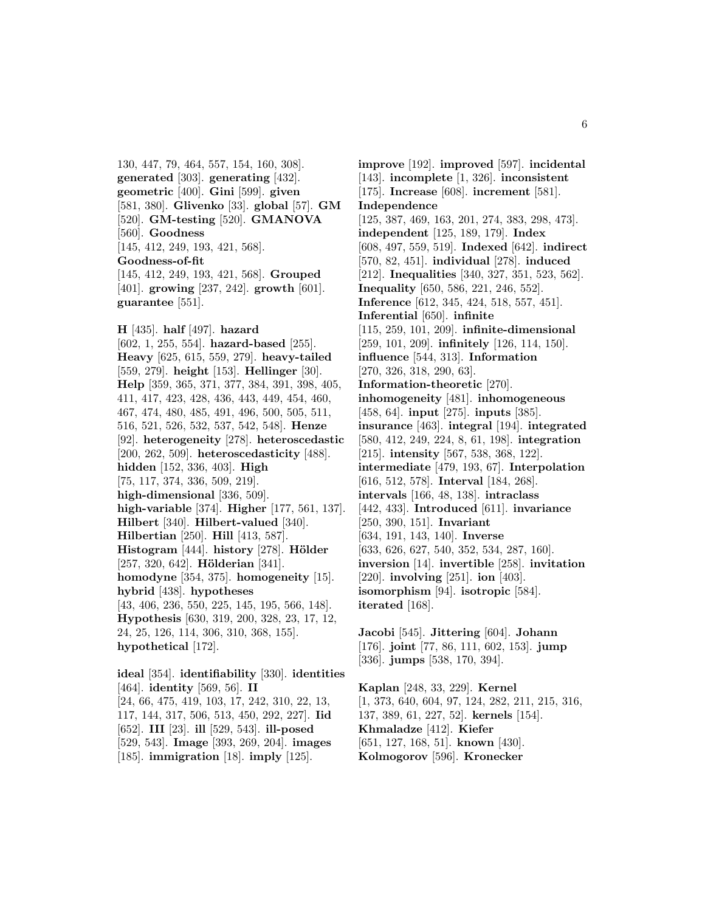130, 447, 79, 464, 557, 154, 160, 308]. **generated** [303]. **generating** [432]. **geometric** [400]. **Gini** [599]. **given** [581, 380]. **Glivenko** [33]. **global** [57]. **GM** [520]. **GM-testing** [520]. **GMANOVA** [560]. **Goodness** [145, 412, 249, 193, 421, 568]. **Goodness-of-fit** [145, 412, 249, 193, 421, 568]. **Grouped** [401]. **growing** [237, 242]. **growth** [601]. **guarantee** [551].

**H** [435]. **half** [497]. **hazard** [602, 1, 255, 554]. **hazard-based** [255]. **Heavy** [625, 615, 559, 279]. **heavy-tailed** [559, 279]. **height** [153]. **Hellinger** [30]. **Help** [359, 365, 371, 377, 384, 391, 398, 405, 411, 417, 423, 428, 436, 443, 449, 454, 460, 467, 474, 480, 485, 491, 496, 500, 505, 511, 516, 521, 526, 532, 537, 542, 548]. **Henze** [92]. **heterogeneity** [278]. **heteroscedastic** [200, 262, 509]. **heteroscedasticity** [488]. **hidden** [152, 336, 403]. **High** [75, 117, 374, 336, 509, 219]. **high-dimensional** [336, 509]. **high-variable** [374]. **Higher** [177, 561, 137]. **Hilbert** [340]. **Hilbert-valued** [340]. **Hilbertian** [250]. **Hill** [413, 587]. **Histogram** [444]. **history** [278]. **Hölder** [257, 320, 642]. **Hölderian** [341]. **homodyne** [354, 375]. **homogeneity** [15]. **hybrid** [438]. **hypotheses** [43, 406, 236, 550, 225, 145, 195, 566, 148]. **Hypothesis** [630, 319, 200, 328, 23, 17, 12, 24, 25, 126, 114, 306, 310, 368, 155]. **hypothetical** [172].

**ideal** [354]. **identifiability** [330]. **identities** [464]. **identity** [569, 56]. **II** [24, 66, 475, 419, 103, 17, 242, 310, 22, 13, 117, 144, 317, 506, 513, 450, 292, 227]. **Iid** [652]. **III** [23]. **ill** [529, 543]. **ill-posed** [529, 543]. **Image** [393, 269, 204]. **images** [185]. **immigration** [18]. **imply** [125]. **improve** [192]. **improved** [597]. **incidental** [143]. **incomplete** [1, 326]. **inconsistent** [175]. **Increase** [608]. **increment** [581]. **Independence** [125, 387, 469, 163, 201, 274, 383, 298, 473]. **independent** [125, 189, 179]. **Index** [608, 497, 559, 519]. **Indexed** [642]. **indirect** [570, 82, 451]. **individual** [278]. **induced** [212]. **Inequalities** [340, 327, 351, 523, 562]. **Inequality** [650, 586, 221, 246, 552]. **Inference** [612, 345, 424, 518, 557, 451]. **Inferential** [650]. **infinite** [115, 259, 101, 209]. **infinite-dimensional** [259, 101, 209]. **infinitely** [126, 114, 150]. **influence** [544, 313]. **Information** [270, 326, 318, 290, 63]. **Information-theoretic** [270]. **inhomogeneity** [481]. **inhomogeneous** [458, 64]. **input** [275]. **inputs** [385]. **insurance** [463]. **integral** [194]. **integrated** [580, 412, 249, 224, 8, 61, 198]. **integration** [215]. **intensity** [567, 538, 368, 122]. **intermediate** [479, 193, 67]. **Interpolation** [616, 512, 578]. **Interval** [184, 268]. **intervals** [166, 48, 138]. **intraclass** [442, 433]. **Introduced** [611]. **invariance** [250, 390, 151]. **Invariant** [634, 191, 143, 140]. **Inverse** [633, 626, 627, 540, 352, 534, 287, 160]. **inversion** [14]. **invertible** [258]. **invitation** [220]. **involving** [251]. **ion** [403]. **isomorphism** [94]. **isotropic** [584]. **iterated** [168].

**Jacobi** [545]. **Jittering** [604]. **Johann** [176]. **joint** [77, 86, 111, 602, 153]. **jump** [336]. **jumps** [538, 170, 394].

**Kaplan** [248, 33, 229]. **Kernel** [1, 373, 640, 604, 97, 124, 282, 211, 215, 316, 137, 389, 61, 227, 52]. **kernels** [154]. **Khmaladze** [412]. **Kiefer** [651, 127, 168, 51]. **known** [430]. **Kolmogorov** [596]. **Kronecker**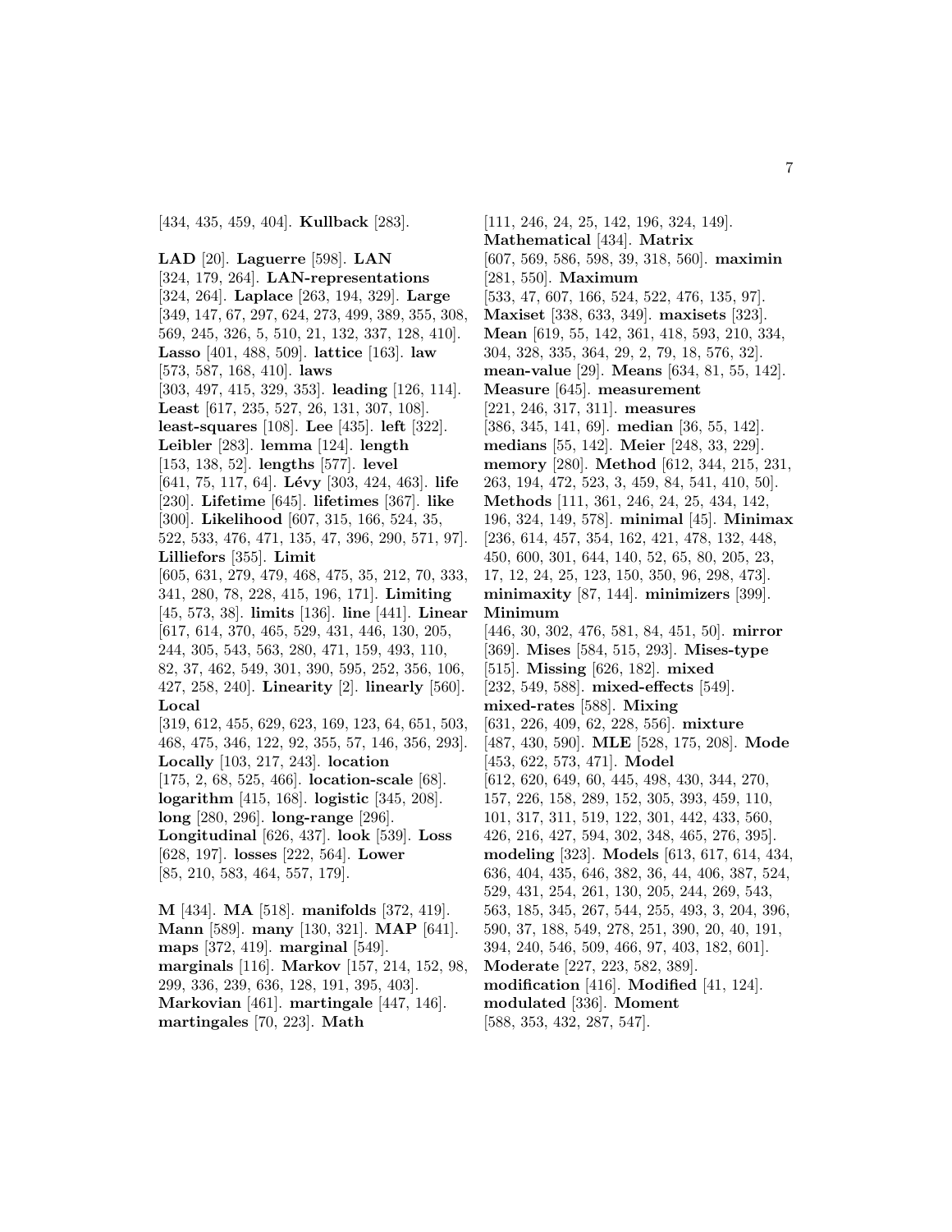[434, 435, 459, 404]. **Kullback** [283].

**LAD** [20]. **Laguerre** [598]. **LAN** [324, 179, 264]. **LAN-representations** [324, 264]. **Laplace** [263, 194, 329]. **Large** [349, 147, 67, 297, 624, 273, 499, 389, 355, 308, 569, 245, 326, 5, 510, 21, 132, 337, 128, 410]. **Lasso** [401, 488, 509]. **lattice** [163]. **law** [573, 587, 168, 410]. **laws** [303, 497, 415, 329, 353]. **leading** [126, 114]. **Least** [617, 235, 527, 26, 131, 307, 108]. **least-squares** [108]. **Lee** [435]. **left** [322]. **Leibler** [283]. **lemma** [124]. **length** [153, 138, 52]. **lengths** [577]. **level** [641, 75, 117, 64]. **Lévy** [303, 424, 463]. **life** [230]. **Lifetime** [645]. **lifetimes** [367]. **like** [300]. **Likelihood** [607, 315, 166, 524, 35, 522, 533, 476, 471, 135, 47, 396, 290, 571, 97]. **Lilliefors** [355]. **Limit** [605, 631, 279, 479, 468, 475, 35, 212, 70, 333, 341, 280, 78, 228, 415, 196, 171]. **Limiting** [45, 573, 38]. **limits** [136]. **line** [441]. **Linear** [617, 614, 370, 465, 529, 431, 446, 130, 205, 244, 305, 543, 563, 280, 471, 159, 493, 110, 82, 37, 462, 549, 301, 390, 595, 252, 356, 106, 427, 258, 240]. **Linearity** [2]. **linearly** [560]. **Local** [319, 612, 455, 629, 623, 169, 123, 64, 651, 503, 468, 475, 346, 122, 92, 355, 57, 146, 356, 293]. **Locally** [103, 217, 243]. **location** [175, 2, 68, 525, 466]. **location-scale** [68]. **logarithm** [415, 168]. **logistic** [345, 208]. **long** [280, 296]. **long-range** [296]. **Longitudinal** [626, 437]. **look** [539]. **Loss** [628, 197]. **losses** [222, 564]. **Lower** [85, 210, 583, 464, 557, 179].

**M** [434]. **MA** [518]. **manifolds** [372, 419]. **Mann** [589]. **many** [130, 321]. **MAP** [641]. **maps** [372, 419]. **marginal** [549]. **marginals** [116]. **Markov** [157, 214, 152, 98, 299, 336, 239, 636, 128, 191, 395, 403]. **Markovian** [461]. **martingale** [447, 146]. **martingales** [70, 223]. **Math** [111, 246, 24, 25, 142, 196, 324, 149]. **Mathematical** [434]. **Matrix** [607, 569, 586, 598, 39, 318, 560]. **maximin** [281, 550]. **Maximum** [533, 47, 607, 166, 524, 522, 476, 135, 97]. **Maxiset** [338, 633, 349]. **maxisets** [323]. **Mean** [619, 55, 142, 361, 418, 593, 210, 334, 304, 328, 335, 364, 29, 2, 79, 18, 576, 32]. **mean-value** [29]. **Means** [634, 81, 55, 142]. **Measure** [645]. **measurement** [221, 246, 317, 311]. **measures** [386, 345, 141, 69]. **median** [36, 55, 142]. **medians** [55, 142]. **Meier** [248, 33, 229]. **memory** [280]. **Method** [612, 344, 215, 231, 263, 194, 472, 523, 3, 459, 84, 541, 410, 50]. **Methods** [111, 361, 246, 24, 25, 434, 142, 196, 324, 149, 578]. **minimal** [45]. **Minimax** [236, 614, 457, 354, 162, 421, 478, 132, 448, 450, 600, 301, 644, 140, 52, 65, 80, 205, 23, 17, 12, 24, 25, 123, 150, 350, 96, 298, 473]. **minimaxity** [87, 144]. **minimizers** [399]. **Minimum** [446, 30, 302, 476, 581, 84, 451, 50]. **mirror** [369]. **Mises** [584, 515, 293]. **Mises-type** [515]. **Missing** [626, 182]. **mixed** [232, 549, 588]. **mixed-effects** [549]. **mixed-rates** [588]. **Mixing** [631, 226, 409, 62, 228, 556]. **mixture** [487, 430, 590]. **MLE** [528, 175, 208]. **Mode** [453, 622, 573, 471]. **Model** [612, 620, 649, 60, 445, 498, 430, 344, 270, 157, 226, 158, 289, 152, 305, 393, 459, 110, 101, 317, 311, 519, 122, 301, 442, 433, 560, 426, 216, 427, 594, 302, 348, 465, 276, 395]. **modeling** [323]. **Models** [613, 617, 614, 434, 636, 404, 435, 646, 382, 36, 44, 406, 387, 524, 529, 431, 254, 261, 130, 205, 244, 269, 543, 563, 185, 345, 267, 544, 255, 493, 3, 204, 396, 590, 37, 188, 549, 278, 251, 390, 20, 40, 191, 394, 240, 546, 509, 466, 97, 403, 182, 601]. **Moderate** [227, 223, 582, 389]. **modification** [416]. **Modified** [41, 124]. **modulated** [336]. **Moment** [588, 353, 432, 287, 547].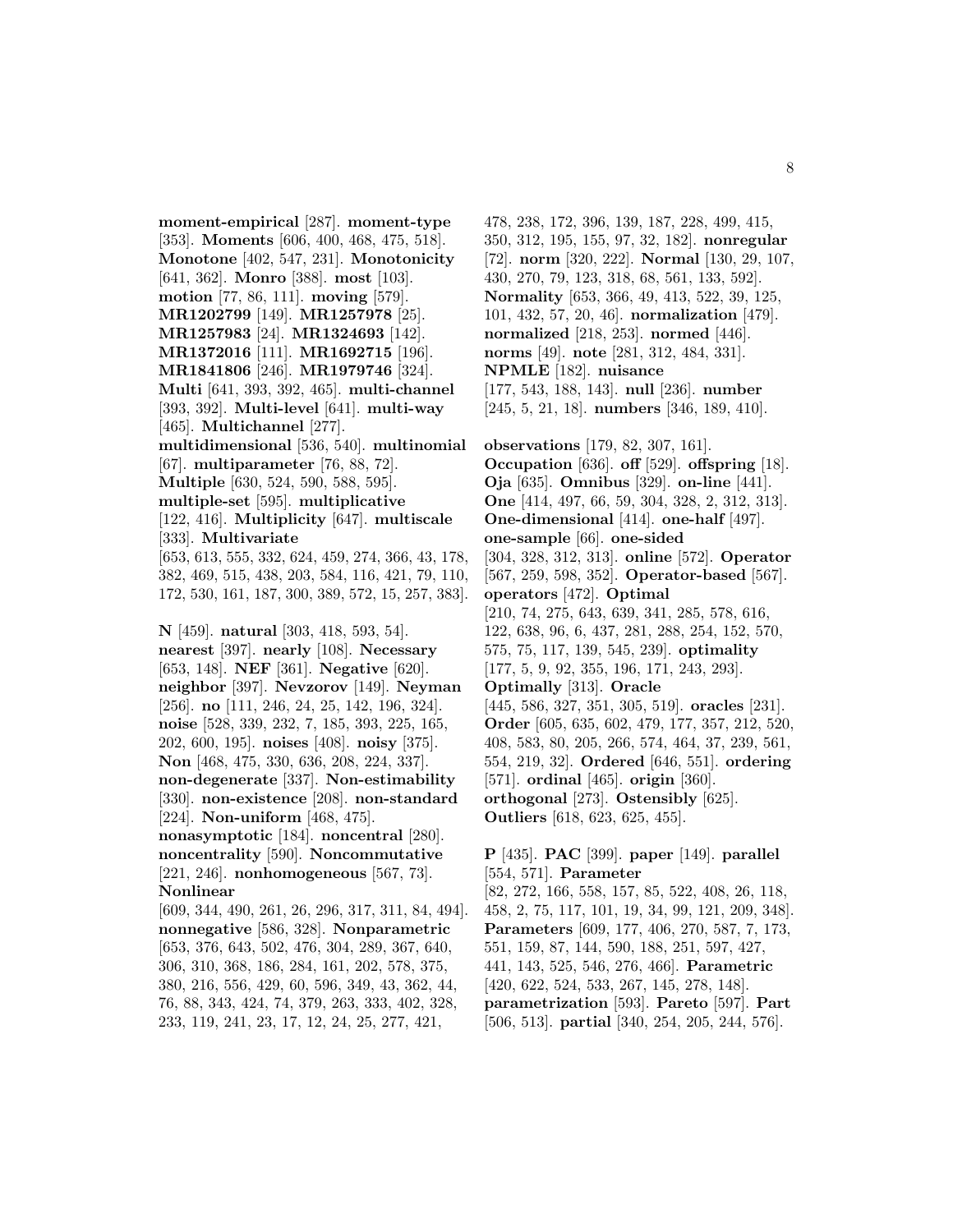**moment-empirical** [287]. **moment-type** [353]. **Moments** [606, 400, 468, 475, 518]. **Monotone** [402, 547, 231]. **Monotonicity** [641, 362]. **Monro** [388]. **most** [103]. **motion** [77, 86, 111]. **moving** [579]. **MR1202799** [149]. **MR1257978** [25]. **MR1257983** [24]. **MR1324693** [142]. **MR1372016** [111]. **MR1692715** [196]. **MR1841806** [246]. **MR1979746** [324]. **Multi** [641, 393, 392, 465]. **multi-channel** [393, 392]. **Multi-level** [641]. **multi-way** [465]. **Multichannel** [277]. **multidimensional** [536, 540]. **multinomial** [67]. **multiparameter** [76, 88, 72]. **Multiple** [630, 524, 590, 588, 595]. **multiple-set** [595]. **multiplicative** [122, 416]. **Multiplicity** [647]. **multiscale** [333]. **Multivariate** [653, 613, 555, 332, 624, 459, 274, 366, 43, 178, 382, 469, 515, 438, 203, 584, 116, 421, 79, 110, 172, 530, 161, 187, 300, 389, 572, 15, 257, 383].

**N** [459]. **natural** [303, 418, 593, 54]. **nearest** [397]. **nearly** [108]. **Necessary** [653, 148]. **NEF** [361]. **Negative** [620]. **neighbor** [397]. **Nevzorov** [149]. **Neyman** [256]. **no** [111, 246, 24, 25, 142, 196, 324]. **noise** [528, 339, 232, 7, 185, 393, 225, 165, 202, 600, 195]. **noises** [408]. **noisy** [375]. **Non** [468, 475, 330, 636, 208, 224, 337]. **non-degenerate** [337]. **Non-estimability** [330]. **non-existence** [208]. **non-standard** [224]. **Non-uniform** [468, 475]. **nonasymptotic** [184]. **noncentral** [280]. **noncentrality** [590]. **Noncommutative** [221, 246]. **nonhomogeneous** [567, 73]. **Nonlinear** [609, 344, 490, 261, 26, 296, 317, 311, 84, 494]. **nonnegative** [586, 328]. **Nonparametric** [653, 376, 643, 502, 476, 304, 289, 367, 640, 306, 310, 368, 186, 284, 161, 202, 578, 375, 380, 216, 556, 429, 60, 596, 349, 43, 362, 44, 76, 88, 343, 424, 74, 379, 263, 333, 402, 328, 233, 119, 241, 23, 17, 12, 24, 25, 277, 421, 478, 238, 172, 396, 139, 187, 228, 499, 415, 350, 312, 195, 155, 97, 32, 182]. **nonregular** [72]. **norm** [320, 222]. **Normal** [130, 29, 107, 430, 270, 79, 123, 318, 68, 561, 133, 592]. **Normality** [653, 366, 49, 413, 522, 39, 125, 101, 432, 57, 20, 46]. **normalization** [479]. **normalized** [218, 253]. **normed** [446]. **norms** [49]. **note** [281, 312, 484, 331]. **NPMLE** [182]. **nuisance** [177, 543, 188, 143]. **null** [236]. **number** [245, 5, 21, 18]. **numbers** [346, 189, 410].

**observations** [179, 82, 307, 161]. **Occupation** [636]. **off** [529]. **offspring** [18]. **Oja** [635]. **Omnibus** [329]. **on-line** [441]. **One** [414, 497, 66, 59, 304, 328, 2, 312, 313]. **One-dimensional** [414]. **one-half** [497]. **one-sample** [66]. **one-sided** [304, 328, 312, 313]. **online** [572]. **Operator** [567, 259, 598, 352]. **Operator-based** [567]. **operators** [472]. **Optimal** [210, 74, 275, 643, 639, 341, 285, 578, 616, 122, 638, 96, 6, 437, 281, 288, 254, 152, 570, 575, 75, 117, 139, 545, 239]. **optimality** [177, 5, 9, 92, 355, 196, 171, 243, 293]. **Optimally** [313]. **Oracle** [445, 586, 327, 351, 305, 519]. **oracles** [231]. **Order** [605, 635, 602, 479, 177, 357, 212, 520, 408, 583, 80, 205, 266, 574, 464, 37, 239, 561, 554, 219, 32]. **Ordered** [646, 551]. **ordering** [571]. **ordinal** [465]. **origin** [360]. **orthogonal** [273]. **Ostensibly** [625]. **Outliers** [618, 623, 625, 455].

**P** [435]. **PAC** [399]. **paper** [149]. **parallel** [554, 571]. **Parameter** [82, 272, 166, 558, 157, 85, 522, 408, 26, 118, 458, 2, 75, 117, 101, 19, 34, 99, 121, 209, 348]. **Parameters** [609, 177, 406, 270, 587, 7, 173, 551, 159, 87, 144, 590, 188, 251, 597, 427, 441, 143, 525, 546, 276, 466]. **Parametric** [420, 622, 524, 533, 267, 145, 278, 148]. **parametrization** [593]. **Pareto** [597]. **Part** [506, 513]. **partial** [340, 254, 205, 244, 576].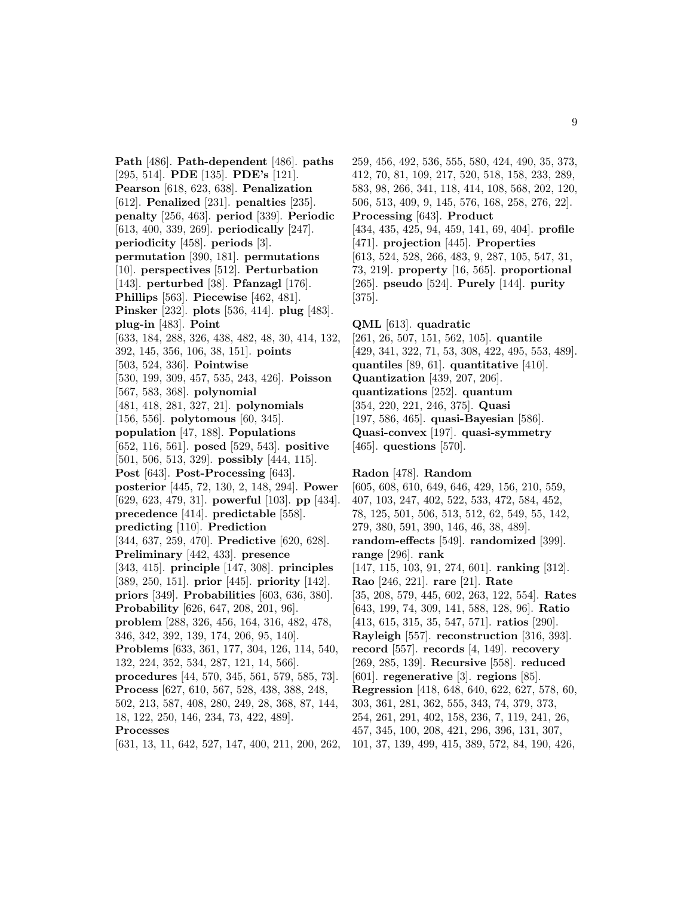**Path** [486]. **Path-dependent** [486]. **paths** [295, 514]. **PDE** [135]. **PDE's** [121]. **Pearson** [618, 623, 638]. **Penalization** [612]. **Penalized** [231]. **penalties** [235]. **penalty** [256, 463]. **period** [339]. **Periodic** [613, 400, 339, 269]. **periodically** [247]. **periodicity** [458]. **periods** [3]. **permutation** [390, 181]. **permutations** [10]. **perspectives** [512]. **Perturbation** [143]. **perturbed** [38]. **Pfanzagl** [176]. **Phillips** [563]. **Piecewise** [462, 481]. **Pinsker** [232]. **plots** [536, 414]. **plug** [483]. **plug-in** [483]. **Point** [633, 184, 288, 326, 438, 482, 48, 30, 414, 132, 392, 145, 356, 106, 38, 151]. **points** [503, 524, 336]. **Pointwise** [530, 199, 309, 457, 535, 243, 426]. **Poisson** [567, 583, 368]. **polynomial** [481, 418, 281, 327, 21]. **polynomials** [156, 556]. **polytomous** [60, 345]. **population** [47, 188]. **Populations** [652, 116, 561]. **posed** [529, 543]. **positive** [501, 506, 513, 329]. **possibly** [444, 115]. **Post** [643]. **Post-Processing** [643]. **posterior** [445, 72, 130, 2, 148, 294]. **Power** [629, 623, 479, 31]. **powerful** [103]. **pp** [434]. **precedence** [414]. **predictable** [558]. **predicting** [110]. **Prediction** [344, 637, 259, 470]. **Predictive** [620, 628]. **Preliminary** [442, 433]. **presence** [343, 415]. **principle** [147, 308]. **principles** [389, 250, 151]. **prior** [445]. **priority** [142]. **priors** [349]. **Probabilities** [603, 636, 380]. **Probability** [626, 647, 208, 201, 96]. **problem** [288, 326, 456, 164, 316, 482, 478, 346, 342, 392, 139, 174, 206, 95, 140]. **Problems** [633, 361, 177, 304, 126, 114, 540, 132, 224, 352, 534, 287, 121, 14, 566]. **procedures** [44, 570, 345, 561, 579, 585, 73]. **Process** [627, 610, 567, 528, 438, 388, 248, 502, 213, 587, 408, 280, 249, 28, 368, 87, 144, 18, 122, 250, 146, 234, 73, 422, 489]. **Processes** [631, 13, 11, 642, 527, 147, 400, 211, 200, 262, 259, 456, 492, 536, 555, 580, 424, 490, 35, 373, 412, 70, 81, 109, 217, 520, 518, 158, 233, 289, 583, 98, 266, 341, 118, 414, 108, 568, 202, 120, 506, 513, 409, 9, 145, 576, 168, 258, 276, 22]. **Processing** [643]. **Product** [434, 435, 425, 94, 459, 141, 69, 404]. **profile** [471]. **projection** [445]. **Properties** [613, 524, 528, 266, 483, 9, 287, 105, 547, 31, 73, 219]. **property** [16, 565]. **proportional** [265]. **pseudo** [524]. **Purely** [144]. **purity** [375].

**QML** [613]. **quadratic** [261, 26, 507, 151, 562, 105]. **quantile** [429, 341, 322, 71, 53, 308, 422, 495, 553, 489]. **quantiles** [89, 61]. **quantitative** [410]. **Quantization** [439, 207, 206]. **quantizations** [252]. **quantum** [354, 220, 221, 246, 375]. **Quasi** [197, 586, 465]. **quasi-Bayesian** [586]. **Quasi-convex** [197]. **quasi-symmetry** [465]. **questions** [570].

**Radon** [478]. **Random** [605, 608, 610, 649, 646, 429, 156, 210, 559, 407, 103, 247, 402, 522, 533, 472, 584, 452, 78, 125, 501, 506, 513, 512, 62, 549, 55, 142, 279, 380, 591, 390, 146, 46, 38, 489]. **random-effects** [549]. **randomized** [399]. **range** [296]. **rank** [147, 115, 103, 91, 274, 601]. **ranking** [312]. **Rao** [246, 221]. **rare** [21]. **Rate** [35, 208, 579, 445, 602, 263, 122, 554]. **Rates** [643, 199, 74, 309, 141, 588, 128, 96]. **Ratio** [413, 615, 315, 35, 547, 571]. **ratios** [290]. **Rayleigh** [557]. **reconstruction** [316, 393]. **record** [557]. **records** [4, 149]. **recovery** [269, 285, 139]. **Recursive** [558]. **reduced** [601]. **regenerative** [3]. **regions** [85]. **Regression** [418, 648, 640, 622, 627, 578, 60, 303, 361, 281, 362, 555, 343, 74, 379, 373, 254, 261, 291, 402, 158, 236, 7, 119, 241, 26, 457, 345, 100, 208, 421, 296, 396, 131, 307, 101, 37, 139, 499, 415, 389, 572, 84, 190, 426,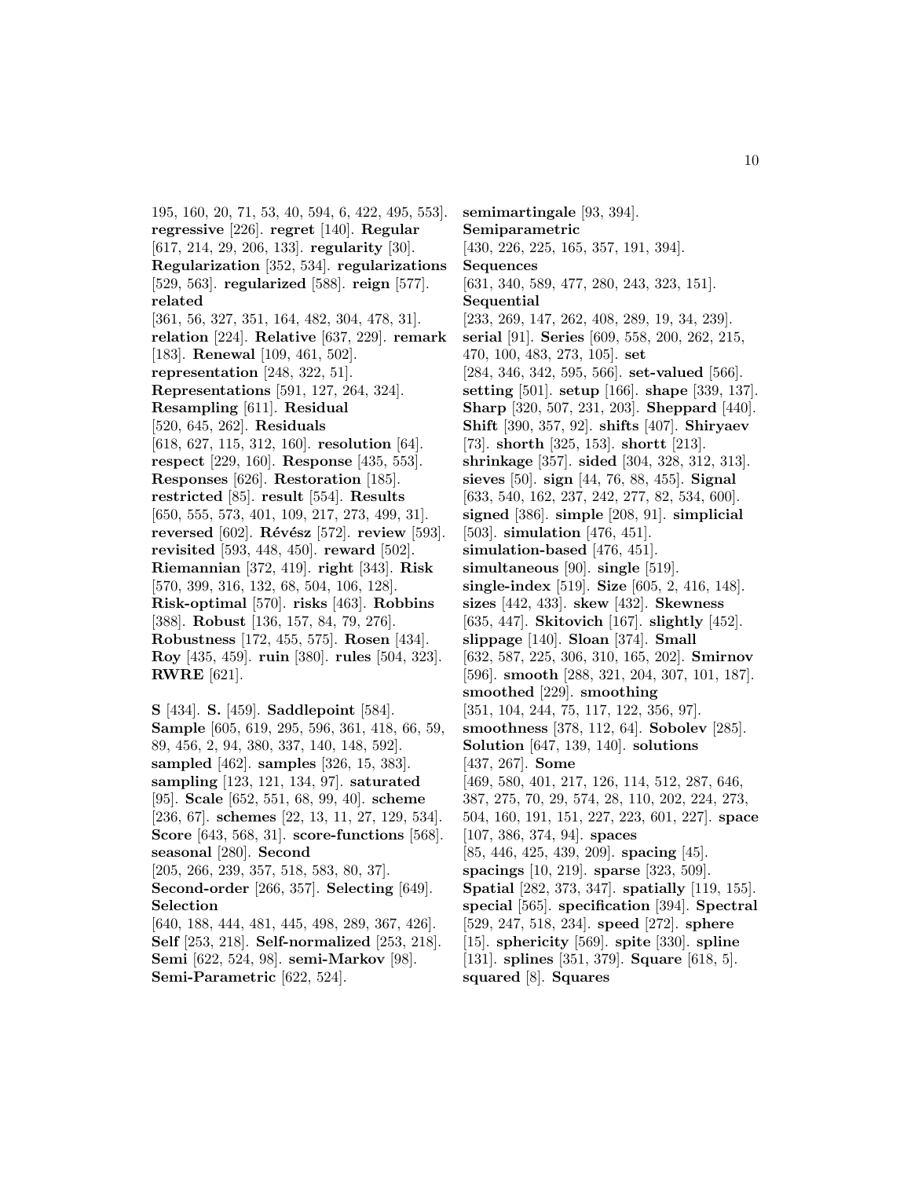195, 160, 20, 71, 53, 40, 594, 6, 422, 495, 553]. **regressive** [226]. **regret** [140]. **Regular** [617, 214, 29, 206, 133]. **regularity** [30]. **Regularization** [352, 534]. **regularizations** [529, 563]. **regularized** [588]. **reign** [577]. **related** [361, 56, 327, 351, 164, 482, 304, 478, 31]. **relation** [224]. **Relative** [637, 229]. **remark** [183]. **Renewal** [109, 461, 502]. **representation** [248, 322, 51]. **Representations** [591, 127, 264, 324]. **Resampling** [611]. **Residual** [520, 645, 262]. **Residuals** [618, 627, 115, 312, 160]. **resolution** [64]. **respect** [229, 160]. **Response** [435, 553]. **Responses** [626]. **Restoration** [185]. **restricted** [85]. **result** [554]. **Results** [650, 555, 573, 401, 109, 217, 273, 499, 31]. **reversed** [602]. **Révész** [572]. **review** [593]. **revisited** [593, 448, 450]. **reward** [502]. **Riemannian** [372, 419]. **right** [343]. **Risk** [570, 399, 316, 132, 68, 504, 106, 128]. **Risk-optimal** [570]. **risks** [463]. **Robbins** [388]. **Robust** [136, 157, 84, 79, 276]. **Robustness** [172, 455, 575]. **Rosen** [434]. **Roy** [435, 459]. **ruin** [380]. **rules** [504, 323]. **RWRE** [621].

**S** [434]. **S.** [459]. **Saddlepoint** [584]. **Sample** [605, 619, 295, 596, 361, 418, 66, 59, 89, 456, 2, 94, 380, 337, 140, 148, 592]. **sampled** [462]. **samples** [326, 15, 383]. **sampling** [123, 121, 134, 97]. **saturated** [95]. **Scale** [652, 551, 68, 99, 40]. **scheme** [236, 67]. **schemes** [22, 13, 11, 27, 129, 534]. **Score** [643, 568, 31]. **score-functions** [568]. **seasonal** [280]. **Second** [205, 266, 239, 357, 518, 583, 80, 37]. **Second-order** [266, 357]. **Selecting** [649]. **Selection** [640, 188, 444, 481, 445, 498, 289, 367, 426]. **Self** [253, 218]. **Self-normalized** [253, 218]. **Semi** [622, 524, 98]. **semi-Markov** [98]. **Semi-Parametric** [622, 524]. **semimartingale** [93, 394]. **Semiparametric** [430, 226, 225, 165, 357, 191, 394]. **Sequences** [631, 340, 589, 477, 280, 243, 323, 151]. **Sequential** [233, 269, 147, 262, 408, 289, 19, 34, 239]. **serial** [91]. **Series** [609, 558, 200, 262, 215, 470, 100, 483, 273, 105]. **set** [284, 346, 342, 595, 566]. **set-valued** [566]. **setting** [501]. **setup** [166]. **shape** [339, 137]. **Sharp** [320, 507, 231, 203]. **Sheppard** [440]. **Shift** [390, 357, 92]. **shifts** [407]. **Shiryaev** [73]. **shorth** [325, 153]. **shortt** [213]. **shrinkage** [357]. **sided** [304, 328, 312, 313]. **sieves** [50]. **sign** [44, 76, 88, 455]. **Signal** [633, 540, 162, 237, 242, 277, 82, 534, 600]. **signed** [386]. **simple** [208, 91]. **simplicial** [503]. **simulation** [476, 451]. **simulation-based** [476, 451]. **simultaneous** [90]. **single** [519]. **single-index** [519]. **Size** [605, 2, 416, 148]. **sizes** [442, 433]. **skew** [432]. **Skewness** [635, 447]. **Skitovich** [167]. **slightly** [452]. **slippage** [140]. **Sloan** [374]. **Small** [632, 587, 225, 306, 310, 165, 202]. **Smirnov** [596]. **smooth** [288, 321, 204, 307, 101, 187]. **smoothed** [229]. **smoothing** [351, 104, 244, 75, 117, 122, 356, 97]. **smoothness** [378, 112, 64]. **Sobolev** [285]. **Solution** [647, 139, 140]. **solutions** [437, 267]. **Some** [469, 580, 401, 217, 126, 114, 512, 287, 646, 387, 275, 70, 29, 574, 28, 110, 202, 224, 273, 504, 160, 191, 151, 227, 223, 601, 227]. **space** [107, 386, 374, 94]. **spaces** [85, 446, 425, 439, 209]. **spacing** [45]. **spacings** [10, 219]. **sparse** [323, 509]. **Spatial** [282, 373, 347]. **spatially** [119, 155]. **special** [565]. **specification** [394]. **Spectral** [529, 247, 518, 234]. **speed** [272]. **sphere** [15]. **sphericity** [569]. **spite** [330]. **spline** [131]. **splines** [351, 379]. **Square** [618, 5]. **squared** [8]. **Squares**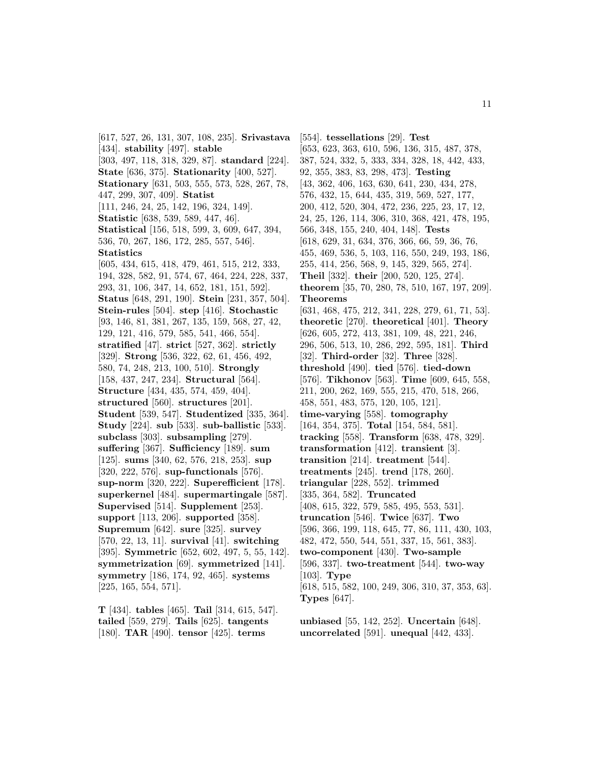[617, 527, 26, 131, 307, 108, 235]. **Srivastava** [434]. **stability** [497]. **stable** [303, 497, 118, 318, 329, 87]. **standard** [224]. **State** [636, 375]. **Stationarity** [400, 527]. **Stationary** [631, 503, 555, 573, 528, 267, 78, 447, 299, 307, 409]. **Statist** [111, 246, 24, 25, 142, 196, 324, 149]. **Statistic** [638, 539, 589, 447, 46]. **Statistical** [156, 518, 599, 3, 609, 647, 394, 536, 70, 267, 186, 172, 285, 557, 546]. **Statistics** [605, 434, 615, 418, 479, 461, 515, 212, 333, 194, 328, 582, 91, 574, 67, 464, 224, 228, 337, 293, 31, 106, 347, 14, 652, 181, 151, 592]. **Status** [648, 291, 190]. **Stein** [231, 357, 504]. **Stein-rules** [504]. **step** [416]. **Stochastic** [93, 146, 81, 381, 267, 135, 159, 568, 27, 42, 129, 121, 416, 579, 585, 541, 466, 554]. **stratified** [47]. **strict** [527, 362]. **strictly** [329]. **Strong** [536, 322, 62, 61, 456, 492, 580, 74, 248, 213, 100, 510]. **Strongly** [158, 437, 247, 234]. **Structural** [564]. **Structure** [434, 435, 574, 459, 404]. **structured** [560]. **structures** [201]. **Student** [539, 547]. **Studentized** [335, 364]. **Study** [224]. **sub** [533]. **sub-ballistic** [533]. **subclass** [303]. **subsampling** [279]. **suffering** [367]. **Sufficiency** [189]. **sum** [125]. **sums** [340, 62, 576, 218, 253]. **sup** [320, 222, 576]. **sup-functionals** [576]. **sup-norm** [320, 222]. **Superefficient** [178]. **superkernel** [484]. **supermartingale** [587]. **Supervised** [514]. **Supplement** [253]. **support** [113, 206]. **supported** [358]. **Supremum** [642]. **sure** [325]. **survey** [570, 22, 13, 11]. **survival** [41]. **switching** [395]. **Symmetric** [652, 602, 497, 5, 55, 142]. **symmetrization** [69]. **symmetrized** [141]. **symmetry** [186, 174, 92, 465]. **systems** [225, 165, 554, 571].

**T** [434]. **tables** [465]. **Tail** [314, 615, 547]. **tailed** [559, 279]. **Tails** [625]. **tangents** [180]. **TAR** [490]. **tensor** [425]. **terms** [554]. **tessellations** [29]. **Test** [653, 623, 363, 610, 596, 136, 315, 487, 378, 387, 524, 332, 5, 333, 334, 328, 18, 442, 433, 92, 355, 383, 83, 298, 473]. **Testing** [43, 362, 406, 163, 630, 641, 230, 434, 278, 576, 432, 15, 644, 435, 319, 569, 527, 177, 200, 412, 520, 304, 472, 236, 225, 23, 17, 12, 24, 25, 126, 114, 306, 310, 368, 421, 478, 195, 566, 348, 155, 240, 404, 148]. **Tests** [618, 629, 31, 634, 376, 366, 66, 59, 36, 76, 455, 469, 536, 5, 103, 116, 550, 249, 193, 186, 255, 414, 256, 568, 9, 145, 329, 565, 274]. **Theil** [332]. **their** [200, 520, 125, 274]. **theorem** [35, 70, 280, 78, 510, 167, 197, 209]. **Theorems** [631, 468, 475, 212, 341, 228, 279, 61, 71, 53]. **theoretic** [270]. **theoretical** [401]. **Theory** [626, 605, 272, 413, 381, 109, 48, 221, 246, 296, 506, 513, 10, 286, 292, 595, 181]. **Third** [32]. **Third-order** [32]. **Three** [328]. **threshold** [490]. **tied** [576]. **tied-down** [576]. **Tikhonov** [563]. **Time** [609, 645, 558, 211, 200, 262, 169, 555, 215, 470, 518, 266, 458, 551, 483, 575, 120, 105, 121]. **time-varying** [558]. **tomography** [164, 354, 375]. **Total** [154, 584, 581]. **tracking** [558]. **Transform** [638, 478, 329]. **transformation** [412]. **transient** [3]. **transition** [214]. **treatment** [544]. **treatments** [245]. **trend** [178, 260]. **triangular** [228, 552]. **trimmed** [335, 364, 582]. **Truncated** [408, 615, 322, 579, 585, 495, 553, 531]. **truncation** [546]. **Twice** [637]. **Two** [596, 366, 199, 118, 645, 77, 86, 111, 430, 103, 482, 472, 550, 544, 551, 337, 15, 561, 383]. **two-component** [430]. **Two-sample** [596, 337]. **two-treatment** [544]. **two-way** [103]. **Type** [618, 515, 582, 100, 249, 306, 310, 37, 353, 63]. **Types** [647].

**unbiased** [55, 142, 252]. **Uncertain** [648]. **uncorrelated** [591]. **unequal** [442, 433].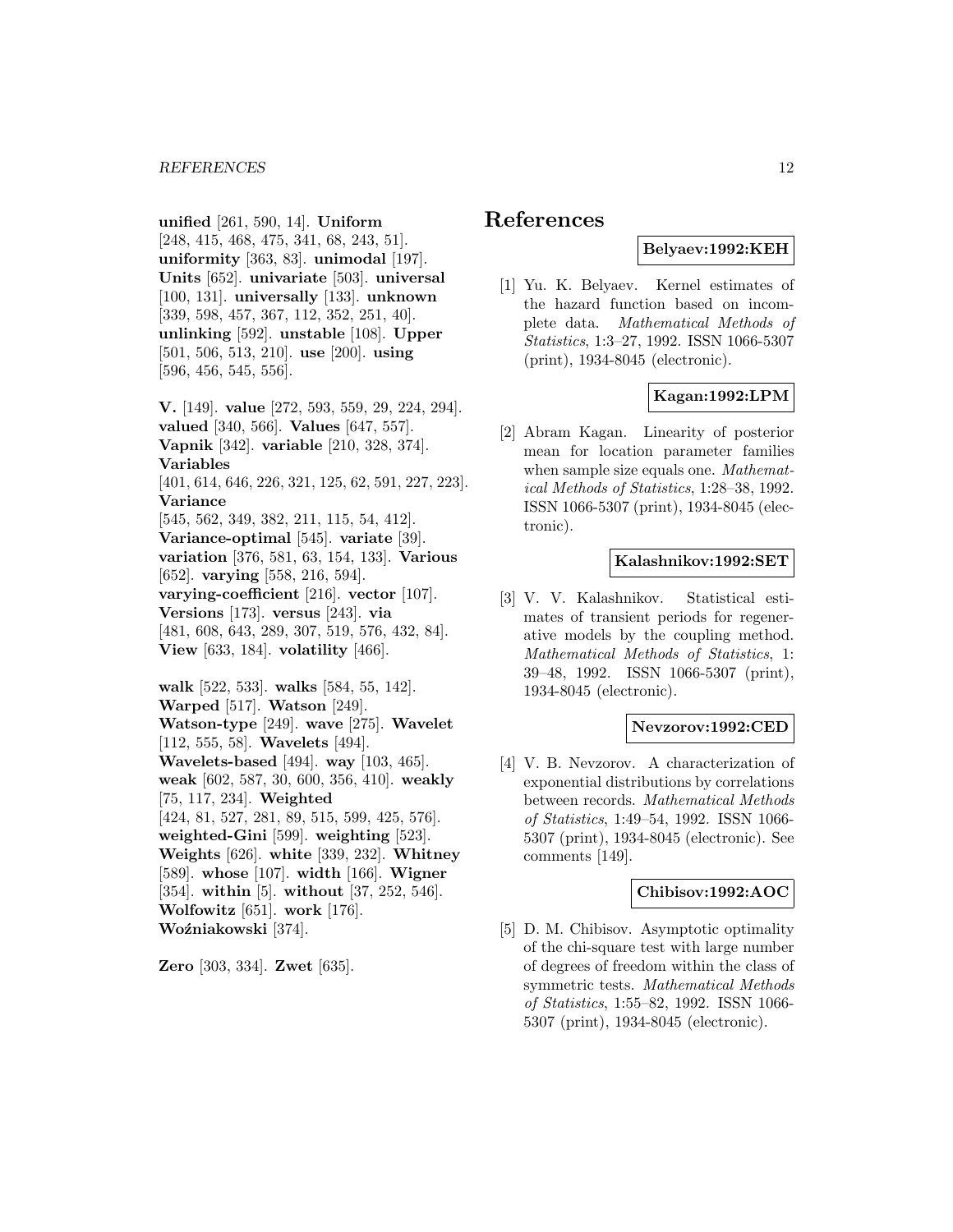**unified** [261, 590, 14]. **Uniform** [248, 415, 468, 475, 341, 68, 243, 51]. **uniformity** [363, 83]. **unimodal** [197]. **Units** [652]. **univariate** [503]. **universal** [100, 131]. **universally** [133]. **unknown** [339, 598, 457, 367, 112, 352, 251, 40]. **unlinking** [592]. **unstable** [108]. **Upper** [501, 506, 513, 210]. **use** [200]. **using** [596, 456, 545, 556].

**V.** [149]. **value** [272, 593, 559, 29, 224, 294]. **valued** [340, 566]. **Values** [647, 557]. **Vapnik** [342]. **variable** [210, 328, 374]. **Variables** [401, 614, 646, 226, 321, 125, 62, 591, 227, 223]. **Variance** [545, 562, 349, 382, 211, 115, 54, 412]. **Variance-optimal** [545]. **variate** [39]. **variation** [376, 581, 63, 154, 133]. **Various** [652]. **varying** [558, 216, 594]. **varying-coefficient** [216]. **vector** [107]. **Versions** [173]. **versus** [243]. **via** [481, 608, 643, 289, 307, 519, 576, 432, 84]. **View** [633, 184]. **volatility** [466].

**walk** [522, 533]. **walks** [584, 55, 142]. **Warped** [517]. **Watson** [249]. **Watson-type** [249]. **wave** [275]. **Wavelet** [112, 555, 58]. **Wavelets** [494]. **Wavelets-based** [494]. **way** [103, 465]. **weak** [602, 587, 30, 600, 356, 410]. **weakly** [75, 117, 234]. **Weighted** [424, 81, 527, 281, 89, 515, 599, 425, 576]. **weighted-Gini** [599]. **weighting** [523]. **Weights** [626]. **white** [339, 232]. **Whitney** [589]. **whose** [107]. **width** [166]. **Wigner** [354]. **within** [5]. **without** [37, 252, 546]. **Wolfowitz** [651]. **work** [176]. **Woźniakowski** [374].

**Zero** [303, 334]. **Zwet** [635].

# References

**Belyaev:1992:KEH**

[1] Yu. K. Belyaev. Kernel estimates of the hazard function based on incomplete data. *Mathematical Methods of Statistics*, 1:3–27, 1992. ISSN 1066-5307 (print), 1934-8045 (electronic).

**Kagan:1992:LPM**

[2] Abram Kagan. Linearity of posterior mean for location parameter families when sample size equals one. *Mathematical Methods of Statistics*, 1:28–38, 1992. ISSN 1066-5307 (print), 1934-8045 (electronic).

**Kalashnikov:1992:SET**

[3] V. V. Kalashnikov. Statistical estimates of transient periods for regenerative models by the coupling method. *Mathematical Methods of Statistics*, 1: 39–48, 1992. ISSN 1066-5307 (print), 1934-8045 (electronic).

**Nevzorov:1992:CED**

[4] V. B. Nevzorov. A characterization of exponential distributions by correlations between records. *Mathematical Methods of Statistics*, 1:49–54, 1992. ISSN 1066-5307 (print), 1934-8045 (electronic). See comments [149].

**Chibisov:1992:AOC**

[5] D. M. Chibisov. Asymptotic optimality of the chi-square test with large number of degrees of freedom within the class of symmetric tests. *Mathematical Methods of Statistics*, 1:55–82, 1992. ISSN 1066-5307 (print), 1934-8045 (electronic).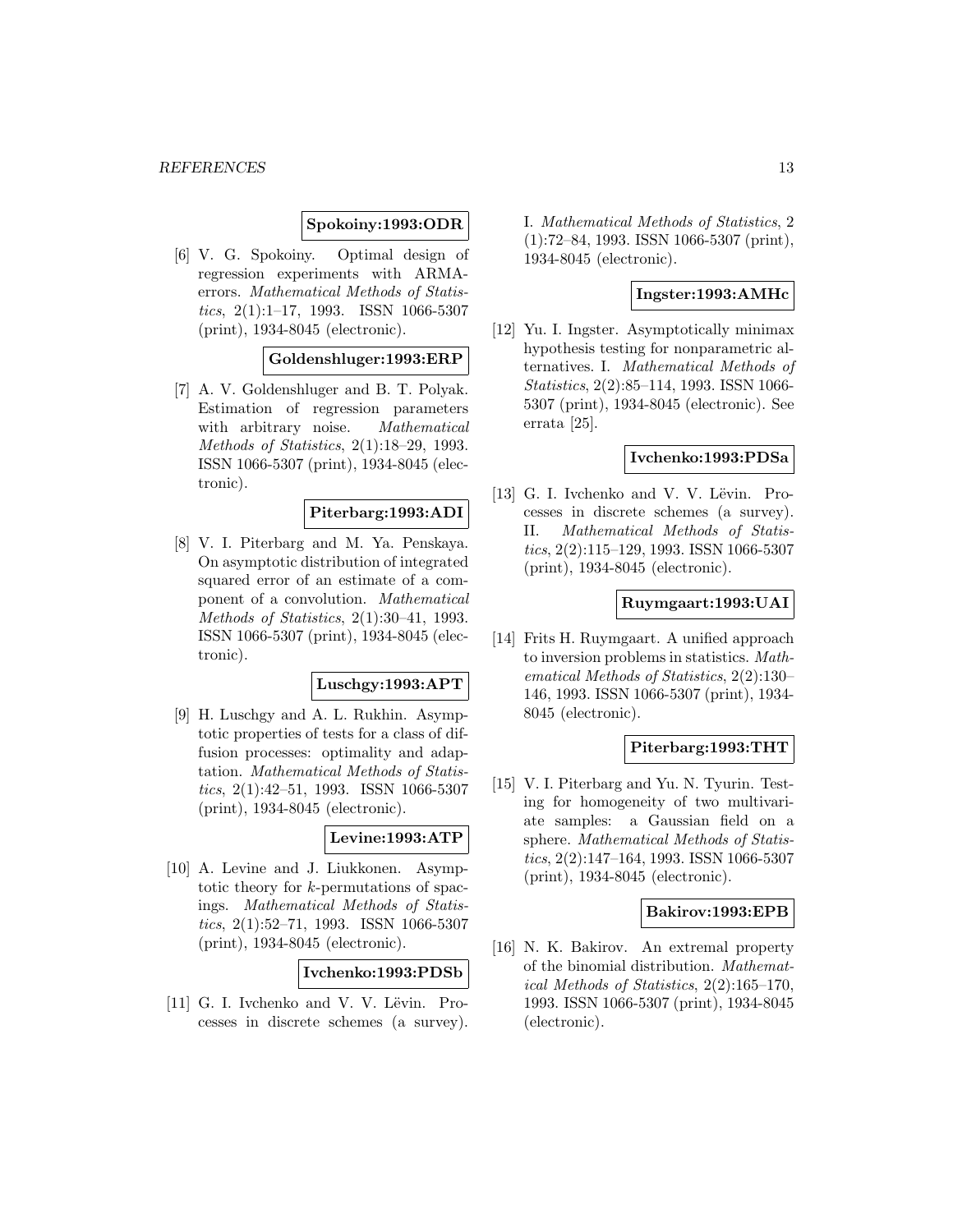**Spokoiny:1993:ODR**

[6] V. G. Spokoiny. Optimal design of regression experiments with ARMA-errors. *Mathematical Methods of Statistics*, 2(1):1–17, 1993. ISSN 1066-5307 (print), 1934-8045 (electronic).

**Goldenshluger:1993:ERP**

[7] A. V. Goldenshluger and B. T. Polyak. Estimation of regression parameters with arbitrary noise. *Mathematical Methods of Statistics*, 2(1):18–29, 1993. ISSN 1066-5307 (print), 1934-8045 (electronic).

**Piterbarg:1993:ADI**

[8] V. I. Piterbarg and M. Ya. Penskaya. On asymptotic distribution of integrated squared error of an estimate of a component of a convolution. *Mathematical Methods of Statistics*, 2(1):30–41, 1993. ISSN 1066-5307 (print), 1934-8045 (electronic).

**Luschgy:1993:APT**

[9] H. Luschgy and A. L. Rukhin. Asymptotic properties of tests for a class of diffusion processes: optimality and adaptation. *Mathematical Methods of Statistics*, 2(1):42–51, 1993. ISSN 1066-5307 (print), 1934-8045 (electronic).

**Levine:1993:ATP**

[10] A. Levine and J. Liukkonen. Asymptotic theory for $k$-permutations of spacings. *Mathematical Methods of Statistics*, 2(1):52–71, 1993. ISSN 1066-5307 (print), 1934-8045 (electronic).

**Ivchenko:1993:PDSb**

[11] G. I. Ivchenko and V. V. Lëvin. Processes in discrete schemes (a survey). I. *Mathematical Methods of Statistics*, 2 (1):72–84, 1993. ISSN 1066-5307 (print), 1934-8045 (electronic).

**Ingster:1993:AMHc**

[12] Yu. I. Ingster. Asymptotically minimax hypothesis testing for nonparametric alternatives. I. *Mathematical Methods of Statistics*, 2(2):85–114, 1993. ISSN 1066-5307 (print), 1934-8045 (electronic). See errata [25].

**Ivchenko:1993:PDSa**

[13] G. I. Ivchenko and V. V. Lëvin. Processes in discrete schemes (a survey). II. *Mathematical Methods of Statistics*, 2(2):115–129, 1993. ISSN 1066-5307 (print), 1934-8045 (electronic).

**Ruymgaart:1993:UAI**

[14] Frits H. Ruymgaart. A unified approach to inversion problems in statistics. *Mathematical Methods of Statistics*, 2(2):130–146, 1993. ISSN 1066-5307 (print), 1934-8045 (electronic).

**Piterbarg:1993:THT**

[15] V. I. Piterbarg and Yu. N. Tyurin. Testing for homogeneity of two multivariate samples: a Gaussian field on a sphere. *Mathematical Methods of Statistics*, 2(2):147–164, 1993. ISSN 1066-5307 (print), 1934-8045 (electronic).

**Bakirov:1993:EPB**

[16] N. K. Bakirov. An extremal property of the binomial distribution. *Mathematical Methods of Statistics*, 2(2):165–170, 1993. ISSN 1066-5307 (print), 1934-8045 (electronic).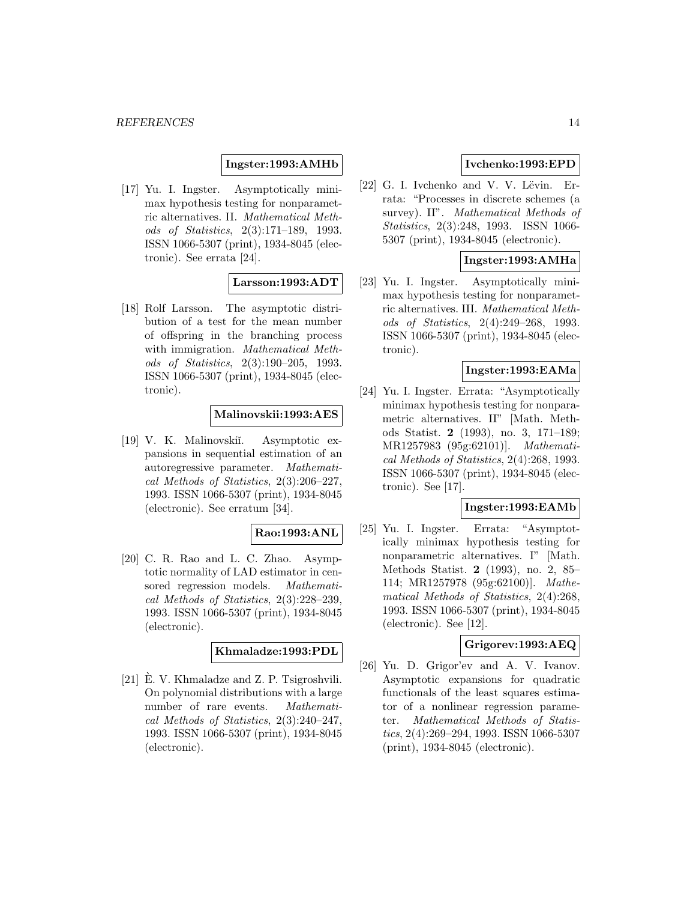**Ingster:1993:AMHb**

[17] Yu. I. Ingster. Asymptotically minimax hypothesis testing for nonparametric alternatives. II. *Mathematical Methods of Statistics*, 2(3):171–189, 1993. ISSN 1066-5307 (print), 1934-8045 (electronic). See errata [24].

**Larsson:1993:ADT**

[18] Rolf Larsson. The asymptotic distribution of a test for the mean number of offspring in the branching process with immigration. *Mathematical Methods of Statistics*, 2(3):190–205, 1993. ISSN 1066-5307 (print), 1934-8045 (electronic).

**Malinovskii:1993:AES**

[19] V. K. Malinovskiĭ. Asymptotic expansions in sequential estimation of an autoregressive parameter. *Mathematical Methods of Statistics*, 2(3):206–227, 1993. ISSN 1066-5307 (print), 1934-8045 (electronic). See erratum [34].

**Rao:1993:ANL**

[20] C. R. Rao and L. C. Zhao. Asymptotic normality of LAD estimator in censored regression models. *Mathematical Methods of Statistics*, 2(3):228–239, 1993. ISSN 1066-5307 (print), 1934-8045 (electronic).

**Khmaladze:1993:PDL**

[21] È. V. Khmaladze and Z. P. Tsigroshvili. On polynomial distributions with a large number of rare events. *Mathematical Methods of Statistics*, 2(3):240–247, 1993. ISSN 1066-5307 (print), 1934-8045 (electronic).

**Ivchenko:1993:EPD**

[22] G. I. Ivchenko and V. V. Lëvin. Errata: "Processes in discrete schemes (a survey). II". *Mathematical Methods of Statistics*, 2(3):248, 1993. ISSN 1066-5307 (print), 1934-8045 (electronic).

**Ingster:1993:AMHa**

[23] Yu. I. Ingster. Asymptotically minimax hypothesis testing for nonparametric alternatives. III. *Mathematical Methods of Statistics*, 2(4):249–268, 1993. ISSN 1066-5307 (print), 1934-8045 (electronic).

**Ingster:1993:EAMa**

[24] Yu. I. Ingster. Errata: "Asymptotically minimax hypothesis testing for nonparametric alternatives. II" [Math. Methods Statist. **2** (1993), no. 3, 171–189; MR1257983 (95g:62101)]. *Mathematical Methods of Statistics*, 2(4):268, 1993. ISSN 1066-5307 (print), 1934-8045 (electronic). See [17].

**Ingster:1993:EAMb**

[25] Yu. I. Ingster. Errata: "Asymptotically minimax hypothesis testing for nonparametric alternatives. I" [Math. Methods Statist. **2** (1993), no. 2, 85–114; MR1257978 (95g:62100)]. *Mathematical Methods of Statistics*, 2(4):268, 1993. ISSN 1066-5307 (print), 1934-8045 (electronic). See [12].

**Grigorev:1993:AEQ**

[26] Yu. D. Grigor'ev and A. V. Ivanov. Asymptotic expansions for quadratic functionals of the least squares estimator of a nonlinear regression parameter. *Mathematical Methods of Statistics*, 2(4):269–294, 1993. ISSN 1066-5307 (print), 1934-8045 (electronic).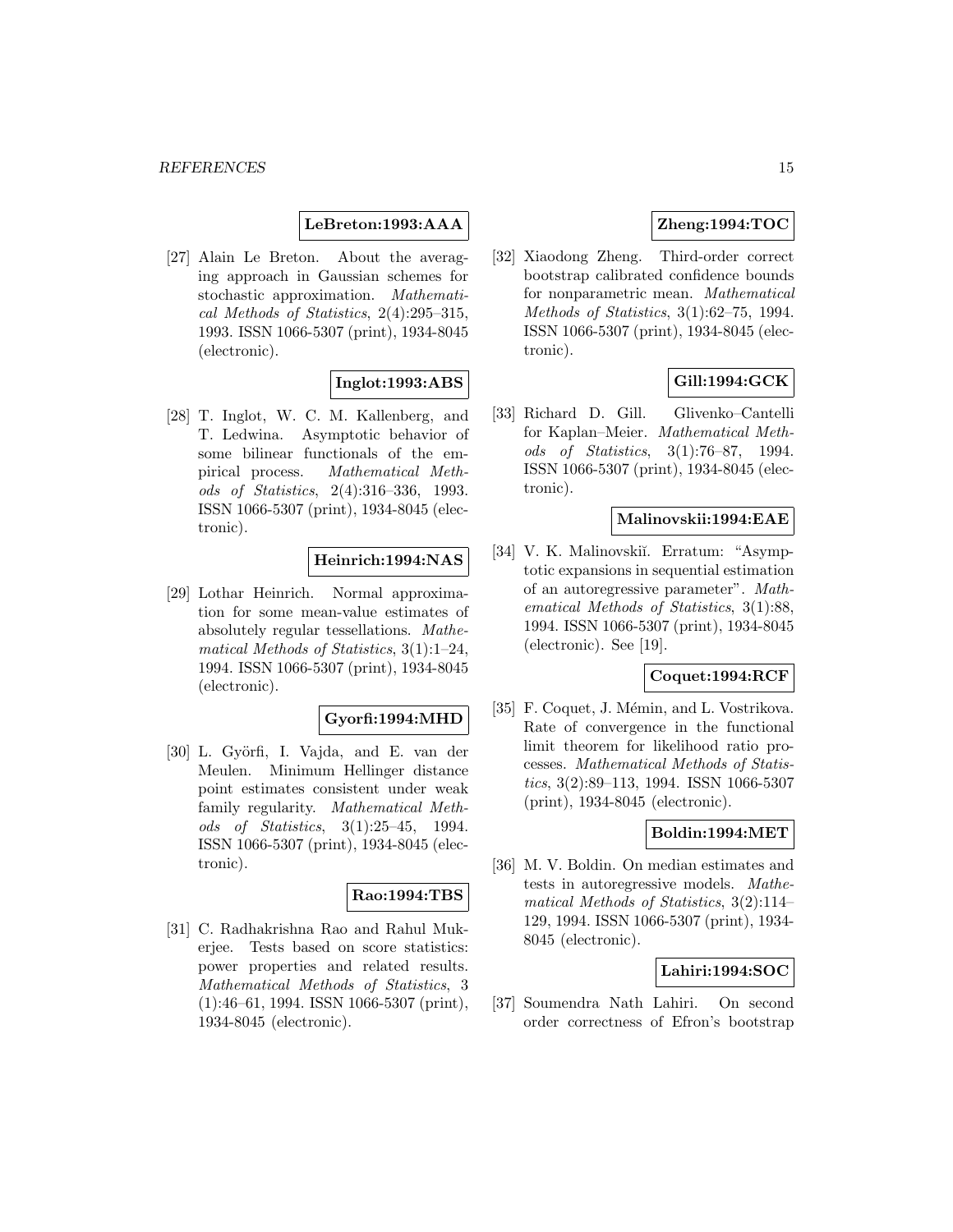**LeBreton:1993:AAA**

[27] Alain Le Breton. About the averaging approach in Gaussian schemes for stochastic approximation. *Mathematical Methods of Statistics*, 2(4):295–315, 1993. ISSN 1066-5307 (print), 1934-8045 (electronic).

**Inglot:1993:ABS**

[28] T. Inglot, W. C. M. Kallenberg, and T. Ledwina. Asymptotic behavior of some bilinear functionals of the empirical process. *Mathematical Methods of Statistics*, 2(4):316–336, 1993. ISSN 1066-5307 (print), 1934-8045 (electronic).

**Heinrich:1994:NAS**

[29] Lothar Heinrich. Normal approximation for some mean-value estimates of absolutely regular tessellations. *Mathematical Methods of Statistics*, 3(1):1–24, 1994. ISSN 1066-5307 (print), 1934-8045 (electronic).

**Gyorfi:1994:MHD**

[30] L. Györfi, I. Vajda, and E. van der Meulen. Minimum Hellinger distance point estimates consistent under weak family regularity. *Mathematical Methods of Statistics*, 3(1):25–45, 1994. ISSN 1066-5307 (print), 1934-8045 (electronic).

**Rao:1994:TBS**

[31] C. Radhakrishna Rao and Rahul Mukerjee. Tests based on score statistics: power properties and related results. *Mathematical Methods of Statistics*, 3 (1):46–61, 1994. ISSN 1066-5307 (print), 1934-8045 (electronic).

**Zheng:1994:TOC**

[32] Xiaodong Zheng. Third-order correct bootstrap calibrated confidence bounds for nonparametric mean. *Mathematical Methods of Statistics*, 3(1):62–75, 1994. ISSN 1066-5307 (print), 1934-8045 (electronic).

**Gill:1994:GCK**

[33] Richard D. Gill. Glivenko–Cantelli for Kaplan–Meier. *Mathematical Methods of Statistics*, 3(1):76–87, 1994. ISSN 1066-5307 (print), 1934-8045 (electronic).

**Malinovskii:1994:EAE**

[34] V. K. Malinovskiĭ. Erratum: "Asymptotic expansions in sequential estimation of an autoregressive parameter". *Mathematical Methods of Statistics*, 3(1):88, 1994. ISSN 1066-5307 (print), 1934-8045 (electronic). See [19].

**Coquet:1994:RCF**

[35] F. Coquet, J. Mémin, and L. Vostrikova. Rate of convergence in the functional limit theorem for likelihood ratio processes. *Mathematical Methods of Statistics*, 3(2):89–113, 1994. ISSN 1066-5307 (print), 1934-8045 (electronic).

**Boldin:1994:MET**

[36] M. V. Boldin. On median estimates and tests in autoregressive models. *Mathematical Methods of Statistics*, 3(2):114–129, 1994. ISSN 1066-5307 (print), 1934-8045 (electronic).

**Lahiri:1994:SOC**

[37] Soumendra Nath Lahiri. On second order correctness of Efron's bootstrap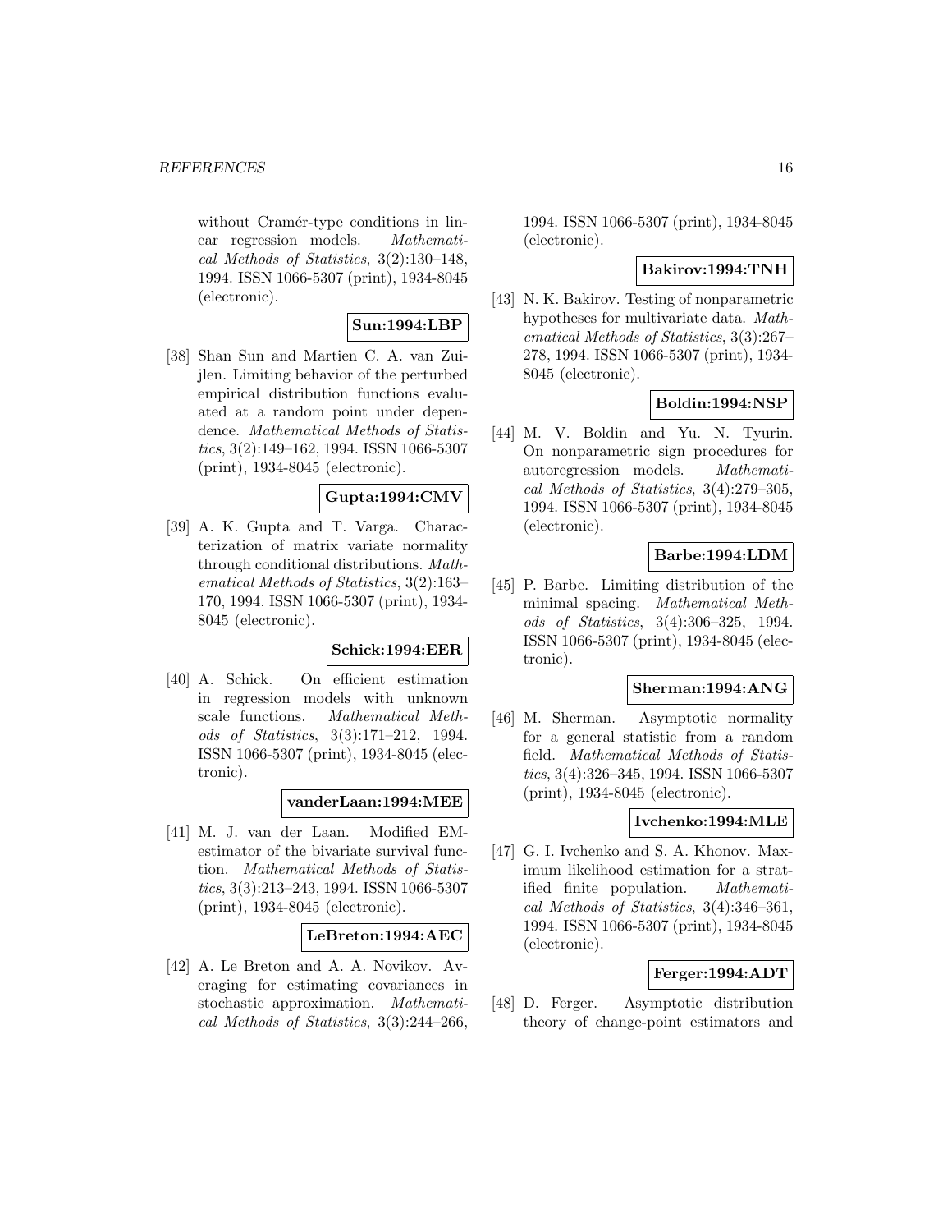without Cramér-type conditions in linear regression models. *Mathematical Methods of Statistics*, 3(2):130–148, 1994. ISSN 1066-5307 (print), 1934-8045 (electronic).

**Sun:1994:LBP**

[38] Shan Sun and Martien C. A. van Zuijlen. Limiting behavior of the perturbed empirical distribution functions evaluated at a random point under dependence. *Mathematical Methods of Statistics*, 3(2):149–162, 1994. ISSN 1066-5307 (print), 1934-8045 (electronic).

**Gupta:1994:CMV**

[39] A. K. Gupta and T. Varga. Characterization of matrix variate normality through conditional distributions. *Mathematical Methods of Statistics*, 3(2):163–170, 1994. ISSN 1066-5307 (print), 1934-8045 (electronic).

**Schick:1994:EER**

[40] A. Schick. On efficient estimation in regression models with unknown scale functions. *Mathematical Methods of Statistics*, 3(3):171–212, 1994. ISSN 1066-5307 (print), 1934-8045 (electronic).

**vanderLaan:1994:MEE**

[41] M. J. van der Laan. Modified EM-estimator of the bivariate survival function. *Mathematical Methods of Statistics*, 3(3):213–243, 1994. ISSN 1066-5307 (print), 1934-8045 (electronic).

**LeBreton:1994:AEC**

[42] A. Le Breton and A. A. Novikov. Averaging for estimating covariances in stochastic approximation. *Mathematical Methods of Statistics*, 3(3):244–266, 1994. ISSN 1066-5307 (print), 1934-8045 (electronic).

**Bakirov:1994:TNH**

[43] N. K. Bakirov. Testing of nonparametric hypotheses for multivariate data. *Mathematical Methods of Statistics*, 3(3):267–278, 1994. ISSN 1066-5307 (print), 1934-8045 (electronic).

**Boldin:1994:NSP**

[44] M. V. Boldin and Yu. N. Tyurin. On nonparametric sign procedures for autoregression models. *Mathematical Methods of Statistics*, 3(4):279–305, 1994. ISSN 1066-5307 (print), 1934-8045 (electronic).

**Barbe:1994:LDM**

[45] P. Barbe. Limiting distribution of the minimal spacing. *Mathematical Methods of Statistics*, 3(4):306–325, 1994. ISSN 1066-5307 (print), 1934-8045 (electronic).

**Sherman:1994:ANG**

[46] M. Sherman. Asymptotic normality for a general statistic from a random field. *Mathematical Methods of Statistics*, 3(4):326–345, 1994. ISSN 1066-5307 (print), 1934-8045 (electronic).

**Ivchenko:1994:MLE**

[47] G. I. Ivchenko and S. A. Khonov. Maximum likelihood estimation for a stratified finite population. *Mathematical Methods of Statistics*, 3(4):346–361, 1994. ISSN 1066-5307 (print), 1934-8045 (electronic).

**Ferger:1994:ADT**

[48] D. Ferger. Asymptotic distribution theory of change-point estimators and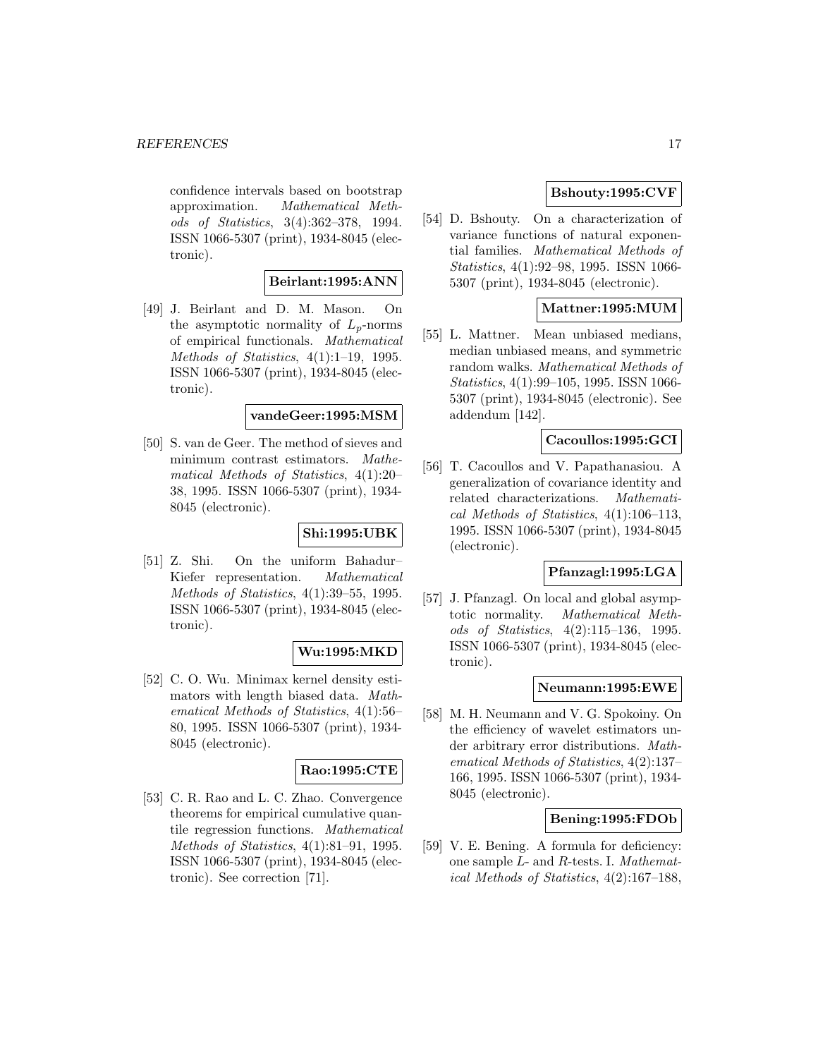confidence intervals based on bootstrap approximation. *Mathematical Methods of Statistics*, 3(4):362–378, 1994. ISSN 1066-5307 (print), 1934-8045 (electronic).

**Beirlant:1995:ANN**

[49] J. Beirlant and D. M. Mason. On the asymptotic normality of $L_p$-norms of empirical functionals. *Mathematical Methods of Statistics*, 4(1):1–19, 1995. ISSN 1066-5307 (print), 1934-8045 (electronic).

**vandeGeer:1995:MSM**

[50] S. van de Geer. The method of sieves and minimum contrast estimators. *Mathematical Methods of Statistics*, 4(1):20–38, 1995. ISSN 1066-5307 (print), 1934-8045 (electronic).

**Shi:1995:UBK**

[51] Z. Shi. On the uniform Bahadur–Kiefer representation. *Mathematical Methods of Statistics*, 4(1):39–55, 1995. ISSN 1066-5307 (print), 1934-8045 (electronic).

**Wu:1995:MKD**

[52] C. O. Wu. Minimax kernel density estimators with length biased data. *Mathematical Methods of Statistics*, 4(1):56–80, 1995. ISSN 1066-5307 (print), 1934-8045 (electronic).

**Rao:1995:CTE**

[53] C. R. Rao and L. C. Zhao. Convergence theorems for empirical cumulative quantile regression functions. *Mathematical Methods of Statistics*, 4(1):81–91, 1995. ISSN 1066-5307 (print), 1934-8045 (electronic). See correction [71].

**Bshouty:1995:CVF**

[54] D. Bshouty. On a characterization of variance functions of natural exponential families. *Mathematical Methods of Statistics*, 4(1):92–98, 1995. ISSN 1066-5307 (print), 1934-8045 (electronic).

**Mattner:1995:MUM**

[55] L. Mattner. Mean unbiased medians, median unbiased means, and symmetric random walks. *Mathematical Methods of Statistics*, 4(1):99–105, 1995. ISSN 1066-5307 (print), 1934-8045 (electronic). See addendum [142].

**Cacoullos:1995:GCI**

[56] T. Cacoullos and V. Papathanasiou. A generalization of covariance identity and related characterizations. *Mathematical Methods of Statistics*, 4(1):106–113, 1995. ISSN 1066-5307 (print), 1934-8045 (electronic).

**Pfanzagl:1995:LGA**

[57] J. Pfanzagl. On local and global asymptotic normality. *Mathematical Methods of Statistics*, 4(2):115–136, 1995. ISSN 1066-5307 (print), 1934-8045 (electronic).

**Neumann:1995:EWE**

[58] M. H. Neumann and V. G. Spokoiny. On the efficiency of wavelet estimators under arbitrary error distributions. *Mathematical Methods of Statistics*, 4(2):137–166, 1995. ISSN 1066-5307 (print), 1934-8045 (electronic).

**Bening:1995:FDOb**

[59] V. E. Bening. A formula for deficiency: one sample $L$- and $R$-tests. I. *Mathematical Methods of Statistics*, 4(2):167–188,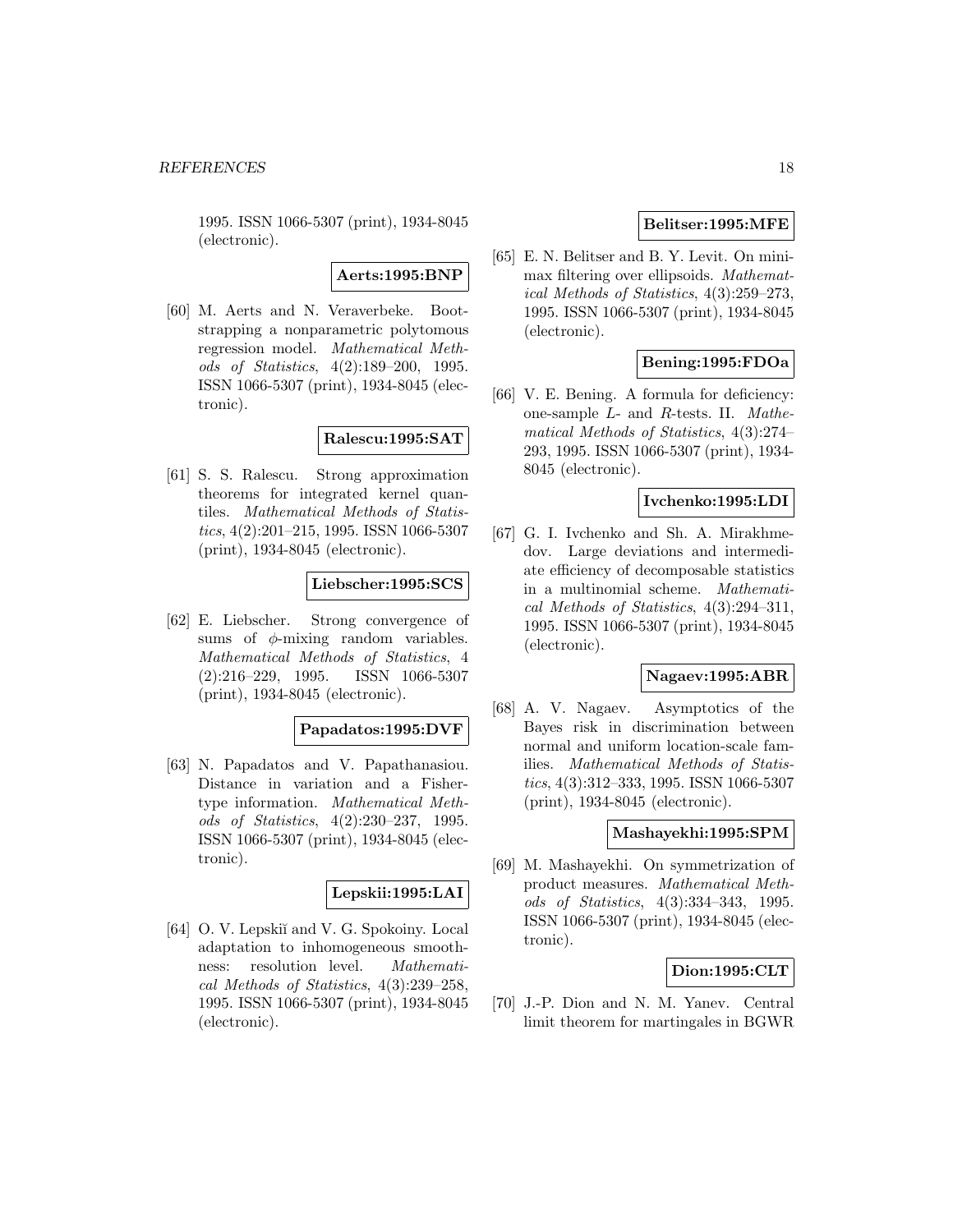1995. ISSN 1066-5307 (print), 1934-8045 (electronic).

**Aerts:1995:BNP**

[60] M. Aerts and N. Veraverbeke. Bootstrapping a nonparametric polytomous regression model. *Mathematical Methods of Statistics*, 4(2):189–200, 1995. ISSN 1066-5307 (print), 1934-8045 (electronic).

**Ralescu:1995:SAT**

[61] S. S. Ralescu. Strong approximation theorems for integrated kernel quantiles. *Mathematical Methods of Statistics*, 4(2):201–215, 1995. ISSN 1066-5307 (print), 1934-8045 (electronic).

**Liebscher:1995:SCS**

[62] E. Liebscher. Strong convergence of sums of $\phi$-mixing random variables. *Mathematical Methods of Statistics*, 4 (2):216–229, 1995. ISSN 1066-5307 (print), 1934-8045 (electronic).

**Papadatos:1995:DVF**

[63] N. Papadatos and V. Papathanasiou. Distance in variation and a Fisher-type information. *Mathematical Methods of Statistics*, 4(2):230–237, 1995. ISSN 1066-5307 (print), 1934-8045 (electronic).

**Lepskii:1995:LAI**

[64] O. V. Lepskiĭ and V. G. Spokoiny. Local adaptation to inhomogeneous smoothness: resolution level. *Mathematical Methods of Statistics*, 4(3):239–258, 1995. ISSN 1066-5307 (print), 1934-8045 (electronic).

**Belitser:1995:MFE**

[65] E. N. Belitser and B. Y. Levit. On minimax filtering over ellipsoids. *Mathematical Methods of Statistics*, 4(3):259–273, 1995. ISSN 1066-5307 (print), 1934-8045 (electronic).

**Bening:1995:FDOa**

[66] V. E. Bening. A formula for deficiency: one-sample $L$- and $R$-tests. II. *Mathematical Methods of Statistics*, 4(3):274–293, 1995. ISSN 1066-5307 (print), 1934-8045 (electronic).

**Ivchenko:1995:LDI**

[67] G. I. Ivchenko and Sh. A. Mirakhmedov. Large deviations and intermediate efficiency of decomposable statistics in a multinomial scheme. *Mathematical Methods of Statistics*, 4(3):294–311, 1995. ISSN 1066-5307 (print), 1934-8045 (electronic).

**Nagaev:1995:ABR**

[68] A. V. Nagaev. Asymptotics of the Bayes risk in discrimination between normal and uniform location-scale families. *Mathematical Methods of Statistics*, 4(3):312–333, 1995. ISSN 1066-5307 (print), 1934-8045 (electronic).

**Mashayekhi:1995:SPM**

[69] M. Mashayekhi. On symmetrization of product measures. *Mathematical Methods of Statistics*, 4(3):334–343, 1995. ISSN 1066-5307 (print), 1934-8045 (electronic).

**Dion:1995:CLT**

[70] J.-P. Dion and N. M. Yanev. Central limit theorem for martingales in BGWR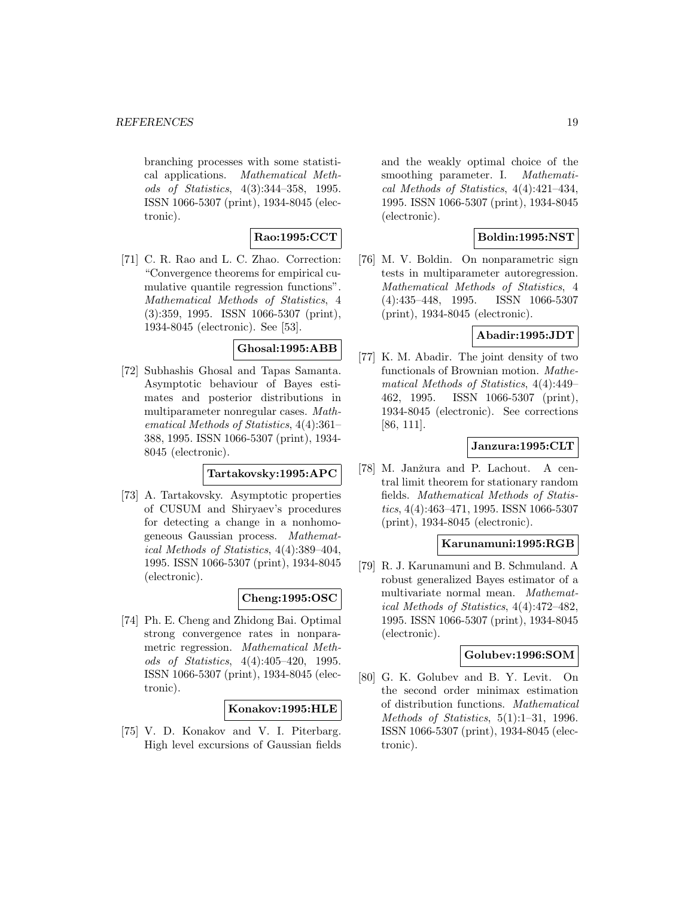branching processes with some statistical applications. *Mathematical Methods of Statistics*, 4(3):344–358, 1995. ISSN 1066-5307 (print), 1934-8045 (electronic).

**Rao:1995:CCT**

[71] C. R. Rao and L. C. Zhao. Correction: "Convergence theorems for empirical cumulative quantile regression functions". *Mathematical Methods of Statistics*, 4 (3):359, 1995. ISSN 1066-5307 (print), 1934-8045 (electronic). See [53].

**Ghosal:1995:ABB**

[72] Subhashis Ghosal and Tapas Samanta. Asymptotic behaviour of Bayes estimates and posterior distributions in multiparameter nonregular cases. *Mathematical Methods of Statistics*, 4(4):361–388, 1995. ISSN 1066-5307 (print), 1934-8045 (electronic).

**Tartakovsky:1995:APC**

[73] A. Tartakovsky. Asymptotic properties of CUSUM and Shiryaev's procedures for detecting a change in a nonhomogeneous Gaussian process. *Mathematical Methods of Statistics*, 4(4):389–404, 1995. ISSN 1066-5307 (print), 1934-8045 (electronic).

**Cheng:1995:OSC**

[74] Ph. E. Cheng and Zhidong Bai. Optimal strong convergence rates in nonparametric regression. *Mathematical Methods of Statistics*, 4(4):405–420, 1995. ISSN 1066-5307 (print), 1934-8045 (electronic).

**Konakov:1995:HLE**

[75] V. D. Konakov and V. I. Piterbarg. High level excursions of Gaussian fields and the weakly optimal choice of the smoothing parameter. I. *Mathematical Methods of Statistics*, 4(4):421–434, 1995. ISSN 1066-5307 (print), 1934-8045 (electronic).

**Boldin:1995:NST**

[76] M. V. Boldin. On nonparametric sign tests in multiparameter autoregression. *Mathematical Methods of Statistics*, 4 (4):435–448, 1995. ISSN 1066-5307 (print), 1934-8045 (electronic).

**Abadir:1995:JDT**

[77] K. M. Abadir. The joint density of two functionals of Brownian motion. *Mathematical Methods of Statistics*, 4(4):449–462, 1995. ISSN 1066-5307 (print), 1934-8045 (electronic). See corrections [86, 111].

**Janzura:1995:CLT**

[78] M. Janžura and P. Lachout. A central limit theorem for stationary random fields. *Mathematical Methods of Statistics*, 4(4):463–471, 1995. ISSN 1066-5307 (print), 1934-8045 (electronic).

**Karunamuni:1995:RGB**

[79] R. J. Karunamuni and B. Schmuland. A robust generalized Bayes estimator of a multivariate normal mean. *Mathematical Methods of Statistics*, 4(4):472–482, 1995. ISSN 1066-5307 (print), 1934-8045 (electronic).

**Golubev:1996:SOM**

[80] G. K. Golubev and B. Y. Levit. On the second order minimax estimation of distribution functions. *Mathematical Methods of Statistics*, 5(1):1–31, 1996. ISSN 1066-5307 (print), 1934-8045 (electronic).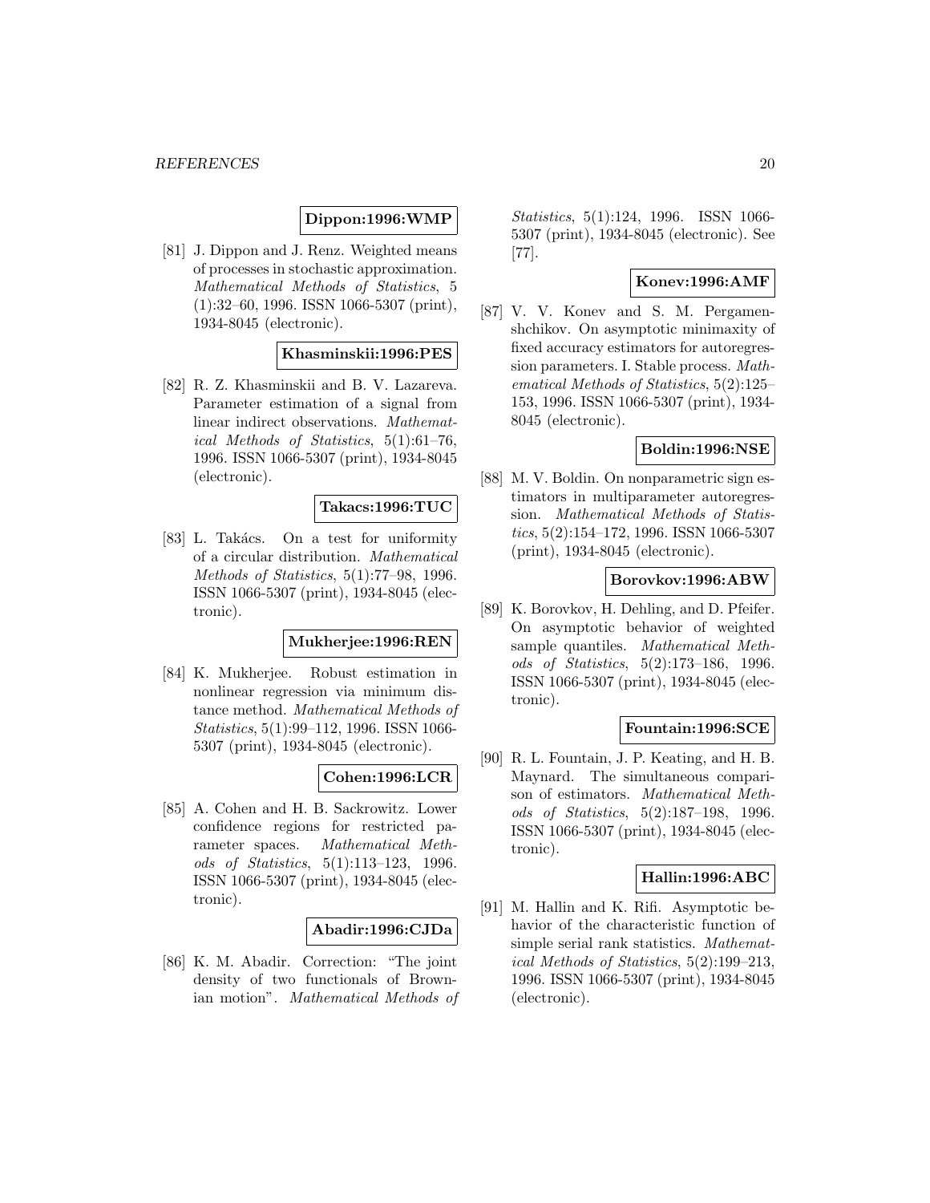**Dippon:1996:WMP**

[81] J. Dippon and J. Renz. Weighted means of processes in stochastic approximation. *Mathematical Methods of Statistics*, 5 (1):32–60, 1996. ISSN 1066-5307 (print), 1934-8045 (electronic).

**Khasminskii:1996:PES**

[82] R. Z. Khasminskii and B. V. Lazareva. Parameter estimation of a signal from linear indirect observations. *Mathematical Methods of Statistics*, 5(1):61–76, 1996. ISSN 1066-5307 (print), 1934-8045 (electronic).

**Takacs:1996:TUC**

[83] L. Takács. On a test for uniformity of a circular distribution. *Mathematical Methods of Statistics*, 5(1):77–98, 1996. ISSN 1066-5307 (print), 1934-8045 (electronic).

**Mukherjee:1996:REN**

[84] K. Mukherjee. Robust estimation in nonlinear regression via minimum distance method. *Mathematical Methods of Statistics*, 5(1):99–112, 1996. ISSN 1066-5307 (print), 1934-8045 (electronic).

**Cohen:1996:LCR**

[85] A. Cohen and H. B. Sackrowitz. Lower confidence regions for restricted parameter spaces. *Mathematical Methods of Statistics*, 5(1):113–123, 1996. ISSN 1066-5307 (print), 1934-8045 (electronic).

**Abadir:1996:CJDa**

[86] K. M. Abadir. Correction: "The joint density of two functionals of Brownian motion". *Mathematical Methods of Statistics*, 5(1):124, 1996. ISSN 1066-5307 (print), 1934-8045 (electronic). See [77].

**Konev:1996:AMF**

[87] V. V. Konev and S. M. Pergamenshchikov. On asymptotic minimaxity of fixed accuracy estimators for autoregression parameters. I. Stable process. *Mathematical Methods of Statistics*, 5(2):125–153, 1996. ISSN 1066-5307 (print), 1934-8045 (electronic).

**Boldin:1996:NSE**

[88] M. V. Boldin. On nonparametric sign estimators in multiparameter autoregression. *Mathematical Methods of Statistics*, 5(2):154–172, 1996. ISSN 1066-5307 (print), 1934-8045 (electronic).

**Borovkov:1996:ABW**

[89] K. Borovkov, H. Dehling, and D. Pfeifer. On asymptotic behavior of weighted sample quantiles. *Mathematical Methods of Statistics*, 5(2):173–186, 1996. ISSN 1066-5307 (print), 1934-8045 (electronic).

**Fountain:1996:SCE**

[90] R. L. Fountain, J. P. Keating, and H. B. Maynard. The simultaneous comparison of estimators. *Mathematical Methods of Statistics*, 5(2):187–198, 1996. ISSN 1066-5307 (print), 1934-8045 (electronic).

**Hallin:1996:ABC**

[91] M. Hallin and K. Rifi. Asymptotic behavior of the characteristic function of simple serial rank statistics. *Mathematical Methods of Statistics*, 5(2):199–213, 1996. ISSN 1066-5307 (print), 1934-8045 (electronic).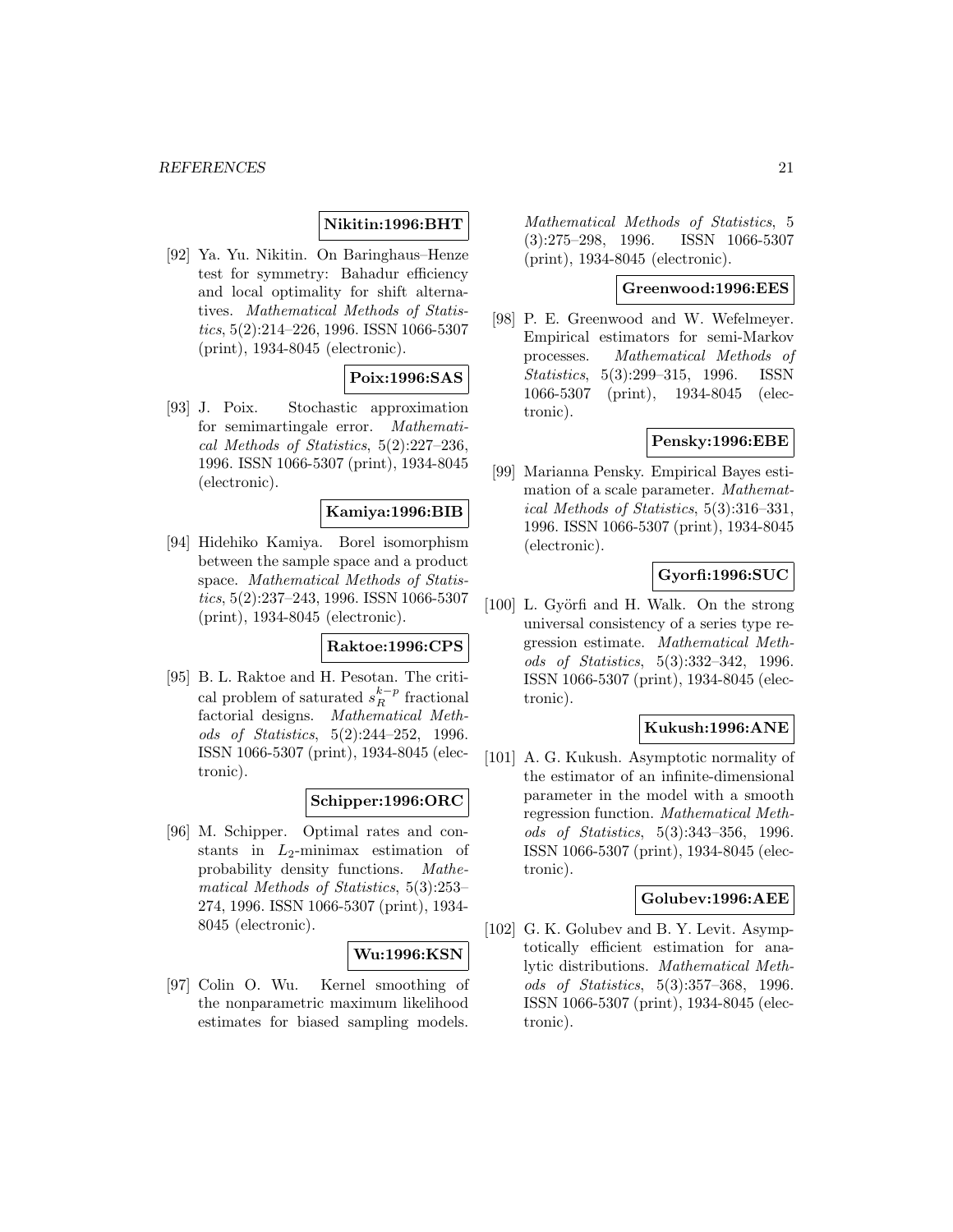**Nikitin:1996:BHT**

[92] Ya. Yu. Nikitin. On Baringhaus–Henze test for symmetry: Bahadur efficiency and local optimality for shift alternatives. *Mathematical Methods of Statistics*, 5(2):214–226, 1996. ISSN 1066-5307 (print), 1934-8045 (electronic).

**Poix:1996:SAS**

[93] J. Poix. Stochastic approximation for semimartingale error. *Mathematical Methods of Statistics*, 5(2):227–236, 1996. ISSN 1066-5307 (print), 1934-8045 (electronic).

**Kamiya:1996:BIB**

[94] Hidehiko Kamiya. Borel isomorphism between the sample space and a product space. *Mathematical Methods of Statistics*, 5(2):237–243, 1996. ISSN 1066-5307 (print), 1934-8045 (electronic).

**Raktoe:1996:CPS**

[95] B. L. Raktoe and H. Pesotan. The critical problem of saturated $s_R^{k-p}$ fractional factorial designs. *Mathematical Methods of Statistics*, 5(2):244–252, 1996. ISSN 1066-5307 (print), 1934-8045 (electronic).

**Schipper:1996:ORC**

[96] M. Schipper. Optimal rates and constants in $L_2$-minimax estimation of probability density functions. *Mathematical Methods of Statistics*, 5(3):253–274, 1996. ISSN 1066-5307 (print), 1934-8045 (electronic).

**Wu:1996:KSN**

[97] Colin O. Wu. Kernel smoothing of the nonparametric maximum likelihood estimates for biased sampling models. *Mathematical Methods of Statistics*, 5 (3):275–298, 1996. ISSN 1066-5307 (print), 1934-8045 (electronic).

**Greenwood:1996:EES**

[98] P. E. Greenwood and W. Wefelmeyer. Empirical estimators for semi-Markov processes. *Mathematical Methods of Statistics*, 5(3):299–315, 1996. ISSN 1066-5307 (print), 1934-8045 (electronic).

**Pensky:1996:EBE**

[99] Marianna Pensky. Empirical Bayes estimation of a scale parameter. *Mathematical Methods of Statistics*, 5(3):316–331, 1996. ISSN 1066-5307 (print), 1934-8045 (electronic).

**Gyorfi:1996:SUC**

[100] L. Györfi and H. Walk. On the strong universal consistency of a series type regression estimate. *Mathematical Methods of Statistics*, 5(3):332–342, 1996. ISSN 1066-5307 (print), 1934-8045 (electronic).

**Kukush:1996:ANE**

[101] A. G. Kukush. Asymptotic normality of the estimator of an infinite-dimensional parameter in the model with a smooth regression function. *Mathematical Methods of Statistics*, 5(3):343–356, 1996. ISSN 1066-5307 (print), 1934-8045 (electronic).

**Golubev:1996:AEE**

[102] G. K. Golubev and B. Y. Levit. Asymptotically efficient estimation for analytic distributions. *Mathematical Methods of Statistics*, 5(3):357–368, 1996. ISSN 1066-5307 (print), 1934-8045 (electronic).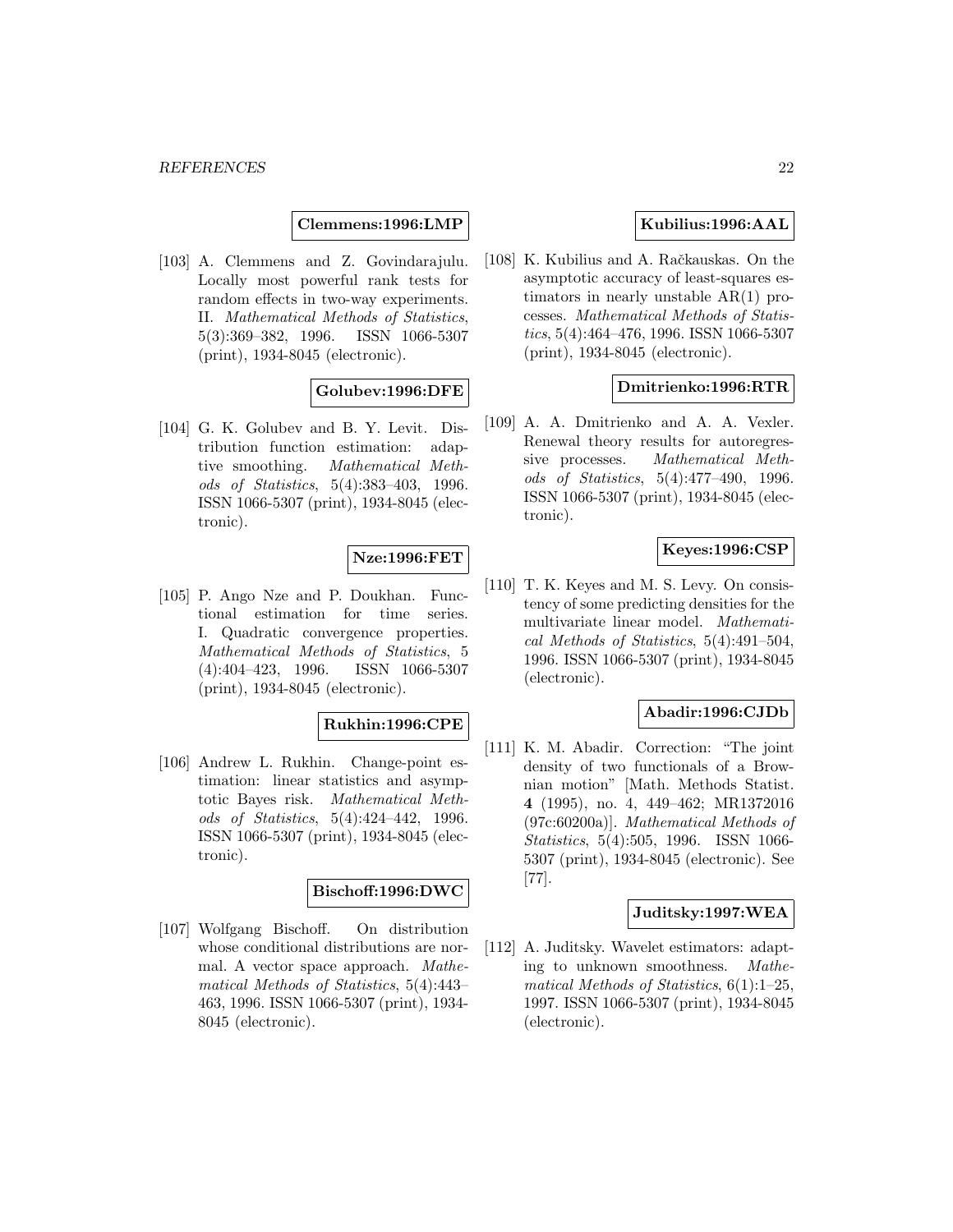**Clemmens:1996:LMP**

[103] A. Clemmens and Z. Govindarajulu. Locally most powerful rank tests for random effects in two-way experiments. II. *Mathematical Methods of Statistics*, 5(3):369–382, 1996. ISSN 1066-5307 (print), 1934-8045 (electronic).

**Golubev:1996:DFE**

[104] G. K. Golubev and B. Y. Levit. Distribution function estimation: adaptive smoothing. *Mathematical Methods of Statistics*, 5(4):383–403, 1996. ISSN 1066-5307 (print), 1934-8045 (electronic).

**Nze:1996:FET**

[105] P. Ango Nze and P. Doukhan. Functional estimation for time series. I. Quadratic convergence properties. *Mathematical Methods of Statistics*, 5 (4):404–423, 1996. ISSN 1066-5307 (print), 1934-8045 (electronic).

**Rukhin:1996:CPE**

[106] Andrew L. Rukhin. Change-point estimation: linear statistics and asymptotic Bayes risk. *Mathematical Methods of Statistics*, 5(4):424–442, 1996. ISSN 1066-5307 (print), 1934-8045 (electronic).

**Bischoff:1996:DWC**

[107] Wolfgang Bischoff. On distribution whose conditional distributions are normal. A vector space approach. *Mathematical Methods of Statistics*, 5(4):443–463, 1996. ISSN 1066-5307 (print), 1934-8045 (electronic).

**Kubilius:1996:AAL**

[108] K. Kubilius and A. Račkauskas. On the asymptotic accuracy of least-squares estimators in nearly unstable AR(1) processes. *Mathematical Methods of Statistics*, 5(4):464–476, 1996. ISSN 1066-5307 (print), 1934-8045 (electronic).

**Dmitrienko:1996:RTR**

[109] A. A. Dmitrienko and A. A. Vexler. Renewal theory results for autoregressive processes. *Mathematical Methods of Statistics*, 5(4):477–490, 1996. ISSN 1066-5307 (print), 1934-8045 (electronic).

**Keyes:1996:CSP**

[110] T. K. Keyes and M. S. Levy. On consistency of some predicting densities for the multivariate linear model. *Mathematical Methods of Statistics*, 5(4):491–504, 1996. ISSN 1066-5307 (print), 1934-8045 (electronic).

**Abadir:1996:CJDb**

[111] K. M. Abadir. Correction: "The joint density of two functionals of a Brownian motion" [Math. Methods Statist. **4** (1995), no. 4, 449–462; MR1372016 (97c:60200a)]. *Mathematical Methods of Statistics*, 5(4):505, 1996. ISSN 1066-5307 (print), 1934-8045 (electronic). See [77].

**Juditsky:1997:WEA**

[112] A. Juditsky. Wavelet estimators: adapting to unknown smoothness. *Mathematical Methods of Statistics*, 6(1):1–25, 1997. ISSN 1066-5307 (print), 1934-8045 (electronic).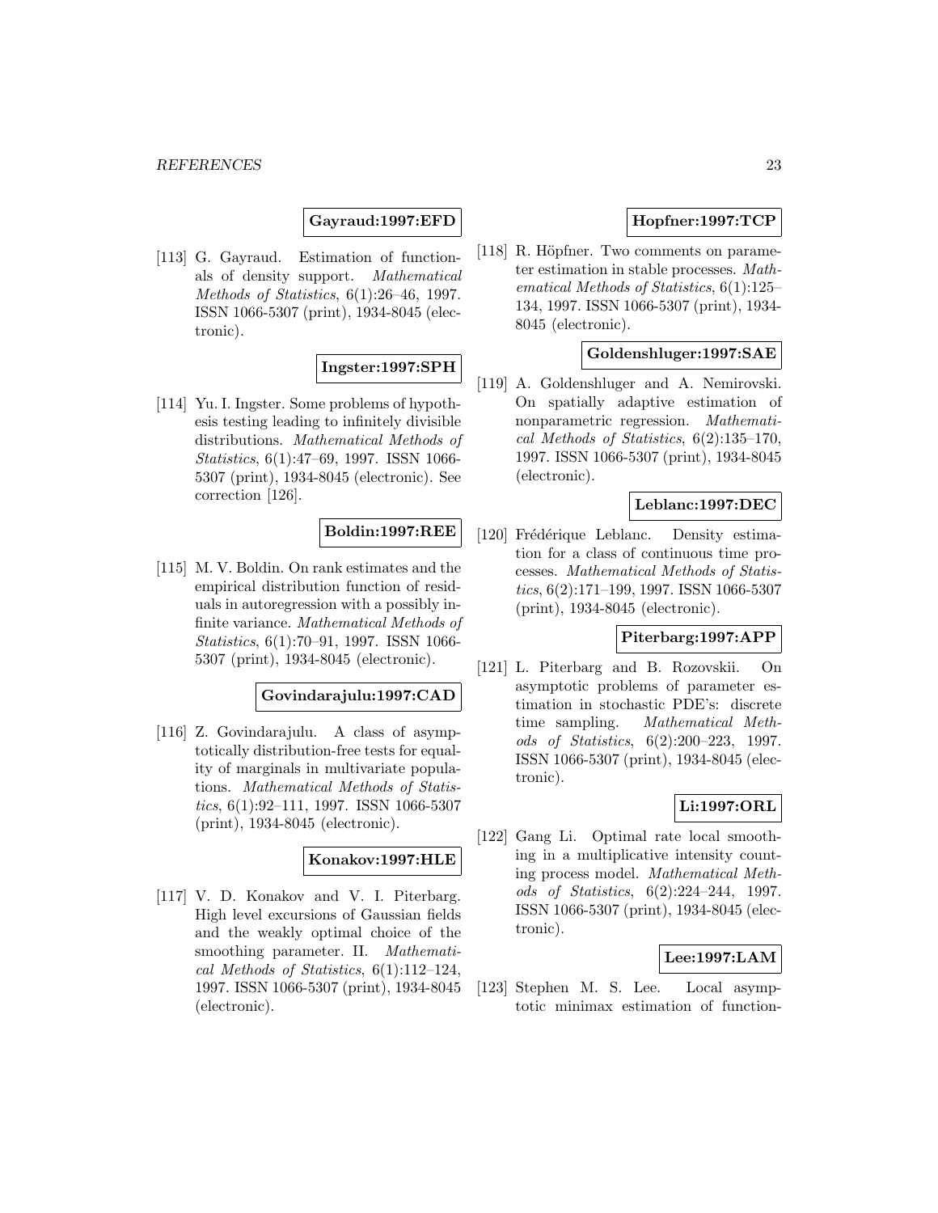**Gayraud:1997:EFD**

[113] G. Gayraud. Estimation of functionals of density support. *Mathematical Methods of Statistics*, 6(1):26–46, 1997. ISSN 1066-5307 (print), 1934-8045 (electronic).

**Ingster:1997:SPH**

[114] Yu. I. Ingster. Some problems of hypothesis testing leading to infinitely divisible distributions. *Mathematical Methods of Statistics*, 6(1):47–69, 1997. ISSN 1066-5307 (print), 1934-8045 (electronic). See correction [126].

**Boldin:1997:REE**

[115] M. V. Boldin. On rank estimates and the empirical distribution function of residuals in autoregression with a possibly infinite variance. *Mathematical Methods of Statistics*, 6(1):70–91, 1997. ISSN 1066-5307 (print), 1934-8045 (electronic).

**Govindarajulu:1997:CAD**

[116] Z. Govindarajulu. A class of asymptotically distribution-free tests for equality of marginals in multivariate populations. *Mathematical Methods of Statistics*, 6(1):92–111, 1997. ISSN 1066-5307 (print), 1934-8045 (electronic).

**Konakov:1997:HLE**

[117] V. D. Konakov and V. I. Piterbarg. High level excursions of Gaussian fields and the weakly optimal choice of the smoothing parameter. II. *Mathematical Methods of Statistics*, 6(1):112–124, 1997. ISSN 1066-5307 (print), 1934-8045 (electronic).

**Hopfner:1997:TCP**

[118] R. Höpfner. Two comments on parameter estimation in stable processes. *Mathematical Methods of Statistics*, 6(1):125–134, 1997. ISSN 1066-5307 (print), 1934-8045 (electronic).

**Goldenshluger:1997:SAE**

[119] A. Goldenshluger and A. Nemirovski. On spatially adaptive estimation of nonparametric regression. *Mathematical Methods of Statistics*, 6(2):135–170, 1997. ISSN 1066-5307 (print), 1934-8045 (electronic).

**Leblanc:1997:DEC**

[120] Frédérique Leblanc. Density estimation for a class of continuous time processes. *Mathematical Methods of Statistics*, 6(2):171–199, 1997. ISSN 1066-5307 (print), 1934-8045 (electronic).

**Piterbarg:1997:APP**

[121] L. Piterbarg and B. Rozovskii. On asymptotic problems of parameter estimation in stochastic PDE's: discrete time sampling. *Mathematical Methods of Statistics*, 6(2):200–223, 1997. ISSN 1066-5307 (print), 1934-8045 (electronic).

**Li:1997:ORL**

[122] Gang Li. Optimal rate local smoothing in a multiplicative intensity counting process model. *Mathematical Methods of Statistics*, 6(2):224–244, 1997. ISSN 1066-5307 (print), 1934-8045 (electronic).

**Lee:1997:LAM**

[123] Stephen M. S. Lee. Local asymptotic minimax estimation of function-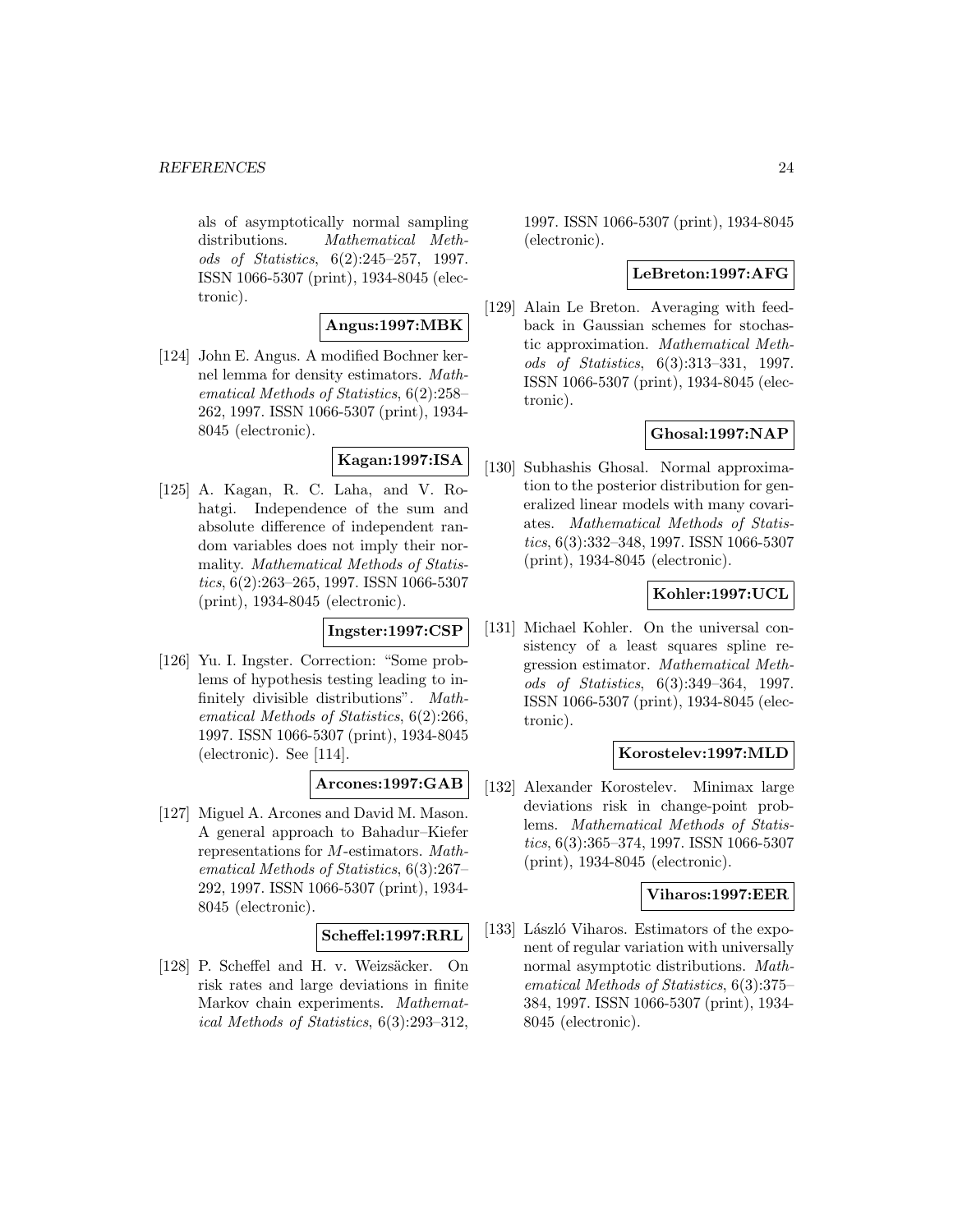als of asymptotically normal sampling distributions. *Mathematical Methods of Statistics*, 6(2):245–257, 1997. ISSN 1066-5307 (print), 1934-8045 (electronic).

**Angus:1997:MBK**

[124] John E. Angus. A modified Bochner kernel lemma for density estimators. *Mathematical Methods of Statistics*, 6(2):258–262, 1997. ISSN 1066-5307 (print), 1934-8045 (electronic).

**Kagan:1997:ISA**

[125] A. Kagan, R. C. Laha, and V. Rohatgi. Independence of the sum and absolute difference of independent random variables does not imply their normality. *Mathematical Methods of Statistics*, 6(2):263–265, 1997. ISSN 1066-5307 (print), 1934-8045 (electronic).

**Ingster:1997:CSP**

[126] Yu. I. Ingster. Correction: "Some problems of hypothesis testing leading to infinitely divisible distributions". *Mathematical Methods of Statistics*, 6(2):266, 1997. ISSN 1066-5307 (print), 1934-8045 (electronic). See [114].

**Arcones:1997:GAB**

[127] Miguel A. Arcones and David M. Mason. A general approach to Bahadur–Kiefer representations for $M$-estimators. *Mathematical Methods of Statistics*, 6(3):267–292, 1997. ISSN 1066-5307 (print), 1934-8045 (electronic).

**Scheffel:1997:RRL**

[128] P. Scheffel and H. v. Weizsäcker. On risk rates and large deviations in finite Markov chain experiments. *Mathematical Methods of Statistics*, 6(3):293–312, 1997. ISSN 1066-5307 (print), 1934-8045 (electronic).

**LeBreton:1997:AFG**

[129] Alain Le Breton. Averaging with feedback in Gaussian schemes for stochastic approximation. *Mathematical Methods of Statistics*, 6(3):313–331, 1997. ISSN 1066-5307 (print), 1934-8045 (electronic).

**Ghosal:1997:NAP**

[130] Subhashis Ghosal. Normal approximation to the posterior distribution for generalized linear models with many covariates. *Mathematical Methods of Statistics*, 6(3):332–348, 1997. ISSN 1066-5307 (print), 1934-8045 (electronic).

**Kohler:1997:UCL**

[131] Michael Kohler. On the universal consistency of a least squares spline regression estimator. *Mathematical Methods of Statistics*, 6(3):349–364, 1997. ISSN 1066-5307 (print), 1934-8045 (electronic).

**Korostelev:1997:MLD**

[132] Alexander Korostelev. Minimax large deviations risk in change-point problems. *Mathematical Methods of Statistics*, 6(3):365–374, 1997. ISSN 1066-5307 (print), 1934-8045 (electronic).

**Viharos:1997:EER**

[133] László Viharos. Estimators of the exponent of regular variation with universally normal asymptotic distributions. *Mathematical Methods of Statistics*, 6(3):375–384, 1997. ISSN 1066-5307 (print), 1934-8045 (electronic).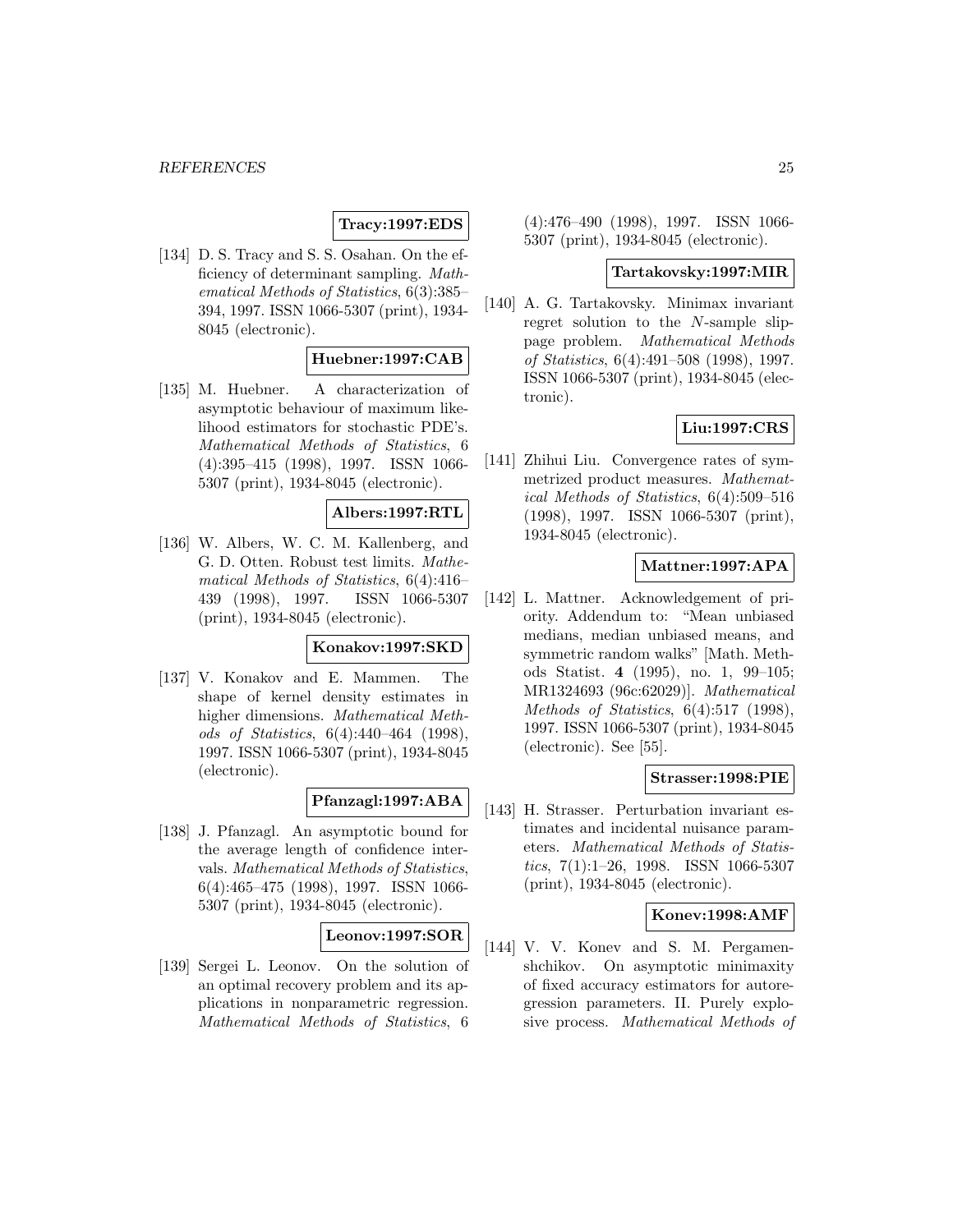**Tracy:1997:EDS**

[134] D. S. Tracy and S. S. Osahan. On the efficiency of determinant sampling. *Mathematical Methods of Statistics*, 6(3):385–394, 1997. ISSN 1066-5307 (print), 1934-8045 (electronic).

**Huebner:1997:CAB**

[135] M. Huebner. A characterization of asymptotic behaviour of maximum likelihood estimators for stochastic PDE's. *Mathematical Methods of Statistics*, 6 (4):395–415 (1998), 1997. ISSN 1066-5307 (print), 1934-8045 (electronic).

**Albers:1997:RTL**

[136] W. Albers, W. C. M. Kallenberg, and G. D. Otten. Robust test limits. *Mathematical Methods of Statistics*, 6(4):416–439 (1998), 1997. ISSN 1066-5307 (print), 1934-8045 (electronic).

**Konakov:1997:SKD**

[137] V. Konakov and E. Mammen. The shape of kernel density estimates in higher dimensions. *Mathematical Methods of Statistics*, 6(4):440–464 (1998), 1997. ISSN 1066-5307 (print), 1934-8045 (electronic).

**Pfanzagl:1997:ABA**

[138] J. Pfanzagl. An asymptotic bound for the average length of confidence intervals. *Mathematical Methods of Statistics*, 6(4):465–475 (1998), 1997. ISSN 1066-5307 (print), 1934-8045 (electronic).

**Leonov:1997:SOR**

[139] Sergei L. Leonov. On the solution of an optimal recovery problem and its applications in nonparametric regression. *Mathematical Methods of Statistics*, 6 (4):476–490 (1998), 1997. ISSN 1066-5307 (print), 1934-8045 (electronic).

**Tartakovsky:1997:MIR**

[140] A. G. Tartakovsky. Minimax invariant regret solution to the $N$-sample slippage problem. *Mathematical Methods of Statistics*, 6(4):491–508 (1998), 1997. ISSN 1066-5307 (print), 1934-8045 (electronic).

**Liu:1997:CRS**

[141] Zhihui Liu. Convergence rates of symmetrized product measures. *Mathematical Methods of Statistics*, 6(4):509–516 (1998), 1997. ISSN 1066-5307 (print), 1934-8045 (electronic).

**Mattner:1997:APA**

[142] L. Mattner. Acknowledgement of priority. Addendum to: "Mean unbiased medians, median unbiased means, and symmetric random walks" [Math. Methods Statist. **4** (1995), no. 1, 99–105; MR1324693 (96c:62029)]. *Mathematical Methods of Statistics*, 6(4):517 (1998), 1997. ISSN 1066-5307 (print), 1934-8045 (electronic). See [55].

**Strasser:1998:PIE**

[143] H. Strasser. Perturbation invariant estimates and incidental nuisance parameters. *Mathematical Methods of Statistics*, 7(1):1–26, 1998. ISSN 1066-5307 (print), 1934-8045 (electronic).

**Konev:1998:AMF**

[144] V. V. Konev and S. M. Pergamenshchikov. On asymptotic minimaxity of fixed accuracy estimators for autoregression parameters. II. Purely explosive process. *Mathematical Methods of*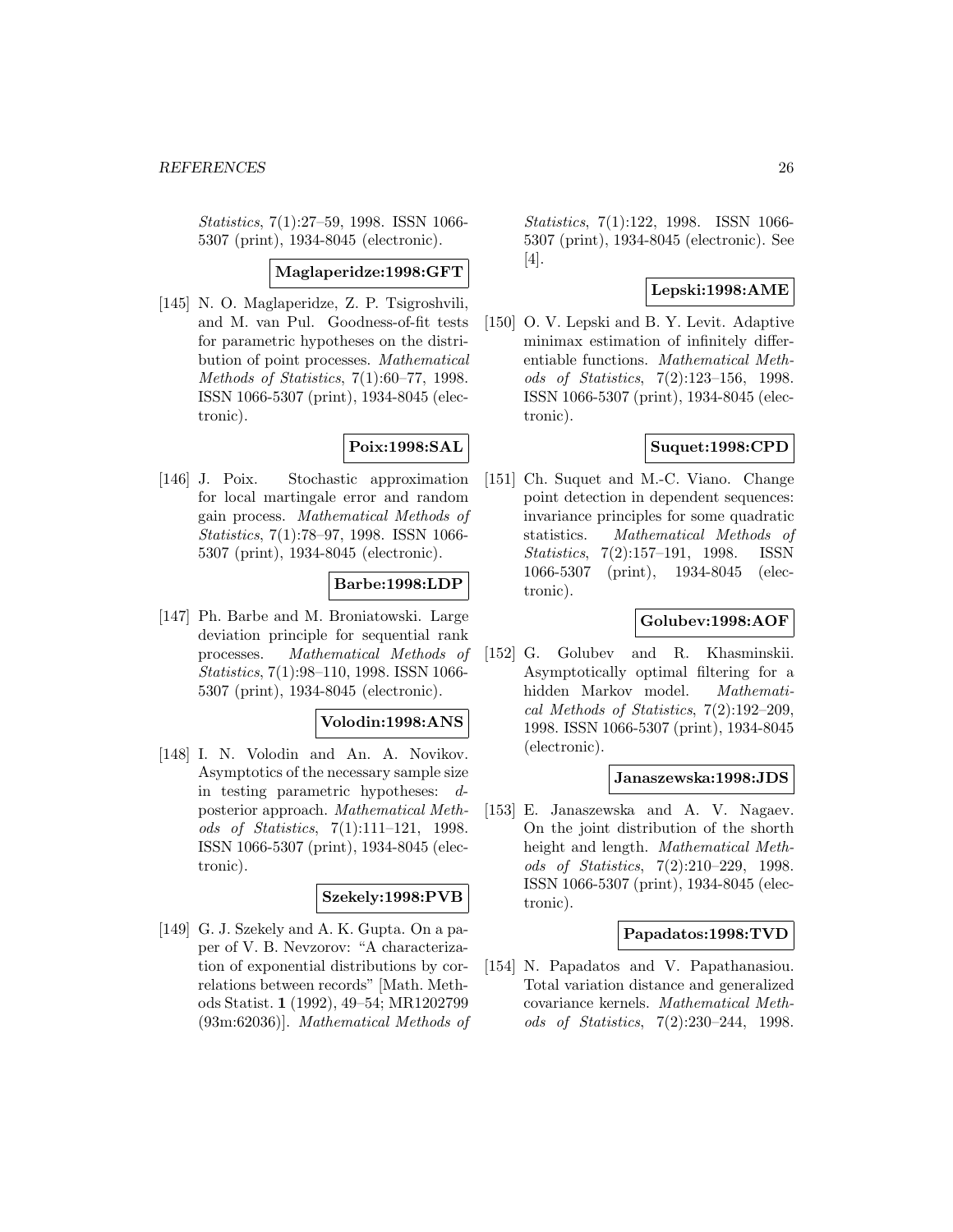*Statistics*, 7(1):27–59, 1998. ISSN 1066-5307 (print), 1934-8045 (electronic).

**Maglaperidze:1998:GFT**

[145] N. O. Maglaperidze, Z. P. Tsigroshvili, and M. van Pul. Goodness-of-fit tests for parametric hypotheses on the distribution of point processes. *Mathematical Methods of Statistics*, 7(1):60–77, 1998. ISSN 1066-5307 (print), 1934-8045 (electronic).

**Poix:1998:SAL**

[146] J. Poix. Stochastic approximation for local martingale error and random gain process. *Mathematical Methods of Statistics*, 7(1):78–97, 1998. ISSN 1066-5307 (print), 1934-8045 (electronic).

**Barbe:1998:LDP**

[147] Ph. Barbe and M. Broniatowski. Large deviation principle for sequential rank processes. *Mathematical Methods of Statistics*, 7(1):98–110, 1998. ISSN 1066-5307 (print), 1934-8045 (electronic).

**Volodin:1998:ANS**

[148] I. N. Volodin and An. A. Novikov. Asymptotics of the necessary sample size in testing parametric hypotheses: $d$-posterior approach. *Mathematical Methods of Statistics*, 7(1):111–121, 1998. ISSN 1066-5307 (print), 1934-8045 (electronic).

**Szekely:1998:PVB**

[149] G. J. Szekely and A. K. Gupta. On a paper of V. B. Nevzorov: "A characterization of exponential distributions by correlations between records" [Math. Methods Statist. **1** (1992), 49–54; MR1202799 (93m:62036)]. *Mathematical Methods of Statistics*, 7(1):122, 1998. ISSN 1066-5307 (print), 1934-8045 (electronic). See [4].

**Lepski:1998:AME**

[150] O. V. Lepski and B. Y. Levit. Adaptive minimax estimation of infinitely differentiable functions. *Mathematical Methods of Statistics*, 7(2):123–156, 1998. ISSN 1066-5307 (print), 1934-8045 (electronic).

**Suquet:1998:CPD**

[151] Ch. Suquet and M.-C. Viano. Change point detection in dependent sequences: invariance principles for some quadratic statistics. *Mathematical Methods of Statistics*, 7(2):157–191, 1998. ISSN 1066-5307 (print), 1934-8045 (electronic).

**Golubev:1998:AOF**

[152] G. Golubev and R. Khasminskii. Asymptotically optimal filtering for a hidden Markov model. *Mathematical Methods of Statistics*, 7(2):192–209, 1998. ISSN 1066-5307 (print), 1934-8045 (electronic).

**Janaszewska:1998:JDS**

[153] E. Janaszewska and A. V. Nagaev. On the joint distribution of the shorth height and length. *Mathematical Methods of Statistics*, 7(2):210–229, 1998. ISSN 1066-5307 (print), 1934-8045 (electronic).

**Papadatos:1998:TVD**

[154] N. Papadatos and V. Papathanasiou. Total variation distance and generalized covariance kernels. *Mathematical Methods of Statistics*, 7(2):230–244, 1998.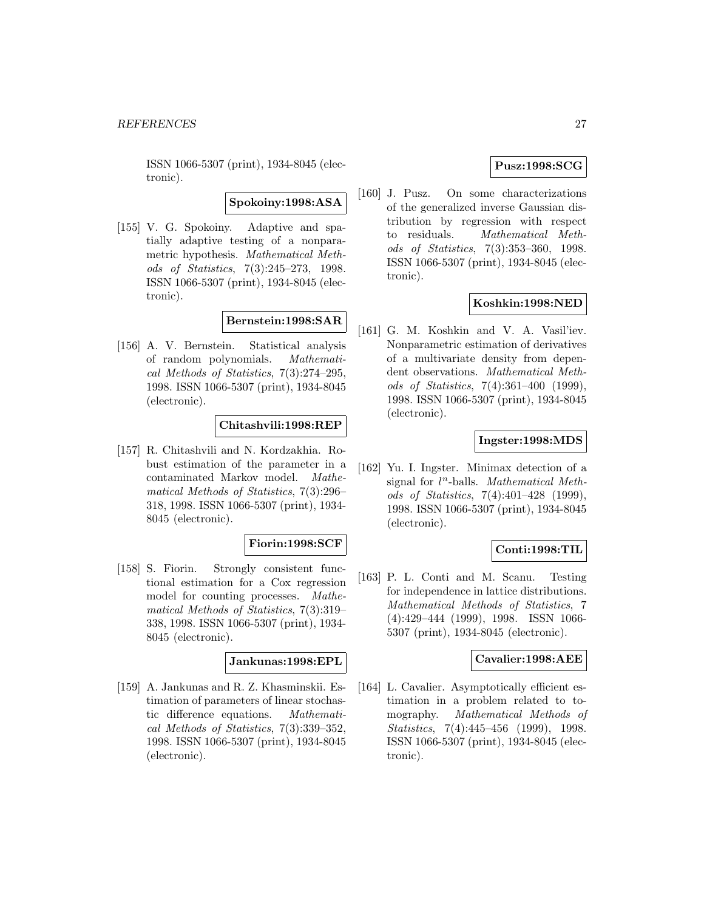ISSN 1066-5307 (print), 1934-8045 (electronic).

**Spokoiny:1998:ASA**

[155] V. G. Spokoiny. Adaptive and spatially adaptive testing of a nonparametric hypothesis. *Mathematical Methods of Statistics*, 7(3):245–273, 1998. ISSN 1066-5307 (print), 1934-8045 (electronic).

**Bernstein:1998:SAR**

[156] A. V. Bernstein. Statistical analysis of random polynomials. *Mathematical Methods of Statistics*, 7(3):274–295, 1998. ISSN 1066-5307 (print), 1934-8045 (electronic).

**Chitashvili:1998:REP**

[157] R. Chitashvili and N. Kordzakhia. Robust estimation of the parameter in a contaminated Markov model. *Mathematical Methods of Statistics*, 7(3):296–318, 1998. ISSN 1066-5307 (print), 1934-8045 (electronic).

**Fiorin:1998:SCF**

[158] S. Fiorin. Strongly consistent functional estimation for a Cox regression model for counting processes. *Mathematical Methods of Statistics*, 7(3):319–338, 1998. ISSN 1066-5307 (print), 1934-8045 (electronic).

**Jankunas:1998:EPL**

[159] A. Jankunas and R. Z. Khasminskii. Estimation of parameters of linear stochastic difference equations. *Mathematical Methods of Statistics*, 7(3):339–352, 1998. ISSN 1066-5307 (print), 1934-8045 (electronic).

**Pusz:1998:SCG**

[160] J. Pusz. On some characterizations of the generalized inverse Gaussian distribution by regression with respect to residuals. *Mathematical Methods of Statistics*, 7(3):353–360, 1998. ISSN 1066-5307 (print), 1934-8045 (electronic).

**Koshkin:1998:NED**

[161] G. M. Koshkin and V. A. Vasil'iev. Nonparametric estimation of derivatives of a multivariate density from dependent observations. *Mathematical Methods of Statistics*, 7(4):361–400 (1999), 1998. ISSN 1066-5307 (print), 1934-8045 (electronic).

**Ingster:1998:MDS**

[162] Yu. I. Ingster. Minimax detection of a signal for $l^n$-balls. *Mathematical Methods of Statistics*, 7(4):401–428 (1999), 1998. ISSN 1066-5307 (print), 1934-8045 (electronic).

**Conti:1998:TIL**

[163] P. L. Conti and M. Scanu. Testing for independence in lattice distributions. *Mathematical Methods of Statistics*, 7 (4):429–444 (1999), 1998. ISSN 1066-5307 (print), 1934-8045 (electronic).

**Cavalier:1998:AEE**

[164] L. Cavalier. Asymptotically efficient estimation in a problem related to tomography. *Mathematical Methods of Statistics*, 7(4):445–456 (1999), 1998. ISSN 1066-5307 (print), 1934-8045 (electronic).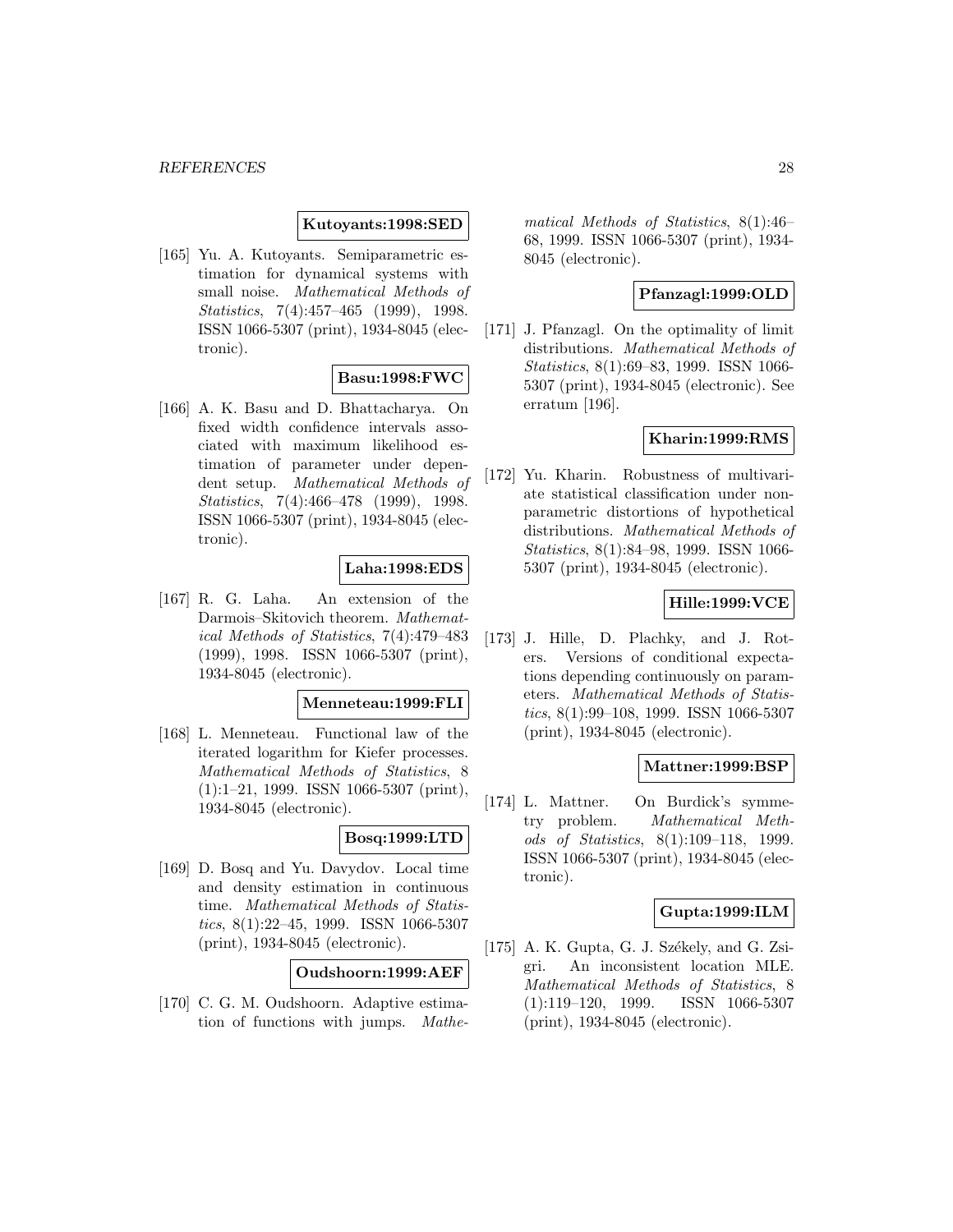**Kutoyants:1998:SED**

[165] Yu. A. Kutoyants. Semiparametric estimation for dynamical systems with small noise. *Mathematical Methods of Statistics*, 7(4):457–465 (1999), 1998. ISSN 1066-5307 (print), 1934-8045 (electronic).

**Basu:1998:FWC**

[166] A. K. Basu and D. Bhattacharya. On fixed width confidence intervals associated with maximum likelihood estimation of parameter under dependent setup. *Mathematical Methods of Statistics*, 7(4):466–478 (1999), 1998. ISSN 1066-5307 (print), 1934-8045 (electronic).

**Laha:1998:EDS**

[167] R. G. Laha. An extension of the Darmois–Skitovich theorem. *Mathematical Methods of Statistics*, 7(4):479–483 (1999), 1998. ISSN 1066-5307 (print), 1934-8045 (electronic).

**Menneteau:1999:FLI**

[168] L. Menneteau. Functional law of the iterated logarithm for Kiefer processes. *Mathematical Methods of Statistics*, 8 (1):1–21, 1999. ISSN 1066-5307 (print), 1934-8045 (electronic).

**Bosq:1999:LTD**

[169] D. Bosq and Yu. Davydov. Local time and density estimation in continuous time. *Mathematical Methods of Statistics*, 8(1):22–45, 1999. ISSN 1066-5307 (print), 1934-8045 (electronic).

**Oudshoorn:1999:AEF**

[170] C. G. M. Oudshoorn. Adaptive estimation of functions with jumps. *Mathematical Methods of Statistics*, 8(1):46–68, 1999. ISSN 1066-5307 (print), 1934-8045 (electronic).

**Pfanzagl:1999:OLD**

[171] J. Pfanzagl. On the optimality of limit distributions. *Mathematical Methods of Statistics*, 8(1):69–83, 1999. ISSN 1066-5307 (print), 1934-8045 (electronic). See erratum [196].

**Kharin:1999:RMS**

[172] Yu. Kharin. Robustness of multivariate statistical classification under nonparametric distortions of hypothetical distributions. *Mathematical Methods of Statistics*, 8(1):84–98, 1999. ISSN 1066-5307 (print), 1934-8045 (electronic).

**Hille:1999:VCE**

[173] J. Hille, D. Plachky, and J. Roters. Versions of conditional expectations depending continuously on parameters. *Mathematical Methods of Statistics*, 8(1):99–108, 1999. ISSN 1066-5307 (print), 1934-8045 (electronic).

**Mattner:1999:BSP**

[174] L. Mattner. On Burdick's symmetry problem. *Mathematical Methods of Statistics*, 8(1):109–118, 1999. ISSN 1066-5307 (print), 1934-8045 (electronic).

**Gupta:1999:ILM**

[175] A. K. Gupta, G. J. Székely, and G. Zsigri. An inconsistent location MLE. *Mathematical Methods of Statistics*, 8 (1):119–120, 1999. ISSN 1066-5307 (print), 1934-8045 (electronic).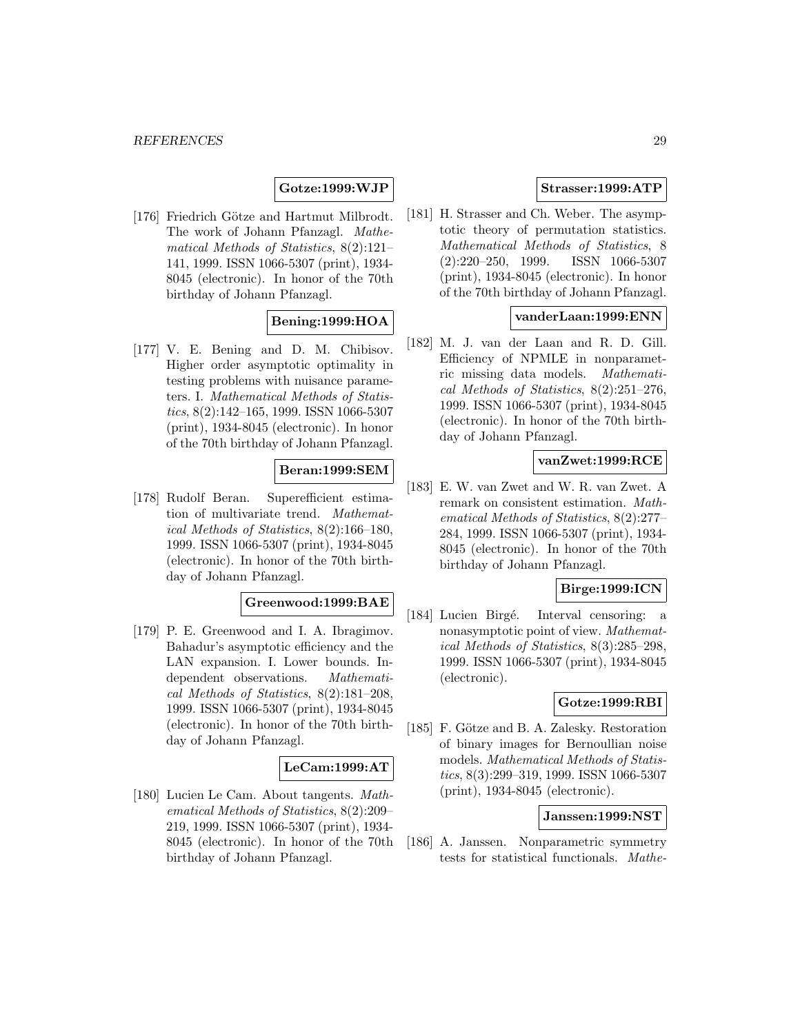**Gotze:1999:WJP**

[176] Friedrich Götze and Hartmut Milbrodt. The work of Johann Pfanzagl. *Mathematical Methods of Statistics*, 8(2):121–141, 1999. ISSN 1066-5307 (print), 1934-8045 (electronic). In honor of the 70th birthday of Johann Pfanzagl.

**Bening:1999:HOA**

[177] V. E. Bening and D. M. Chibisov. Higher order asymptotic optimality in testing problems with nuisance parameters. I. *Mathematical Methods of Statistics*, 8(2):142–165, 1999. ISSN 1066-5307 (print), 1934-8045 (electronic). In honor of the 70th birthday of Johann Pfanzagl.

**Beran:1999:SEM**

[178] Rudolf Beran. Superefficient estimation of multivariate trend. *Mathematical Methods of Statistics*, 8(2):166–180, 1999. ISSN 1066-5307 (print), 1934-8045 (electronic). In honor of the 70th birthday of Johann Pfanzagl.

**Greenwood:1999:BAE**

[179] P. E. Greenwood and I. A. Ibragimov. Bahadur's asymptotic efficiency and the LAN expansion. I. Lower bounds. Independent observations. *Mathematical Methods of Statistics*, 8(2):181–208, 1999. ISSN 1066-5307 (print), 1934-8045 (electronic). In honor of the 70th birthday of Johann Pfanzagl.

**LeCam:1999:AT**

[180] Lucien Le Cam. About tangents. *Mathematical Methods of Statistics*, 8(2):209–219, 1999. ISSN 1066-5307 (print), 1934-8045 (electronic). In honor of the 70th birthday of Johann Pfanzagl.

**Strasser:1999:ATP**

[181] H. Strasser and Ch. Weber. The asymptotic theory of permutation statistics. *Mathematical Methods of Statistics*, 8 (2):220–250, 1999. ISSN 1066-5307 (print), 1934-8045 (electronic). In honor of the 70th birthday of Johann Pfanzagl.

**vanderLaan:1999:ENN**

[182] M. J. van der Laan and R. D. Gill. Efficiency of NPMLE in nonparametric missing data models. *Mathematical Methods of Statistics*, 8(2):251–276, 1999. ISSN 1066-5307 (print), 1934-8045 (electronic). In honor of the 70th birthday of Johann Pfanzagl.

**vanZwet:1999:RCE**

[183] E. W. van Zwet and W. R. van Zwet. A remark on consistent estimation. *Mathematical Methods of Statistics*, 8(2):277–284, 1999. ISSN 1066-5307 (print), 1934-8045 (electronic). In honor of the 70th birthday of Johann Pfanzagl.

**Birge:1999:ICN**

[184] Lucien Birgé. Interval censoring: a nonasymptotic point of view. *Mathematical Methods of Statistics*, 8(3):285–298, 1999. ISSN 1066-5307 (print), 1934-8045 (electronic).

**Gotze:1999:RBI**

[185] F. Götze and B. A. Zalesky. Restoration of binary images for Bernoullian noise models. *Mathematical Methods of Statistics*, 8(3):299–319, 1999. ISSN 1066-5307 (print), 1934-8045 (electronic).

**Janssen:1999:NST**

[186] A. Janssen. Nonparametric symmetry tests for statistical functionals. *Mathe-*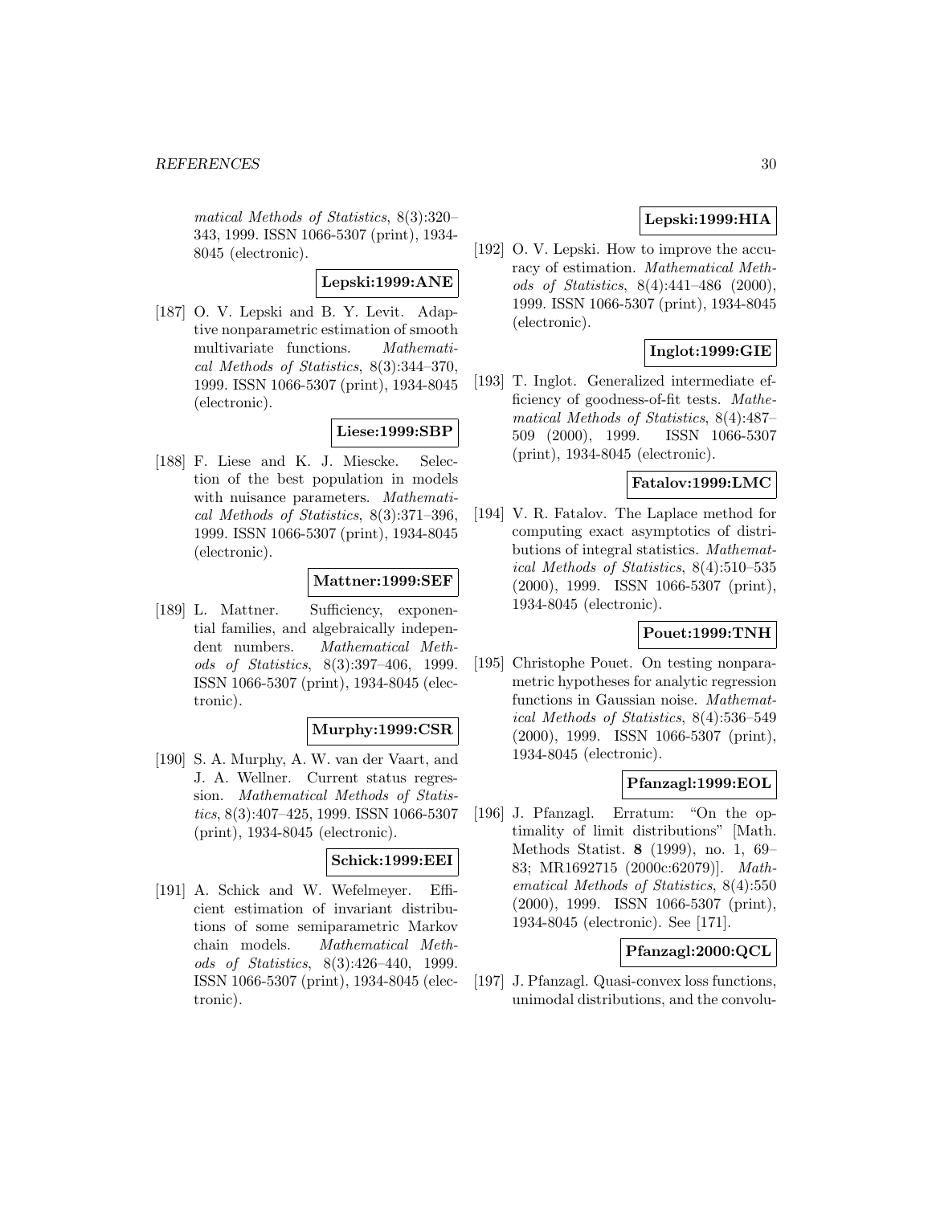*matical Methods of Statistics*, 8(3):320–343, 1999. ISSN 1066-5307 (print), 1934-8045 (electronic).

**Lepski:1999:ANE**

[187] O. V. Lepski and B. Y. Levit. Adaptive nonparametric estimation of smooth multivariate functions. *Mathematical Methods of Statistics*, 8(3):344–370, 1999. ISSN 1066-5307 (print), 1934-8045 (electronic).

**Liese:1999:SBP**

[188] F. Liese and K. J. Miescke. Selection of the best population in models with nuisance parameters. *Mathematical Methods of Statistics*, 8(3):371–396, 1999. ISSN 1066-5307 (print), 1934-8045 (electronic).

**Mattner:1999:SEF**

[189] L. Mattner. Sufficiency, exponential families, and algebraically independent numbers. *Mathematical Methods of Statistics*, 8(3):397–406, 1999. ISSN 1066-5307 (print), 1934-8045 (electronic).

**Murphy:1999:CSR**

[190] S. A. Murphy, A. W. van der Vaart, and J. A. Wellner. Current status regression. *Mathematical Methods of Statistics*, 8(3):407–425, 1999. ISSN 1066-5307 (print), 1934-8045 (electronic).

**Schick:1999:EEI**

[191] A. Schick and W. Wefelmeyer. Efficient estimation of invariant distributions of some semiparametric Markov chain models. *Mathematical Methods of Statistics*, 8(3):426–440, 1999. ISSN 1066-5307 (print), 1934-8045 (electronic).

**Lepski:1999:HIA**

[192] O. V. Lepski. How to improve the accuracy of estimation. *Mathematical Methods of Statistics*, 8(4):441–486 (2000), 1999. ISSN 1066-5307 (print), 1934-8045 (electronic).

**Inglot:1999:GIE**

[193] T. Inglot. Generalized intermediate efficiency of goodness-of-fit tests. *Mathematical Methods of Statistics*, 8(4):487–509 (2000), 1999. ISSN 1066-5307 (print), 1934-8045 (electronic).

**Fatalov:1999:LMC**

[194] V. R. Fatalov. The Laplace method for computing exact asymptotics of distributions of integral statistics. *Mathematical Methods of Statistics*, 8(4):510–535 (2000), 1999. ISSN 1066-5307 (print), 1934-8045 (electronic).

**Pouet:1999:TNH**

[195] Christophe Pouet. On testing nonparametric hypotheses for analytic regression functions in Gaussian noise. *Mathematical Methods of Statistics*, 8(4):536–549 (2000), 1999. ISSN 1066-5307 (print), 1934-8045 (electronic).

**Pfanzagl:1999:EOL**

[196] J. Pfanzagl. Erratum: "On the optimality of limit distributions" [Math. Methods Statist. **8** (1999), no. 1, 69–83; MR1692715 (2000c:62079)]. *Mathematical Methods of Statistics*, 8(4):550 (2000), 1999. ISSN 1066-5307 (print), 1934-8045 (electronic). See [171].

**Pfanzagl:2000:QCL**

[197] J. Pfanzagl. Quasi-convex loss functions, unimodal distributions, and the convolu-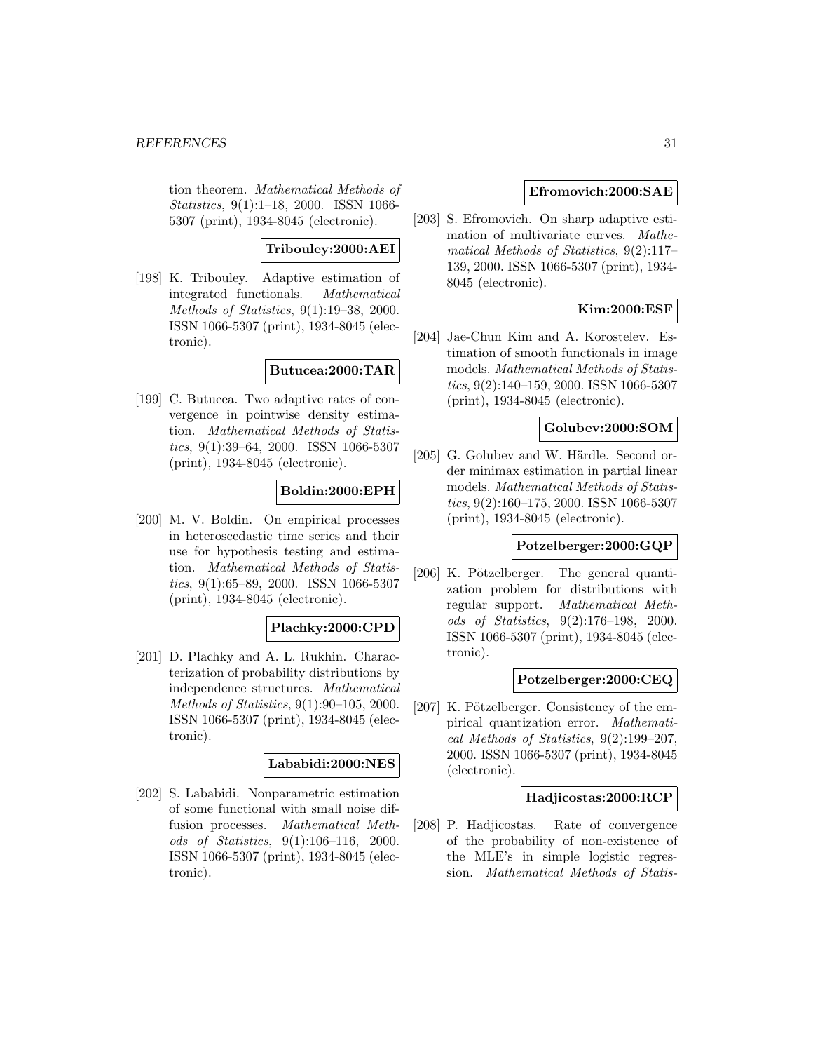tion theorem. *Mathematical Methods of Statistics*, 9(1):1–18, 2000. ISSN 1066-5307 (print), 1934-8045 (electronic).

**Tribouley:2000:AEI**

[198] K. Tribouley. Adaptive estimation of integrated functionals. *Mathematical Methods of Statistics*, 9(1):19–38, 2000. ISSN 1066-5307 (print), 1934-8045 (electronic).

**Butucea:2000:TAR**

[199] C. Butucea. Two adaptive rates of convergence in pointwise density estimation. *Mathematical Methods of Statistics*, 9(1):39–64, 2000. ISSN 1066-5307 (print), 1934-8045 (electronic).

**Boldin:2000:EPH**

[200] M. V. Boldin. On empirical processes in heteroscedastic time series and their use for hypothesis testing and estimation. *Mathematical Methods of Statistics*, 9(1):65–89, 2000. ISSN 1066-5307 (print), 1934-8045 (electronic).

**Plachky:2000:CPD**

[201] D. Plachky and A. L. Rukhin. Characterization of probability distributions by independence structures. *Mathematical Methods of Statistics*, 9(1):90–105, 2000. ISSN 1066-5307 (print), 1934-8045 (electronic).

**Lababidi:2000:NES**

[202] S. Lababidi. Nonparametric estimation of some functional with small noise diffusion processes. *Mathematical Methods of Statistics*, 9(1):106–116, 2000. ISSN 1066-5307 (print), 1934-8045 (electronic).

**Efromovich:2000:SAE**

[203] S. Efromovich. On sharp adaptive estimation of multivariate curves. *Mathematical Methods of Statistics*, 9(2):117–139, 2000. ISSN 1066-5307 (print), 1934-8045 (electronic).

**Kim:2000:ESF**

[204] Jae-Chun Kim and A. Korostelev. Estimation of smooth functionals in image models. *Mathematical Methods of Statistics*, 9(2):140–159, 2000. ISSN 1066-5307 (print), 1934-8045 (electronic).

**Golubev:2000:SOM**

[205] G. Golubev and W. Härdle. Second order minimax estimation in partial linear models. *Mathematical Methods of Statistics*, 9(2):160–175, 2000. ISSN 1066-5307 (print), 1934-8045 (electronic).

**Potzelberger:2000:GQP**

[206] K. Pötzelberger. The general quantization problem for distributions with regular support. *Mathematical Methods of Statistics*, 9(2):176–198, 2000. ISSN 1066-5307 (print), 1934-8045 (electronic).

**Potzelberger:2000:CEQ**

[207] K. Pötzelberger. Consistency of the empirical quantization error. *Mathematical Methods of Statistics*, 9(2):199–207, 2000. ISSN 1066-5307 (print), 1934-8045 (electronic).

**Hadjicostas:2000:RCP**

[208] P. Hadjicostas. Rate of convergence of the probability of non-existence of the MLE's in simple logistic regression. *Mathematical Methods of Statis-*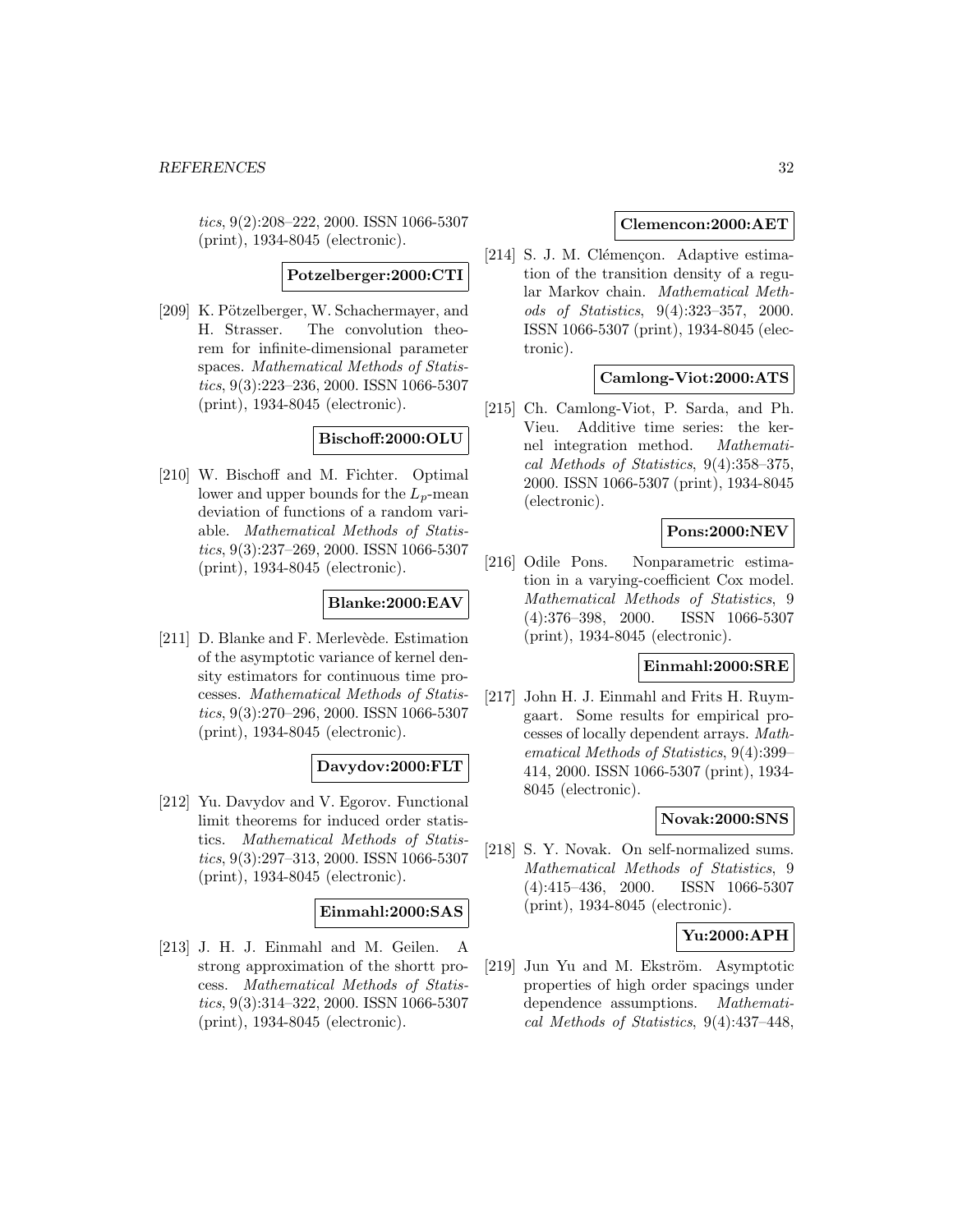*tics*, 9(2):208–222, 2000. ISSN 1066-5307 (print), 1934-8045 (electronic).

**Potzelberger:2000:CTI**

[209] K. Pötzelberger, W. Schachermayer, and H. Strasser. The convolution theorem for infinite-dimensional parameter spaces. *Mathematical Methods of Statistics*, 9(3):223–236, 2000. ISSN 1066-5307 (print), 1934-8045 (electronic).

**Bischoff:2000:OLU**

[210] W. Bischoff and M. Fichter. Optimal lower and upper bounds for the $L_p$-mean deviation of functions of a random variable. *Mathematical Methods of Statistics*, 9(3):237–269, 2000. ISSN 1066-5307 (print), 1934-8045 (electronic).

**Blanke:2000:EAV**

[211] D. Blanke and F. Merlevède. Estimation of the asymptotic variance of kernel density estimators for continuous time processes. *Mathematical Methods of Statistics*, 9(3):270–296, 2000. ISSN 1066-5307 (print), 1934-8045 (electronic).

**Davydov:2000:FLT**

[212] Yu. Davydov and V. Egorov. Functional limit theorems for induced order statistics. *Mathematical Methods of Statistics*, 9(3):297–313, 2000. ISSN 1066-5307 (print), 1934-8045 (electronic).

**Einmahl:2000:SAS**

[213] J. H. J. Einmahl and M. Geilen. A strong approximation of the shortt process. *Mathematical Methods of Statistics*, 9(3):314–322, 2000. ISSN 1066-5307 (print), 1934-8045 (electronic).

**Clemencon:2000:AET**

[214] S. J. M. Clémençon. Adaptive estimation of the transition density of a regular Markov chain. *Mathematical Methods of Statistics*, 9(4):323–357, 2000. ISSN 1066-5307 (print), 1934-8045 (electronic).

**Camlong-Viot:2000:ATS**

[215] Ch. Camlong-Viot, P. Sarda, and Ph. Vieu. Additive time series: the kernel integration method. *Mathematical Methods of Statistics*, 9(4):358–375, 2000. ISSN 1066-5307 (print), 1934-8045 (electronic).

**Pons:2000:NEV**

[216] Odile Pons. Nonparametric estimation in a varying-coefficient Cox model. *Mathematical Methods of Statistics*, 9 (4):376–398, 2000. ISSN 1066-5307 (print), 1934-8045 (electronic).

**Einmahl:2000:SRE**

[217] John H. J. Einmahl and Frits H. Ruymgaart. Some results for empirical processes of locally dependent arrays. *Mathematical Methods of Statistics*, 9(4):399–414, 2000. ISSN 1066-5307 (print), 1934-8045 (electronic).

**Novak:2000:SNS**

[218] S. Y. Novak. On self-normalized sums. *Mathematical Methods of Statistics*, 9 (4):415–436, 2000. ISSN 1066-5307 (print), 1934-8045 (electronic).

**Yu:2000:APH**

[219] Jun Yu and M. Ekström. Asymptotic properties of high order spacings under dependence assumptions. *Mathematical Methods of Statistics*, 9(4):437–448,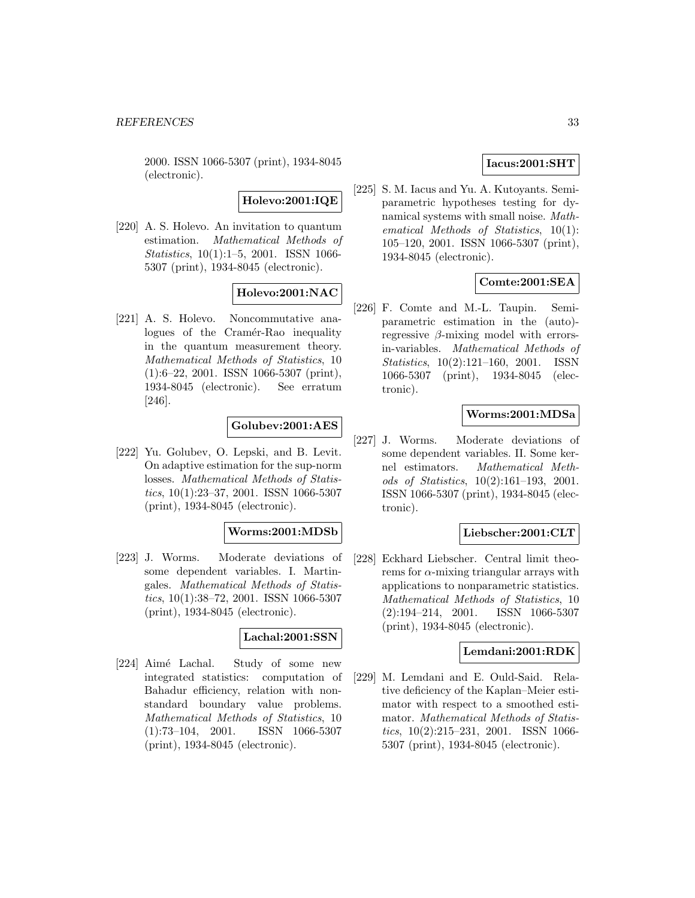2000. ISSN 1066-5307 (print), 1934-8045 (electronic).

**Holevo:2001:IQE**

[220] A. S. Holevo. An invitation to quantum estimation. *Mathematical Methods of Statistics*, 10(1):1–5, 2001. ISSN 1066-5307 (print), 1934-8045 (electronic).

**Holevo:2001:NAC**

[221] A. S. Holevo. Noncommutative analogues of the Cramér-Rao inequality in the quantum measurement theory. *Mathematical Methods of Statistics*, 10 (1):6–22, 2001. ISSN 1066-5307 (print), 1934-8045 (electronic). See erratum [246].

**Golubev:2001:AES**

[222] Yu. Golubev, O. Lepski, and B. Levit. On adaptive estimation for the sup-norm losses. *Mathematical Methods of Statistics*, 10(1):23–37, 2001. ISSN 1066-5307 (print), 1934-8045 (electronic).

**Worms:2001:MDSb**

[223] J. Worms. Moderate deviations of some dependent variables. I. Martingales. *Mathematical Methods of Statistics*, 10(1):38–72, 2001. ISSN 1066-5307 (print), 1934-8045 (electronic).

**Lachal:2001:SSN**

[224] Aimé Lachal. Study of some new integrated statistics: computation of Bahadur efficiency, relation with nonstandard boundary value problems. *Mathematical Methods of Statistics*, 10 (1):73–104, 2001. ISSN 1066-5307 (print), 1934-8045 (electronic).

**Iacus:2001:SHT**

[225] S. M. Iacus and Yu. A. Kutoyants. Semiparametric hypotheses testing for dynamical systems with small noise. *Mathematical Methods of Statistics*, 10(1): 105–120, 2001. ISSN 1066-5307 (print), 1934-8045 (electronic).

**Comte:2001:SEA**

[226] F. Comte and M.-L. Taupin. Semiparametric estimation in the (auto)-regressive $\beta$-mixing model with errors-in-variables. *Mathematical Methods of Statistics*, 10(2):121–160, 2001. ISSN 1066-5307 (print), 1934-8045 (electronic).

**Worms:2001:MDSa**

[227] J. Worms. Moderate deviations of some dependent variables. II. Some kernel estimators. *Mathematical Methods of Statistics*, 10(2):161–193, 2001. ISSN 1066-5307 (print), 1934-8045 (electronic).

**Liebscher:2001:CLT**

[228] Eckhard Liebscher. Central limit theorems for $\alpha$-mixing triangular arrays with applications to nonparametric statistics. *Mathematical Methods of Statistics*, 10 (2):194–214, 2001. ISSN 1066-5307 (print), 1934-8045 (electronic).

**Lemdani:2001:RDK**

[229] M. Lemdani and E. Ould-Said. Relative deficiency of the Kaplan–Meier estimator with respect to a smoothed estimator. *Mathematical Methods of Statistics*, 10(2):215–231, 2001. ISSN 1066-5307 (print), 1934-8045 (electronic).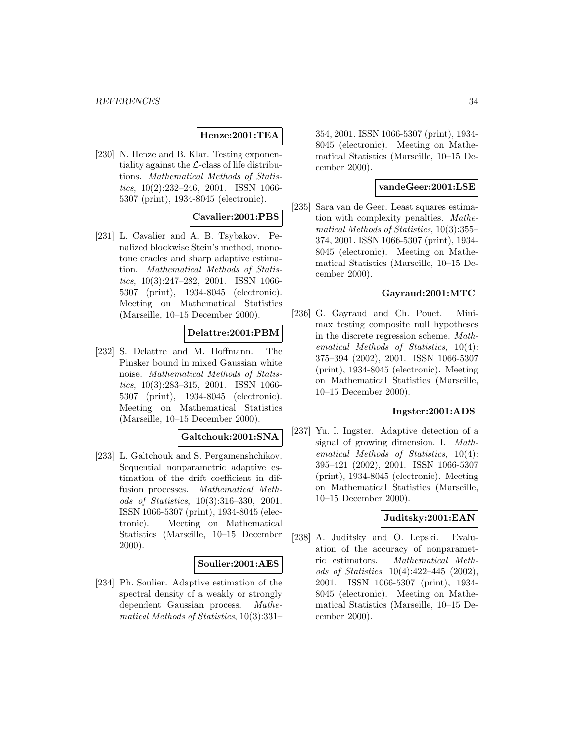**Henze:2001:TEA**

[230] N. Henze and B. Klar. Testing exponentiality against the $\mathcal{L}$-class of life distributions. *Mathematical Methods of Statistics*, 10(2):232–246, 2001. ISSN 1066-5307 (print), 1934-8045 (electronic).

**Cavalier:2001:PBS**

[231] L. Cavalier and A. B. Tsybakov. Penalized blockwise Stein's method, monotone oracles and sharp adaptive estimation. *Mathematical Methods of Statistics*, 10(3):247–282, 2001. ISSN 1066-5307 (print), 1934-8045 (electronic). Meeting on Mathematical Statistics (Marseille, 10–15 December 2000).

**Delattre:2001:PBM**

[232] S. Delattre and M. Hoffmann. The Pinsker bound in mixed Gaussian white noise. *Mathematical Methods of Statistics*, 10(3):283–315, 2001. ISSN 1066-5307 (print), 1934-8045 (electronic). Meeting on Mathematical Statistics (Marseille, 10–15 December 2000).

**Galtchouk:2001:SNA**

[233] L. Galtchouk and S. Pergamenshchikov. Sequential nonparametric adaptive estimation of the drift coefficient in diffusion processes. *Mathematical Methods of Statistics*, 10(3):316–330, 2001. ISSN 1066-5307 (print), 1934-8045 (electronic). Meeting on Mathematical Statistics (Marseille, 10–15 December 2000).

**Soulier:2001:AES**

[234] Ph. Soulier. Adaptive estimation of the spectral density of a weakly or strongly dependent Gaussian process. *Mathematical Methods of Statistics*, 10(3):331–354, 2001. ISSN 1066-5307 (print), 1934-8045 (electronic). Meeting on Mathematical Statistics (Marseille, 10–15 December 2000).

**vandeGeer:2001:LSE**

[235] Sara van de Geer. Least squares estimation with complexity penalties. *Mathematical Methods of Statistics*, 10(3):355–374, 2001. ISSN 1066-5307 (print), 1934-8045 (electronic). Meeting on Mathematical Statistics (Marseille, 10–15 December 2000).

**Gayraud:2001:MTC**

[236] G. Gayraud and Ch. Pouet. Minimax testing composite null hypotheses in the discrete regression scheme. *Mathematical Methods of Statistics*, 10(4):375–394 (2002), 2001. ISSN 1066-5307 (print), 1934-8045 (electronic). Meeting on Mathematical Statistics (Marseille, 10–15 December 2000).

**Ingster:2001:ADS**

[237] Yu. I. Ingster. Adaptive detection of a signal of growing dimension. I. *Mathematical Methods of Statistics*, 10(4):395–421 (2002), 2001. ISSN 1066-5307 (print), 1934-8045 (electronic). Meeting on Mathematical Statistics (Marseille, 10–15 December 2000).

**Juditsky:2001:EAN**

[238] A. Juditsky and O. Lepski. Evaluation of the accuracy of nonparametric estimators. *Mathematical Methods of Statistics*, 10(4):422–445 (2002), 2001. ISSN 1066-5307 (print), 1934-8045 (electronic). Meeting on Mathematical Statistics (Marseille, 10–15 December 2000).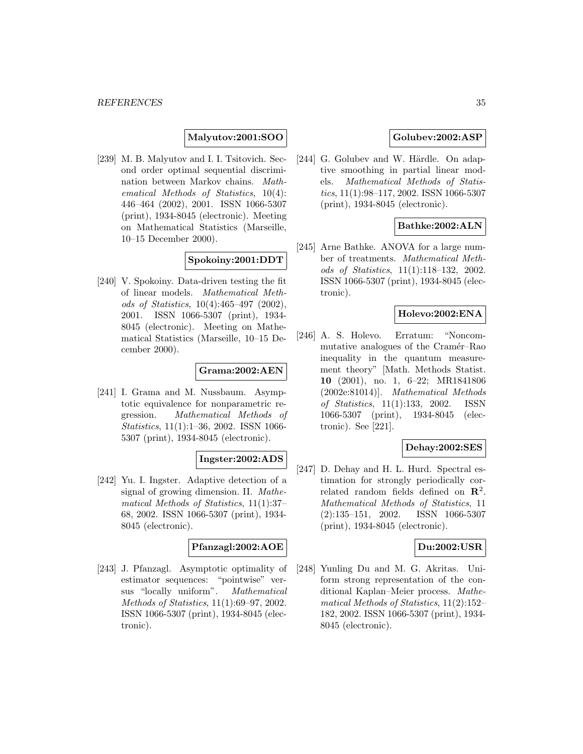**Malyutov:2001:SOO**

[239] M. B. Malyutov and I. I. Tsitovich. Second order optimal sequential discrimination between Markov chains. *Mathematical Methods of Statistics*, 10(4): 446–464 (2002), 2001. ISSN 1066-5307 (print), 1934-8045 (electronic). Meeting on Mathematical Statistics (Marseille, 10–15 December 2000).

**Spokoiny:2001:DDT**

[240] V. Spokoiny. Data-driven testing the fit of linear models. *Mathematical Methods of Statistics*, 10(4):465–497 (2002), 2001. ISSN 1066-5307 (print), 1934-8045 (electronic). Meeting on Mathematical Statistics (Marseille, 10–15 December 2000).

**Grama:2002:AEN**

[241] I. Grama and M. Nussbaum. Asymptotic equivalence for nonparametric regression. *Mathematical Methods of Statistics*, 11(1):1–36, 2002. ISSN 1066-5307 (print), 1934-8045 (electronic).

**Ingster:2002:ADS**

[242] Yu. I. Ingster. Adaptive detection of a signal of growing dimension. II. *Mathematical Methods of Statistics*, 11(1):37–68, 2002. ISSN 1066-5307 (print), 1934-8045 (electronic).

**Pfanzagl:2002:AOE**

[243] J. Pfanzagl. Asymptotic optimality of estimator sequences: "pointwise" versus "locally uniform". *Mathematical Methods of Statistics*, 11(1):69–97, 2002. ISSN 1066-5307 (print), 1934-8045 (electronic).

**Golubev:2002:ASP**

[244] G. Golubev and W. Härdle. On adaptive smoothing in partial linear models. *Mathematical Methods of Statistics*, 11(1):98–117, 2002. ISSN 1066-5307 (print), 1934-8045 (electronic).

**Bathke:2002:ALN**

[245] Arne Bathke. ANOVA for a large number of treatments. *Mathematical Methods of Statistics*, 11(1):118–132, 2002. ISSN 1066-5307 (print), 1934-8045 (electronic).

**Holevo:2002:ENA**

[246] A. S. Holevo. Erratum: "Noncommutative analogues of the Cramér–Rao inequality in the quantum measurement theory" [Math. Methods Statist. **10** (2001), no. 1, 6–22; MR1841806 (2002e:81014)]. *Mathematical Methods of Statistics*, 11(1):133, 2002. ISSN 1066-5307 (print), 1934-8045 (electronic). See [221].

**Dehay:2002:SES**

[247] D. Dehay and H. L. Hurd. Spectral estimation for strongly periodically correlated random fields defined on $\mathbf{R}^2$. *Mathematical Methods of Statistics*, 11 (2):135–151, 2002. ISSN 1066-5307 (print), 1934-8045 (electronic).

**Du:2002:USR**

[248] Yunling Du and M. G. Akritas. Uniform strong representation of the conditional Kaplan–Meier process. *Mathematical Methods of Statistics*, 11(2):152–182, 2002. ISSN 1066-5307 (print), 1934-8045 (electronic).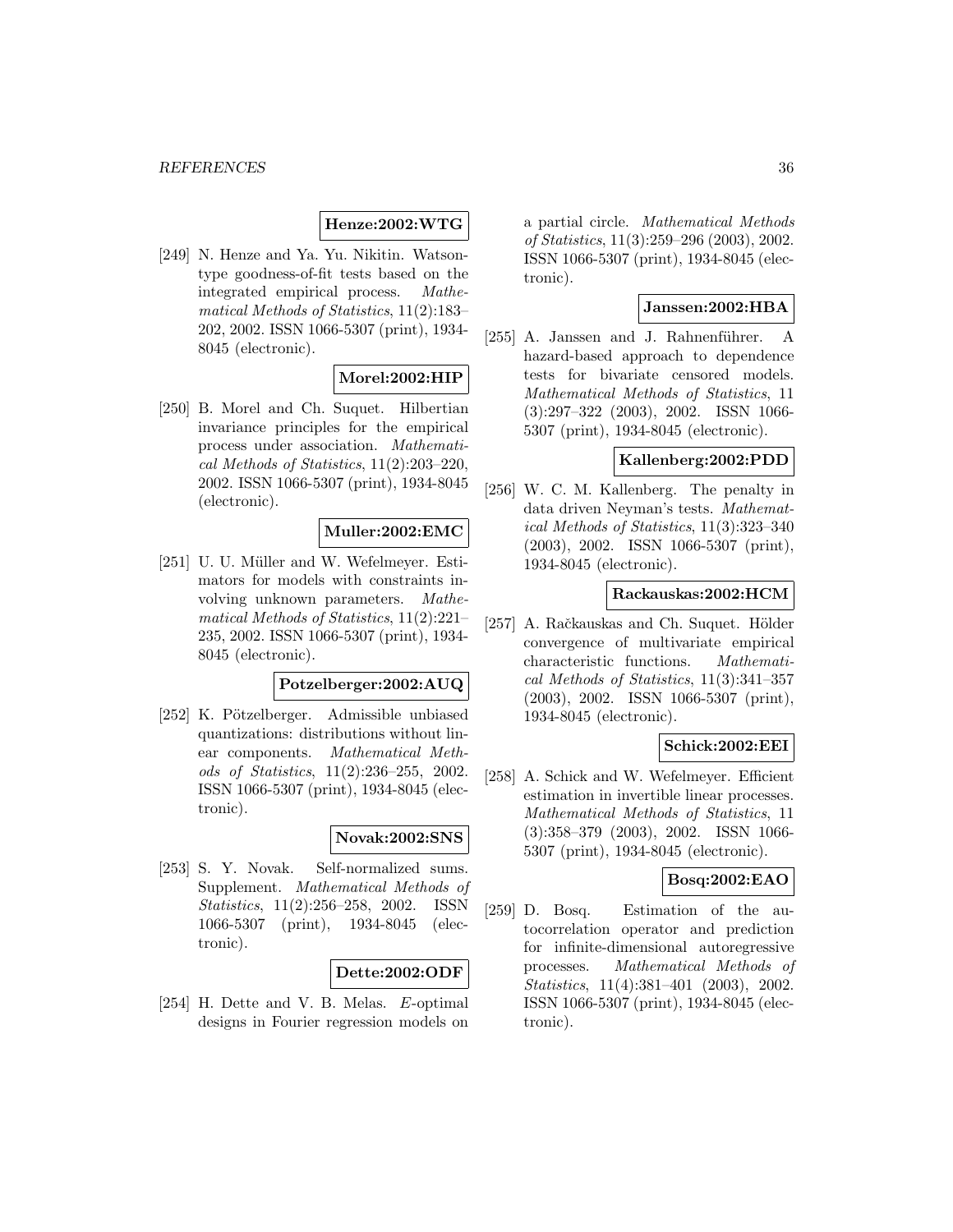**Henze:2002:WTG**

[249] N. Henze and Ya. Yu. Nikitin. Watson-type goodness-of-fit tests based on the integrated empirical process. *Mathematical Methods of Statistics*, 11(2):183–202, 2002. ISSN 1066-5307 (print), 1934-8045 (electronic).

**Morel:2002:HIP**

[250] B. Morel and Ch. Suquet. Hilbertian invariance principles for the empirical process under association. *Mathematical Methods of Statistics*, 11(2):203–220, 2002. ISSN 1066-5307 (print), 1934-8045 (electronic).

**Muller:2002:EMC**

[251] U. U. Müller and W. Wefelmeyer. Estimators for models with constraints involving unknown parameters. *Mathematical Methods of Statistics*, 11(2):221–235, 2002. ISSN 1066-5307 (print), 1934-8045 (electronic).

**Potzelberger:2002:AUQ**

[252] K. Pötzelberger. Admissible unbiased quantizations: distributions without linear components. *Mathematical Methods of Statistics*, 11(2):236–255, 2002. ISSN 1066-5307 (print), 1934-8045 (electronic).

**Novak:2002:SNS**

[253] S. Y. Novak. Self-normalized sums. Supplement. *Mathematical Methods of Statistics*, 11(2):256–258, 2002. ISSN 1066-5307 (print), 1934-8045 (electronic).

**Dette:2002:ODF**

[254] H. Dette and V. B. Melas. *E*-optimal designs in Fourier regression models on a partial circle. *Mathematical Methods of Statistics*, 11(3):259–296 (2003), 2002. ISSN 1066-5307 (print), 1934-8045 (electronic).

**Janssen:2002:HBA**

[255] A. Janssen and J. Rahnenführer. A hazard-based approach to dependence tests for bivariate censored models. *Mathematical Methods of Statistics*, 11 (3):297–322 (2003), 2002. ISSN 1066-5307 (print), 1934-8045 (electronic).

**Kallenberg:2002:PDD**

[256] W. C. M. Kallenberg. The penalty in data driven Neyman's tests. *Mathematical Methods of Statistics*, 11(3):323–340 (2003), 2002. ISSN 1066-5307 (print), 1934-8045 (electronic).

**Rackauskas:2002:HCM**

[257] A. Račkauskas and Ch. Suquet. Hölder convergence of multivariate empirical characteristic functions. *Mathematical Methods of Statistics*, 11(3):341–357 (2003), 2002. ISSN 1066-5307 (print), 1934-8045 (electronic).

**Schick:2002:EEI**

[258] A. Schick and W. Wefelmeyer. Efficient estimation in invertible linear processes. *Mathematical Methods of Statistics*, 11 (3):358–379 (2003), 2002. ISSN 1066-5307 (print), 1934-8045 (electronic).

**Bosq:2002:EAO**

[259] D. Bosq. Estimation of the autocorrelation operator and prediction for infinite-dimensional autoregressive processes. *Mathematical Methods of Statistics*, 11(4):381–401 (2003), 2002. ISSN 1066-5307 (print), 1934-8045 (electronic).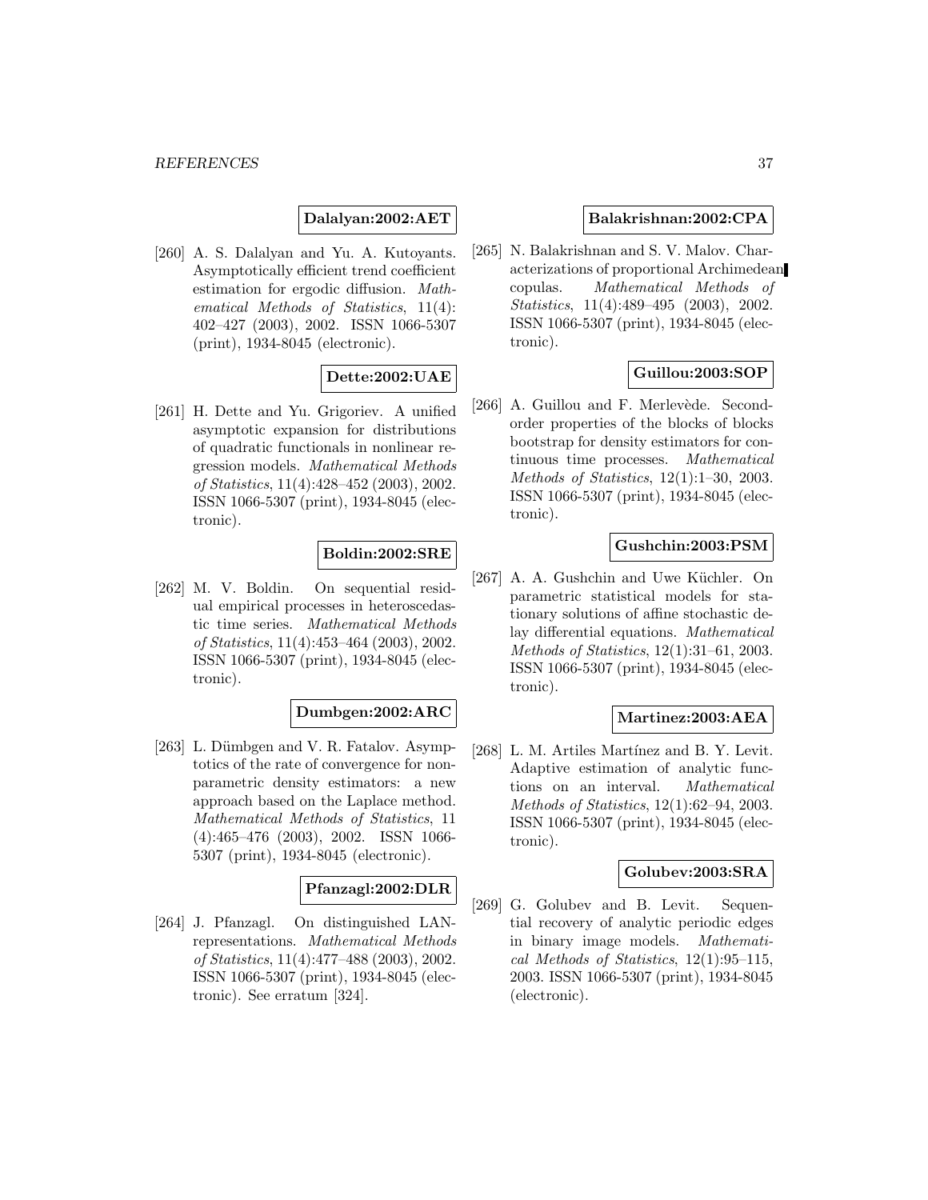**Dalalyan:2002:AET**

[260] A. S. Dalalyan and Yu. A. Kutoyants. Asymptotically efficient trend coefficient estimation for ergodic diffusion. *Mathematical Methods of Statistics*, 11(4): 402–427 (2003), 2002. ISSN 1066-5307 (print), 1934-8045 (electronic).

**Dette:2002:UAE**

[261] H. Dette and Yu. Grigoriev. A unified asymptotic expansion for distributions of quadratic functionals in nonlinear regression models. *Mathematical Methods of Statistics*, 11(4):428–452 (2003), 2002. ISSN 1066-5307 (print), 1934-8045 (electronic).

**Boldin:2002:SRE**

[262] M. V. Boldin. On sequential residual empirical processes in heteroscedastic time series. *Mathematical Methods of Statistics*, 11(4):453–464 (2003), 2002. ISSN 1066-5307 (print), 1934-8045 (electronic).

**Dumbgen:2002:ARC**

[263] L. Dümbgen and V. R. Fatalov. Asymptotics of the rate of convergence for nonparametric density estimators: a new approach based on the Laplace method. *Mathematical Methods of Statistics*, 11 (4):465–476 (2003), 2002. ISSN 1066-5307 (print), 1934-8045 (electronic).

**Pfanzagl:2002:DLR**

[264] J. Pfanzagl. On distinguished LAN-representations. *Mathematical Methods of Statistics*, 11(4):477–488 (2003), 2002. ISSN 1066-5307 (print), 1934-8045 (electronic). See erratum [324].

**Balakrishnan:2002:CPA**

[265] N. Balakrishnan and S. V. Malov. Characterizations of proportional Archimedean copulas. *Mathematical Methods of Statistics*, 11(4):489–495 (2003), 2002. ISSN 1066-5307 (print), 1934-8045 (electronic).

**Guillou:2003:SOP**

[266] A. Guillou and F. Merlevède. Second-order properties of the blocks of blocks bootstrap for density estimators for continuous time processes. *Mathematical Methods of Statistics*, 12(1):1–30, 2003. ISSN 1066-5307 (print), 1934-8045 (electronic).

**Gushchin:2003:PSM**

[267] A. A. Gushchin and Uwe Küchler. On parametric statistical models for stationary solutions of affine stochastic delay differential equations. *Mathematical Methods of Statistics*, 12(1):31–61, 2003. ISSN 1066-5307 (print), 1934-8045 (electronic).

**Martinez:2003:AEA**

[268] L. M. Artiles Martínez and B. Y. Levit. Adaptive estimation of analytic functions on an interval. *Mathematical Methods of Statistics*, 12(1):62–94, 2003. ISSN 1066-5307 (print), 1934-8045 (electronic).

**Golubev:2003:SRA**

[269] G. Golubev and B. Levit. Sequential recovery of analytic periodic edges in binary image models. *Mathematical Methods of Statistics*, 12(1):95–115, 2003. ISSN 1066-5307 (print), 1934-8045 (electronic).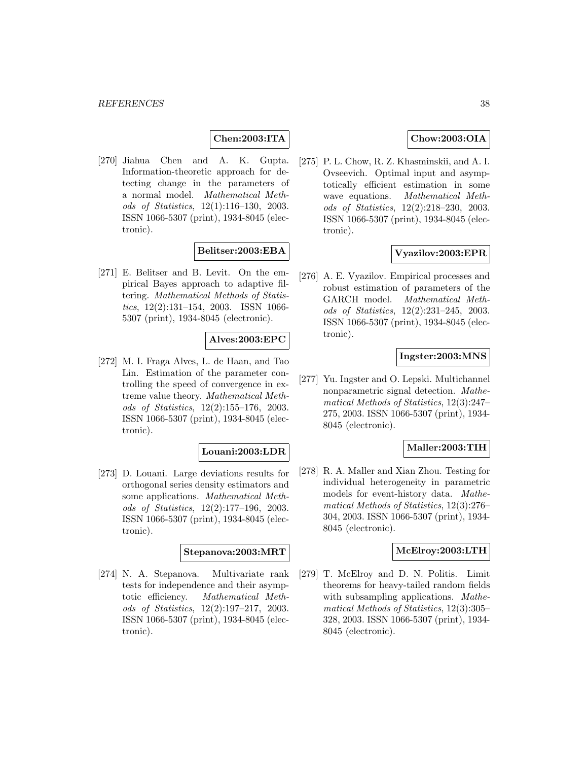**Chen:2003:ITA**

[270] Jiahua Chen and A. K. Gupta. Information-theoretic approach for detecting change in the parameters of a normal model. *Mathematical Methods of Statistics*, 12(1):116–130, 2003. ISSN 1066-5307 (print), 1934-8045 (electronic).

**Belitser:2003:EBA**

[271] E. Belitser and B. Levit. On the empirical Bayes approach to adaptive filtering. *Mathematical Methods of Statistics*, 12(2):131–154, 2003. ISSN 1066-5307 (print), 1934-8045 (electronic).

**Alves:2003:EPC**

[272] M. I. Fraga Alves, L. de Haan, and Tao Lin. Estimation of the parameter controlling the speed of convergence in extreme value theory. *Mathematical Methods of Statistics*, 12(2):155–176, 2003. ISSN 1066-5307 (print), 1934-8045 (electronic).

**Louani:2003:LDR**

[273] D. Louani. Large deviations results for orthogonal series density estimators and some applications. *Mathematical Methods of Statistics*, 12(2):177–196, 2003. ISSN 1066-5307 (print), 1934-8045 (electronic).

**Stepanova:2003:MRT**

[274] N. A. Stepanova. Multivariate rank tests for independence and their asymptotic efficiency. *Mathematical Methods of Statistics*, 12(2):197–217, 2003. ISSN 1066-5307 (print), 1934-8045 (electronic).

**Chow:2003:OIA**

[275] P. L. Chow, R. Z. Khasminskii, and A. I. Ovseevich. Optimal input and asymptotically efficient estimation in some wave equations. *Mathematical Methods of Statistics*, 12(2):218–230, 2003. ISSN 1066-5307 (print), 1934-8045 (electronic).

**Vyazilov:2003:EPR**

[276] A. E. Vyazilov. Empirical processes and robust estimation of parameters of the GARCH model. *Mathematical Methods of Statistics*, 12(2):231–245, 2003. ISSN 1066-5307 (print), 1934-8045 (electronic).

**Ingster:2003:MNS**

[277] Yu. Ingster and O. Lepski. Multichannel nonparametric signal detection. *Mathematical Methods of Statistics*, 12(3):247–275, 2003. ISSN 1066-5307 (print), 1934-8045 (electronic).

**Maller:2003:TIH**

[278] R. A. Maller and Xian Zhou. Testing for individual heterogeneity in parametric models for event-history data. *Mathematical Methods of Statistics*, 12(3):276–304, 2003. ISSN 1066-5307 (print), 1934-8045 (electronic).

**McElroy:2003:LTH**

[279] T. McElroy and D. N. Politis. Limit theorems for heavy-tailed random fields with subsampling applications. *Mathematical Methods of Statistics*, 12(3):305–328, 2003. ISSN 1066-5307 (print), 1934-8045 (electronic).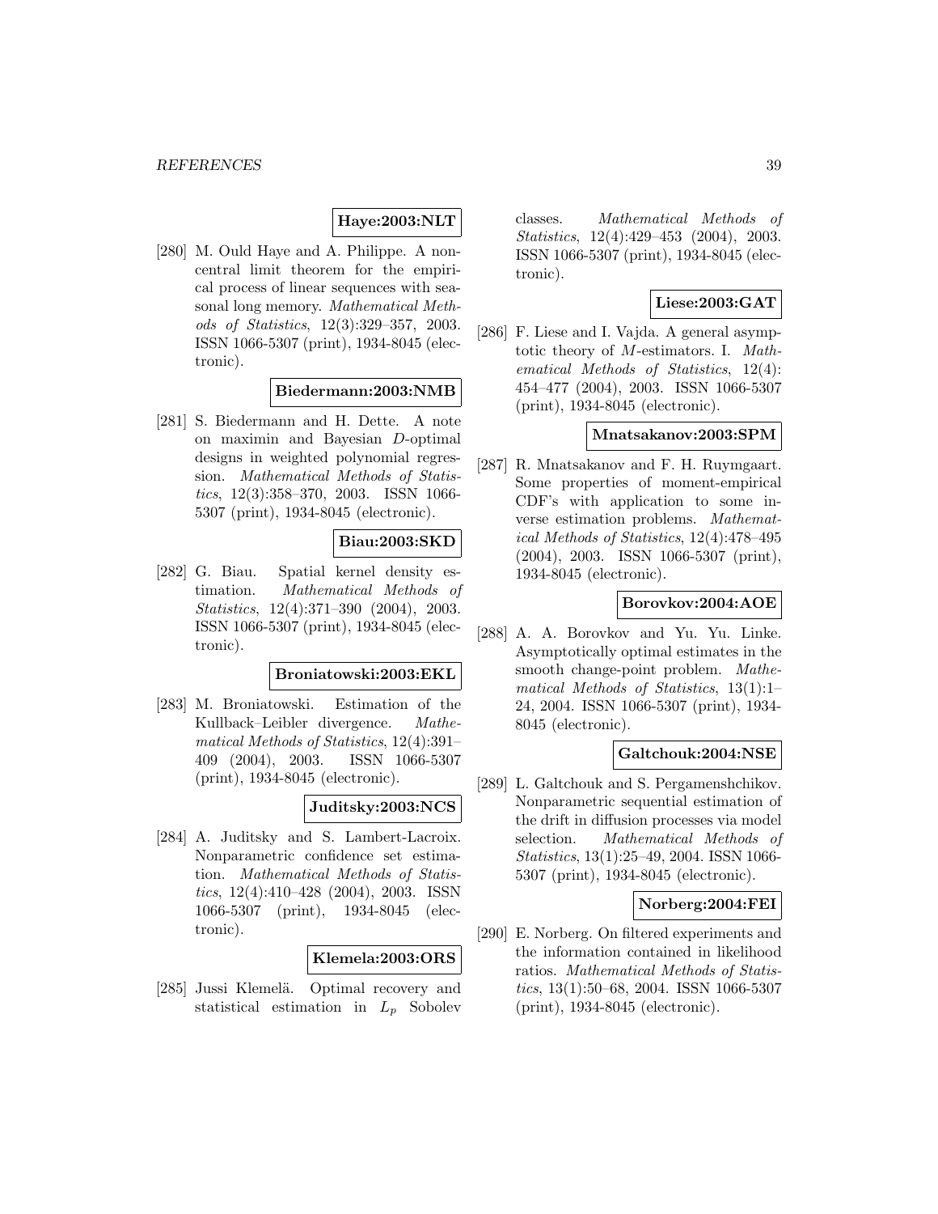**Haye:2003:NLT**

[280] M. Ould Haye and A. Philippe. A noncentral limit theorem for the empirical process of linear sequences with seasonal long memory. *Mathematical Methods of Statistics*, 12(3):329–357, 2003. ISSN 1066-5307 (print), 1934-8045 (electronic).

**Biedermann:2003:NMB**

[281] S. Biedermann and H. Dette. A note on maximin and Bayesian $D$-optimal designs in weighted polynomial regression. *Mathematical Methods of Statistics*, 12(3):358–370, 2003. ISSN 1066-5307 (print), 1934-8045 (electronic).

**Biau:2003:SKD**

[282] G. Biau. Spatial kernel density estimation. *Mathematical Methods of Statistics*, 12(4):371–390 (2004), 2003. ISSN 1066-5307 (print), 1934-8045 (electronic).

**Broniatowski:2003:EKL**

[283] M. Broniatowski. Estimation of the Kullback–Leibler divergence. *Mathematical Methods of Statistics*, 12(4):391–409 (2004), 2003. ISSN 1066-5307 (print), 1934-8045 (electronic).

**Juditsky:2003:NCS**

[284] A. Juditsky and S. Lambert-Lacroix. Nonparametric confidence set estimation. *Mathematical Methods of Statistics*, 12(4):410–428 (2004), 2003. ISSN 1066-5307 (print), 1934-8045 (electronic).

**Klemela:2003:ORS**

[285] Jussi Klemelä. Optimal recovery and statistical estimation in $L_p$ Sobolev classes. *Mathematical Methods of Statistics*, 12(4):429–453 (2004), 2003. ISSN 1066-5307 (print), 1934-8045 (electronic).

**Liese:2003:GAT**

[286] F. Liese and I. Vajda. A general asymptotic theory of $M$-estimators. I. *Mathematical Methods of Statistics*, 12(4): 454–477 (2004), 2003. ISSN 1066-5307 (print), 1934-8045 (electronic).

**Mnatsakanov:2003:SPM**

[287] R. Mnatsakanov and F. H. Ruymgaart. Some properties of moment-empirical CDF's with application to some inverse estimation problems. *Mathematical Methods of Statistics*, 12(4):478–495 (2004), 2003. ISSN 1066-5307 (print), 1934-8045 (electronic).

**Borovkov:2004:AOE**

[288] A. A. Borovkov and Yu. Yu. Linke. Asymptotically optimal estimates in the smooth change-point problem. *Mathematical Methods of Statistics*, 13(1):1–24, 2004. ISSN 1066-5307 (print), 1934-8045 (electronic).

**Galtchouk:2004:NSE**

[289] L. Galtchouk and S. Pergamenshchikov. Nonparametric sequential estimation of the drift in diffusion processes via model selection. *Mathematical Methods of Statistics*, 13(1):25–49, 2004. ISSN 1066-5307 (print), 1934-8045 (electronic).

**Norberg:2004:FEI**

[290] E. Norberg. On filtered experiments and the information contained in likelihood ratios. *Mathematical Methods of Statistics*, 13(1):50–68, 2004. ISSN 1066-5307 (print), 1934-8045 (electronic).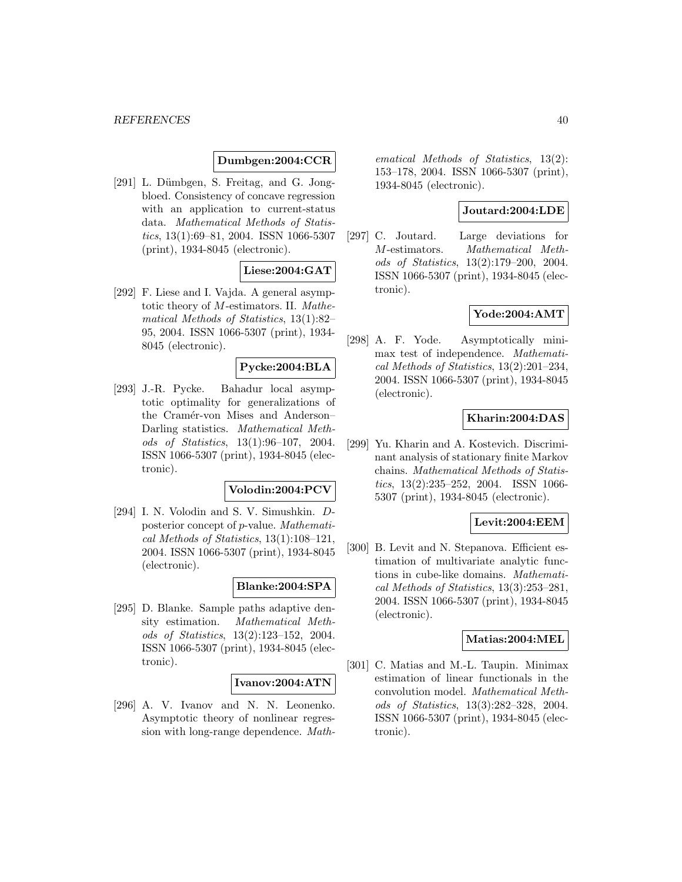**Dumbgen:2004:CCR**

[291] L. Dümbgen, S. Freitag, and G. Jongbloed. Consistency of concave regression with an application to current-status data. *Mathematical Methods of Statistics*, 13(1):69–81, 2004. ISSN 1066-5307 (print), 1934-8045 (electronic).

**Liese:2004:GAT**

[292] F. Liese and I. Vajda. A general asymptotic theory of $M$-estimators. II. *Mathematical Methods of Statistics*, 13(1):82–95, 2004. ISSN 1066-5307 (print), 1934-8045 (electronic).

**Pycke:2004:BLA**

[293] J.-R. Pycke. Bahadur local asymptotic optimality for generalizations of the Cramér-von Mises and Anderson–Darling statistics. *Mathematical Methods of Statistics*, 13(1):96–107, 2004. ISSN 1066-5307 (print), 1934-8045 (electronic).

**Volodin:2004:PCV**

[294] I. N. Volodin and S. V. Simushkin. $D$-posterior concept of $p$-value. *Mathematical Methods of Statistics*, 13(1):108–121, 2004. ISSN 1066-5307 (print), 1934-8045 (electronic).

**Blanke:2004:SPA**

[295] D. Blanke. Sample paths adaptive density estimation. *Mathematical Methods of Statistics*, 13(2):123–152, 2004. ISSN 1066-5307 (print), 1934-8045 (electronic).

**Ivanov:2004:ATN**

[296] A. V. Ivanov and N. N. Leonenko. Asymptotic theory of nonlinear regression with long-range dependence. *Mathematical Methods of Statistics*, 13(2): 153–178, 2004. ISSN 1066-5307 (print), 1934-8045 (electronic).

**Joutard:2004:LDE**

[297] C. Joutard. Large deviations for $M$-estimators. *Mathematical Methods of Statistics*, 13(2):179–200, 2004. ISSN 1066-5307 (print), 1934-8045 (electronic).

**Yode:2004:AMT**

[298] A. F. Yode. Asymptotically minimax test of independence. *Mathematical Methods of Statistics*, 13(2):201–234, 2004. ISSN 1066-5307 (print), 1934-8045 (electronic).

**Kharin:2004:DAS**

[299] Yu. Kharin and A. Kostevich. Discriminant analysis of stationary finite Markov chains. *Mathematical Methods of Statistics*, 13(2):235–252, 2004. ISSN 1066-5307 (print), 1934-8045 (electronic).

**Levit:2004:EEM**

[300] B. Levit and N. Stepanova. Efficient estimation of multivariate analytic functions in cube-like domains. *Mathematical Methods of Statistics*, 13(3):253–281, 2004. ISSN 1066-5307 (print), 1934-8045 (electronic).

**Matias:2004:MEL**

[301] C. Matias and M.-L. Taupin. Minimax estimation of linear functionals in the convolution model. *Mathematical Methods of Statistics*, 13(3):282–328, 2004. ISSN 1066-5307 (print), 1934-8045 (electronic).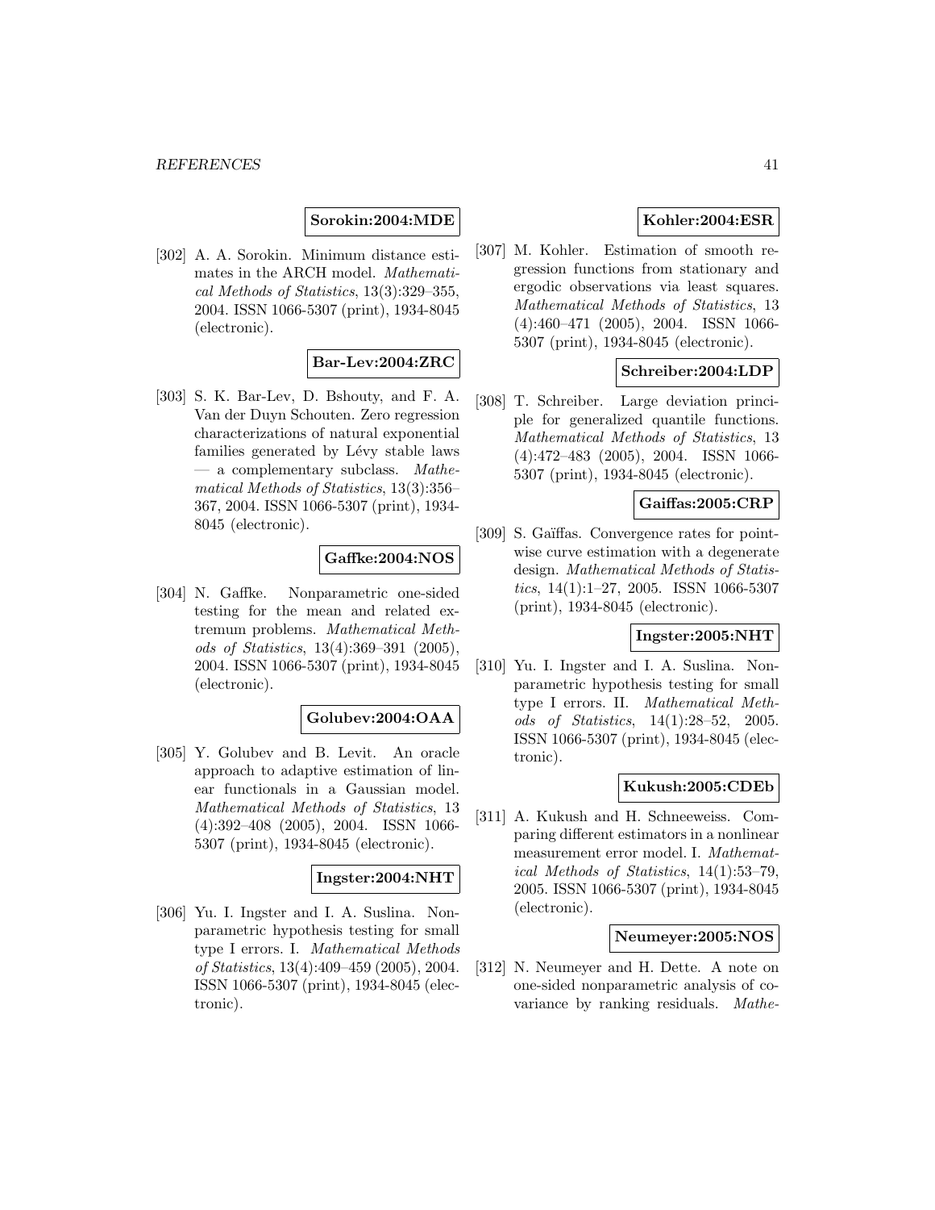**Sorokin:2004:MDE**

[302] A. A. Sorokin. Minimum distance estimates in the ARCH model. *Mathematical Methods of Statistics*, 13(3):329–355, 2004. ISSN 1066-5307 (print), 1934-8045 (electronic).

**Bar-Lev:2004:ZRC**

[303] S. K. Bar-Lev, D. Bshouty, and F. A. Van der Duyn Schouten. Zero regression characterizations of natural exponential families generated by Lévy stable laws — a complementary subclass. *Mathematical Methods of Statistics*, 13(3):356–367, 2004. ISSN 1066-5307 (print), 1934-8045 (electronic).

**Gaffke:2004:NOS**

[304] N. Gaffke. Nonparametric one-sided testing for the mean and related extremum problems. *Mathematical Methods of Statistics*, 13(4):369–391 (2005), 2004. ISSN 1066-5307 (print), 1934-8045 (electronic).

**Golubev:2004:OAA**

[305] Y. Golubev and B. Levit. An oracle approach to adaptive estimation of linear functionals in a Gaussian model. *Mathematical Methods of Statistics*, 13 (4):392–408 (2005), 2004. ISSN 1066-5307 (print), 1934-8045 (electronic).

**Ingster:2004:NHT**

[306] Yu. I. Ingster and I. A. Suslina. Nonparametric hypothesis testing for small type I errors. I. *Mathematical Methods of Statistics*, 13(4):409–459 (2005), 2004. ISSN 1066-5307 (print), 1934-8045 (electronic).

**Kohler:2004:ESR**

[307] M. Kohler. Estimation of smooth regression functions from stationary and ergodic observations via least squares. *Mathematical Methods of Statistics*, 13 (4):460–471 (2005), 2004. ISSN 1066-5307 (print), 1934-8045 (electronic).

**Schreiber:2004:LDP**

[308] T. Schreiber. Large deviation principle for generalized quantile functions. *Mathematical Methods of Statistics*, 13 (4):472–483 (2005), 2004. ISSN 1066-5307 (print), 1934-8045 (electronic).

**Gaiffas:2005:CRP**

[309] S. Gaïffas. Convergence rates for pointwise curve estimation with a degenerate design. *Mathematical Methods of Statistics*, 14(1):1–27, 2005. ISSN 1066-5307 (print), 1934-8045 (electronic).

**Ingster:2005:NHT**

[310] Yu. I. Ingster and I. A. Suslina. Nonparametric hypothesis testing for small type I errors. II. *Mathematical Methods of Statistics*, 14(1):28–52, 2005. ISSN 1066-5307 (print), 1934-8045 (electronic).

**Kukush:2005:CDEb**

[311] A. Kukush and H. Schneeweiss. Comparing different estimators in a nonlinear measurement error model. I. *Mathematical Methods of Statistics*, 14(1):53–79, 2005. ISSN 1066-5307 (print), 1934-8045 (electronic).

**Neumeyer:2005:NOS**

[312] N. Neumeyer and H. Dette. A note on one-sided nonparametric analysis of covariance by ranking residuals. *Mathe-*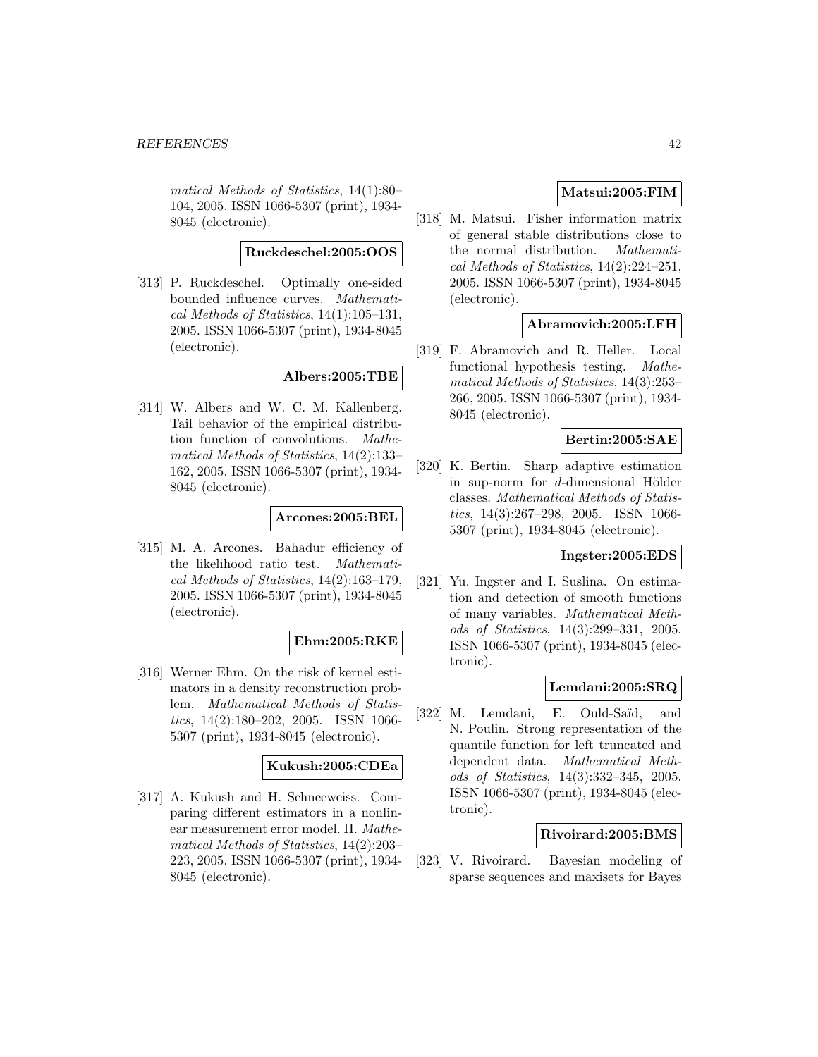matical Methods of Statistics*, 14(1):80–104, 2005. ISSN 1066-5307 (print), 1934-8045 (electronic).

**Ruckdeschel:2005:OOS**

[313] P. Ruckdeschel. Optimally one-sided bounded influence curves. *Mathematical Methods of Statistics*, 14(1):105–131, 2005. ISSN 1066-5307 (print), 1934-8045 (electronic).

**Albers:2005:TBE**

[314] W. Albers and W. C. M. Kallenberg. Tail behavior of the empirical distribution function of convolutions. *Mathematical Methods of Statistics*, 14(2):133–162, 2005. ISSN 1066-5307 (print), 1934-8045 (electronic).

**Arcones:2005:BEL**

[315] M. A. Arcones. Bahadur efficiency of the likelihood ratio test. *Mathematical Methods of Statistics*, 14(2):163–179, 2005. ISSN 1066-5307 (print), 1934-8045 (electronic).

**Ehm:2005:RKE**

[316] Werner Ehm. On the risk of kernel estimators in a density reconstruction problem. *Mathematical Methods of Statistics*, 14(2):180–202, 2005. ISSN 1066-5307 (print), 1934-8045 (electronic).

**Kukush:2005:CDEa**

[317] A. Kukush and H. Schneeweiss. Comparing different estimators in a nonlinear measurement error model. II. *Mathematical Methods of Statistics*, 14(2):203–223, 2005. ISSN 1066-5307 (print), 1934-8045 (electronic).

**Matsui:2005:FIM**

[318] M. Matsui. Fisher information matrix of general stable distributions close to the normal distribution. *Mathematical Methods of Statistics*, 14(2):224–251, 2005. ISSN 1066-5307 (print), 1934-8045 (electronic).

**Abramovich:2005:LFH**

[319] F. Abramovich and R. Heller. Local functional hypothesis testing. *Mathematical Methods of Statistics*, 14(3):253–266, 2005. ISSN 1066-5307 (print), 1934-8045 (electronic).

**Bertin:2005:SAE**

[320] K. Bertin. Sharp adaptive estimation in sup-norm for $d$-dimensional Hölder classes. *Mathematical Methods of Statistics*, 14(3):267–298, 2005. ISSN 1066-5307 (print), 1934-8045 (electronic).

**Ingster:2005:EDS**

[321] Yu. Ingster and I. Suslina. On estimation and detection of smooth functions of many variables. *Mathematical Methods of Statistics*, 14(3):299–331, 2005. ISSN 1066-5307 (print), 1934-8045 (electronic).

**Lemdani:2005:SRQ**

[322] M. Lemdani, E. Ould-Saïd, and N. Poulin. Strong representation of the quantile function for left truncated and dependent data. *Mathematical Methods of Statistics*, 14(3):332–345, 2005. ISSN 1066-5307 (print), 1934-8045 (electronic).

**Rivoirard:2005:BMS**

[323] V. Rivoirard. Bayesian modeling of sparse sequences and maxisets for Bayes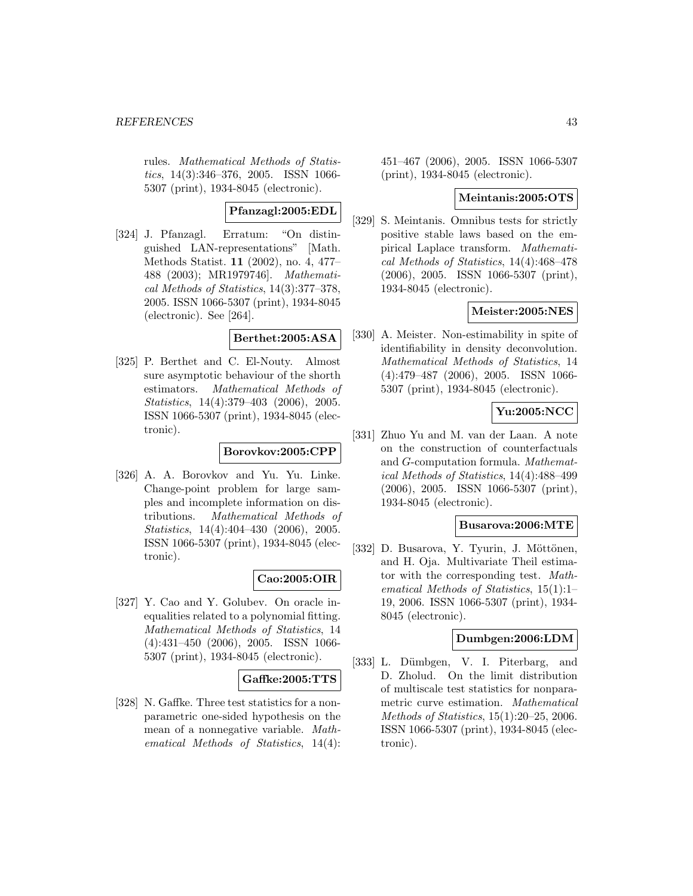rules. *Mathematical Methods of Statistics*, 14(3):346–376, 2005. ISSN 1066-5307 (print), 1934-8045 (electronic).

**Pfanzagl:2005:EDL**

[324] J. Pfanzagl. Erratum: "On distinguished LAN-representations" [Math. Methods Statist. **11** (2002), no. 4, 477–488 (2003); MR1979746]. *Mathematical Methods of Statistics*, 14(3):377–378, 2005. ISSN 1066-5307 (print), 1934-8045 (electronic). See [264].

**Berthet:2005:ASA**

[325] P. Berthet and C. El-Nouty. Almost sure asymptotic behaviour of the shorth estimators. *Mathematical Methods of Statistics*, 14(4):379–403 (2006), 2005. ISSN 1066-5307 (print), 1934-8045 (electronic).

**Borovkov:2005:CPP**

[326] A. A. Borovkov and Yu. Yu. Linke. Change-point problem for large samples and incomplete information on distributions. *Mathematical Methods of Statistics*, 14(4):404–430 (2006), 2005. ISSN 1066-5307 (print), 1934-8045 (electronic).

**Cao:2005:OIR**

[327] Y. Cao and Y. Golubev. On oracle inequalities related to a polynomial fitting. *Mathematical Methods of Statistics*, 14 (4):431–450 (2006), 2005. ISSN 1066-5307 (print), 1934-8045 (electronic).

**Gaffke:2005:TTS**

[328] N. Gaffke. Three test statistics for a nonparametric one-sided hypothesis on the mean of a nonnegative variable. *Mathematical Methods of Statistics*, 14(4): 451–467 (2006), 2005. ISSN 1066-5307 (print), 1934-8045 (electronic).

**Meintanis:2005:OTS**

[329] S. Meintanis. Omnibus tests for strictly positive stable laws based on the empirical Laplace transform. *Mathematical Methods of Statistics*, 14(4):468–478 (2006), 2005. ISSN 1066-5307 (print), 1934-8045 (electronic).

**Meister:2005:NES**

[330] A. Meister. Non-estimability in spite of identifiability in density deconvolution. *Mathematical Methods of Statistics*, 14 (4):479–487 (2006), 2005. ISSN 1066-5307 (print), 1934-8045 (electronic).

**Yu:2005:NCC**

[331] Zhuo Yu and M. van der Laan. A note on the construction of counterfactuals and *G*-computation formula. *Mathematical Methods of Statistics*, 14(4):488–499 (2006), 2005. ISSN 1066-5307 (print), 1934-8045 (electronic).

**Busarova:2006:MTE**

[332] D. Busarova, Y. Tyurin, J. Möttönen, and H. Oja. Multivariate Theil estimator with the corresponding test. *Mathematical Methods of Statistics*, 15(1):1–19, 2006. ISSN 1066-5307 (print), 1934-8045 (electronic).

**Dumbgen:2006:LDM**

[333] L. Dümbgen, V. I. Piterbarg, and D. Zholud. On the limit distribution of multiscale test statistics for nonparametric curve estimation. *Mathematical Methods of Statistics*, 15(1):20–25, 2006. ISSN 1066-5307 (print), 1934-8045 (electronic).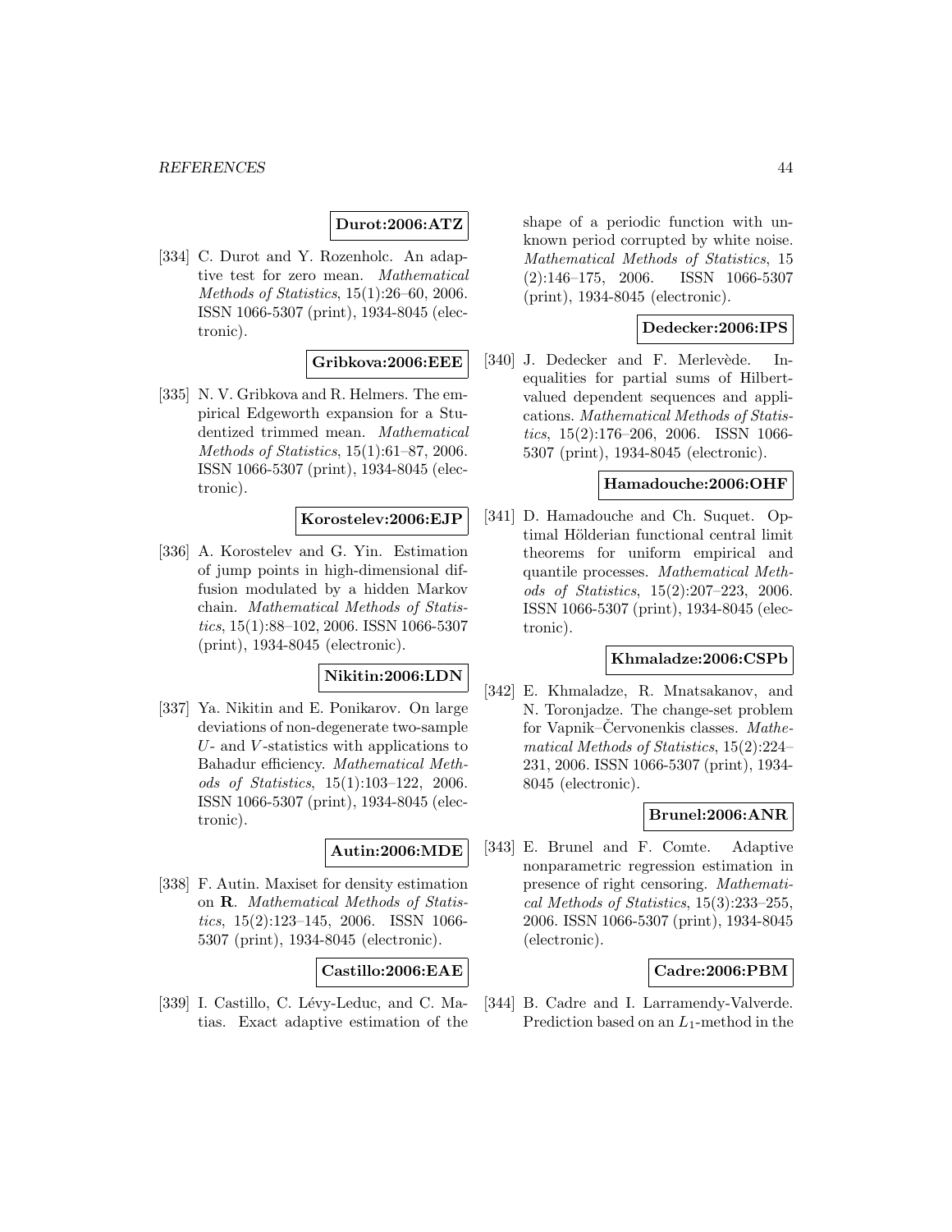**Durot:2006:ATZ**

[334] C. Durot and Y. Rozenholc. An adaptive test for zero mean. *Mathematical Methods of Statistics*, 15(1):26–60, 2006. ISSN 1066-5307 (print), 1934-8045 (electronic).

**Gribkova:2006:EEE**

[335] N. V. Gribkova and R. Helmers. The empirical Edgeworth expansion for a Studentized trimmed mean. *Mathematical Methods of Statistics*, 15(1):61–87, 2006. ISSN 1066-5307 (print), 1934-8045 (electronic).

**Korostelev:2006:EJP**

[336] A. Korostelev and G. Yin. Estimation of jump points in high-dimensional diffusion modulated by a hidden Markov chain. *Mathematical Methods of Statistics*, 15(1):88–102, 2006. ISSN 1066-5307 (print), 1934-8045 (electronic).

**Nikitin:2006:LDN**

[337] Ya. Nikitin and E. Ponikarov. On large deviations of non-degenerate two-sample $U$- and $V$-statistics with applications to Bahadur efficiency. *Mathematical Methods of Statistics*, 15(1):103–122, 2006. ISSN 1066-5307 (print), 1934-8045 (electronic).

**Autin:2006:MDE**

[338] F. Autin. Maxiset for density estimation on **R**. *Mathematical Methods of Statistics*, 15(2):123–145, 2006. ISSN 1066-5307 (print), 1934-8045 (electronic).

**Castillo:2006:EAE**

[339] I. Castillo, C. Lévy-Leduc, and C. Matias. Exact adaptive estimation of the shape of a periodic function with unknown period corrupted by white noise. *Mathematical Methods of Statistics*, 15 (2):146–175, 2006. ISSN 1066-5307 (print), 1934-8045 (electronic).

**Dedecker:2006:IPS**

[340] J. Dedecker and F. Merlevède. Inequalities for partial sums of Hilbert-valued dependent sequences and applications. *Mathematical Methods of Statistics*, 15(2):176–206, 2006. ISSN 1066-5307 (print), 1934-8045 (electronic).

**Hamadouche:2006:OHF**

[341] D. Hamadouche and Ch. Suquet. Optimal Hölderian functional central limit theorems for uniform empirical and quantile processes. *Mathematical Methods of Statistics*, 15(2):207–223, 2006. ISSN 1066-5307 (print), 1934-8045 (electronic).

**Khmaladze:2006:CSPb**

[342] E. Khmaladze, R. Mnatsakanov, and N. Toronjadze. The change-set problem for Vapnik–Červonenkis classes. *Mathematical Methods of Statistics*, 15(2):224–231, 2006. ISSN 1066-5307 (print), 1934-8045 (electronic).

**Brunel:2006:ANR**

[343] E. Brunel and F. Comte. Adaptive nonparametric regression estimation in presence of right censoring. *Mathematical Methods of Statistics*, 15(3):233–255, 2006. ISSN 1066-5307 (print), 1934-8045 (electronic).

**Cadre:2006:PBM**

[344] B. Cadre and I. Larramendy-Valverde. Prediction based on an $L_1$-method in the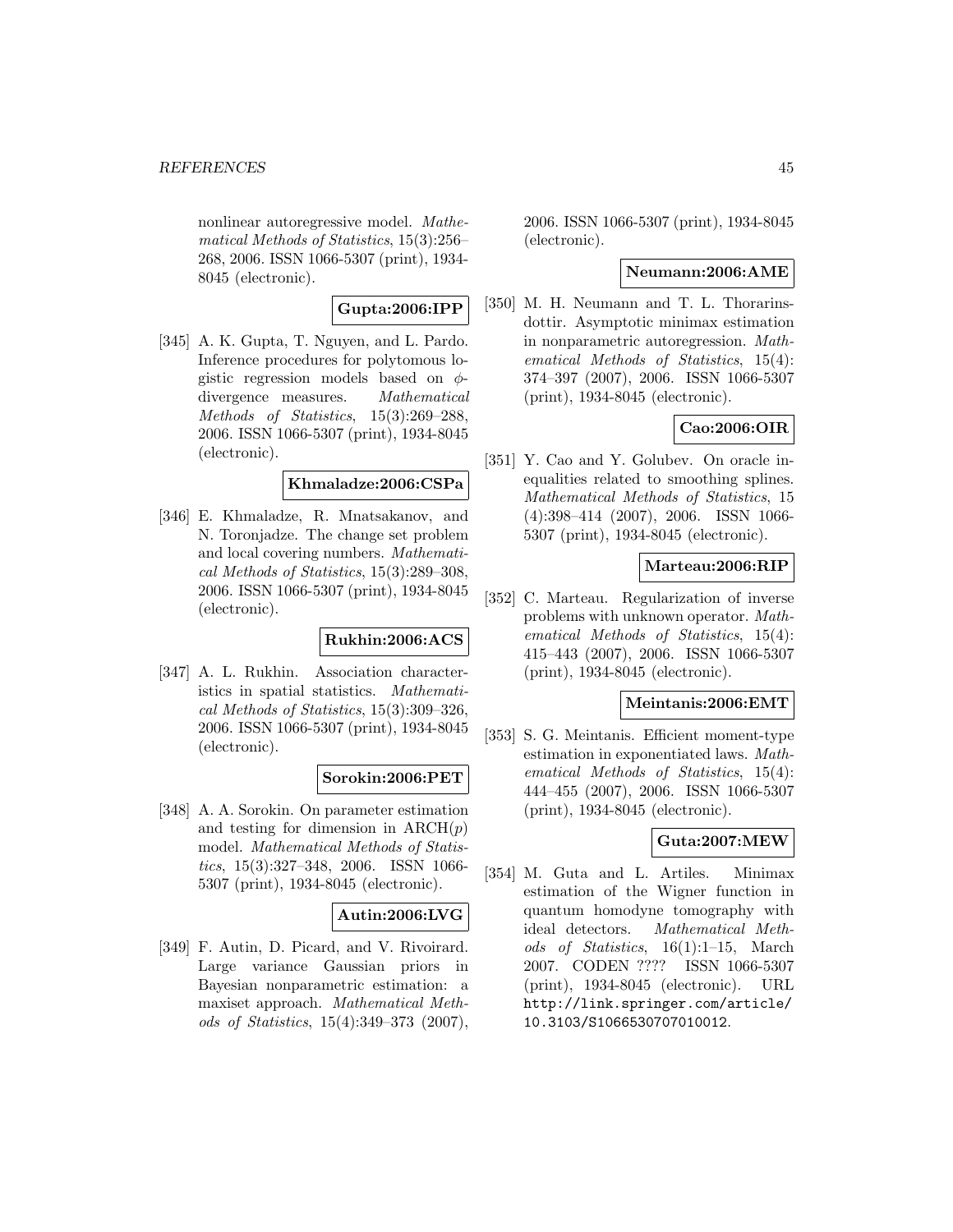nonlinear autoregressive model. *Mathematical Methods of Statistics*, 15(3):256–268, 2006. ISSN 1066-5307 (print), 1934-8045 (electronic).

**Gupta:2006:IPP**

[345] A. K. Gupta, T. Nguyen, and L. Pardo. Inference procedures for polytomous logistic regression models based on $\phi$-divergence measures. *Mathematical Methods of Statistics*, 15(3):269–288, 2006. ISSN 1066-5307 (print), 1934-8045 (electronic).

**Khmaladze:2006:CSPa**

[346] E. Khmaladze, R. Mnatsakanov, and N. Toronjadze. The change set problem and local covering numbers. *Mathematical Methods of Statistics*, 15(3):289–308, 2006. ISSN 1066-5307 (print), 1934-8045 (electronic).

**Rukhin:2006:ACS**

[347] A. L. Rukhin. Association characteristics in spatial statistics. *Mathematical Methods of Statistics*, 15(3):309–326, 2006. ISSN 1066-5307 (print), 1934-8045 (electronic).

**Sorokin:2006:PET**

[348] A. A. Sorokin. On parameter estimation and testing for dimension in ARCH($p$) model. *Mathematical Methods of Statistics*, 15(3):327–348, 2006. ISSN 1066-5307 (print), 1934-8045 (electronic).

**Autin:2006:LVG**

[349] F. Autin, D. Picard, and V. Rivoirard. Large variance Gaussian priors in Bayesian nonparametric estimation: a maxiset approach. *Mathematical Methods of Statistics*, 15(4):349–373 (2007), 2006. ISSN 1066-5307 (print), 1934-8045 (electronic).

**Neumann:2006:AME**

[350] M. H. Neumann and T. L. Thorarinsdottir. Asymptotic minimax estimation in nonparametric autoregression. *Mathematical Methods of Statistics*, 15(4): 374–397 (2007), 2006. ISSN 1066-5307 (print), 1934-8045 (electronic).

**Cao:2006:OIR**

[351] Y. Cao and Y. Golubev. On oracle inequalities related to smoothing splines. *Mathematical Methods of Statistics*, 15 (4):398–414 (2007), 2006. ISSN 1066-5307 (print), 1934-8045 (electronic).

**Marteau:2006:RIP**

[352] C. Marteau. Regularization of inverse problems with unknown operator. *Mathematical Methods of Statistics*, 15(4): 415–443 (2007), 2006. ISSN 1066-5307 (print), 1934-8045 (electronic).

**Meintanis:2006:EMT**

[353] S. G. Meintanis. Efficient moment-type estimation in exponentiated laws. *Mathematical Methods of Statistics*, 15(4): 444–455 (2007), 2006. ISSN 1066-5307 (print), 1934-8045 (electronic).

**Guta:2007:MEW**

[354] M. Guta and L. Artiles. Minimax estimation of the Wigner function in quantum homodyne tomography with ideal detectors. *Mathematical Methods of Statistics*, 16(1):1–15, March 2007. CODEN ???? ISSN 1066-5307 (print), 1934-8045 (electronic). URL http://link.springer.com/article/10.3103/S1066530707010012.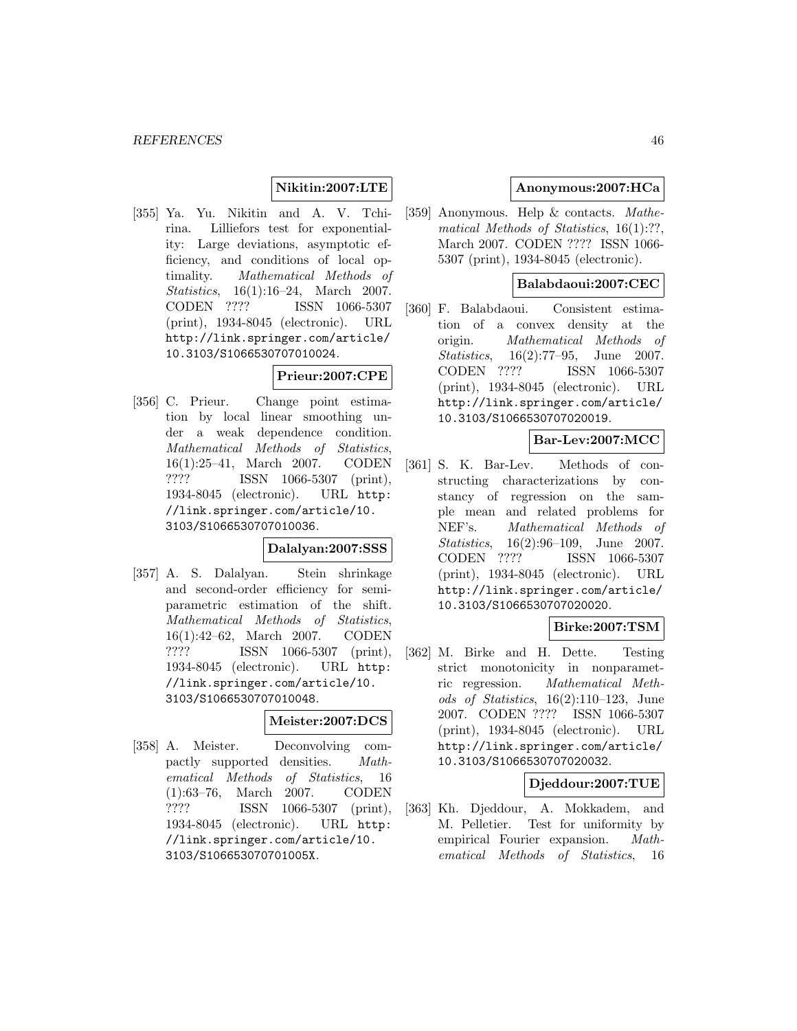**Nikitin:2007:LTE**

[355] Ya. Yu. Nikitin and A. V. Tchirina. Lilliefors test for exponentiality: Large deviations, asymptotic efficiency, and conditions of local optimality. *Mathematical Methods of Statistics*, 16(1):16–24, March 2007. CODEN ???? ISSN 1066-5307 (print), 1934-8045 (electronic). URL http://link.springer.com/article/10.3103/S1066530707010024.

**Prieur:2007:CPE**

[356] C. Prieur. Change point estimation by local linear smoothing under a weak dependence condition. *Mathematical Methods of Statistics*, 16(1):25–41, March 2007. CODEN ???? ISSN 1066-5307 (print), 1934-8045 (electronic). URL http://link.springer.com/article/10.3103/S1066530707010036.

**Dalalyan:2007:SSS**

[357] A. S. Dalalyan. Stein shrinkage and second-order efficiency for semiparametric estimation of the shift. *Mathematical Methods of Statistics*, 16(1):42–62, March 2007. CODEN ???? ISSN 1066-5307 (print), 1934-8045 (electronic). URL http://link.springer.com/article/10.3103/S1066530707010048.

**Meister:2007:DCS**

[358] A. Meister. Deconvolving compactly supported densities. *Mathematical Methods of Statistics*, 16 (1):63–76, March 2007. CODEN ???? ISSN 1066-5307 (print), 1934-8045 (electronic). URL http://link.springer.com/article/10.3103/S106653070701005X.

**Anonymous:2007:HCa**

[359] Anonymous. Help & contacts. *Mathematical Methods of Statistics*, 16(1):??, March 2007. CODEN ???? ISSN 1066-5307 (print), 1934-8045 (electronic).

**Balabdaoui:2007:CEC**

[360] F. Balabdaoui. Consistent estimation of a convex density at the origin. *Mathematical Methods of Statistics*, 16(2):77–95, June 2007. CODEN ???? ISSN 1066-5307 (print), 1934-8045 (electronic). URL http://link.springer.com/article/10.3103/S1066530707020019.

**Bar-Lev:2007:MCC**

[361] S. K. Bar-Lev. Methods of constructing characterizations by constancy of regression on the sample mean and related problems for NEF's. *Mathematical Methods of Statistics*, 16(2):96–109, June 2007. CODEN ???? ISSN 1066-5307 (print), 1934-8045 (electronic). URL http://link.springer.com/article/10.3103/S1066530707020020.

**Birke:2007:TSM**

[362] M. Birke and H. Dette. Testing strict monotonicity in nonparametric regression. *Mathematical Methods of Statistics*, 16(2):110–123, June 2007. CODEN ???? ISSN 1066-5307 (print), 1934-8045 (electronic). URL http://link.springer.com/article/10.3103/S1066530707020032.

**Djeddour:2007:TUE**

[363] Kh. Djeddour, A. Mokkadem, and M. Pelletier. Test for uniformity by empirical Fourier expansion. *Mathematical Methods of Statistics*, 16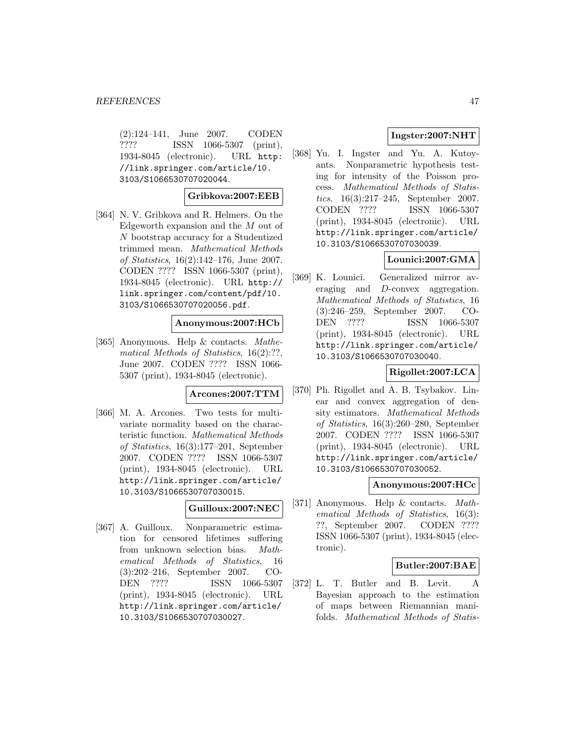(2):124–141, June 2007. CODEN ???? ISSN 1066-5307 (print), 1934-8045 (electronic). URL http://link.springer.com/article/10.3103/S1066530707020044.

**Gribkova:2007:EEB**

[364] N. V. Gribkova and R. Helmers. On the Edgeworth expansion and the $M$ out of $N$ bootstrap accuracy for a Studentized trimmed mean. *Mathematical Methods of Statistics*, 16(2):142–176, June 2007. CODEN ???? ISSN 1066-5307 (print), 1934-8045 (electronic). URL http://link.springer.com/content/pdf/10.3103/S1066530707020056.pdf.

**Anonymous:2007:HCb**

[365] Anonymous. Help & contacts. *Mathematical Methods of Statistics*, 16(2):??, June 2007. CODEN ???? ISSN 1066-5307 (print), 1934-8045 (electronic).

**Arcones:2007:TTM**

[366] M. A. Arcones. Two tests for multivariate normality based on the characteristic function. *Mathematical Methods of Statistics*, 16(3):177–201, September 2007. CODEN ???? ISSN 1066-5307 (print), 1934-8045 (electronic). URL http://link.springer.com/article/10.3103/S1066530707030015.

**Guilloux:2007:NEC**

[367] A. Guilloux. Nonparametric estimation for censored lifetimes suffering from unknown selection bias. *Mathematical Methods of Statistics*, 16 (3):202–216, September 2007. CODEN ???? ISSN 1066-5307 (print), 1934-8045 (electronic). URL http://link.springer.com/article/10.3103/S1066530707030027.

**Ingster:2007:NHT**

[368] Yu. I. Ingster and Yu. A. Kutoyants. Nonparametric hypothesis testing for intensity of the Poisson process. *Mathematical Methods of Statistics*, 16(3):217–245, September 2007. CODEN ???? ISSN 1066-5307 (print), 1934-8045 (electronic). URL http://link.springer.com/article/10.3103/S1066530707030039.

**Lounici:2007:GMA**

[369] K. Lounici. Generalized mirror averaging and $D$-convex aggregation. *Mathematical Methods of Statistics*, 16 (3):246–259, September 2007. CODEN ???? ISSN 1066-5307 (print), 1934-8045 (electronic). URL http://link.springer.com/article/10.3103/S1066530707030040.

**Rigollet:2007:LCA**

[370] Ph. Rigollet and A. B. Tsybakov. Linear and convex aggregation of density estimators. *Mathematical Methods of Statistics*, 16(3):260–280, September 2007. CODEN ???? ISSN 1066-5307 (print), 1934-8045 (electronic). URL http://link.springer.com/article/10.3103/S1066530707030052.

**Anonymous:2007:HCc**

[371] Anonymous. Help & contacts. *Mathematical Methods of Statistics*, 16(3): ??, September 2007. CODEN ???? ISSN 1066-5307 (print), 1934-8045 (electronic).

**Butler:2007:BAE**

[372] L. T. Butler and B. Levit. A Bayesian approach to the estimation of maps between Riemannian manifolds. *Mathematical Methods of Statis-*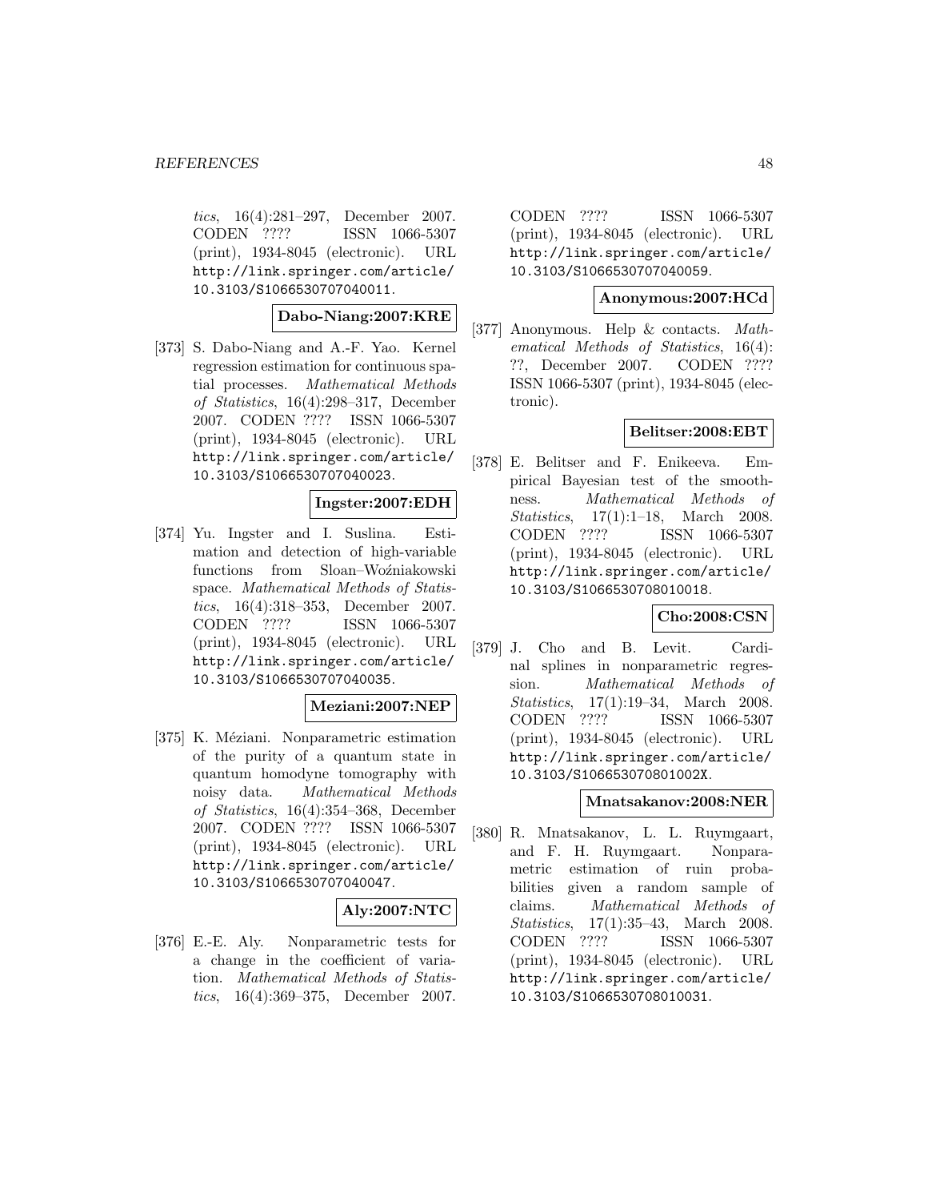*tics*, 16(4):281–297, December 2007. CODEN ???? ISSN 1066-5307 (print), 1934-8045 (electronic). URL http://link.springer.com/article/10.3103/S1066530707040011.

**Dabo-Niang:2007:KRE**

[373] S. Dabo-Niang and A.-F. Yao. Kernel regression estimation for continuous spatial processes. *Mathematical Methods of Statistics*, 16(4):298–317, December 2007. CODEN ???? ISSN 1066-5307 (print), 1934-8045 (electronic). URL http://link.springer.com/article/10.3103/S1066530707040023.

**Ingster:2007:EDH**

[374] Yu. Ingster and I. Suslina. Estimation and detection of high-variable functions from Sloan–Woźniakowski space. *Mathematical Methods of Statistics*, 16(4):318–353, December 2007. CODEN ???? ISSN 1066-5307 (print), 1934-8045 (electronic). URL http://link.springer.com/article/10.3103/S1066530707040035.

**Meziani:2007:NEP**

[375] K. Méziani. Nonparametric estimation of the purity of a quantum state in quantum homodyne tomography with noisy data. *Mathematical Methods of Statistics*, 16(4):354–368, December 2007. CODEN ???? ISSN 1066-5307 (print), 1934-8045 (electronic). URL http://link.springer.com/article/10.3103/S1066530707040047.

**Aly:2007:NTC**

[376] E.-E. Aly. Nonparametric tests for a change in the coefficient of variation. *Mathematical Methods of Statistics*, 16(4):369–375, December 2007. CODEN ???? ISSN 1066-5307 (print), 1934-8045 (electronic). URL http://link.springer.com/article/10.3103/S1066530707040059.

**Anonymous:2007:HCd**

[377] Anonymous. Help & contacts. *Mathematical Methods of Statistics*, 16(4): ??, December 2007. CODEN ???? ISSN 1066-5307 (print), 1934-8045 (electronic).

**Belitser:2008:EBT**

[378] E. Belitser and F. Enikeeva. Empirical Bayesian test of the smoothness. *Mathematical Methods of Statistics*, 17(1):1–18, March 2008. CODEN ???? ISSN 1066-5307 (print), 1934-8045 (electronic). URL http://link.springer.com/article/10.3103/S1066530708010018.

**Cho:2008:CSN**

[379] J. Cho and B. Levit. Cardinal splines in nonparametric regression. *Mathematical Methods of Statistics*, 17(1):19–34, March 2008. CODEN ???? ISSN 1066-5307 (print), 1934-8045 (electronic). URL http://link.springer.com/article/10.3103/S106653070801002X.

**Mnatsakanov:2008:NER**

[380] R. Mnatsakanov, L. L. Ruymgaart, and F. H. Ruymgaart. Nonparametric estimation of ruin probabilities given a random sample of claims. *Mathematical Methods of Statistics*, 17(1):35–43, March 2008. CODEN ???? ISSN 1066-5307 (print), 1934-8045 (electronic). URL http://link.springer.com/article/10.3103/S1066530708010031.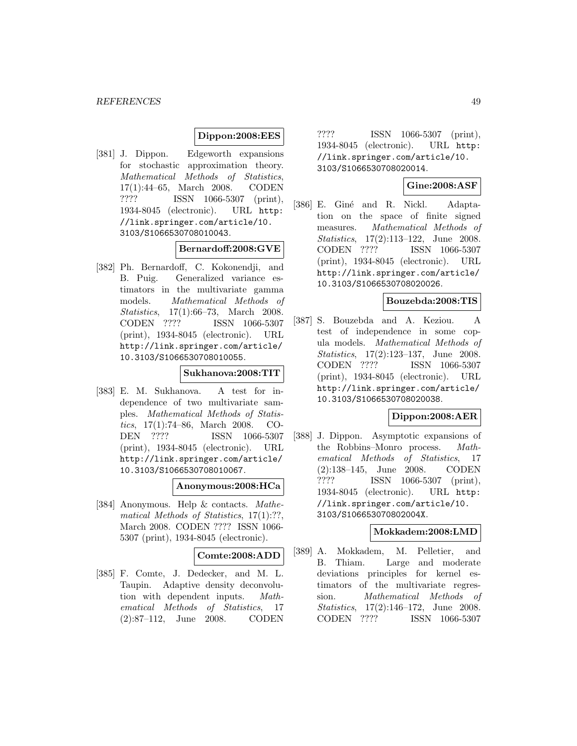**Dippon:2008:EES**

[381] J. Dippon. Edgeworth expansions for stochastic approximation theory. *Mathematical Methods of Statistics*, 17(1):44–65, March 2008. CODEN ???? ISSN 1066-5307 (print), 1934-8045 (electronic). URL http://link.springer.com/article/10.3103/S1066530708010043.

**Bernardoff:2008:GVE**

[382] Ph. Bernardoff, C. Kokonendji, and B. Puig. Generalized variance estimators in the multivariate gamma models. *Mathematical Methods of Statistics*, 17(1):66–73, March 2008. CODEN ???? ISSN 1066-5307 (print), 1934-8045 (electronic). URL http://link.springer.com/article/10.3103/S1066530708010055.

**Sukhanova:2008:TIT**

[383] E. M. Sukhanova. A test for independence of two multivariate samples. *Mathematical Methods of Statistics*, 17(1):74–86, March 2008. CODEN ???? ISSN 1066-5307 (print), 1934-8045 (electronic). URL http://link.springer.com/article/10.3103/S1066530708010067.

**Anonymous:2008:HCa**

[384] Anonymous. Help & contacts. *Mathematical Methods of Statistics*, 17(1):??, March 2008. CODEN ???? ISSN 1066-5307 (print), 1934-8045 (electronic).

**Comte:2008:ADD**

[385] F. Comte, J. Dedecker, and M. L. Taupin. Adaptive density deconvolution with dependent inputs. *Mathematical Methods of Statistics*, 17 (2):87–112, June 2008. CODEN ???? ISSN 1066-5307 (print), 1934-8045 (electronic). URL http://link.springer.com/article/10.3103/S1066530708020014.

**Gine:2008:ASF**

[386] E. Giné and R. Nickl. Adaptation on the space of finite signed measures. *Mathematical Methods of Statistics*, 17(2):113–122, June 2008. CODEN ???? ISSN 1066-5307 (print), 1934-8045 (electronic). URL http://link.springer.com/article/10.3103/S1066530708020026.

**Bouzebda:2008:TIS**

[387] S. Bouzebda and A. Keziou. A test of independence in some copula models. *Mathematical Methods of Statistics*, 17(2):123–137, June 2008. CODEN ???? ISSN 1066-5307 (print), 1934-8045 (electronic). URL http://link.springer.com/article/10.3103/S1066530708020038.

**Dippon:2008:AER**

[388] J. Dippon. Asymptotic expansions of the Robbins–Monro process. *Mathematical Methods of Statistics*, 17 (2):138–145, June 2008. CODEN ???? ISSN 1066-5307 (print), 1934-8045 (electronic). URL http://link.springer.com/article/10.3103/S106653070802004X.

**Mokkadem:2008:LMD**

[389] A. Mokkadem, M. Pelletier, and B. Thiam. Large and moderate deviations principles for kernel estimators of the multivariate regression. *Mathematical Methods of Statistics*, 17(2):146–172, June 2008. CODEN ???? ISSN 1066-5307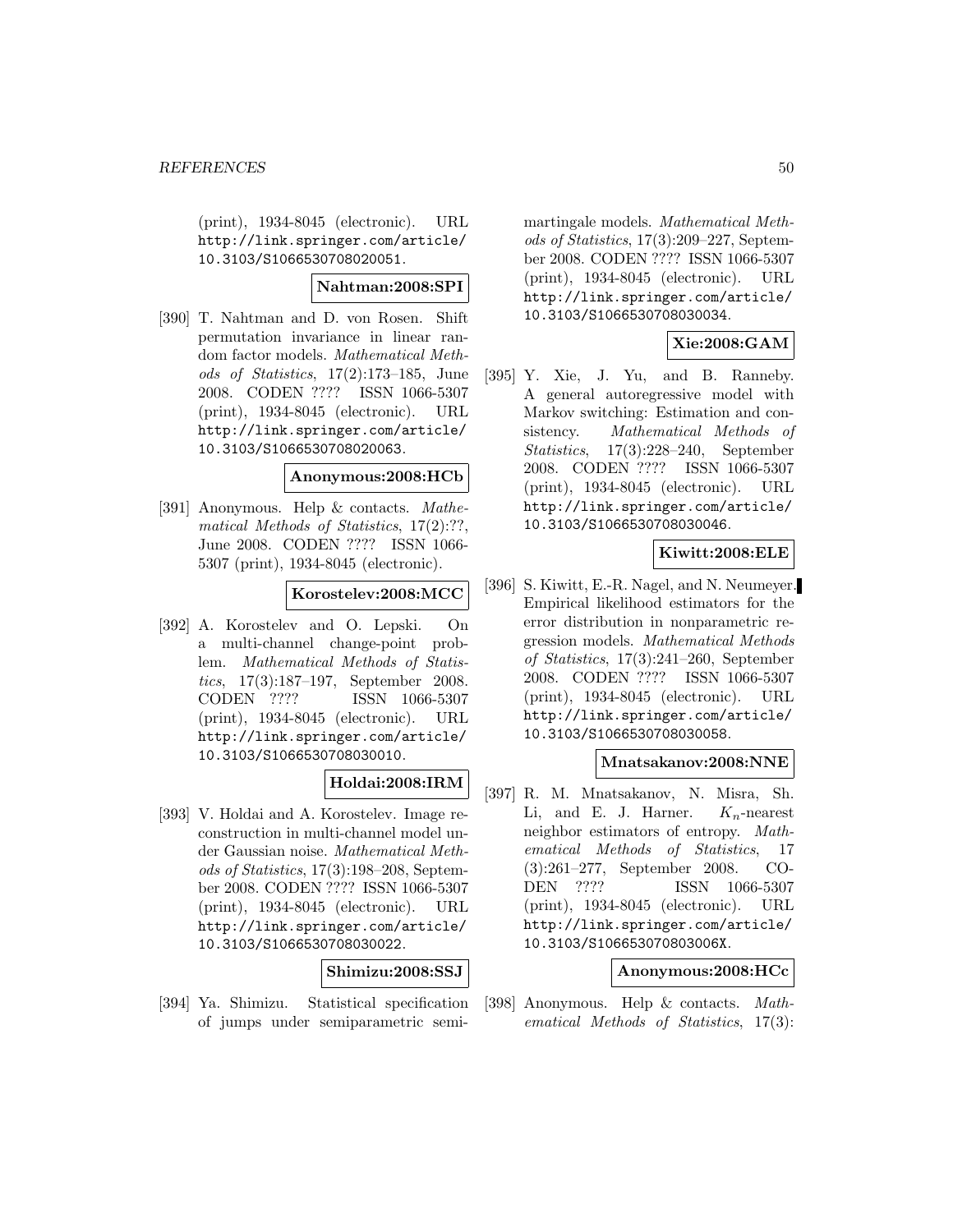(print), 1934-8045 (electronic). URL http://link.springer.com/article/10.3103/S1066530708020051.

**Nahtman:2008:SPI**

[390] T. Nahtman and D. von Rosen. Shift permutation invariance in linear random factor models. *Mathematical Methods of Statistics*, 17(2):173–185, June 2008. CODEN ???? ISSN 1066-5307 (print), 1934-8045 (electronic). URL http://link.springer.com/article/10.3103/S1066530708020063.

**Anonymous:2008:HCb**

[391] Anonymous. Help & contacts. *Mathematical Methods of Statistics*, 17(2):??, June 2008. CODEN ???? ISSN 1066-5307 (print), 1934-8045 (electronic).

**Korostelev:2008:MCC**

[392] A. Korostelev and O. Lepski. On a multi-channel change-point problem. *Mathematical Methods of Statistics*, 17(3):187–197, September 2008. CODEN ???? ISSN 1066-5307 (print), 1934-8045 (electronic). URL http://link.springer.com/article/10.3103/S1066530708030010.

**Holdai:2008:IRM**

[393] V. Holdai and A. Korostelev. Image reconstruction in multi-channel model under Gaussian noise. *Mathematical Methods of Statistics*, 17(3):198–208, September 2008. CODEN ???? ISSN 1066-5307 (print), 1934-8045 (electronic). URL http://link.springer.com/article/10.3103/S1066530708030022.

**Shimizu:2008:SSJ**

[394] Ya. Shimizu. Statistical specification of jumps under semiparametric semimartingale models. *Mathematical Methods of Statistics*, 17(3):209–227, September 2008. CODEN ???? ISSN 1066-5307 (print), 1934-8045 (electronic). URL http://link.springer.com/article/10.3103/S1066530708030034.

**Xie:2008:GAM**

[395] Y. Xie, J. Yu, and B. Ranneby. A general autoregressive model with Markov switching: Estimation and consistency. *Mathematical Methods of Statistics*, 17(3):228–240, September 2008. CODEN ???? ISSN 1066-5307 (print), 1934-8045 (electronic). URL http://link.springer.com/article/10.3103/S1066530708030046.

**Kiwitt:2008:ELE**

[396] S. Kiwitt, E.-R. Nagel, and N. Neumeyer. Empirical likelihood estimators for the error distribution in nonparametric regression models. *Mathematical Methods of Statistics*, 17(3):241–260, September 2008. CODEN ???? ISSN 1066-5307 (print), 1934-8045 (electronic). URL http://link.springer.com/article/10.3103/S1066530708030058.

**Mnatsakanov:2008:NNE**

[397] R. M. Mnatsakanov, N. Misra, Sh. Li, and E. J. Harner. $K_n$-nearest neighbor estimators of entropy. *Mathematical Methods of Statistics*, 17 (3):261–277, September 2008. CODEN ???? ISSN 1066-5307 (print), 1934-8045 (electronic). URL http://link.springer.com/article/10.3103/S106653070803006X.

**Anonymous:2008:HCc**

[398] Anonymous. Help & contacts. *Mathematical Methods of Statistics*, 17(3):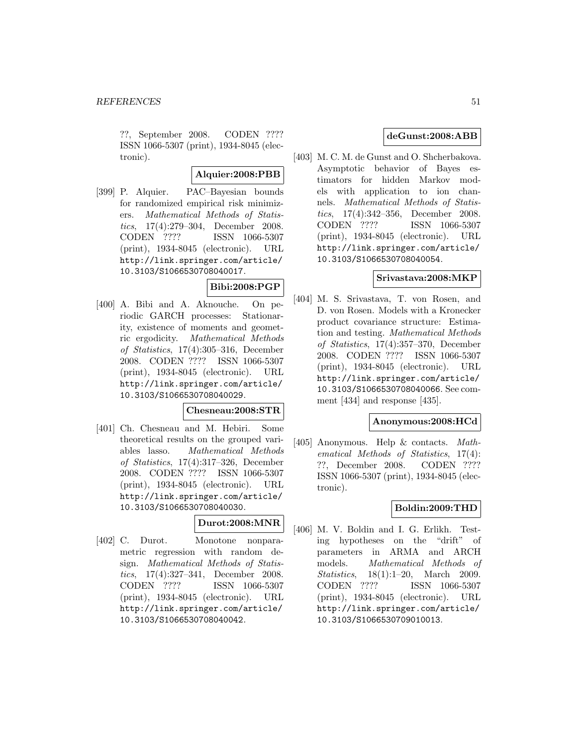??, September 2008. CODEN ???? ISSN 1066-5307 (print), 1934-8045 (electronic).

**Alquier:2008:PBB**

[399] P. Alquier. PAC–Bayesian bounds for randomized empirical risk minimizers. *Mathematical Methods of Statistics*, 17(4):279–304, December 2008. CODEN ???? ISSN 1066-5307 (print), 1934-8045 (electronic). URL http://link.springer.com/article/10.3103/S1066530708040017.

**Bibi:2008:PGP**

[400] A. Bibi and A. Aknouche. On periodic GARCH processes: Stationarity, existence of moments and geometric ergodicity. *Mathematical Methods of Statistics*, 17(4):305–316, December 2008. CODEN ???? ISSN 1066-5307 (print), 1934-8045 (electronic). URL http://link.springer.com/article/10.3103/S1066530708040029.

**Chesneau:2008:STR**

[401] Ch. Chesneau and M. Hebiri. Some theoretical results on the grouped variables lasso. *Mathematical Methods of Statistics*, 17(4):317–326, December 2008. CODEN ???? ISSN 1066-5307 (print), 1934-8045 (electronic). URL http://link.springer.com/article/10.3103/S1066530708040030.

**Durot:2008:MNR**

[402] C. Durot. Monotone nonparametric regression with random design. *Mathematical Methods of Statistics*, 17(4):327–341, December 2008. CODEN ???? ISSN 1066-5307 (print), 1934-8045 (electronic). URL http://link.springer.com/article/10.3103/S1066530708040042.

**deGunst:2008:ABB**

[403] M. C. M. de Gunst and O. Shcherbakova. Asymptotic behavior of Bayes estimators for hidden Markov models with application to ion channels. *Mathematical Methods of Statistics*, 17(4):342–356, December 2008. CODEN ???? ISSN 1066-5307 (print), 1934-8045 (electronic). URL http://link.springer.com/article/10.3103/S1066530708040054.

**Srivastava:2008:MKP**

[404] M. S. Srivastava, T. von Rosen, and D. von Rosen. Models with a Kronecker product covariance structure: Estimation and testing. *Mathematical Methods of Statistics*, 17(4):357–370, December 2008. CODEN ???? ISSN 1066-5307 (print), 1934-8045 (electronic). URL http://link.springer.com/article/10.3103/S1066530708040066. See comment [434] and response [435].

**Anonymous:2008:HCd**

[405] Anonymous. Help & contacts. *Mathematical Methods of Statistics*, 17(4): ??, December 2008. CODEN ???? ISSN 1066-5307 (print), 1934-8045 (electronic).

**Boldin:2009:THD**

[406] M. V. Boldin and I. G. Erlikh. Testing hypotheses on the "drift" of parameters in ARMA and ARCH models. *Mathematical Methods of Statistics*, 18(1):1–20, March 2009. CODEN ???? ISSN 1066-5307 (print), 1934-8045 (electronic). URL http://link.springer.com/article/10.3103/S1066530709010013.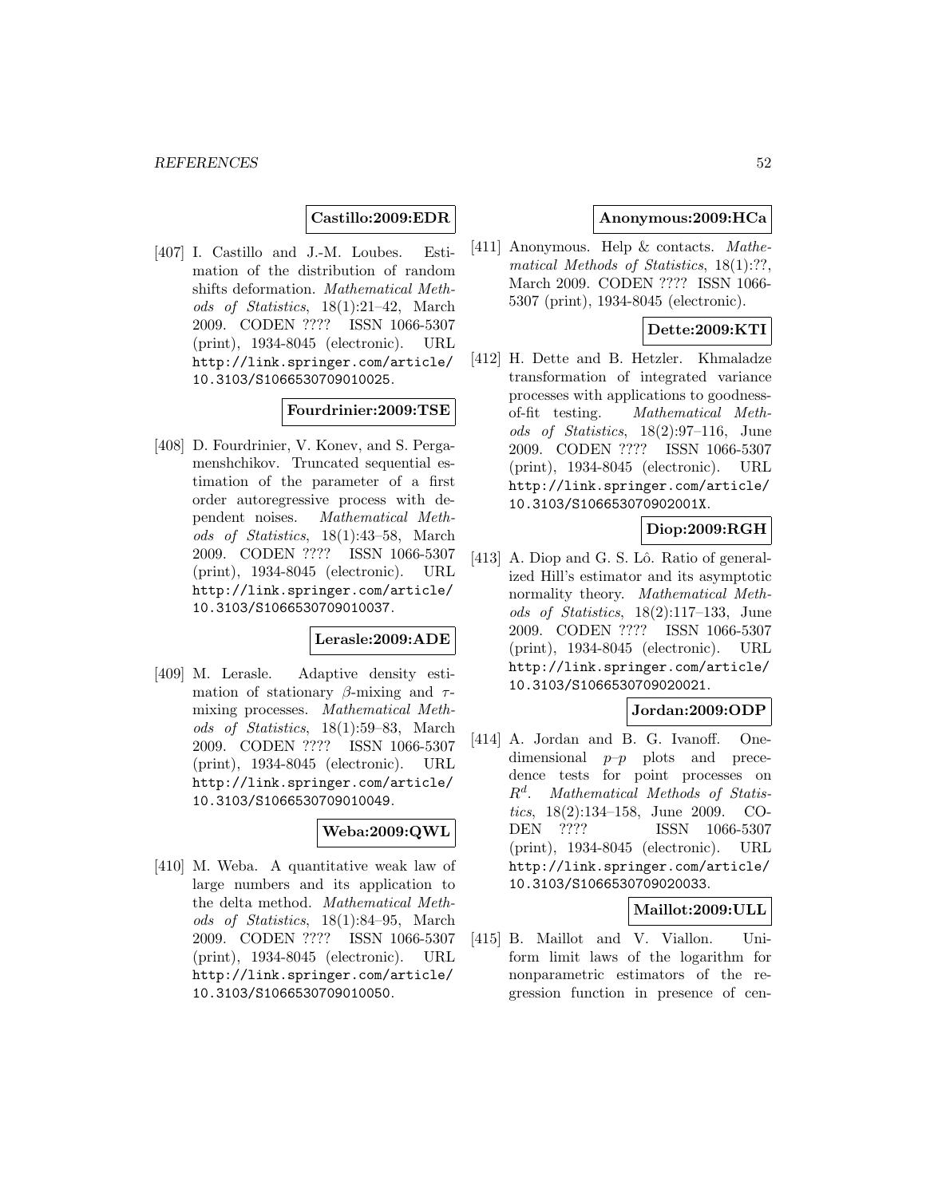**Castillo:2009:EDR**

[407] I. Castillo and J.-M. Loubes. Estimation of the distribution of random shifts deformation. *Mathematical Methods of Statistics*, 18(1):21–42, March 2009. CODEN ???? ISSN 1066-5307 (print), 1934-8045 (electronic). URL http://link.springer.com/article/10.3103/S1066530709010025.

**Fourdrinier:2009:TSE**

[408] D. Fourdrinier, V. Konev, and S. Pergamenshchikov. Truncated sequential estimation of the parameter of a first order autoregressive process with dependent noises. *Mathematical Methods of Statistics*, 18(1):43–58, March 2009. CODEN ???? ISSN 1066-5307 (print), 1934-8045 (electronic). URL http://link.springer.com/article/10.3103/S1066530709010037.

**Lerasle:2009:ADE**

[409] M. Lerasle. Adaptive density estimation of stationary $\beta$-mixing and $\tau$-mixing processes. *Mathematical Methods of Statistics*, 18(1):59–83, March 2009. CODEN ???? ISSN 1066-5307 (print), 1934-8045 (electronic). URL http://link.springer.com/article/10.3103/S1066530709010049.

**Weba:2009:QWL**

[410] M. Weba. A quantitative weak law of large numbers and its application to the delta method. *Mathematical Methods of Statistics*, 18(1):84–95, March 2009. CODEN ???? ISSN 1066-5307 (print), 1934-8045 (electronic). URL http://link.springer.com/article/10.3103/S1066530709010050.

**Anonymous:2009:HCa**

[411] Anonymous. Help & contacts. *Mathematical Methods of Statistics*, 18(1):??, March 2009. CODEN ???? ISSN 1066-5307 (print), 1934-8045 (electronic).

**Dette:2009:KTI**

[412] H. Dette and B. Hetzler. Khmaladze transformation of integrated variance processes with applications to goodness-of-fit testing. *Mathematical Methods of Statistics*, 18(2):97–116, June 2009. CODEN ???? ISSN 1066-5307 (print), 1934-8045 (electronic). URL http://link.springer.com/article/10.3103/S106653070902001X.

**Diop:2009:RGH**

[413] A. Diop and G. S. Lô. Ratio of generalized Hill's estimator and its asymptotic normality theory. *Mathematical Methods of Statistics*, 18(2):117–133, June 2009. CODEN ???? ISSN 1066-5307 (print), 1934-8045 (electronic). URL http://link.springer.com/article/10.3103/S1066530709020021.

**Jordan:2009:ODP**

[414] A. Jordan and B. G. Ivanoff. One-dimensional $p$–$p$ plots and precedence tests for point processes on $R^d$. *Mathematical Methods of Statistics*, 18(2):134–158, June 2009. CODEN ???? ISSN 1066-5307 (print), 1934-8045 (electronic). URL http://link.springer.com/article/10.3103/S1066530709020033.

**Maillot:2009:ULL**

[415] B. Maillot and V. Viallon. Uniform limit laws of the logarithm for nonparametric estimators of the regression function in presence of cen-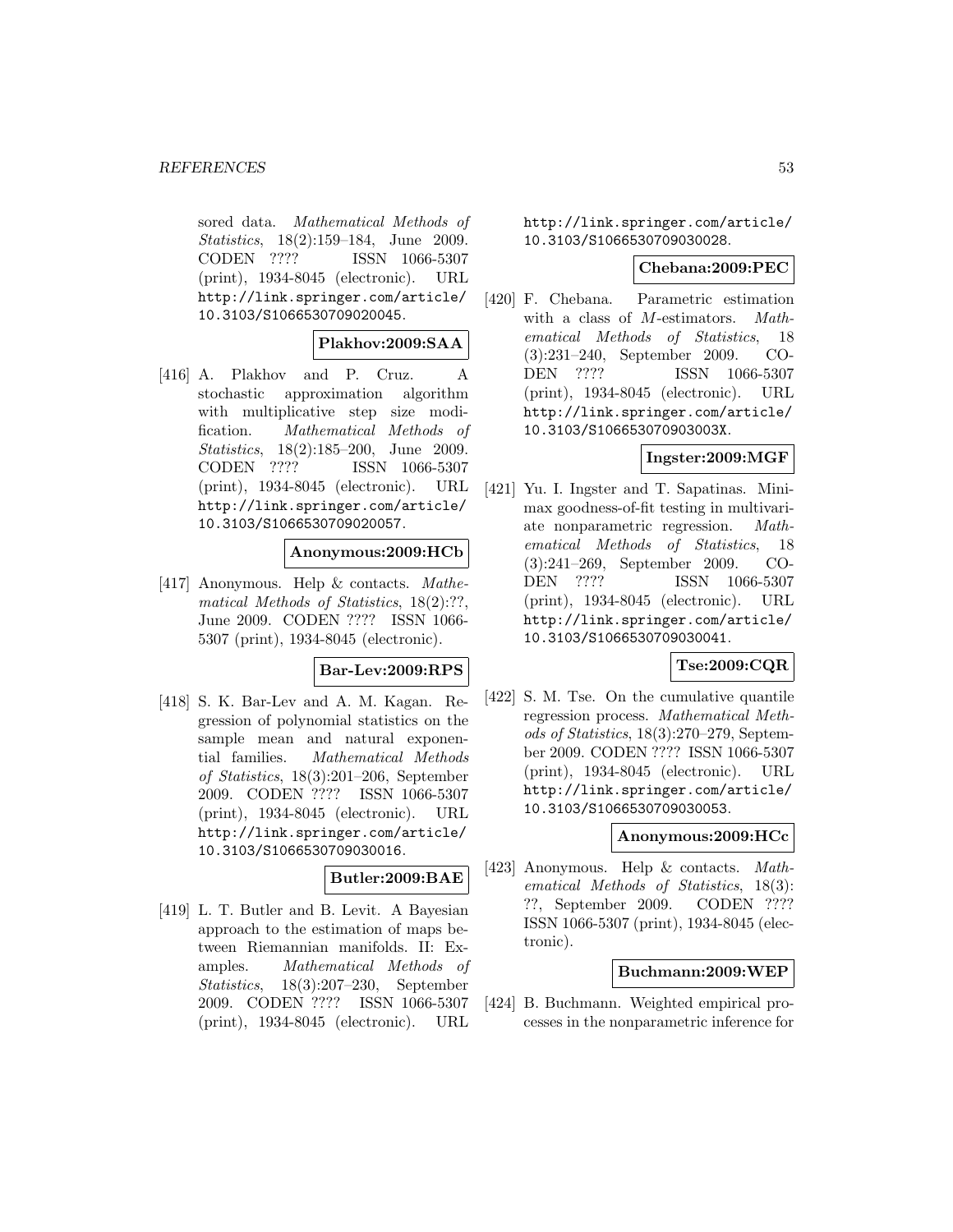sored data. *Mathematical Methods of Statistics*, 18(2):159–184, June 2009. CODEN ???? ISSN 1066-5307 (print), 1934-8045 (electronic). URL http://link.springer.com/article/10.3103/S1066530709020045.

**Plakhov:2009:SAA**

[416] A. Plakhov and P. Cruz. A stochastic approximation algorithm with multiplicative step size modification. *Mathematical Methods of Statistics*, 18(2):185–200, June 2009. CODEN ???? ISSN 1066-5307 (print), 1934-8045 (electronic). URL http://link.springer.com/article/10.3103/S1066530709020057.

**Anonymous:2009:HCb**

[417] Anonymous. Help & contacts. *Mathematical Methods of Statistics*, 18(2):??, June 2009. CODEN ???? ISSN 1066-5307 (print), 1934-8045 (electronic).

**Bar-Lev:2009:RPS**

[418] S. K. Bar-Lev and A. M. Kagan. Regression of polynomial statistics on the sample mean and natural exponential families. *Mathematical Methods of Statistics*, 18(3):201–206, September 2009. CODEN ???? ISSN 1066-5307 (print), 1934-8045 (electronic). URL http://link.springer.com/article/10.3103/S1066530709030016.

**Butler:2009:BAE**

[419] L. T. Butler and B. Levit. A Bayesian approach to the estimation of maps between Riemannian manifolds. II: Examples. *Mathematical Methods of Statistics*, 18(3):207–230, September 2009. CODEN ???? ISSN 1066-5307 (print), 1934-8045 (electronic). URL http://link.springer.com/article/10.3103/S1066530709030028.

**Chebana:2009:PEC**

[420] F. Chebana. Parametric estimation with a class of $M$-estimators. *Mathematical Methods of Statistics*, 18 (3):231–240, September 2009. CODEN ???? ISSN 1066-5307 (print), 1934-8045 (electronic). URL http://link.springer.com/article/10.3103/S106653070903003X.

**Ingster:2009:MGF**

[421] Yu. I. Ingster and T. Sapatinas. Minimax goodness-of-fit testing in multivariate nonparametric regression. *Mathematical Methods of Statistics*, 18 (3):241–269, September 2009. CODEN ???? ISSN 1066-5307 (print), 1934-8045 (electronic). URL http://link.springer.com/article/10.3103/S1066530709030041.

**Tse:2009:CQR**

[422] S. M. Tse. On the cumulative quantile regression process. *Mathematical Methods of Statistics*, 18(3):270–279, September 2009. CODEN ???? ISSN 1066-5307 (print), 1934-8045 (electronic). URL http://link.springer.com/article/10.3103/S1066530709030053.

**Anonymous:2009:HCc**

[423] Anonymous. Help & contacts. *Mathematical Methods of Statistics*, 18(3): ??, September 2009. CODEN ???? ISSN 1066-5307 (print), 1934-8045 (electronic).

**Buchmann:2009:WEP**

[424] B. Buchmann. Weighted empirical processes in the nonparametric inference for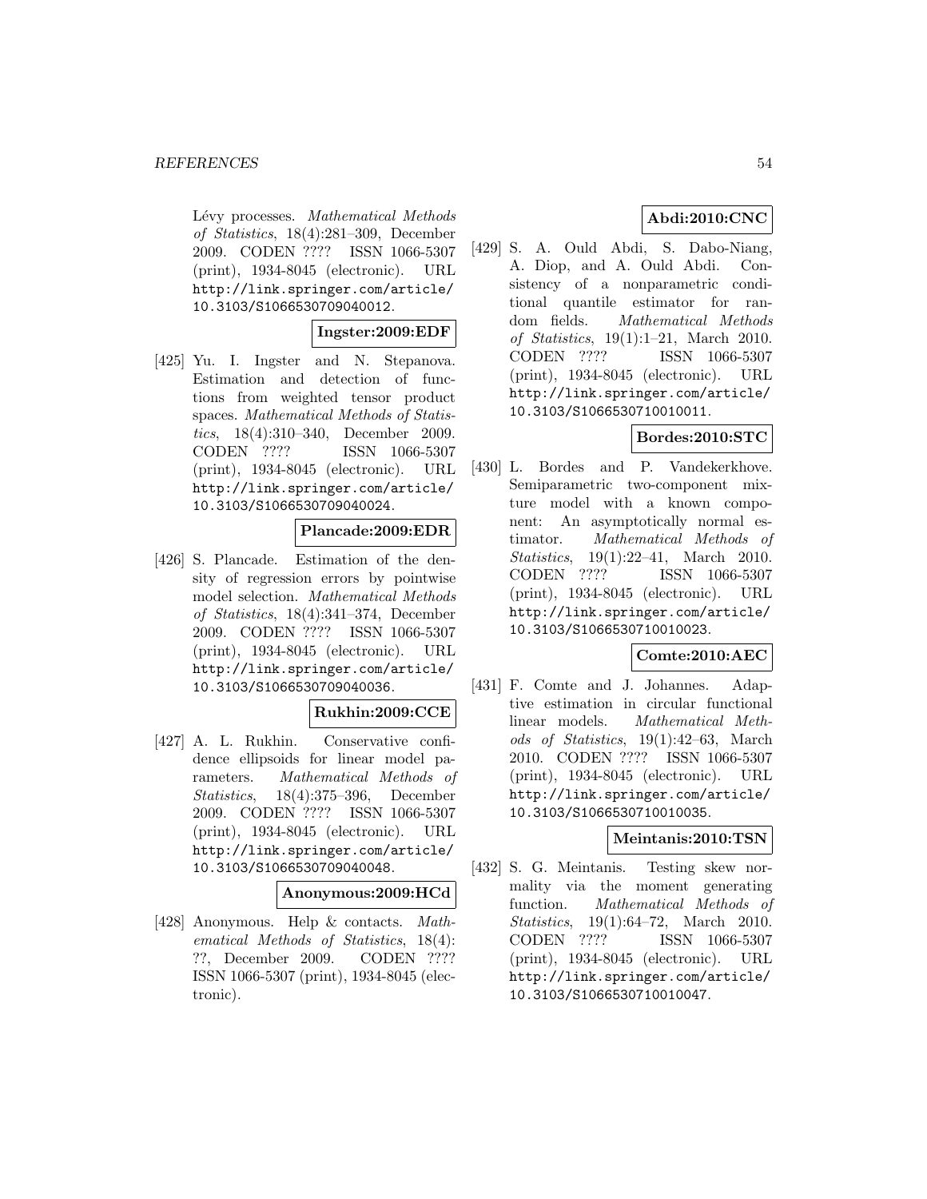Lévy processes. *Mathematical Methods of Statistics*, 18(4):281–309, December 2009. CODEN ???? ISSN 1066-5307 (print), 1934-8045 (electronic). URL http://link.springer.com/article/10.3103/S1066530709040012.

**Ingster:2009:EDF**

[425] Yu. I. Ingster and N. Stepanova. Estimation and detection of functions from weighted tensor product spaces. *Mathematical Methods of Statistics*, 18(4):310–340, December 2009. CODEN ???? ISSN 1066-5307 (print), 1934-8045 (electronic). URL http://link.springer.com/article/10.3103/S1066530709040024.

**Plancade:2009:EDR**

[426] S. Plancade. Estimation of the density of regression errors by pointwise model selection. *Mathematical Methods of Statistics*, 18(4):341–374, December 2009. CODEN ???? ISSN 1066-5307 (print), 1934-8045 (electronic). URL http://link.springer.com/article/10.3103/S1066530709040036.

**Rukhin:2009:CCE**

[427] A. L. Rukhin. Conservative confidence ellipsoids for linear model parameters. *Mathematical Methods of Statistics*, 18(4):375–396, December 2009. CODEN ???? ISSN 1066-5307 (print), 1934-8045 (electronic). URL http://link.springer.com/article/10.3103/S1066530709040048.

**Anonymous:2009:HCd**

[428] Anonymous. Help & contacts. *Mathematical Methods of Statistics*, 18(4): ??, December 2009. CODEN ???? ISSN 1066-5307 (print), 1934-8045 (electronic).

**Abdi:2010:CNC**

[429] S. A. Ould Abdi, S. Dabo-Niang, A. Diop, and A. Ould Abdi. Consistency of a nonparametric conditional quantile estimator for random fields. *Mathematical Methods of Statistics*, 19(1):1–21, March 2010. CODEN ???? ISSN 1066-5307 (print), 1934-8045 (electronic). URL http://link.springer.com/article/10.3103/S1066530710010011.

**Bordes:2010:STC**

[430] L. Bordes and P. Vandekerkhove. Semiparametric two-component mixture model with a known component: An asymptotically normal estimator. *Mathematical Methods of Statistics*, 19(1):22–41, March 2010. CODEN ???? ISSN 1066-5307 (print), 1934-8045 (electronic). URL http://link.springer.com/article/10.3103/S1066530710010023.

**Comte:2010:AEC**

[431] F. Comte and J. Johannes. Adaptive estimation in circular functional linear models. *Mathematical Methods of Statistics*, 19(1):42–63, March 2010. CODEN ???? ISSN 1066-5307 (print), 1934-8045 (electronic). URL http://link.springer.com/article/10.3103/S1066530710010035.

**Meintanis:2010:TSN**

[432] S. G. Meintanis. Testing skew normality via the moment generating function. *Mathematical Methods of Statistics*, 19(1):64–72, March 2010. CODEN ???? ISSN 1066-5307 (print), 1934-8045 (electronic). URL http://link.springer.com/article/10.3103/S1066530710010047.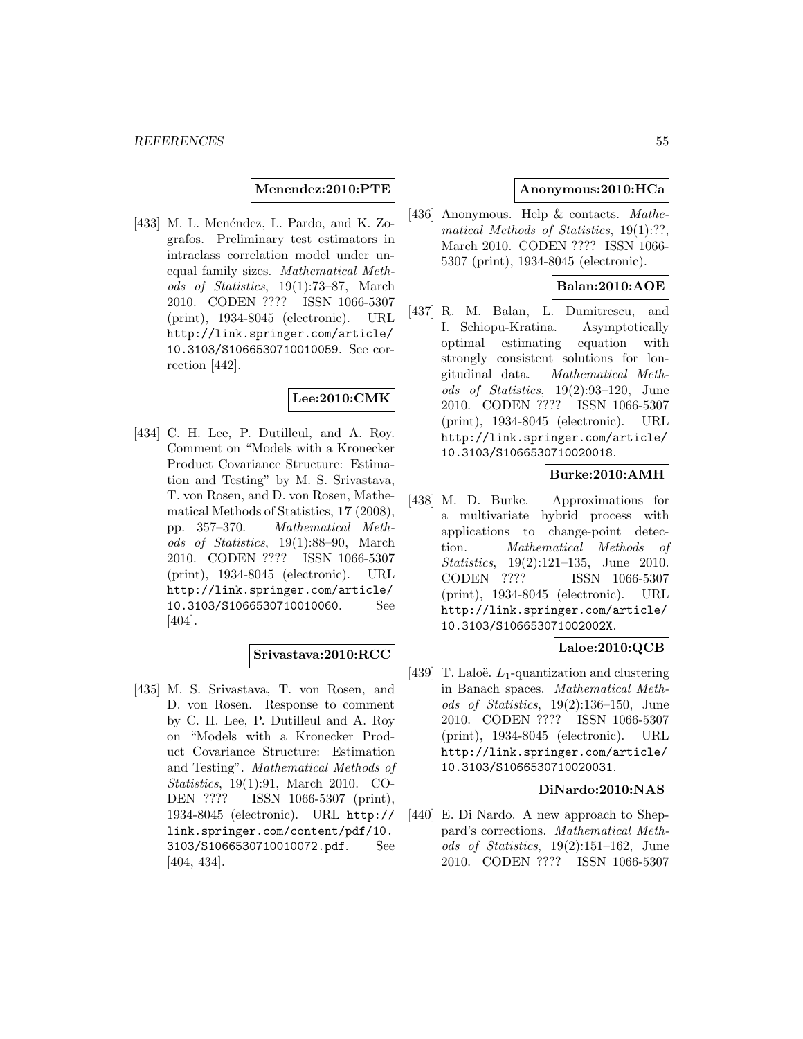**Menendez:2010:PTE**

[433] M. L. Menéndez, L. Pardo, and K. Zografos. Preliminary test estimators in intraclass correlation model under unequal family sizes. *Mathematical Methods of Statistics*, 19(1):73–87, March 2010. CODEN ???? ISSN 1066-5307 (print), 1934-8045 (electronic). URL http://link.springer.com/article/10.3103/S1066530710010059. See correction [442].

**Lee:2010:CMK**

[434] C. H. Lee, P. Dutilleul, and A. Roy. Comment on "Models with a Kronecker Product Covariance Structure: Estimation and Testing" by M. S. Srivastava, T. von Rosen, and D. von Rosen, Mathematical Methods of Statistics, **17** (2008), pp. 357–370. *Mathematical Methods of Statistics*, 19(1):88–90, March 2010. CODEN ???? ISSN 1066-5307 (print), 1934-8045 (electronic). URL http://link.springer.com/article/10.3103/S1066530710010060. See [404].

**Srivastava:2010:RCC**

[435] M. S. Srivastava, T. von Rosen, and D. von Rosen. Response to comment by C. H. Lee, P. Dutilleul and A. Roy on "Models with a Kronecker Product Covariance Structure: Estimation and Testing". *Mathematical Methods of Statistics*, 19(1):91, March 2010. CODEN ???? ISSN 1066-5307 (print), 1934-8045 (electronic). URL http://link.springer.com/content/pdf/10.3103/S1066530710010072.pdf. See [404, 434].

**Anonymous:2010:HCa**

[436] Anonymous. Help & contacts. *Mathematical Methods of Statistics*, 19(1):??, March 2010. CODEN ???? ISSN 1066-5307 (print), 1934-8045 (electronic).

**Balan:2010:AOE**

[437] R. M. Balan, L. Dumitrescu, and I. Schiopu-Kratina. Asymptotically optimal estimating equation with strongly consistent solutions for longitudinal data. *Mathematical Methods of Statistics*, 19(2):93–120, June 2010. CODEN ???? ISSN 1066-5307 (print), 1934-8045 (electronic). URL http://link.springer.com/article/10.3103/S1066530710020018.

**Burke:2010:AMH**

[438] M. D. Burke. Approximations for a multivariate hybrid process with applications to change-point detection. *Mathematical Methods of Statistics*, 19(2):121–135, June 2010. CODEN ???? ISSN 1066-5307 (print), 1934-8045 (electronic). URL http://link.springer.com/article/10.3103/S106653071002002X.

**Laloe:2010:QCB**

[439] T. Laloë. $L_1$-quantization and clustering in Banach spaces. *Mathematical Methods of Statistics*, 19(2):136–150, June 2010. CODEN ???? ISSN 1066-5307 (print), 1934-8045 (electronic). URL http://link.springer.com/article/10.3103/S1066530710020031.

**DiNardo:2010:NAS**

[440] E. Di Nardo. A new approach to Sheppard's corrections. *Mathematical Methods of Statistics*, 19(2):151–162, June 2010. CODEN ???? ISSN 1066-5307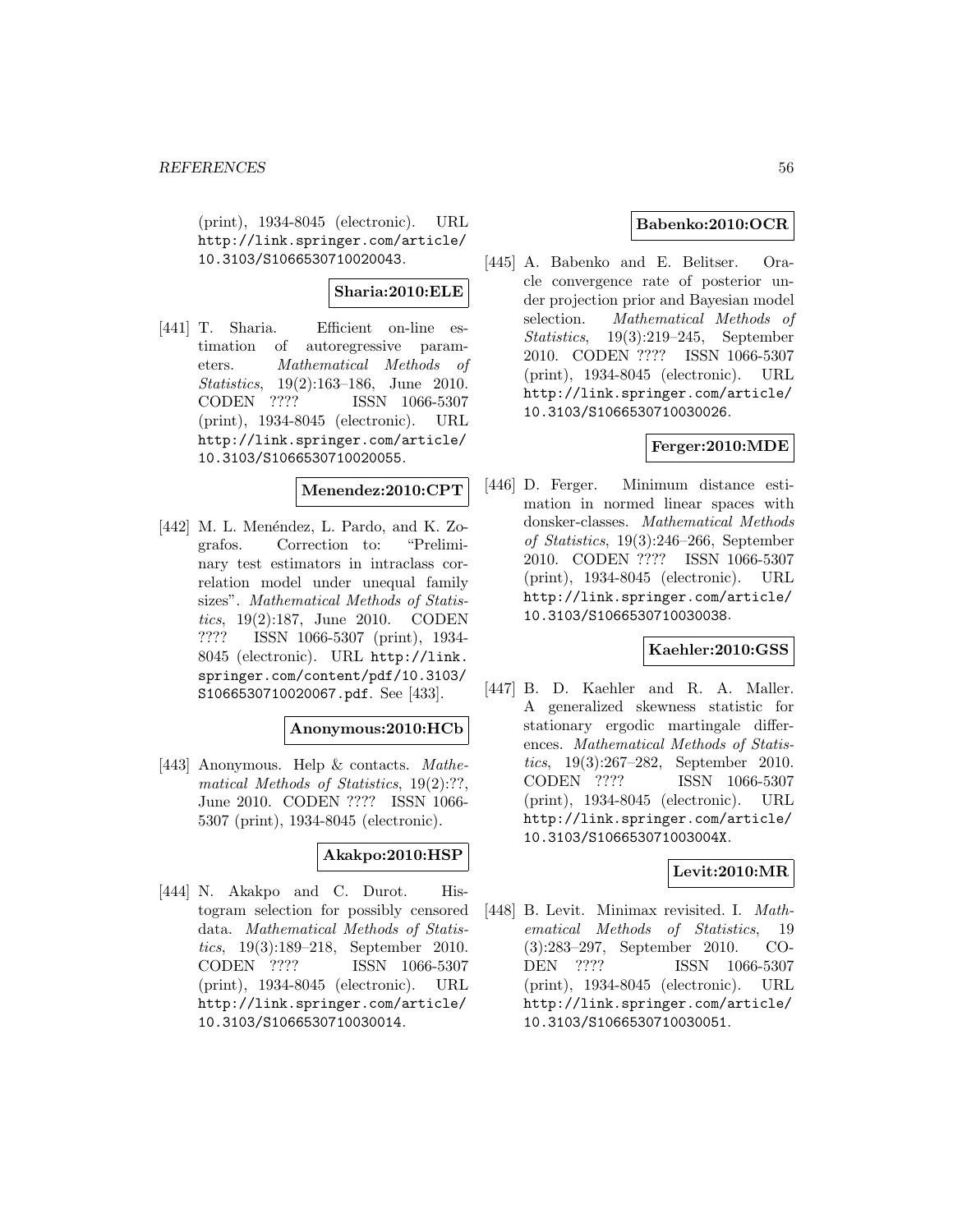(print), 1934-8045 (electronic). URL http://link.springer.com/article/10.3103/S1066530710020043.

**Sharia:2010:ELE**

[441] T. Sharia. Efficient on-line estimation of autoregressive parameters. *Mathematical Methods of Statistics*, 19(2):163–186, June 2010. CODEN ???? ISSN 1066-5307 (print), 1934-8045 (electronic). URL http://link.springer.com/article/10.3103/S1066530710020055.

**Menendez:2010:CPT**

[442] M. L. Menéndez, L. Pardo, and K. Zografos. Correction to: "Preliminary test estimators in intraclass correlation model under unequal family sizes". *Mathematical Methods of Statistics*, 19(2):187, June 2010. CODEN ???? ISSN 1066-5307 (print), 1934-8045 (electronic). URL http://link.springer.com/content/pdf/10.3103/S1066530710020067.pdf. See [433].

**Anonymous:2010:HCb**

[443] Anonymous. Help & contacts. *Mathematical Methods of Statistics*, 19(2):??, June 2010. CODEN ???? ISSN 1066-5307 (print), 1934-8045 (electronic).

**Akakpo:2010:HSP**

[444] N. Akakpo and C. Durot. Histogram selection for possibly censored data. *Mathematical Methods of Statistics*, 19(3):189–218, September 2010. CODEN ???? ISSN 1066-5307 (print), 1934-8045 (electronic). URL http://link.springer.com/article/10.3103/S1066530710030014.

**Babenko:2010:OCR**

[445] A. Babenko and E. Belitser. Oracle convergence rate of posterior under projection prior and Bayesian model selection. *Mathematical Methods of Statistics*, 19(3):219–245, September 2010. CODEN ???? ISSN 1066-5307 (print), 1934-8045 (electronic). URL http://link.springer.com/article/10.3103/S1066530710030026.

**Ferger:2010:MDE**

[446] D. Ferger. Minimum distance estimation in normed linear spaces with donsker-classes. *Mathematical Methods of Statistics*, 19(3):246–266, September 2010. CODEN ???? ISSN 1066-5307 (print), 1934-8045 (electronic). URL http://link.springer.com/article/10.3103/S1066530710030038.

**Kaehler:2010:GSS**

[447] B. D. Kaehler and R. A. Maller. A generalized skewness statistic for stationary ergodic martingale differences. *Mathematical Methods of Statistics*, 19(3):267–282, September 2010. CODEN ???? ISSN 1066-5307 (print), 1934-8045 (electronic). URL http://link.springer.com/article/10.3103/S106653071003004X.

**Levit:2010:MR**

[448] B. Levit. Minimax revisited. I. *Mathematical Methods of Statistics*, 19 (3):283–297, September 2010. CODEN ???? ISSN 1066-5307 (print), 1934-8045 (electronic). URL http://link.springer.com/article/10.3103/S1066530710030051.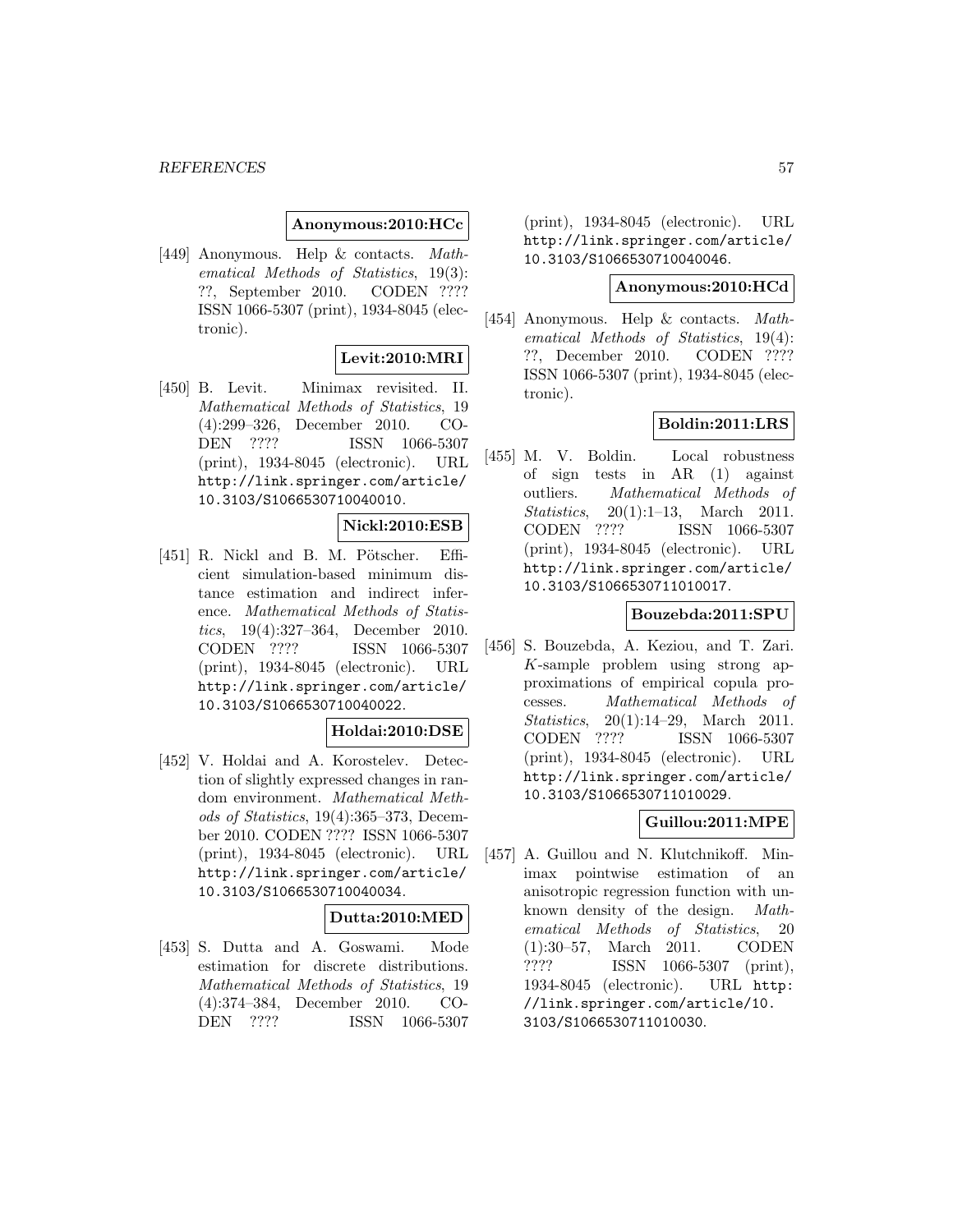**Anonymous:2010:HCc**

[449] Anonymous. Help & contacts. *Mathematical Methods of Statistics*, 19(3): ??, September 2010. CODEN ???? ISSN 1066-5307 (print), 1934-8045 (electronic).

**Levit:2010:MRI**

[450] B. Levit. Minimax revisited. II. *Mathematical Methods of Statistics*, 19 (4):299–326, December 2010. CODEN ???? ISSN 1066-5307 (print), 1934-8045 (electronic). URL http://link.springer.com/article/10.3103/S1066530710040010.

**Nickl:2010:ESB**

[451] R. Nickl and B. M. Pötscher. Efficient simulation-based minimum distance estimation and indirect inference. *Mathematical Methods of Statistics*, 19(4):327–364, December 2010. CODEN ???? ISSN 1066-5307 (print), 1934-8045 (electronic). URL http://link.springer.com/article/10.3103/S1066530710040022.

**Holdai:2010:DSE**

[452] V. Holdai and A. Korostelev. Detection of slightly expressed changes in random environment. *Mathematical Methods of Statistics*, 19(4):365–373, December 2010. CODEN ???? ISSN 1066-5307 (print), 1934-8045 (electronic). URL http://link.springer.com/article/10.3103/S1066530710040034.

**Dutta:2010:MED**

[453] S. Dutta and A. Goswami. Mode estimation for discrete distributions. *Mathematical Methods of Statistics*, 19 (4):374–384, December 2010. CODEN ???? ISSN 1066-5307 (print), 1934-8045 (electronic). URL http://link.springer.com/article/10.3103/S1066530710040046.

**Anonymous:2010:HCd**

[454] Anonymous. Help & contacts. *Mathematical Methods of Statistics*, 19(4): ??, December 2010. CODEN ???? ISSN 1066-5307 (print), 1934-8045 (electronic).

**Boldin:2011:LRS**

[455] M. V. Boldin. Local robustness of sign tests in AR (1) against outliers. *Mathematical Methods of Statistics*, 20(1):1–13, March 2011. CODEN ???? ISSN 1066-5307 (print), 1934-8045 (electronic). URL http://link.springer.com/article/10.3103/S1066530711010017.

**Bouzebda:2011:SPU**

[456] S. Bouzebda, A. Keziou, and T. Zari. $K$-sample problem using strong approximations of empirical copula processes. *Mathematical Methods of Statistics*, 20(1):14–29, March 2011. CODEN ???? ISSN 1066-5307 (print), 1934-8045 (electronic). URL http://link.springer.com/article/10.3103/S1066530711010029.

**Guillou:2011:MPE**

[457] A. Guillou and N. Klutchnikoff. Minimax pointwise estimation of an anisotropic regression function with unknown density of the design. *Mathematical Methods of Statistics*, 20 (1):30–57, March 2011. CODEN ???? ISSN 1066-5307 (print), 1934-8045 (electronic). URL http://link.springer.com/article/10.3103/S1066530711010030.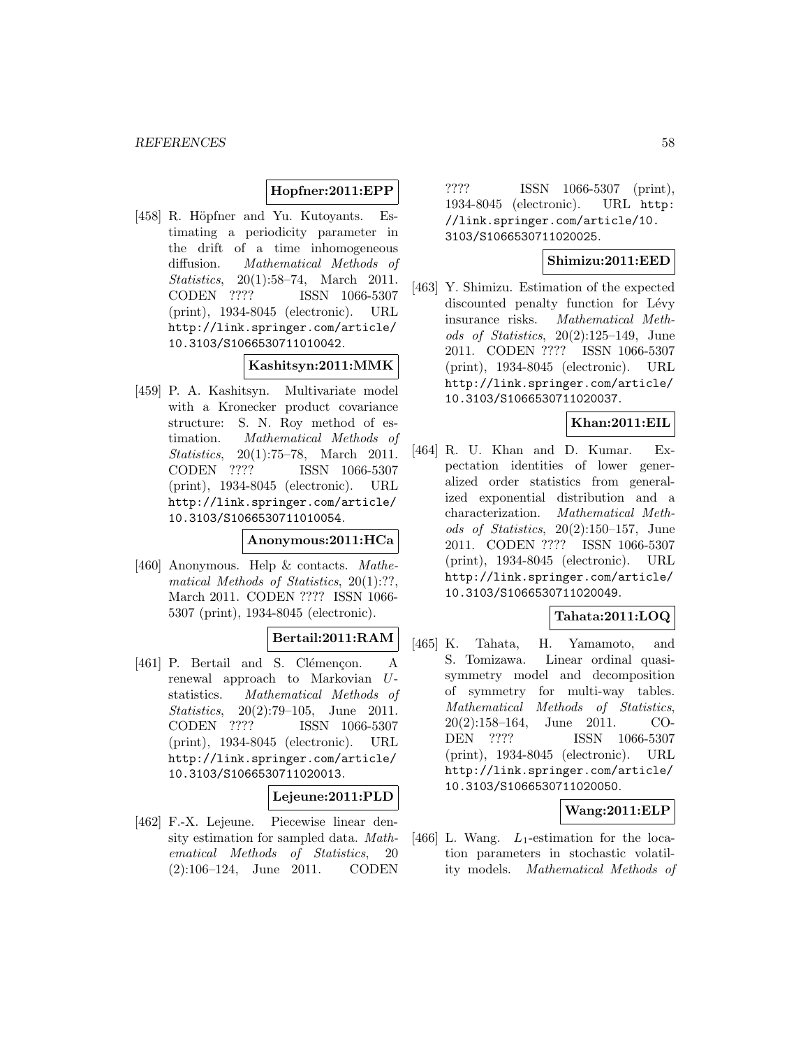**Hopfner:2011:EPP**

[458] R. Höpfner and Yu. Kutoyants. Estimating a periodicity parameter in the drift of a time inhomogeneous diffusion. *Mathematical Methods of Statistics*, 20(1):58–74, March 2011. CODEN ???? ISSN 1066-5307 (print), 1934-8045 (electronic). URL http://link.springer.com/article/10.3103/S1066530711010042.

**Kashitsyn:2011:MMK**

[459] P. A. Kashitsyn. Multivariate model with a Kronecker product covariance structure: S. N. Roy method of estimation. *Mathematical Methods of Statistics*, 20(1):75–78, March 2011. CODEN ???? ISSN 1066-5307 (print), 1934-8045 (electronic). URL http://link.springer.com/article/10.3103/S1066530711010054.

**Anonymous:2011:HCa**

[460] Anonymous. Help & contacts. *Mathematical Methods of Statistics*, 20(1):??, March 2011. CODEN ???? ISSN 1066-5307 (print), 1934-8045 (electronic).

**Bertail:2011:RAM**

[461] P. Bertail and S. Clémençon. A renewal approach to Markovian $U$-statistics. *Mathematical Methods of Statistics*, 20(2):79–105, June 2011. CODEN ???? ISSN 1066-5307 (print), 1934-8045 (electronic). URL http://link.springer.com/article/10.3103/S1066530711020013.

**Lejeune:2011:PLD**

[462] F.-X. Lejeune. Piecewise linear density estimation for sampled data. *Mathematical Methods of Statistics*, 20 (2):106–124, June 2011. CODEN ???? ISSN 1066-5307 (print), 1934-8045 (electronic). URL http://link.springer.com/article/10.3103/S1066530711020025.

**Shimizu:2011:EED**

[463] Y. Shimizu. Estimation of the expected discounted penalty function for Lévy insurance risks. *Mathematical Methods of Statistics*, 20(2):125–149, June 2011. CODEN ???? ISSN 1066-5307 (print), 1934-8045 (electronic). URL http://link.springer.com/article/10.3103/S1066530711020037.

**Khan:2011:EIL**

[464] R. U. Khan and D. Kumar. Expectation identities of lower generalized order statistics from generalized exponential distribution and a characterization. *Mathematical Methods of Statistics*, 20(2):150–157, June 2011. CODEN ???? ISSN 1066-5307 (print), 1934-8045 (electronic). URL http://link.springer.com/article/10.3103/S1066530711020049.

**Tahata:2011:LOQ**

[465] K. Tahata, H. Yamamoto, and S. Tomizawa. Linear ordinal quasi-symmetry model and decomposition of symmetry for multi-way tables. *Mathematical Methods of Statistics*, 20(2):158–164, June 2011. CODEN ???? ISSN 1066-5307 (print), 1934-8045 (electronic). URL http://link.springer.com/article/10.3103/S1066530711020050.

**Wang:2011:ELP**

[466] L. Wang. $L_1$-estimation for the location parameters in stochastic volatility models. *Mathematical Methods of*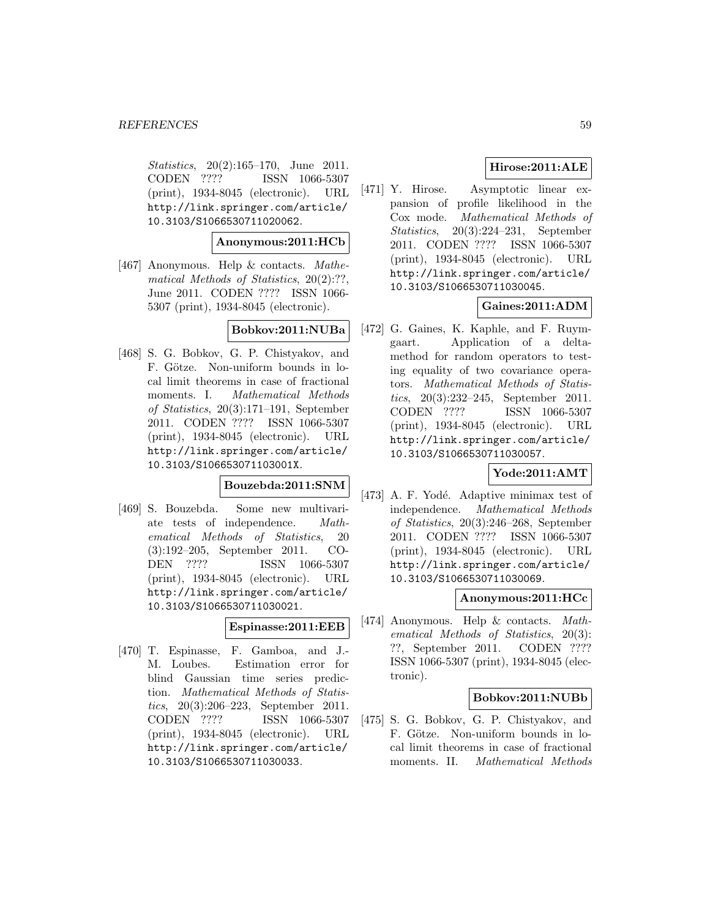*Statistics*, 20(2):165–170, June 2011. CODEN ???? ISSN 1066-5307 (print), 1934-8045 (electronic). URL http://link.springer.com/article/10.3103/S1066530711020062.

**Anonymous:2011:HCb**

[467] Anonymous. Help & contacts. *Mathematical Methods of Statistics*, 20(2):??, June 2011. CODEN ???? ISSN 1066-5307 (print), 1934-8045 (electronic).

**Bobkov:2011:NUBa**

[468] S. G. Bobkov, G. P. Chistyakov, and F. Götze. Non-uniform bounds in local limit theorems in case of fractional moments. I. *Mathematical Methods of Statistics*, 20(3):171–191, September 2011. CODEN ???? ISSN 1066-5307 (print), 1934-8045 (electronic). URL http://link.springer.com/article/10.3103/S106653071103001X.

**Bouzebda:2011:SNM**

[469] S. Bouzebda. Some new multivariate tests of independence. *Mathematical Methods of Statistics*, 20 (3):192–205, September 2011. CODEN ???? ISSN 1066-5307 (print), 1934-8045 (electronic). URL http://link.springer.com/article/10.3103/S1066530711030021.

**Espinasse:2011:EEB**

[470] T. Espinasse, F. Gamboa, and J.-M. Loubes. Estimation error for blind Gaussian time series prediction. *Mathematical Methods of Statistics*, 20(3):206–223, September 2011. CODEN ???? ISSN 1066-5307 (print), 1934-8045 (electronic). URL http://link.springer.com/article/10.3103/S1066530711030033.

**Hirose:2011:ALE**

[471] Y. Hirose. Asymptotic linear expansion of profile likelihood in the Cox mode. *Mathematical Methods of Statistics*, 20(3):224–231, September 2011. CODEN ???? ISSN 1066-5307 (print), 1934-8045 (electronic). URL http://link.springer.com/article/10.3103/S1066530711030045.

**Gaines:2011:ADM**

[472] G. Gaines, K. Kaphle, and F. Ruymgaart. Application of a delta-method for random operators to testing equality of two covariance operators. *Mathematical Methods of Statistics*, 20(3):232–245, September 2011. CODEN ???? ISSN 1066-5307 (print), 1934-8045 (electronic). URL http://link.springer.com/article/10.3103/S1066530711030057.

**Yode:2011:AMT**

[473] A. F. Yodé. Adaptive minimax test of independence. *Mathematical Methods of Statistics*, 20(3):246–268, September 2011. CODEN ???? ISSN 1066-5307 (print), 1934-8045 (electronic). URL http://link.springer.com/article/10.3103/S1066530711030069.

**Anonymous:2011:HCc**

[474] Anonymous. Help & contacts. *Mathematical Methods of Statistics*, 20(3): ??, September 2011. CODEN ???? ISSN 1066-5307 (print), 1934-8045 (electronic).

**Bobkov:2011:NUBb**

[475] S. G. Bobkov, G. P. Chistyakov, and F. Götze. Non-uniform bounds in local limit theorems in case of fractional moments. II. *Mathematical Methods*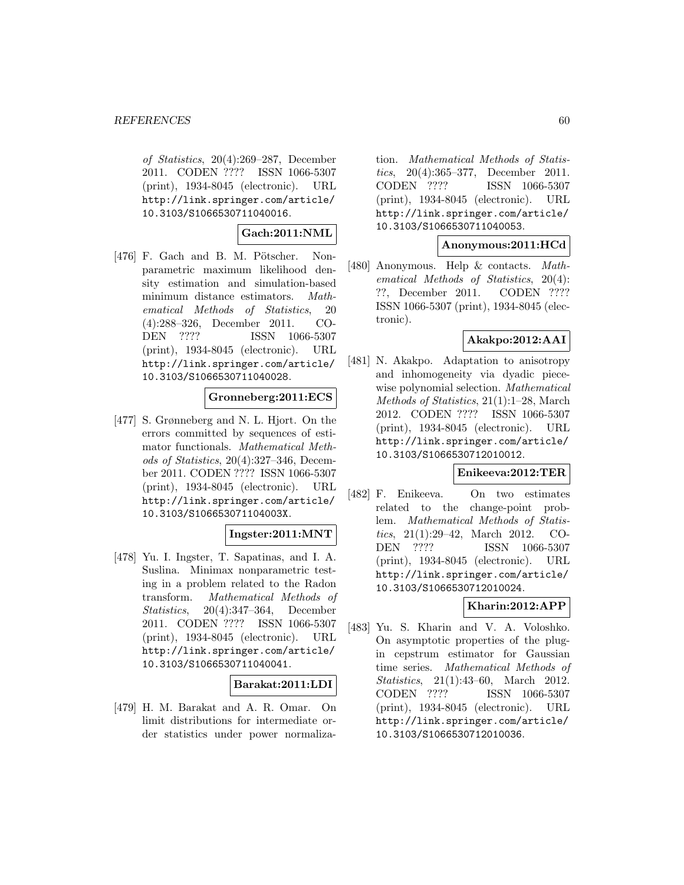*of Statistics*, 20(4):269–287, December 2011. CODEN ???? ISSN 1066-5307 (print), 1934-8045 (electronic). URL http://link.springer.com/article/10.3103/S1066530711040016.

**Gach:2011:NML**

[476] F. Gach and B. M. Pötscher. Nonparametric maximum likelihood density estimation and simulation-based minimum distance estimators. *Mathematical Methods of Statistics*, 20 (4):288–326, December 2011. CODEN ???? ISSN 1066-5307 (print), 1934-8045 (electronic). URL http://link.springer.com/article/10.3103/S1066530711040028.

**Gronneberg:2011:ECS**

[477] S. Grønneberg and N. L. Hjort. On the errors committed by sequences of estimator functionals. *Mathematical Methods of Statistics*, 20(4):327–346, December 2011. CODEN ???? ISSN 1066-5307 (print), 1934-8045 (electronic). URL http://link.springer.com/article/10.3103/S106653071104003X.

**Ingster:2011:MNT**

[478] Yu. I. Ingster, T. Sapatinas, and I. A. Suslina. Minimax nonparametric testing in a problem related to the Radon transform. *Mathematical Methods of Statistics*, 20(4):347–364, December 2011. CODEN ???? ISSN 1066-5307 (print), 1934-8045 (electronic). URL http://link.springer.com/article/10.3103/S1066530711040041.

**Barakat:2011:LDI**

[479] H. M. Barakat and A. R. Omar. On limit distributions for intermediate order statistics under power normalization. *Mathematical Methods of Statistics*, 20(4):365–377, December 2011. CODEN ???? ISSN 1066-5307 (print), 1934-8045 (electronic). URL http://link.springer.com/article/10.3103/S1066530711040053.

**Anonymous:2011:HCd**

[480] Anonymous. Help & contacts. *Mathematical Methods of Statistics*, 20(4): ??, December 2011. CODEN ???? ISSN 1066-5307 (print), 1934-8045 (electronic).

**Akakpo:2012:AAI**

[481] N. Akakpo. Adaptation to anisotropy and inhomogeneity via dyadic piecewise polynomial selection. *Mathematical Methods of Statistics*, 21(1):1–28, March 2012. CODEN ???? ISSN 1066-5307 (print), 1934-8045 (electronic). URL http://link.springer.com/article/10.3103/S1066530712010012.

**Enikeeva:2012:TER**

[482] F. Enikeeva. On two estimates related to the change-point problem. *Mathematical Methods of Statistics*, 21(1):29–42, March 2012. CODEN ???? ISSN 1066-5307 (print), 1934-8045 (electronic). URL http://link.springer.com/article/10.3103/S1066530712010024.

**Kharin:2012:APP**

[483] Yu. S. Kharin and V. A. Voloshko. On asymptotic properties of the plug-in cepstrum estimator for Gaussian time series. *Mathematical Methods of Statistics*, 21(1):43–60, March 2012. CODEN ???? ISSN 1066-5307 (print), 1934-8045 (electronic). URL http://link.springer.com/article/10.3103/S1066530712010036.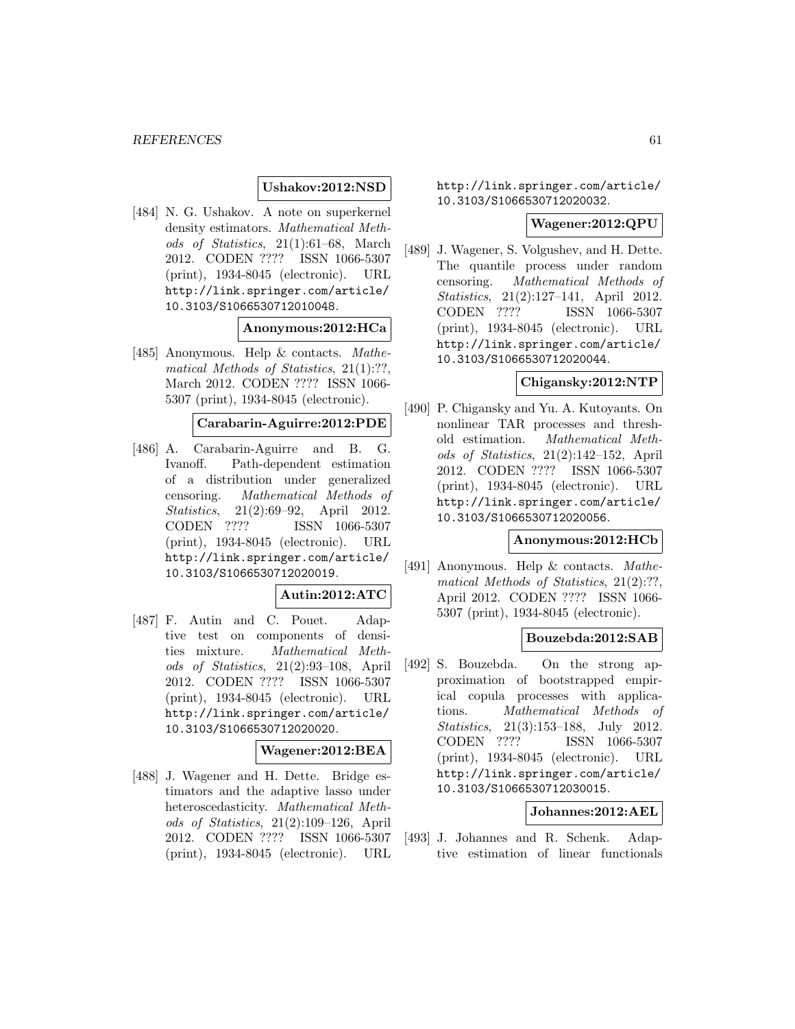**Ushakov:2012:NSD**

[484] N. G. Ushakov. A note on superkernel density estimators. *Mathematical Methods of Statistics*, 21(1):61–68, March 2012. CODEN ???? ISSN 1066-5307 (print), 1934-8045 (electronic). URL http://link.springer.com/article/10.3103/S1066530712010048.

**Anonymous:2012:HCa**

[485] Anonymous. Help & contacts. *Mathematical Methods of Statistics*, 21(1):??, March 2012. CODEN ???? ISSN 1066-5307 (print), 1934-8045 (electronic).

**Carabarin-Aguirre:2012:PDE**

[486] A. Carabarin-Aguirre and B. G. Ivanoff. Path-dependent estimation of a distribution under generalized censoring. *Mathematical Methods of Statistics*, 21(2):69–92, April 2012. CODEN ???? ISSN 1066-5307 (print), 1934-8045 (electronic). URL http://link.springer.com/article/10.3103/S1066530712020019.

**Autin:2012:ATC**

[487] F. Autin and C. Pouet. Adaptive test on components of densities mixture. *Mathematical Methods of Statistics*, 21(2):93–108, April 2012. CODEN ???? ISSN 1066-5307 (print), 1934-8045 (electronic). URL http://link.springer.com/article/10.3103/S1066530712020020.

**Wagener:2012:BEA**

[488] J. Wagener and H. Dette. Bridge estimators and the adaptive lasso under heteroscedasticity. *Mathematical Methods of Statistics*, 21(2):109–126, April 2012. CODEN ???? ISSN 1066-5307 (print), 1934-8045 (electronic). URL http://link.springer.com/article/10.3103/S1066530712020032.

**Wagener:2012:QPU**

[489] J. Wagener, S. Volgushev, and H. Dette. The quantile process under random censoring. *Mathematical Methods of Statistics*, 21(2):127–141, April 2012. CODEN ???? ISSN 1066-5307 (print), 1934-8045 (electronic). URL http://link.springer.com/article/10.3103/S1066530712020044.

**Chigansky:2012:NTP**

[490] P. Chigansky and Yu. A. Kutoyants. On nonlinear TAR processes and threshold estimation. *Mathematical Methods of Statistics*, 21(2):142–152, April 2012. CODEN ???? ISSN 1066-5307 (print), 1934-8045 (electronic). URL http://link.springer.com/article/10.3103/S1066530712020056.

**Anonymous:2012:HCb**

[491] Anonymous. Help & contacts. *Mathematical Methods of Statistics*, 21(2):??, April 2012. CODEN ???? ISSN 1066-5307 (print), 1934-8045 (electronic).

**Bouzebda:2012:SAB**

[492] S. Bouzebda. On the strong approximation of bootstrapped empirical copula processes with applications. *Mathematical Methods of Statistics*, 21(3):153–188, July 2012. CODEN ???? ISSN 1066-5307 (print), 1934-8045 (electronic). URL http://link.springer.com/article/10.3103/S1066530712030015.

**Johannes:2012:AEL**

[493] J. Johannes and R. Schenk. Adaptive estimation of linear functionals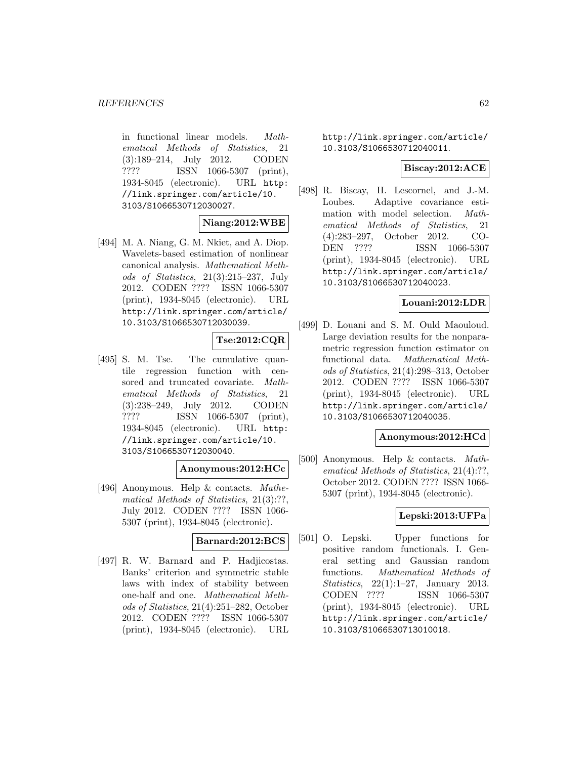in functional linear models. *Mathematical Methods of Statistics*, 21 (3):189–214, July 2012. CODEN ???? ISSN 1066-5307 (print), 1934-8045 (electronic). URL http://link.springer.com/article/10.3103/S1066530712030027.

**Niang:2012:WBE**

[494] M. A. Niang, G. M. Nkiet, and A. Diop. Wavelets-based estimation of nonlinear canonical analysis. *Mathematical Methods of Statistics*, 21(3):215–237, July 2012. CODEN ???? ISSN 1066-5307 (print), 1934-8045 (electronic). URL http://link.springer.com/article/10.3103/S1066530712030039.

**Tse:2012:CQR**

[495] S. M. Tse. The cumulative quantile regression function with censored and truncated covariate. *Mathematical Methods of Statistics*, 21 (3):238–249, July 2012. CODEN ???? ISSN 1066-5307 (print), 1934-8045 (electronic). URL http://link.springer.com/article/10.3103/S1066530712030040.

**Anonymous:2012:HCc**

[496] Anonymous. Help & contacts. *Mathematical Methods of Statistics*, 21(3):??, July 2012. CODEN ???? ISSN 1066-5307 (print), 1934-8045 (electronic).

**Barnard:2012:BCS**

[497] R. W. Barnard and P. Hadjicostas. Banks' criterion and symmetric stable laws with index of stability between one-half and one. *Mathematical Methods of Statistics*, 21(4):251–282, October 2012. CODEN ???? ISSN 1066-5307 (print), 1934-8045 (electronic). URL http://link.springer.com/article/10.3103/S1066530712040011.

**Biscay:2012:ACE**

[498] R. Biscay, H. Lescornel, and J.-M. Loubes. Adaptive covariance estimation with model selection. *Mathematical Methods of Statistics*, 21 (4):283–297, October 2012. CODEN ???? ISSN 1066-5307 (print), 1934-8045 (electronic). URL http://link.springer.com/article/10.3103/S1066530712040023.

**Louani:2012:LDR**

[499] D. Louani and S. M. Ould Maouloud. Large deviation results for the nonparametric regression function estimator on functional data. *Mathematical Methods of Statistics*, 21(4):298–313, October 2012. CODEN ???? ISSN 1066-5307 (print), 1934-8045 (electronic). URL http://link.springer.com/article/10.3103/S1066530712040035.

**Anonymous:2012:HCd**

[500] Anonymous. Help & contacts. *Mathematical Methods of Statistics*, 21(4):??, October 2012. CODEN ???? ISSN 1066-5307 (print), 1934-8045 (electronic).

**Lepski:2013:UFPa**

[501] O. Lepski. Upper functions for positive random functionals. I. General setting and Gaussian random functions. *Mathematical Methods of Statistics*, 22(1):1–27, January 2013. CODEN ???? ISSN 1066-5307 (print), 1934-8045 (electronic). URL http://link.springer.com/article/10.3103/S1066530713010018.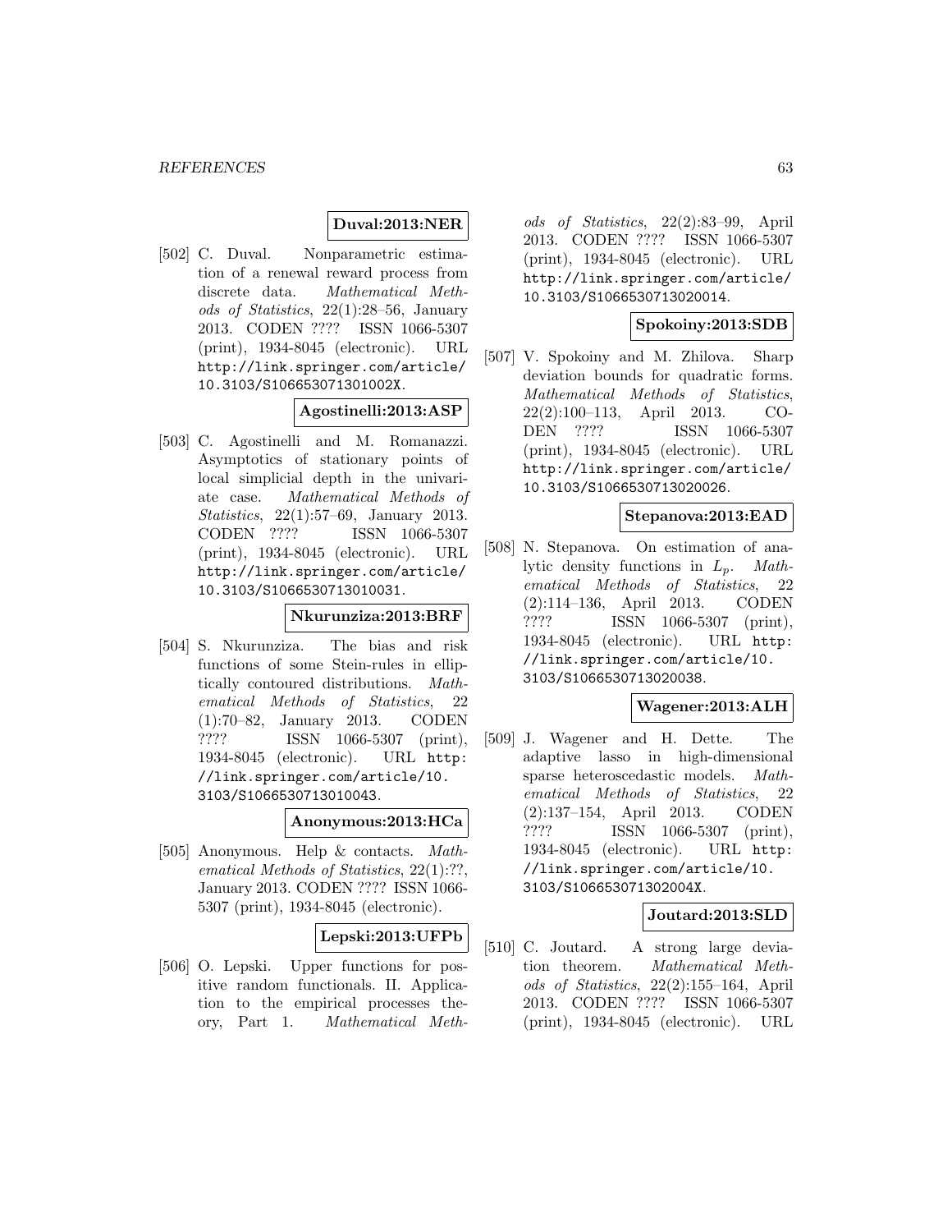**Duval:2013:NER**

[502] C. Duval. Nonparametric estimation of a renewal reward process from discrete data. *Mathematical Methods of Statistics*, 22(1):28–56, January 2013. CODEN ???? ISSN 1066-5307 (print), 1934-8045 (electronic). URL http://link.springer.com/article/10.3103/S106653071301002X.

**Agostinelli:2013:ASP**

[503] C. Agostinelli and M. Romanazzi. Asymptotics of stationary points of local simplicial depth in the univariate case. *Mathematical Methods of Statistics*, 22(1):57–69, January 2013. CODEN ???? ISSN 1066-5307 (print), 1934-8045 (electronic). URL http://link.springer.com/article/10.3103/S1066530713010031.

**Nkurunziza:2013:BRF**

[504] S. Nkurunziza. The bias and risk functions of some Stein-rules in elliptically contoured distributions. *Mathematical Methods of Statistics*, 22 (1):70–82, January 2013. CODEN ???? ISSN 1066-5307 (print), 1934-8045 (electronic). URL http://link.springer.com/article/10.3103/S1066530713010043.

**Anonymous:2013:HCa**

[505] Anonymous. Help & contacts. *Mathematical Methods of Statistics*, 22(1):??, January 2013. CODEN ???? ISSN 1066-5307 (print), 1934-8045 (electronic).

**Lepski:2013:UFPb**

[506] O. Lepski. Upper functions for positive random functionals. II. Application to the empirical processes theory, Part 1. *Mathematical Methods of Statistics*, 22(2):83–99, April 2013. CODEN ???? ISSN 1066-5307 (print), 1934-8045 (electronic). URL http://link.springer.com/article/10.3103/S1066530713020014.

**Spokoiny:2013:SDB**

[507] V. Spokoiny and M. Zhilova. Sharp deviation bounds for quadratic forms. *Mathematical Methods of Statistics*, 22(2):100–113, April 2013. CODEN ???? ISSN 1066-5307 (print), 1934-8045 (electronic). URL http://link.springer.com/article/10.3103/S1066530713020026.

**Stepanova:2013:EAD**

[508] N. Stepanova. On estimation of analytic density functions in $L_p$. *Mathematical Methods of Statistics*, 22 (2):114–136, April 2013. CODEN ???? ISSN 1066-5307 (print), 1934-8045 (electronic). URL http://link.springer.com/article/10.3103/S1066530713020038.

**Wagener:2013:ALH**

[509] J. Wagener and H. Dette. The adaptive lasso in high-dimensional sparse heteroscedastic models. *Mathematical Methods of Statistics*, 22 (2):137–154, April 2013. CODEN ???? ISSN 1066-5307 (print), 1934-8045 (electronic). URL http://link.springer.com/article/10.3103/S106653071302004X.

**Joutard:2013:SLD**

[510] C. Joutard. A strong large deviation theorem. *Mathematical Methods of Statistics*, 22(2):155–164, April 2013. CODEN ???? ISSN 1066-5307 (print), 1934-8045 (electronic). URL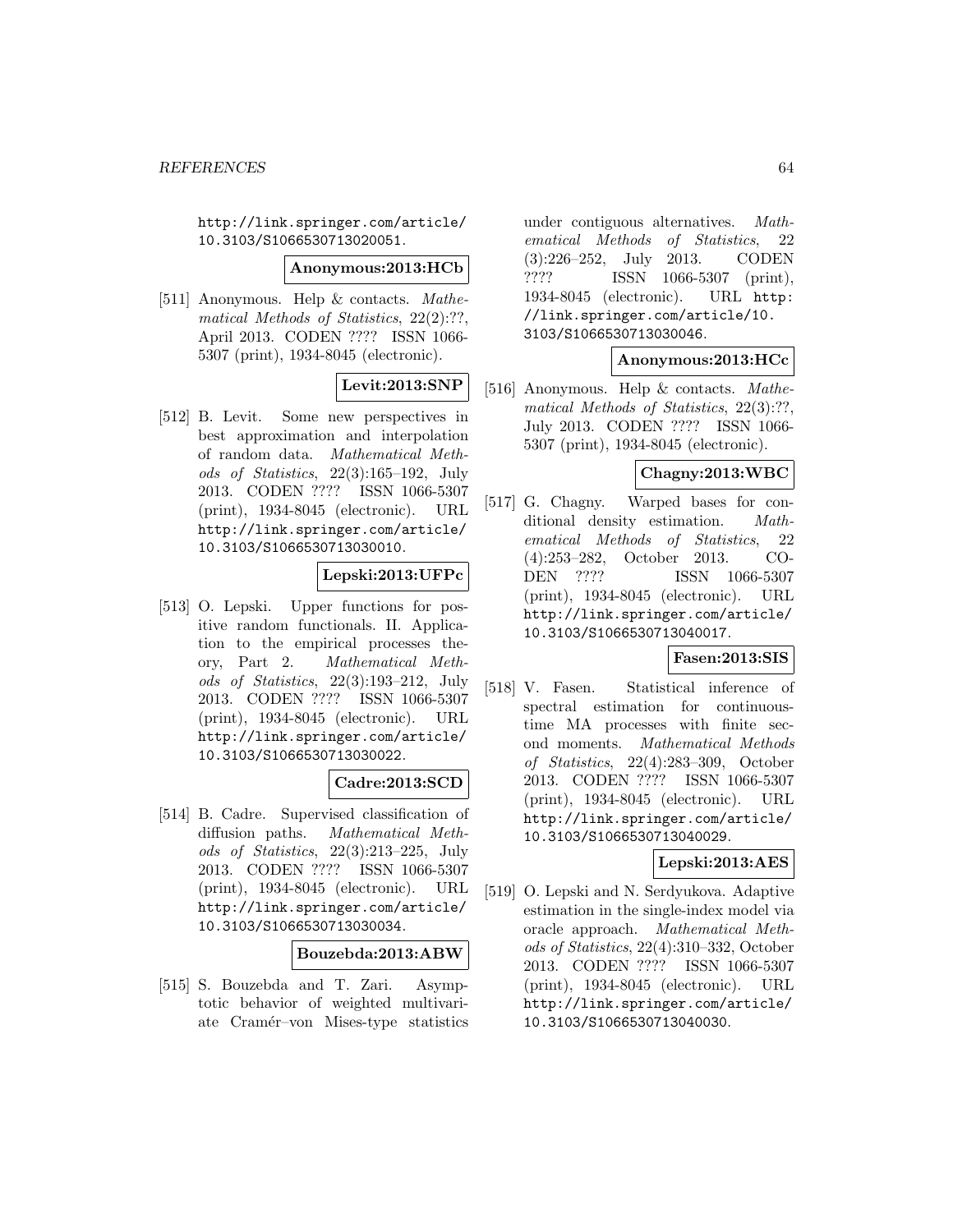http://link.springer.com/article/10.3103/S1066530713020051.

**Anonymous:2013:HCb**

[511] Anonymous. Help & contacts. *Mathematical Methods of Statistics*, 22(2):??, April 2013. CODEN ???? ISSN 1066-5307 (print), 1934-8045 (electronic).

**Levit:2013:SNP**

[512] B. Levit. Some new perspectives in best approximation and interpolation of random data. *Mathematical Methods of Statistics*, 22(3):165–192, July 2013. CODEN ???? ISSN 1066-5307 (print), 1934-8045 (electronic). URL http://link.springer.com/article/10.3103/S1066530713030010.

**Lepski:2013:UFPc**

[513] O. Lepski. Upper functions for positive random functionals. II. Application to the empirical processes theory, Part 2. *Mathematical Methods of Statistics*, 22(3):193–212, July 2013. CODEN ???? ISSN 1066-5307 (print), 1934-8045 (electronic). URL http://link.springer.com/article/10.3103/S1066530713030022.

**Cadre:2013:SCD**

[514] B. Cadre. Supervised classification of diffusion paths. *Mathematical Methods of Statistics*, 22(3):213–225, July 2013. CODEN ???? ISSN 1066-5307 (print), 1934-8045 (electronic). URL http://link.springer.com/article/10.3103/S1066530713030034.

**Bouzebda:2013:ABW**

[515] S. Bouzebda and T. Zari. Asymptotic behavior of weighted multivariate Cramér–von Mises-type statistics under contiguous alternatives. *Mathematical Methods of Statistics*, 22 (3):226–252, July 2013. CODEN ???? ISSN 1066-5307 (print), 1934-8045 (electronic). URL http://link.springer.com/article/10.3103/S1066530713030046.

**Anonymous:2013:HCc**

[516] Anonymous. Help & contacts. *Mathematical Methods of Statistics*, 22(3):??, July 2013. CODEN ???? ISSN 1066-5307 (print), 1934-8045 (electronic).

**Chagny:2013:WBC**

[517] G. Chagny. Warped bases for conditional density estimation. *Mathematical Methods of Statistics*, 22 (4):253–282, October 2013. CODEN ???? ISSN 1066-5307 (print), 1934-8045 (electronic). URL http://link.springer.com/article/10.3103/S1066530713040017.

**Fasen:2013:SIS**

[518] V. Fasen. Statistical inference of spectral estimation for continuous-time MA processes with finite second moments. *Mathematical Methods of Statistics*, 22(4):283–309, October 2013. CODEN ???? ISSN 1066-5307 (print), 1934-8045 (electronic). URL http://link.springer.com/article/10.3103/S1066530713040029.

**Lepski:2013:AES**

[519] O. Lepski and N. Serdyukova. Adaptive estimation in the single-index model via oracle approach. *Mathematical Methods of Statistics*, 22(4):310–332, October 2013. CODEN ???? ISSN 1066-5307 (print), 1934-8045 (electronic). URL http://link.springer.com/article/10.3103/S1066530713040030.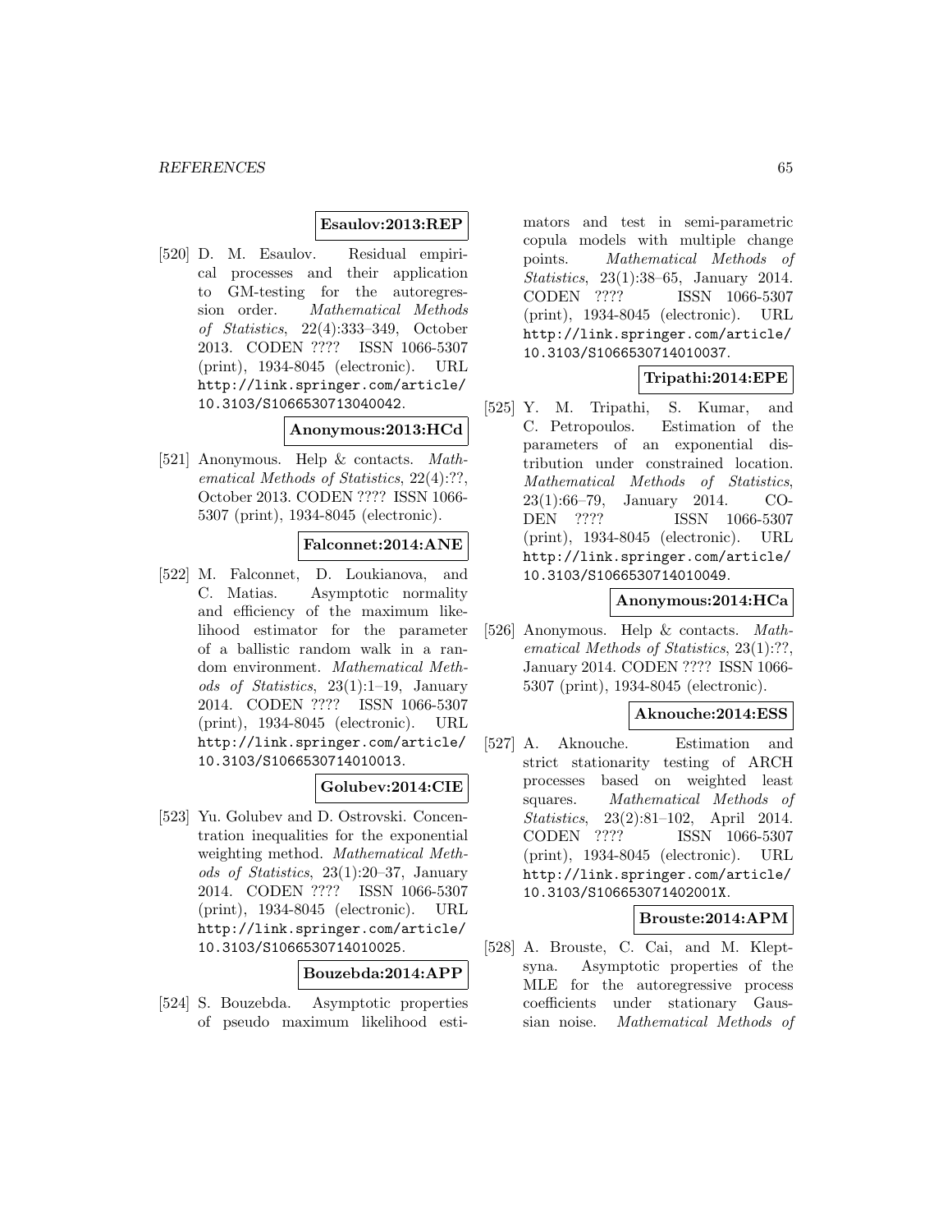**Esaulov:2013:REP**

[520] D. M. Esaulov. Residual empirical processes and their application to GM-testing for the autoregression order. *Mathematical Methods of Statistics*, 22(4):333–349, October 2013. CODEN ???? ISSN 1066-5307 (print), 1934-8045 (electronic). URL http://link.springer.com/article/10.3103/S1066530713040042.

**Anonymous:2013:HCd**

[521] Anonymous. Help & contacts. *Mathematical Methods of Statistics*, 22(4):??, October 2013. CODEN ???? ISSN 1066-5307 (print), 1934-8045 (electronic).

**Falconnet:2014:ANE**

[522] M. Falconnet, D. Loukianova, and C. Matias. Asymptotic normality and efficiency of the maximum likelihood estimator for the parameter of a ballistic random walk in a random environment. *Mathematical Methods of Statistics*, 23(1):1–19, January 2014. CODEN ???? ISSN 1066-5307 (print), 1934-8045 (electronic). URL http://link.springer.com/article/10.3103/S1066530714010013.

**Golubev:2014:CIE**

[523] Yu. Golubev and D. Ostrovski. Concentration inequalities for the exponential weighting method. *Mathematical Methods of Statistics*, 23(1):20–37, January 2014. CODEN ???? ISSN 1066-5307 (print), 1934-8045 (electronic). URL http://link.springer.com/article/10.3103/S1066530714010025.

**Bouzebda:2014:APP**

[524] S. Bouzebda. Asymptotic properties of pseudo maximum likelihood estimators and test in semi-parametric copula models with multiple change points. *Mathematical Methods of Statistics*, 23(1):38–65, January 2014. CODEN ???? ISSN 1066-5307 (print), 1934-8045 (electronic). URL http://link.springer.com/article/10.3103/S1066530714010037.

**Tripathi:2014:EPE**

[525] Y. M. Tripathi, S. Kumar, and C. Petropoulos. Estimation of the parameters of an exponential distribution under constrained location. *Mathematical Methods of Statistics*, 23(1):66–79, January 2014. CODEN ???? ISSN 1066-5307 (print), 1934-8045 (electronic). URL http://link.springer.com/article/10.3103/S1066530714010049.

**Anonymous:2014:HCa**

[526] Anonymous. Help & contacts. *Mathematical Methods of Statistics*, 23(1):??, January 2014. CODEN ???? ISSN 1066-5307 (print), 1934-8045 (electronic).

**Aknouche:2014:ESS**

[527] A. Aknouche. Estimation and strict stationarity testing of ARCH processes based on weighted least squares. *Mathematical Methods of Statistics*, 23(2):81–102, April 2014. CODEN ???? ISSN 1066-5307 (print), 1934-8045 (electronic). URL http://link.springer.com/article/10.3103/S106653071402001X.

**Brouste:2014:APM**

[528] A. Brouste, C. Cai, and M. Kleptsyna. Asymptotic properties of the MLE for the autoregressive process coefficients under stationary Gaussian noise. *Mathematical Methods of*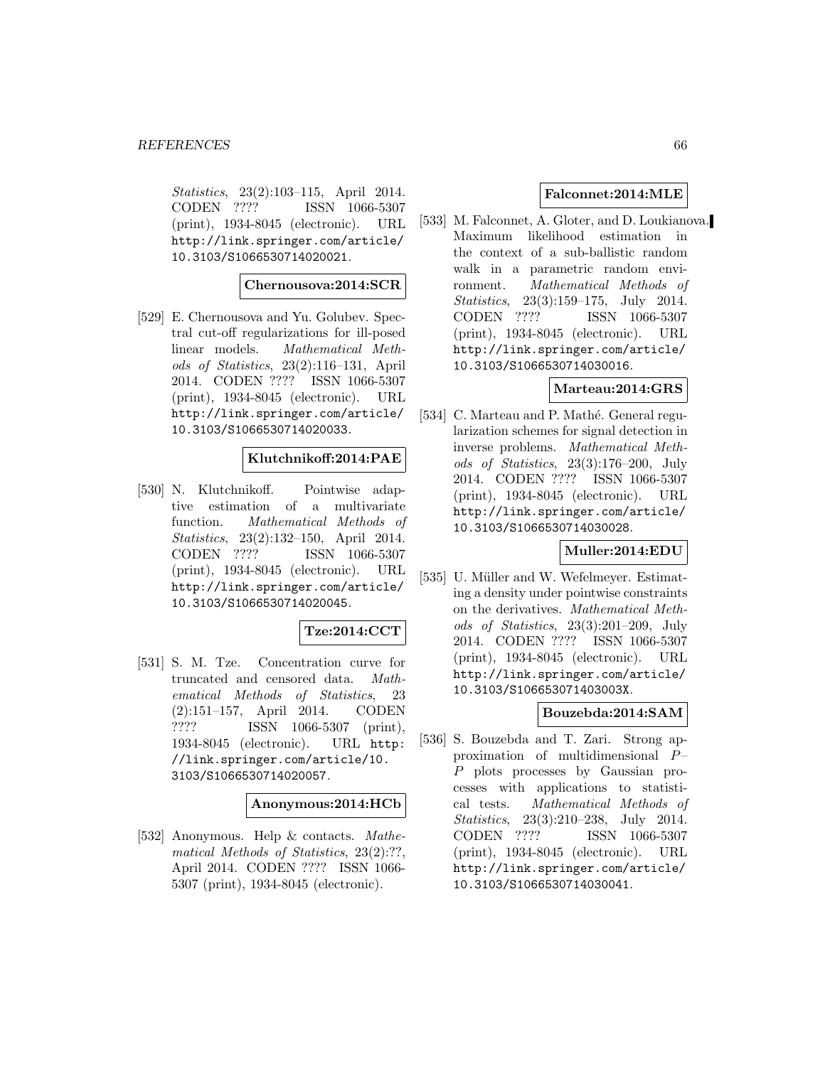*Statistics*, 23(2):103–115, April 2014. CODEN ???? ISSN 1066-5307 (print), 1934-8045 (electronic). URL http://link.springer.com/article/10.3103/S1066530714020021.

**Chernousova:2014:SCR**

[529] E. Chernousova and Yu. Golubev. Spectral cut-off regularizations for ill-posed linear models. *Mathematical Methods of Statistics*, 23(2):116–131, April 2014. CODEN ???? ISSN 1066-5307 (print), 1934-8045 (electronic). URL http://link.springer.com/article/10.3103/S1066530714020033.

**Klutchnikoff:2014:PAE**

[530] N. Klutchnikoff. Pointwise adaptive estimation of a multivariate function. *Mathematical Methods of Statistics*, 23(2):132–150, April 2014. CODEN ???? ISSN 1066-5307 (print), 1934-8045 (electronic). URL http://link.springer.com/article/10.3103/S1066530714020045.

**Tze:2014:CCT**

[531] S. M. Tze. Concentration curve for truncated and censored data. *Mathematical Methods of Statistics*, 23 (2):151–157, April 2014. CODEN ???? ISSN 1066-5307 (print), 1934-8045 (electronic). URL http://link.springer.com/article/10.3103/S1066530714020057.

**Anonymous:2014:HCb**

[532] Anonymous. Help & contacts. *Mathematical Methods of Statistics*, 23(2):??, April 2014. CODEN ???? ISSN 1066-5307 (print), 1934-8045 (electronic).

**Falconnet:2014:MLE**

[533] M. Falconnet, A. Gloter, and D. Loukianova. Maximum likelihood estimation in the context of a sub-ballistic random walk in a parametric random environment. *Mathematical Methods of Statistics*, 23(3):159–175, July 2014. CODEN ???? ISSN 1066-5307 (print), 1934-8045 (electronic). URL http://link.springer.com/article/10.3103/S1066530714030016.

**Marteau:2014:GRS**

[534] C. Marteau and P. Mathé. General regularization schemes for signal detection in inverse problems. *Mathematical Methods of Statistics*, 23(3):176–200, July 2014. CODEN ???? ISSN 1066-5307 (print), 1934-8045 (electronic). URL http://link.springer.com/article/10.3103/S1066530714030028.

**Muller:2014:EDU**

[535] U. Müller and W. Wefelmeyer. Estimating a density under pointwise constraints on the derivatives. *Mathematical Methods of Statistics*, 23(3):201–209, July 2014. CODEN ???? ISSN 1066-5307 (print), 1934-8045 (electronic). URL http://link.springer.com/article/10.3103/S106653071403003X.

**Bouzebda:2014:SAM**

[536] S. Bouzebda and T. Zari. Strong approximation of multidimensional $P$–$P$ plots processes by Gaussian processes with applications to statistical tests. *Mathematical Methods of Statistics*, 23(3):210–238, July 2014. CODEN ???? ISSN 1066-5307 (print), 1934-8045 (electronic). URL http://link.springer.com/article/10.3103/S1066530714030041.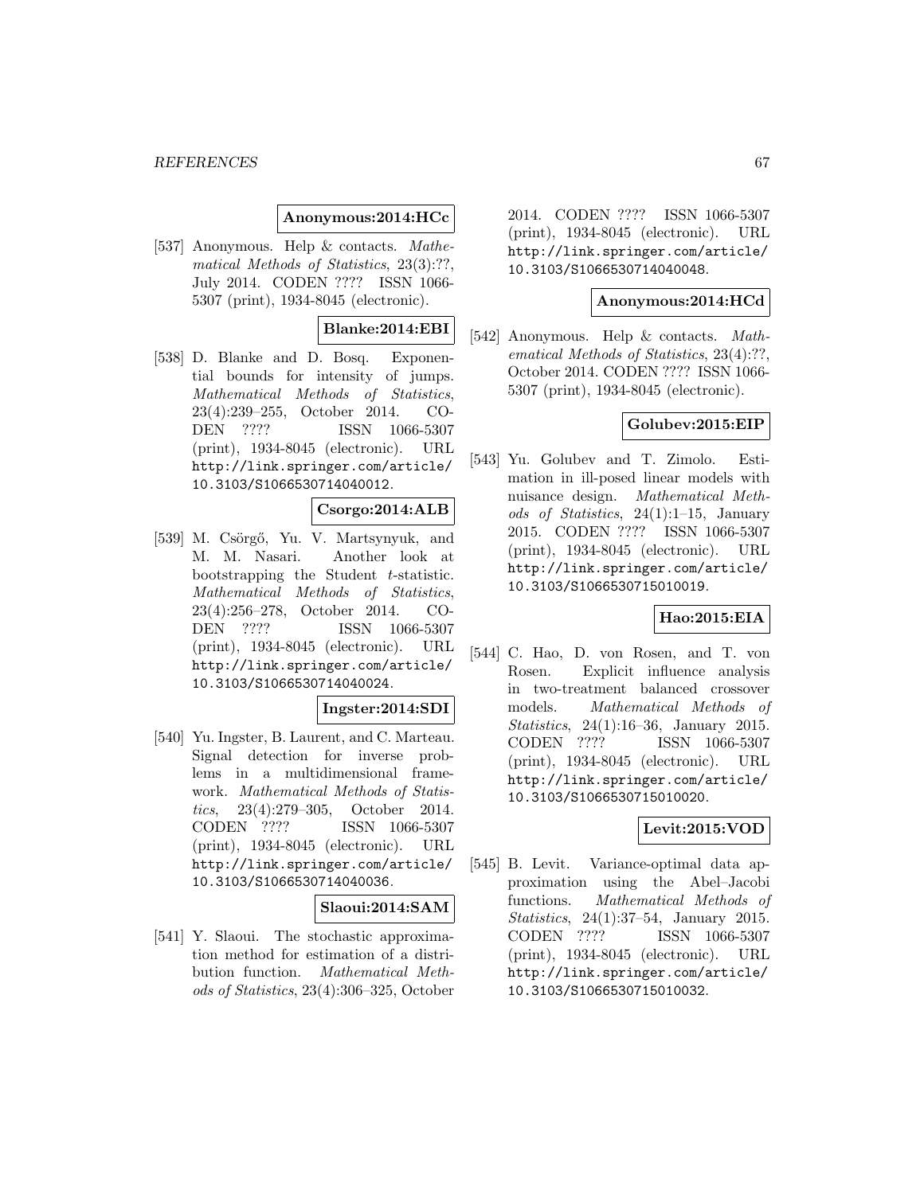**Anonymous:2014:HCc**

[537] Anonymous. Help & contacts. *Mathematical Methods of Statistics*, 23(3):??, July 2014. CODEN ???? ISSN 1066-5307 (print), 1934-8045 (electronic).

**Blanke:2014:EBI**

[538] D. Blanke and D. Bosq. Exponential bounds for intensity of jumps. *Mathematical Methods of Statistics*, 23(4):239–255, October 2014. CODEN ???? ISSN 1066-5307 (print), 1934-8045 (electronic). URL http://link.springer.com/article/10.3103/S1066530714040012.

**Csorgo:2014:ALB**

[539] M. Csörgő, Yu. V. Martsynyuk, and M. M. Nasari. Another look at bootstrapping the Student $t$-statistic. *Mathematical Methods of Statistics*, 23(4):256–278, October 2014. CODEN ???? ISSN 1066-5307 (print), 1934-8045 (electronic). URL http://link.springer.com/article/10.3103/S1066530714040024.

**Ingster:2014:SDI**

[540] Yu. Ingster, B. Laurent, and C. Marteau. Signal detection for inverse problems in a multidimensional framework. *Mathematical Methods of Statistics*, 23(4):279–305, October 2014. CODEN ???? ISSN 1066-5307 (print), 1934-8045 (electronic). URL http://link.springer.com/article/10.3103/S1066530714040036.

**Slaoui:2014:SAM**

[541] Y. Slaoui. The stochastic approximation method for estimation of a distribution function. *Mathematical Methods of Statistics*, 23(4):306–325, October 2014. CODEN ???? ISSN 1066-5307 (print), 1934-8045 (electronic). URL http://link.springer.com/article/10.3103/S1066530714040048.

**Anonymous:2014:HCd**

[542] Anonymous. Help & contacts. *Mathematical Methods of Statistics*, 23(4):??, October 2014. CODEN ???? ISSN 1066-5307 (print), 1934-8045 (electronic).

**Golubev:2015:EIP**

[543] Yu. Golubev and T. Zimolo. Estimation in ill-posed linear models with nuisance design. *Mathematical Methods of Statistics*, 24(1):1–15, January 2015. CODEN ???? ISSN 1066-5307 (print), 1934-8045 (electronic). URL http://link.springer.com/article/10.3103/S1066530715010019.

**Hao:2015:EIA**

[544] C. Hao, D. von Rosen, and T. von Rosen. Explicit influence analysis in two-treatment balanced crossover models. *Mathematical Methods of Statistics*, 24(1):16–36, January 2015. CODEN ???? ISSN 1066-5307 (print), 1934-8045 (electronic). URL http://link.springer.com/article/10.3103/S1066530715010020.

**Levit:2015:VOD**

[545] B. Levit. Variance-optimal data approximation using the Abel–Jacobi functions. *Mathematical Methods of Statistics*, 24(1):37–54, January 2015. CODEN ???? ISSN 1066-5307 (print), 1934-8045 (electronic). URL http://link.springer.com/article/10.3103/S1066530715010032.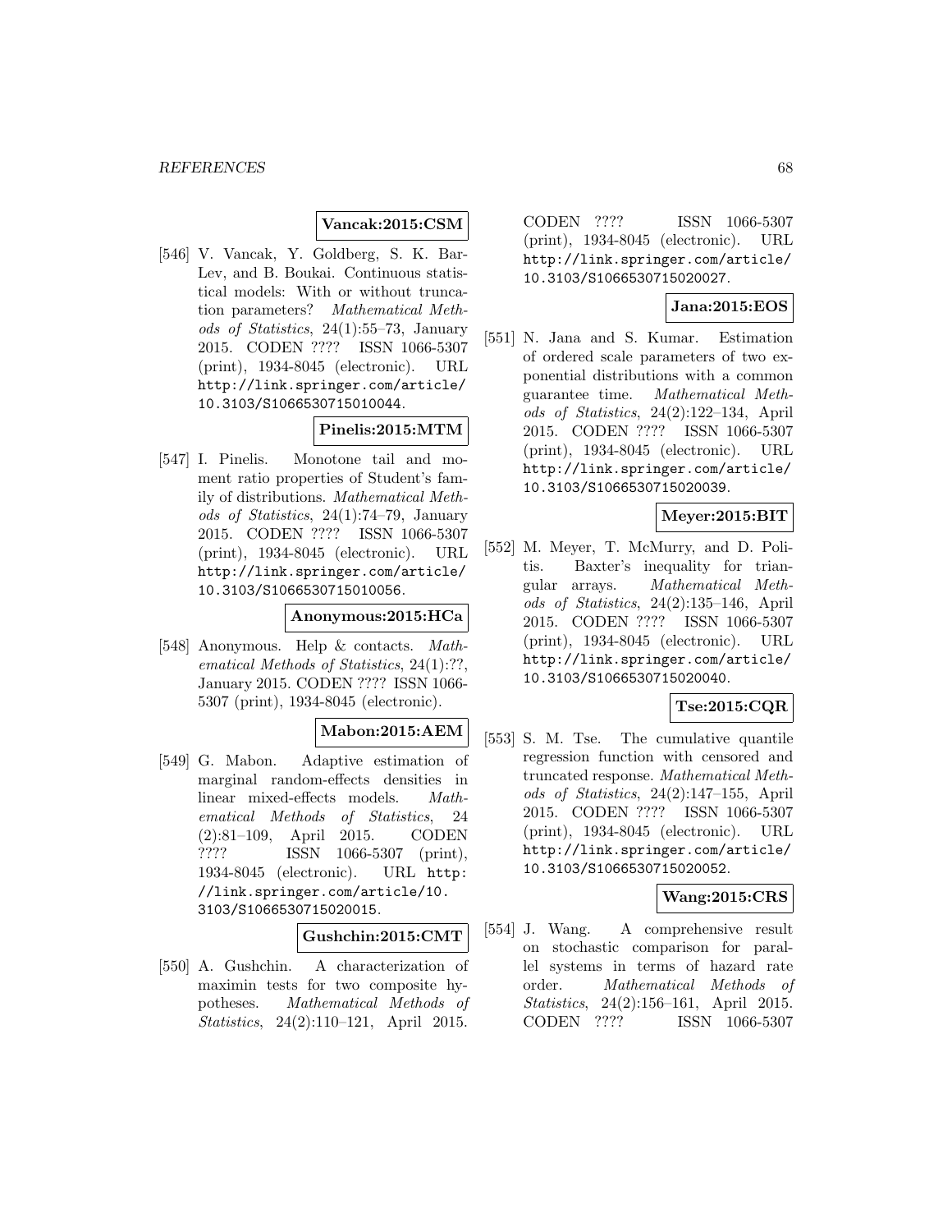**Vancak:2015:CSM**

[546] V. Vancak, Y. Goldberg, S. K. Bar-Lev, and B. Boukai. Continuous statistical models: With or without truncation parameters? *Mathematical Methods of Statistics*, 24(1):55–73, January 2015. CODEN ???? ISSN 1066-5307 (print), 1934-8045 (electronic). URL http://link.springer.com/article/10.3103/S1066530715010044.

**Pinelis:2015:MTM**

[547] I. Pinelis. Monotone tail and moment ratio properties of Student's family of distributions. *Mathematical Methods of Statistics*, 24(1):74–79, January 2015. CODEN ???? ISSN 1066-5307 (print), 1934-8045 (electronic). URL http://link.springer.com/article/10.3103/S1066530715010056.

**Anonymous:2015:HCa**

[548] Anonymous. Help & contacts. *Mathematical Methods of Statistics*, 24(1):??, January 2015. CODEN ???? ISSN 1066-5307 (print), 1934-8045 (electronic).

**Mabon:2015:AEM**

[549] G. Mabon. Adaptive estimation of marginal random-effects densities in linear mixed-effects models. *Mathematical Methods of Statistics*, 24 (2):81–109, April 2015. CODEN ???? ISSN 1066-5307 (print), 1934-8045 (electronic). URL http://link.springer.com/article/10.3103/S1066530715020015.

**Gushchin:2015:CMT**

[550] A. Gushchin. A characterization of maximin tests for two composite hypotheses. *Mathematical Methods of Statistics*, 24(2):110–121, April 2015. CODEN ???? ISSN 1066-5307 (print), 1934-8045 (electronic). URL http://link.springer.com/article/10.3103/S1066530715020027.

**Jana:2015:EOS**

[551] N. Jana and S. Kumar. Estimation of ordered scale parameters of two exponential distributions with a common guarantee time. *Mathematical Methods of Statistics*, 24(2):122–134, April 2015. CODEN ???? ISSN 1066-5307 (print), 1934-8045 (electronic). URL http://link.springer.com/article/10.3103/S1066530715020039.

**Meyer:2015:BIT**

[552] M. Meyer, T. McMurry, and D. Politis. Baxter's inequality for triangular arrays. *Mathematical Methods of Statistics*, 24(2):135–146, April 2015. CODEN ???? ISSN 1066-5307 (print), 1934-8045 (electronic). URL http://link.springer.com/article/10.3103/S1066530715020040.

**Tse:2015:CQR**

[553] S. M. Tse. The cumulative quantile regression function with censored and truncated response. *Mathematical Methods of Statistics*, 24(2):147–155, April 2015. CODEN ???? ISSN 1066-5307 (print), 1934-8045 (electronic). URL http://link.springer.com/article/10.3103/S1066530715020052.

**Wang:2015:CRS**

[554] J. Wang. A comprehensive result on stochastic comparison for parallel systems in terms of hazard rate order. *Mathematical Methods of Statistics*, 24(2):156–161, April 2015. CODEN ???? ISSN 1066-5307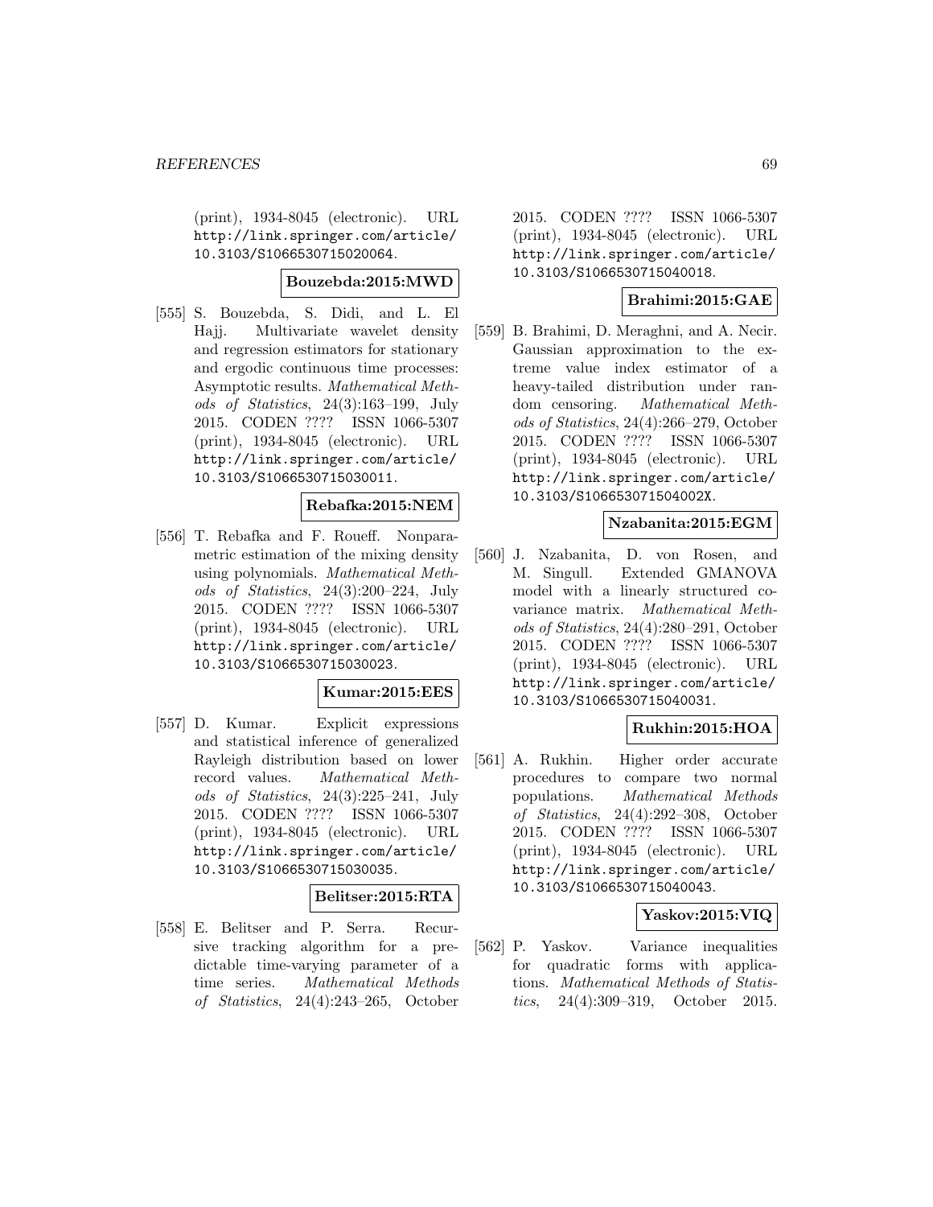(print), 1934-8045 (electronic). URL http://link.springer.com/article/10.3103/S1066530715020064.

**Bouzebda:2015:MWD**

[555] S. Bouzebda, S. Didi, and L. El Hajj. Multivariate wavelet density and regression estimators for stationary and ergodic continuous time processes: Asymptotic results. *Mathematical Methods of Statistics*, 24(3):163–199, July 2015. CODEN ???? ISSN 1066-5307 (print), 1934-8045 (electronic). URL http://link.springer.com/article/10.3103/S1066530715030011.

**Rebafka:2015:NEM**

[556] T. Rebafka and F. Roueff. Nonparametric estimation of the mixing density using polynomials. *Mathematical Methods of Statistics*, 24(3):200–224, July 2015. CODEN ???? ISSN 1066-5307 (print), 1934-8045 (electronic). URL http://link.springer.com/article/10.3103/S1066530715030023.

**Kumar:2015:EES**

[557] D. Kumar. Explicit expressions and statistical inference of generalized Rayleigh distribution based on lower record values. *Mathematical Methods of Statistics*, 24(3):225–241, July 2015. CODEN ???? ISSN 1066-5307 (print), 1934-8045 (electronic). URL http://link.springer.com/article/10.3103/S1066530715030035.

**Belitser:2015:RTA**

[558] E. Belitser and P. Serra. Recursive tracking algorithm for a predictable time-varying parameter of a time series. *Mathematical Methods of Statistics*, 24(4):243–265, October 2015. CODEN ???? ISSN 1066-5307 (print), 1934-8045 (electronic). URL http://link.springer.com/article/10.3103/S1066530715040018.

**Brahimi:2015:GAE**

[559] B. Brahimi, D. Meraghni, and A. Necir. Gaussian approximation to the extreme value index estimator of a heavy-tailed distribution under random censoring. *Mathematical Methods of Statistics*, 24(4):266–279, October 2015. CODEN ???? ISSN 1066-5307 (print), 1934-8045 (electronic). URL http://link.springer.com/article/10.3103/S106653071504002X.

**Nzabanita:2015:EGM**

[560] J. Nzabanita, D. von Rosen, and M. Singull. Extended GMANOVA model with a linearly structured covariance matrix. *Mathematical Methods of Statistics*, 24(4):280–291, October 2015. CODEN ???? ISSN 1066-5307 (print), 1934-8045 (electronic). URL http://link.springer.com/article/10.3103/S1066530715040031.

**Rukhin:2015:HOA**

[561] A. Rukhin. Higher order accurate procedures to compare two normal populations. *Mathematical Methods of Statistics*, 24(4):292–308, October 2015. CODEN ???? ISSN 1066-5307 (print), 1934-8045 (electronic). URL http://link.springer.com/article/10.3103/S1066530715040043.

**Yaskov:2015:VIQ**

[562] P. Yaskov. Variance inequalities for quadratic forms with applications. *Mathematical Methods of Statistics*, 24(4):309–319, October 2015.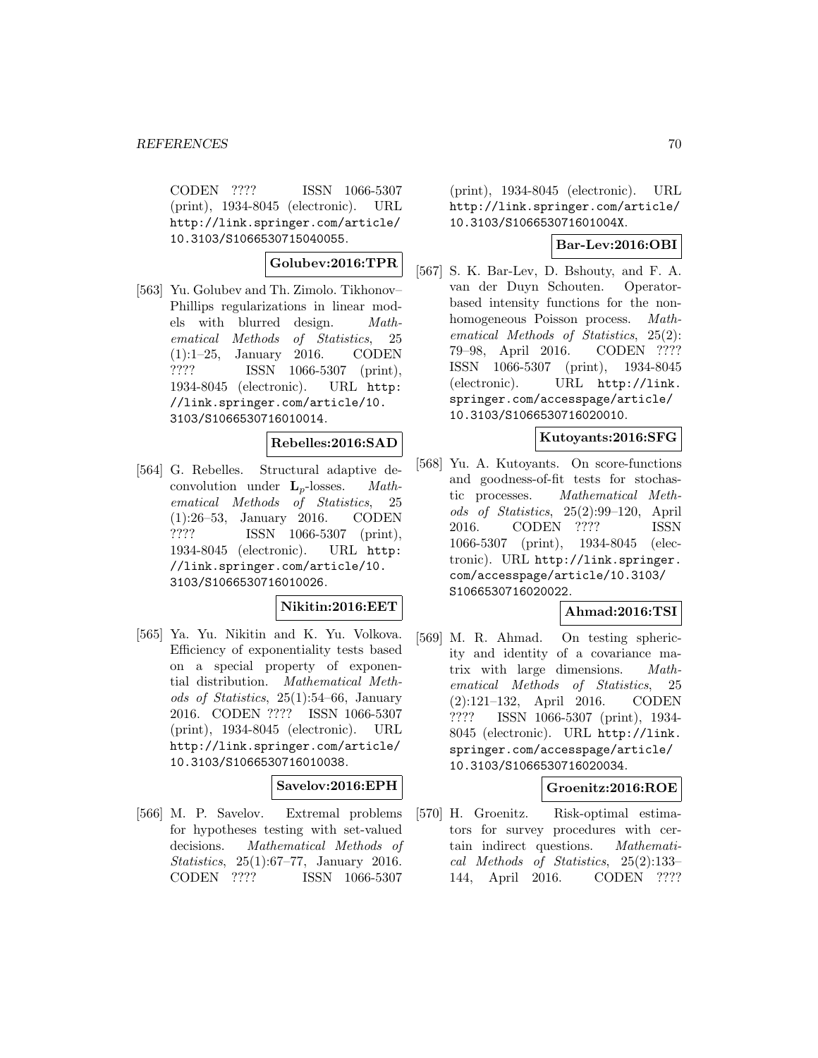CODEN ???? ISSN 1066-5307 (print), 1934-8045 (electronic). URL http://link.springer.com/article/10.3103/S1066530715040055.

**Golubev:2016:TPR**

[563] Yu. Golubev and Th. Zimolo. Tikhonov–Phillips regularizations in linear models with blurred design. *Mathematical Methods of Statistics*, 25 (1):1–25, January 2016. CODEN ???? ISSN 1066-5307 (print), 1934-8045 (electronic). URL http://link.springer.com/article/10.3103/S1066530716010014.

**Rebelles:2016:SAD**

[564] G. Rebelles. Structural adaptive deconvolution under $\mathbf{L}_p$-losses. *Mathematical Methods of Statistics*, 25 (1):26–53, January 2016. CODEN ???? ISSN 1066-5307 (print), 1934-8045 (electronic). URL http://link.springer.com/article/10.3103/S1066530716010026.

**Nikitin:2016:EET**

[565] Ya. Yu. Nikitin and K. Yu. Volkova. Efficiency of exponentiality tests based on a special property of exponential distribution. *Mathematical Methods of Statistics*, 25(1):54–66, January 2016. CODEN ???? ISSN 1066-5307 (print), 1934-8045 (electronic). URL http://link.springer.com/article/10.3103/S1066530716010038.

**Savelov:2016:EPH**

[566] M. P. Savelov. Extremal problems for hypotheses testing with set-valued decisions. *Mathematical Methods of Statistics*, 25(1):67–77, January 2016. CODEN ???? ISSN 1066-5307 (print), 1934-8045 (electronic). URL http://link.springer.com/article/10.3103/S106653071601004X.

**Bar-Lev:2016:OBI**

[567] S. K. Bar-Lev, D. Bshouty, and F. A. van der Duyn Schouten. Operator-based intensity functions for the nonhomogeneous Poisson process. *Mathematical Methods of Statistics*, 25(2): 79–98, April 2016. CODEN ???? ISSN 1066-5307 (print), 1934-8045 (electronic). URL http://link.springer.com/accesspage/article/10.3103/S1066530716020010.

**Kutoyants:2016:SFG**

[568] Yu. A. Kutoyants. On score-functions and goodness-of-fit tests for stochastic processes. *Mathematical Methods of Statistics*, 25(2):99–120, April 2016. CODEN ???? ISSN 1066-5307 (print), 1934-8045 (electronic). URL http://link.springer.com/accesspage/article/10.3103/S1066530716020022.

**Ahmad:2016:TSI**

[569] M. R. Ahmad. On testing sphericity and identity of a covariance matrix with large dimensions. *Mathematical Methods of Statistics*, 25 (2):121–132, April 2016. CODEN ???? ISSN 1066-5307 (print), 1934-8045 (electronic). URL http://link.springer.com/accesspage/article/10.3103/S1066530716020034.

**Groenitz:2016:ROE**

[570] H. Groenitz. Risk-optimal estimators for survey procedures with certain indirect questions. *Mathematical Methods of Statistics*, 25(2):133–144, April 2016. CODEN ????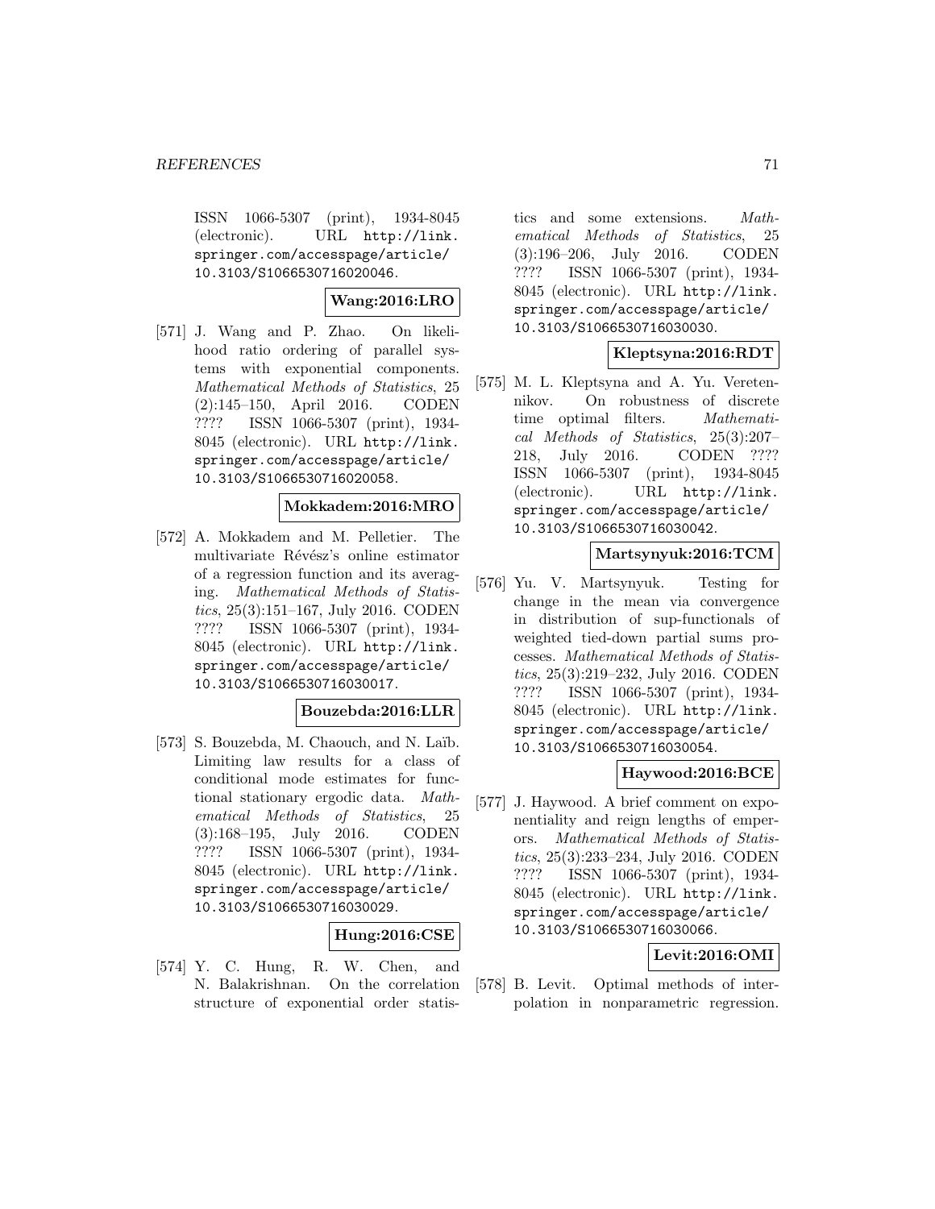ISSN 1066-5307 (print), 1934-8045 (electronic). URL http://link.springer.com/accesspage/article/10.3103/S1066530716020046.

**Wang:2016:LRO**

[571] J. Wang and P. Zhao. On likelihood ratio ordering of parallel systems with exponential components. *Mathematical Methods of Statistics*, 25 (2):145–150, April 2016. CODEN ???? ISSN 1066-5307 (print), 1934-8045 (electronic). URL http://link.springer.com/accesspage/article/10.3103/S1066530716020058.

**Mokkadem:2016:MRO**

[572] A. Mokkadem and M. Pelletier. The multivariate Révész's online estimator of a regression function and its averaging. *Mathematical Methods of Statistics*, 25(3):151–167, July 2016. CODEN ???? ISSN 1066-5307 (print), 1934-8045 (electronic). URL http://link.springer.com/accesspage/article/10.3103/S1066530716030017.

**Bouzebda:2016:LLR**

[573] S. Bouzebda, M. Chaouch, and N. Laïb. Limiting law results for a class of conditional mode estimates for functional stationary ergodic data. *Mathematical Methods of Statistics*, 25 (3):168–195, July 2016. CODEN ???? ISSN 1066-5307 (print), 1934-8045 (electronic). URL http://link.springer.com/accesspage/article/10.3103/S1066530716030029.

**Hung:2016:CSE**

[574] Y. C. Hung, R. W. Chen, and N. Balakrishnan. On the correlation structure of exponential order statistics and some extensions. *Mathematical Methods of Statistics*, 25 (3):196–206, July 2016. CODEN ???? ISSN 1066-5307 (print), 1934-8045 (electronic). URL http://link.springer.com/accesspage/article/10.3103/S1066530716030030.

**Kleptsyna:2016:RDT**

[575] M. L. Kleptsyna and A. Yu. Veretennikov. On robustness of discrete time optimal filters. *Mathematical Methods of Statistics*, 25(3):207–218, July 2016. CODEN ???? ISSN 1066-5307 (print), 1934-8045 (electronic). URL http://link.springer.com/accesspage/article/10.3103/S1066530716030042.

**Martsynyuk:2016:TCM**

[576] Yu. V. Martsynyuk. Testing for change in the mean via convergence in distribution of sup-functionals of weighted tied-down partial sums processes. *Mathematical Methods of Statistics*, 25(3):219–232, July 2016. CODEN ???? ISSN 1066-5307 (print), 1934-8045 (electronic). URL http://link.springer.com/accesspage/article/10.3103/S1066530716030054.

**Haywood:2016:BCE**

[577] J. Haywood. A brief comment on exponentiality and reign lengths of emperors. *Mathematical Methods of Statistics*, 25(3):233–234, July 2016. CODEN ???? ISSN 1066-5307 (print), 1934-8045 (electronic). URL http://link.springer.com/accesspage/article/10.3103/S1066530716030066.

**Levit:2016:OMI**

[578] B. Levit. Optimal methods of interpolation in nonparametric regression.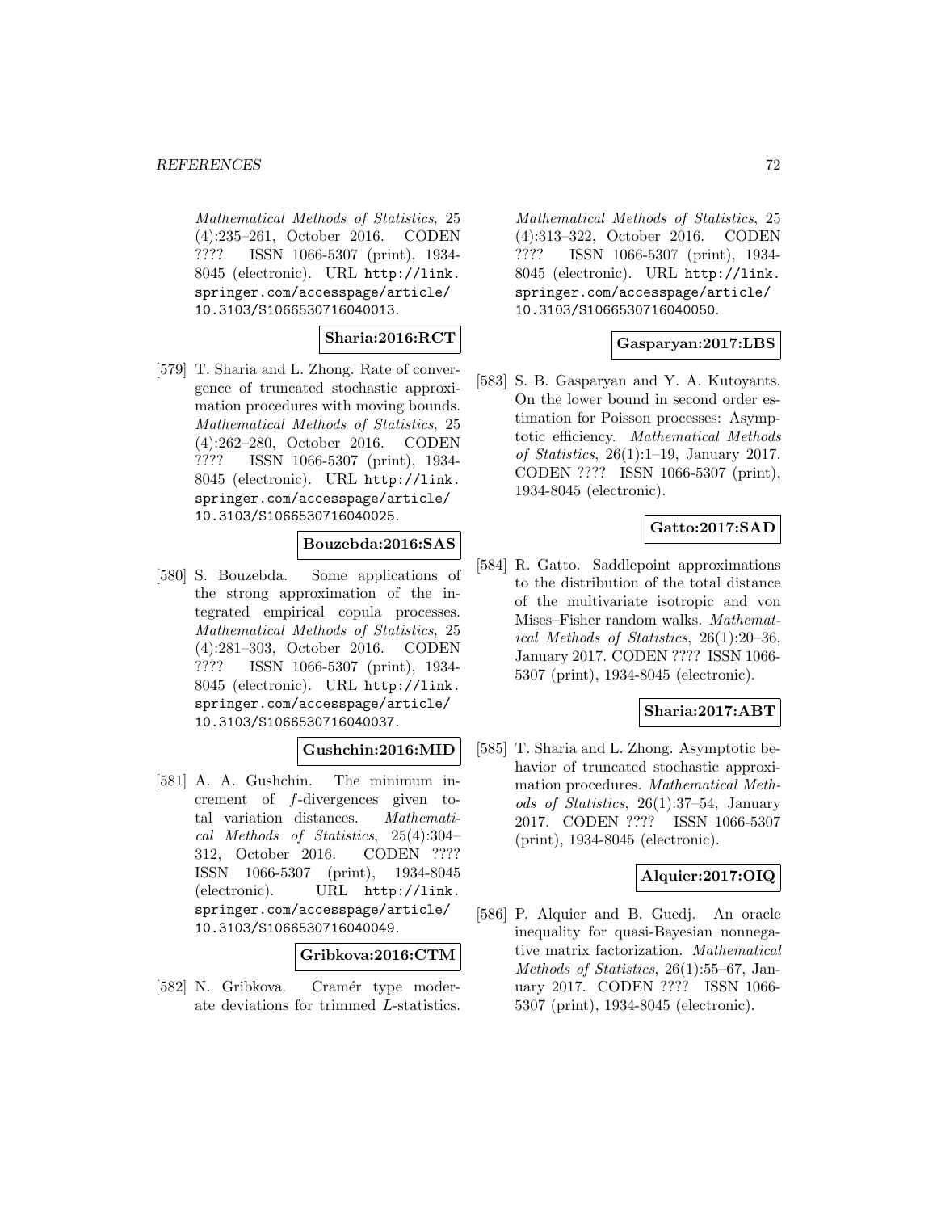Mathematical Methods of Statistics, 25 (4):235–261, October 2016. CODEN ???? ISSN 1066-5307 (print), 1934-8045 (electronic). URL http://link.springer.com/accesspage/article/10.3103/S1066530716040013.

**Sharia:2016:RCT**

[579] T. Sharia and L. Zhong. Rate of convergence of truncated stochastic approximation procedures with moving bounds. *Mathematical Methods of Statistics*, 25 (4):262–280, October 2016. CODEN ???? ISSN 1066-5307 (print), 1934-8045 (electronic). URL http://link.springer.com/accesspage/article/10.3103/S1066530716040025.

**Bouzebda:2016:SAS**

[580] S. Bouzebda. Some applications of the strong approximation of the integrated empirical copula processes. *Mathematical Methods of Statistics*, 25 (4):281–303, October 2016. CODEN ???? ISSN 1066-5307 (print), 1934-8045 (electronic). URL http://link.springer.com/accesspage/article/10.3103/S1066530716040037.

**Gushchin:2016:MID**

[581] A. A. Gushchin. The minimum increment of $f$-divergences given total variation distances. *Mathematical Methods of Statistics*, 25(4):304–312, October 2016. CODEN ???? ISSN 1066-5307 (print), 1934-8045 (electronic). URL http://link.springer.com/accesspage/article/10.3103/S1066530716040049.

**Gribkova:2016:CTM**

[582] N. Gribkova. Cramér type moderate deviations for trimmed $L$-statistics. *Mathematical Methods of Statistics*, 25 (4):313–322, October 2016. CODEN ???? ISSN 1066-5307 (print), 1934-8045 (electronic). URL http://link.springer.com/accesspage/article/10.3103/S1066530716040050.

**Gasparyan:2017:LBS**

[583] S. B. Gasparyan and Y. A. Kutoyants. On the lower bound in second order estimation for Poisson processes: Asymptotic efficiency. *Mathematical Methods of Statistics*, 26(1):1–19, January 2017. CODEN ???? ISSN 1066-5307 (print), 1934-8045 (electronic).

**Gatto:2017:SAD**

[584] R. Gatto. Saddlepoint approximations to the distribution of the total distance of the multivariate isotropic and von Mises–Fisher random walks. *Mathematical Methods of Statistics*, 26(1):20–36, January 2017. CODEN ???? ISSN 1066-5307 (print), 1934-8045 (electronic).

**Sharia:2017:ABT**

[585] T. Sharia and L. Zhong. Asymptotic behavior of truncated stochastic approximation procedures. *Mathematical Methods of Statistics*, 26(1):37–54, January 2017. CODEN ???? ISSN 1066-5307 (print), 1934-8045 (electronic).

**Alquier:2017:OIQ**

[586] P. Alquier and B. Guedj. An oracle inequality for quasi-Bayesian nonnegative matrix factorization. *Mathematical Methods of Statistics*, 26(1):55–67, January 2017. CODEN ???? ISSN 1066-5307 (print), 1934-8045 (electronic).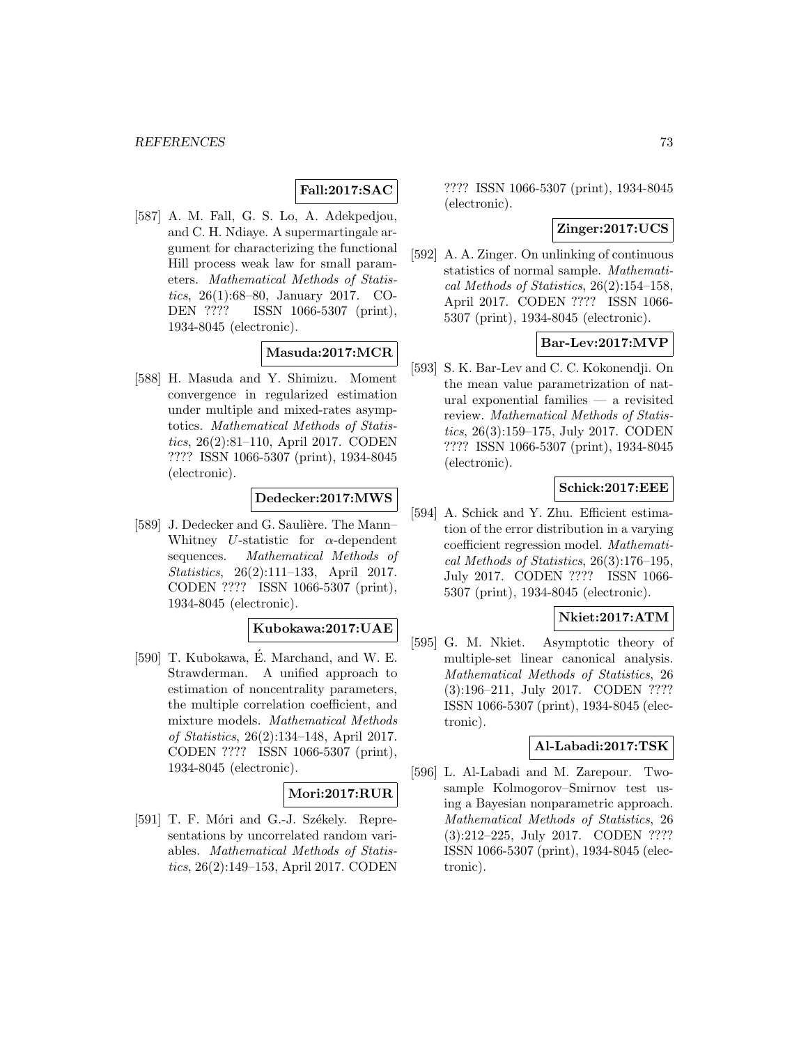**Fall:2017:SAC**

[587] A. M. Fall, G. S. Lo, A. Adekpedjou, and C. H. Ndiaye. A supermartingale argument for characterizing the functional Hill process weak law for small parameters. *Mathematical Methods of Statistics*, 26(1):68–80, January 2017. CODEN ???? ISSN 1066-5307 (print), 1934-8045 (electronic).

**Masuda:2017:MCR**

[588] H. Masuda and Y. Shimizu. Moment convergence in regularized estimation under multiple and mixed-rates asymptotics. *Mathematical Methods of Statistics*, 26(2):81–110, April 2017. CODEN ???? ISSN 1066-5307 (print), 1934-8045 (electronic).

**Dedecker:2017:MWS**

[589] J. Dedecker and G. Saulière. The Mann–Whitney $U$-statistic for $\alpha$-dependent sequences. *Mathematical Methods of Statistics*, 26(2):111–133, April 2017. CODEN ???? ISSN 1066-5307 (print), 1934-8045 (electronic).

**Kubokawa:2017:UAE**

[590] T. Kubokawa, É. Marchand, and W. E. Strawderman. A unified approach to estimation of noncentrality parameters, the multiple correlation coefficient, and mixture models. *Mathematical Methods of Statistics*, 26(2):134–148, April 2017. CODEN ???? ISSN 1066-5307 (print), 1934-8045 (electronic).

**Mori:2017:RUR**

[591] T. F. Móri and G.-J. Székely. Representations by uncorrelated random variables. *Mathematical Methods of Statistics*, 26(2):149–153, April 2017. CODEN ???? ISSN 1066-5307 (print), 1934-8045 (electronic).

**Zinger:2017:UCS**

[592] A. A. Zinger. On unlinking of continuous statistics of normal sample. *Mathematical Methods of Statistics*, 26(2):154–158, April 2017. CODEN ???? ISSN 1066-5307 (print), 1934-8045 (electronic).

**Bar-Lev:2017:MVP**

[593] S. K. Bar-Lev and C. C. Kokonendji. On the mean value parametrization of natural exponential families — a revisited review. *Mathematical Methods of Statistics*, 26(3):159–175, July 2017. CODEN ???? ISSN 1066-5307 (print), 1934-8045 (electronic).

**Schick:2017:EEE**

[594] A. Schick and Y. Zhu. Efficient estimation of the error distribution in a varying coefficient regression model. *Mathematical Methods of Statistics*, 26(3):176–195, July 2017. CODEN ???? ISSN 1066-5307 (print), 1934-8045 (electronic).

**Nkiet:2017:ATM**

[595] G. M. Nkiet. Asymptotic theory of multiple-set linear canonical analysis. *Mathematical Methods of Statistics*, 26 (3):196–211, July 2017. CODEN ???? ISSN 1066-5307 (print), 1934-8045 (electronic).

**Al-Labadi:2017:TSK**

[596] L. Al-Labadi and M. Zarepour. Two-sample Kolmogorov–Smirnov test using a Bayesian nonparametric approach. *Mathematical Methods of Statistics*, 26 (3):212–225, July 2017. CODEN ???? ISSN 1066-5307 (print), 1934-8045 (electronic).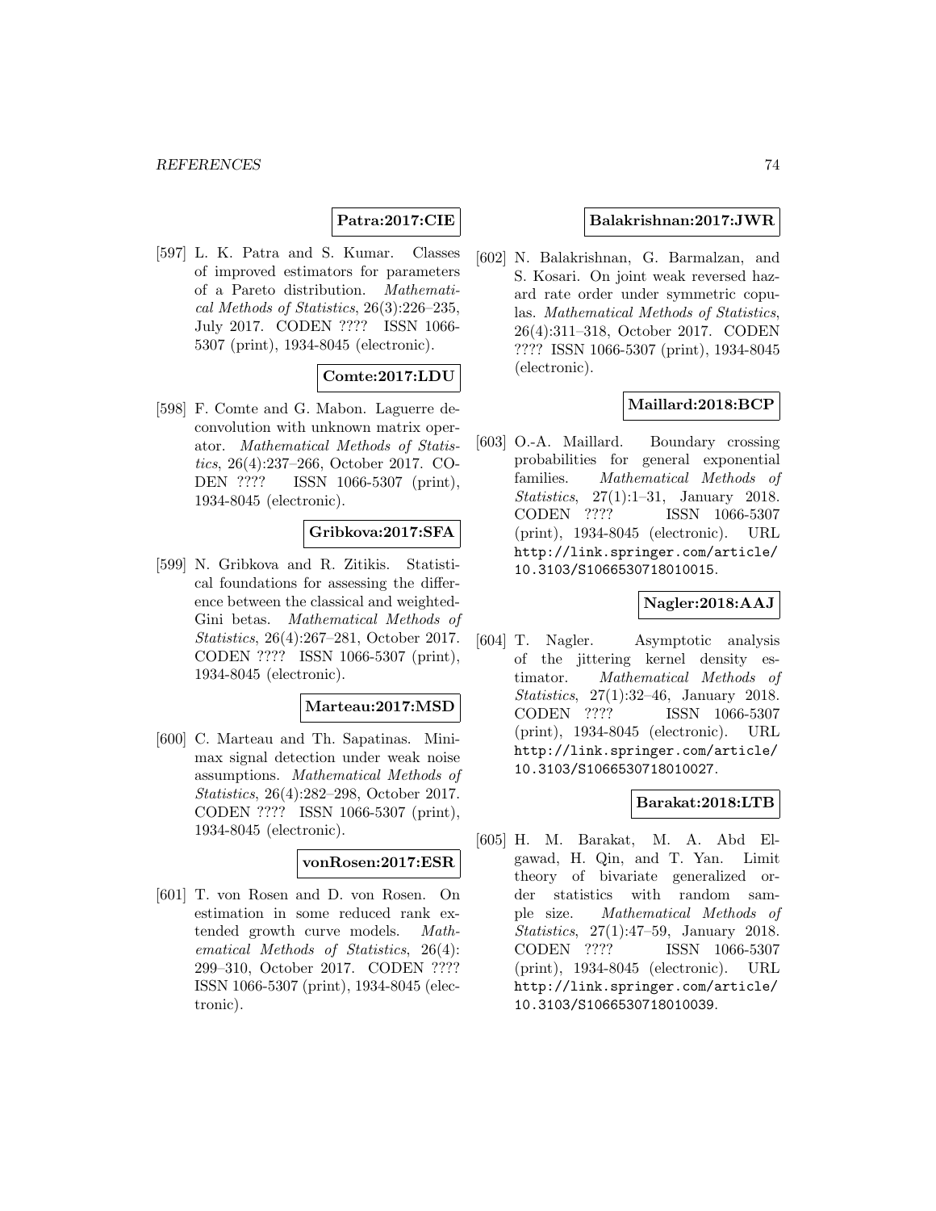**Patra:2017:CIE**

[597] L. K. Patra and S. Kumar. Classes of improved estimators for parameters of a Pareto distribution. *Mathematical Methods of Statistics*, 26(3):226–235, July 2017. CODEN ???? ISSN 1066-5307 (print), 1934-8045 (electronic).

**Comte:2017:LDU**

[598] F. Comte and G. Mabon. Laguerre deconvolution with unknown matrix operator. *Mathematical Methods of Statistics*, 26(4):237–266, October 2017. CODEN ???? ISSN 1066-5307 (print), 1934-8045 (electronic).

**Gribkova:2017:SFA**

[599] N. Gribkova and R. Zitikis. Statistical foundations for assessing the difference between the classical and weighted-Gini betas. *Mathematical Methods of Statistics*, 26(4):267–281, October 2017. CODEN ???? ISSN 1066-5307 (print), 1934-8045 (electronic).

**Marteau:2017:MSD**

[600] C. Marteau and Th. Sapatinas. Minimax signal detection under weak noise assumptions. *Mathematical Methods of Statistics*, 26(4):282–298, October 2017. CODEN ???? ISSN 1066-5307 (print), 1934-8045 (electronic).

**vonRosen:2017:ESR**

[601] T. von Rosen and D. von Rosen. On estimation in some reduced rank extended growth curve models. *Mathematical Methods of Statistics*, 26(4): 299–310, October 2017. CODEN ???? ISSN 1066-5307 (print), 1934-8045 (electronic).

**Balakrishnan:2017:JWR**

[602] N. Balakrishnan, G. Barmalzan, and S. Kosari. On joint weak reversed hazard rate order under symmetric copulas. *Mathematical Methods of Statistics*, 26(4):311–318, October 2017. CODEN ???? ISSN 1066-5307 (print), 1934-8045 (electronic).

**Maillard:2018:BCP**

[603] O.-A. Maillard. Boundary crossing probabilities for general exponential families. *Mathematical Methods of Statistics*, 27(1):1–31, January 2018. CODEN ???? ISSN 1066-5307 (print), 1934-8045 (electronic). URL http://link.springer.com/article/10.3103/S1066530718010015.

**Nagler:2018:AAJ**

[604] T. Nagler. Asymptotic analysis of the jittering kernel density estimator. *Mathematical Methods of Statistics*, 27(1):32–46, January 2018. CODEN ???? ISSN 1066-5307 (print), 1934-8045 (electronic). URL http://link.springer.com/article/10.3103/S1066530718010027.

**Barakat:2018:LTB**

[605] H. M. Barakat, M. A. Abd Elgawad, H. Qin, and T. Yan. Limit theory of bivariate generalized order statistics with random sample size. *Mathematical Methods of Statistics*, 27(1):47–59, January 2018. CODEN ???? ISSN 1066-5307 (print), 1934-8045 (electronic). URL http://link.springer.com/article/10.3103/S1066530718010039.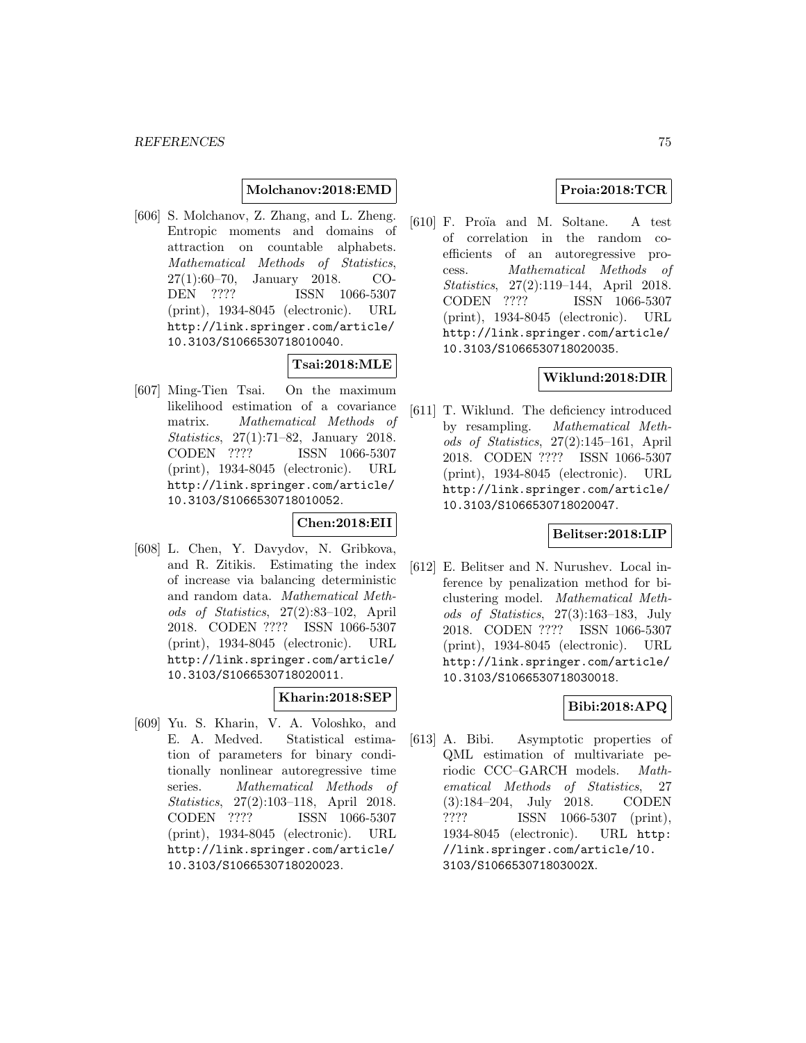**Molchanov:2018:EMD**

[606] S. Molchanov, Z. Zhang, and L. Zheng. Entropic moments and domains of attraction on countable alphabets. *Mathematical Methods of Statistics*, 27(1):60–70, January 2018. CODEN ???? ISSN 1066-5307 (print), 1934-8045 (electronic). URL http://link.springer.com/article/10.3103/S1066530718010040.

**Tsai:2018:MLE**

[607] Ming-Tien Tsai. On the maximum likelihood estimation of a covariance matrix. *Mathematical Methods of Statistics*, 27(1):71–82, January 2018. CODEN ???? ISSN 1066-5307 (print), 1934-8045 (electronic). URL http://link.springer.com/article/10.3103/S1066530718010052.

**Chen:2018:EII**

[608] L. Chen, Y. Davydov, N. Gribkova, and R. Zitikis. Estimating the index of increase via balancing deterministic and random data. *Mathematical Methods of Statistics*, 27(2):83–102, April 2018. CODEN ???? ISSN 1066-5307 (print), 1934-8045 (electronic). URL http://link.springer.com/article/10.3103/S1066530718020011.

**Kharin:2018:SEP**

[609] Yu. S. Kharin, V. A. Voloshko, and E. A. Medved. Statistical estimation of parameters for binary conditionally nonlinear autoregressive time series. *Mathematical Methods of Statistics*, 27(2):103–118, April 2018. CODEN ???? ISSN 1066-5307 (print), 1934-8045 (electronic). URL http://link.springer.com/article/10.3103/S1066530718020023.

**Proia:2018:TCR**

[610] F. Proïa and M. Soltane. A test of correlation in the random coefficients of an autoregressive process. *Mathematical Methods of Statistics*, 27(2):119–144, April 2018. CODEN ???? ISSN 1066-5307 (print), 1934-8045 (electronic). URL http://link.springer.com/article/10.3103/S1066530718020035.

**Wiklund:2018:DIR**

[611] T. Wiklund. The deficiency introduced by resampling. *Mathematical Methods of Statistics*, 27(2):145–161, April 2018. CODEN ???? ISSN 1066-5307 (print), 1934-8045 (electronic). URL http://link.springer.com/article/10.3103/S1066530718020047.

**Belitser:2018:LIP**

[612] E. Belitser and N. Nurushev. Local inference by penalization method for biclustering model. *Mathematical Methods of Statistics*, 27(3):163–183, July 2018. CODEN ???? ISSN 1066-5307 (print), 1934-8045 (electronic). URL http://link.springer.com/article/10.3103/S1066530718030018.

**Bibi:2018:APQ**

[613] A. Bibi. Asymptotic properties of QML estimation of multivariate periodic CCC–GARCH models. *Mathematical Methods of Statistics*, 27 (3):184–204, July 2018. CODEN ???? ISSN 1066-5307 (print), 1934-8045 (electronic). URL http://link.springer.com/article/10.3103/S106653071803002X.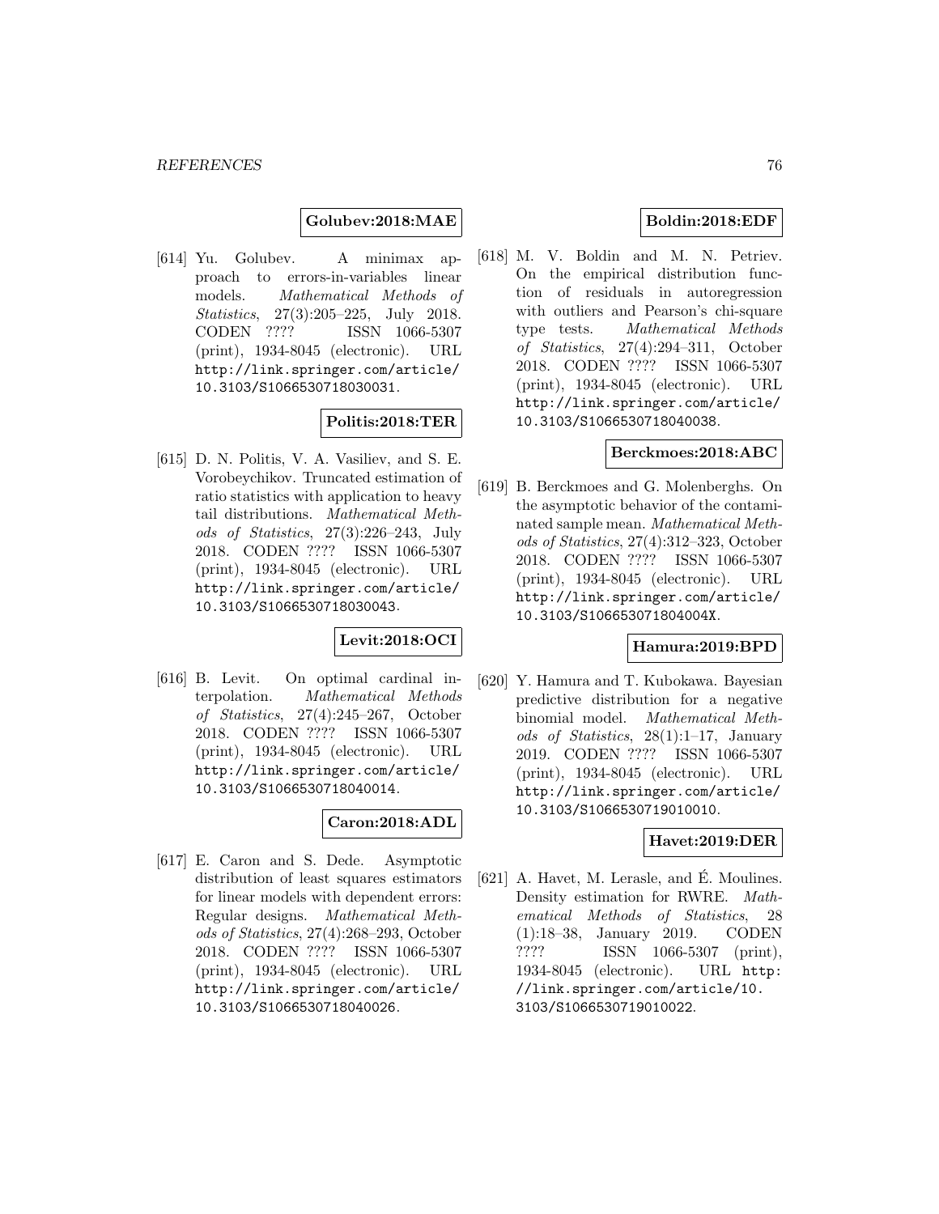**Golubev:2018:MAE**

[614] Yu. Golubev. A minimax approach to errors-in-variables linear models. *Mathematical Methods of Statistics*, 27(3):205–225, July 2018. CODEN ???? ISSN 1066-5307 (print), 1934-8045 (electronic). URL http://link.springer.com/article/10.3103/S1066530718030031.

**Politis:2018:TER**

[615] D. N. Politis, V. A. Vasiliev, and S. E. Vorobeychikov. Truncated estimation of ratio statistics with application to heavy tail distributions. *Mathematical Methods of Statistics*, 27(3):226–243, July 2018. CODEN ???? ISSN 1066-5307 (print), 1934-8045 (electronic). URL http://link.springer.com/article/10.3103/S1066530718030043.

**Levit:2018:OCI**

[616] B. Levit. On optimal cardinal interpolation. *Mathematical Methods of Statistics*, 27(4):245–267, October 2018. CODEN ???? ISSN 1066-5307 (print), 1934-8045 (electronic). URL http://link.springer.com/article/10.3103/S1066530718040014.

**Caron:2018:ADL**

[617] E. Caron and S. Dede. Asymptotic distribution of least squares estimators for linear models with dependent errors: Regular designs. *Mathematical Methods of Statistics*, 27(4):268–293, October 2018. CODEN ???? ISSN 1066-5307 (print), 1934-8045 (electronic). URL http://link.springer.com/article/10.3103/S1066530718040026.

**Boldin:2018:EDF**

[618] M. V. Boldin and M. N. Petriev. On the empirical distribution function of residuals in autoregression with outliers and Pearson's chi-square type tests. *Mathematical Methods of Statistics*, 27(4):294–311, October 2018. CODEN ???? ISSN 1066-5307 (print), 1934-8045 (electronic). URL http://link.springer.com/article/10.3103/S1066530718040038.

**Berckmoes:2018:ABC**

[619] B. Berckmoes and G. Molenberghs. On the asymptotic behavior of the contaminated sample mean. *Mathematical Methods of Statistics*, 27(4):312–323, October 2018. CODEN ???? ISSN 1066-5307 (print), 1934-8045 (electronic). URL http://link.springer.com/article/10.3103/S106653071804004X.

**Hamura:2019:BPD**

[620] Y. Hamura and T. Kubokawa. Bayesian predictive distribution for a negative binomial model. *Mathematical Methods of Statistics*, 28(1):1–17, January 2019. CODEN ???? ISSN 1066-5307 (print), 1934-8045 (electronic). URL http://link.springer.com/article/10.3103/S1066530719010010.

**Havet:2019:DER**

[621] A. Havet, M. Lerasle, and É. Moulines. Density estimation for RWRE. *Mathematical Methods of Statistics*, 28 (1):18–38, January 2019. CODEN ???? ISSN 1066-5307 (print), 1934-8045 (electronic). URL http://link.springer.com/article/10.3103/S1066530719010022.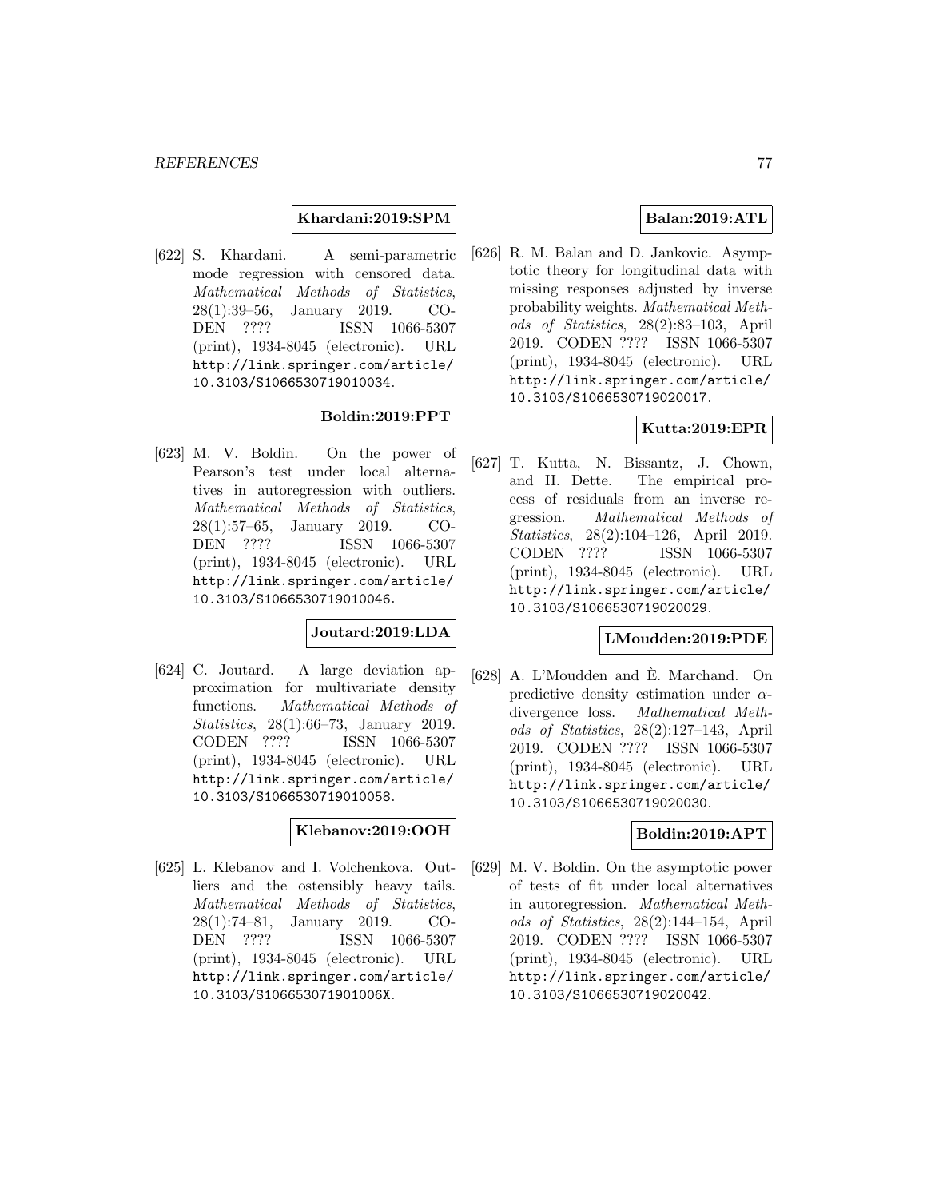**Khardani:2019:SPM**

[622] S. Khardani. A semi-parametric mode regression with censored data. *Mathematical Methods of Statistics*, 28(1):39–56, January 2019. CODEN ???? ISSN 1066-5307 (print), 1934-8045 (electronic). URL http://link.springer.com/article/10.3103/S1066530719010034.

**Boldin:2019:PPT**

[623] M. V. Boldin. On the power of Pearson's test under local alternatives in autoregression with outliers. *Mathematical Methods of Statistics*, 28(1):57–65, January 2019. CODEN ???? ISSN 1066-5307 (print), 1934-8045 (electronic). URL http://link.springer.com/article/10.3103/S1066530719010046.

**Joutard:2019:LDA**

[624] C. Joutard. A large deviation approximation for multivariate density functions. *Mathematical Methods of Statistics*, 28(1):66–73, January 2019. CODEN ???? ISSN 1066-5307 (print), 1934-8045 (electronic). URL http://link.springer.com/article/10.3103/S1066530719010058.

**Klebanov:2019:OOH**

[625] L. Klebanov and I. Volchenkova. Outliers and the ostensibly heavy tails. *Mathematical Methods of Statistics*, 28(1):74–81, January 2019. CODEN ???? ISSN 1066-5307 (print), 1934-8045 (electronic). URL http://link.springer.com/article/10.3103/S106653071901006X.

**Balan:2019:ATL**

[626] R. M. Balan and D. Jankovic. Asymptotic theory for longitudinal data with missing responses adjusted by inverse probability weights. *Mathematical Methods of Statistics*, 28(2):83–103, April 2019. CODEN ???? ISSN 1066-5307 (print), 1934-8045 (electronic). URL http://link.springer.com/article/10.3103/S1066530719020017.

**Kutta:2019:EPR**

[627] T. Kutta, N. Bissantz, J. Chown, and H. Dette. The empirical process of residuals from an inverse regression. *Mathematical Methods of Statistics*, 28(2):104–126, April 2019. CODEN ???? ISSN 1066-5307 (print), 1934-8045 (electronic). URL http://link.springer.com/article/10.3103/S1066530719020029.

**LMoudden:2019:PDE**

[628] A. L'Moudden and È. Marchand. On predictive density estimation under $\alpha$-divergence loss. *Mathematical Methods of Statistics*, 28(2):127–143, April 2019. CODEN ???? ISSN 1066-5307 (print), 1934-8045 (electronic). URL http://link.springer.com/article/10.3103/S1066530719020030.

**Boldin:2019:APT**

[629] M. V. Boldin. On the asymptotic power of tests of fit under local alternatives in autoregression. *Mathematical Methods of Statistics*, 28(2):144–154, April 2019. CODEN ???? ISSN 1066-5307 (print), 1934-8045 (electronic). URL http://link.springer.com/article/10.3103/S1066530719020042.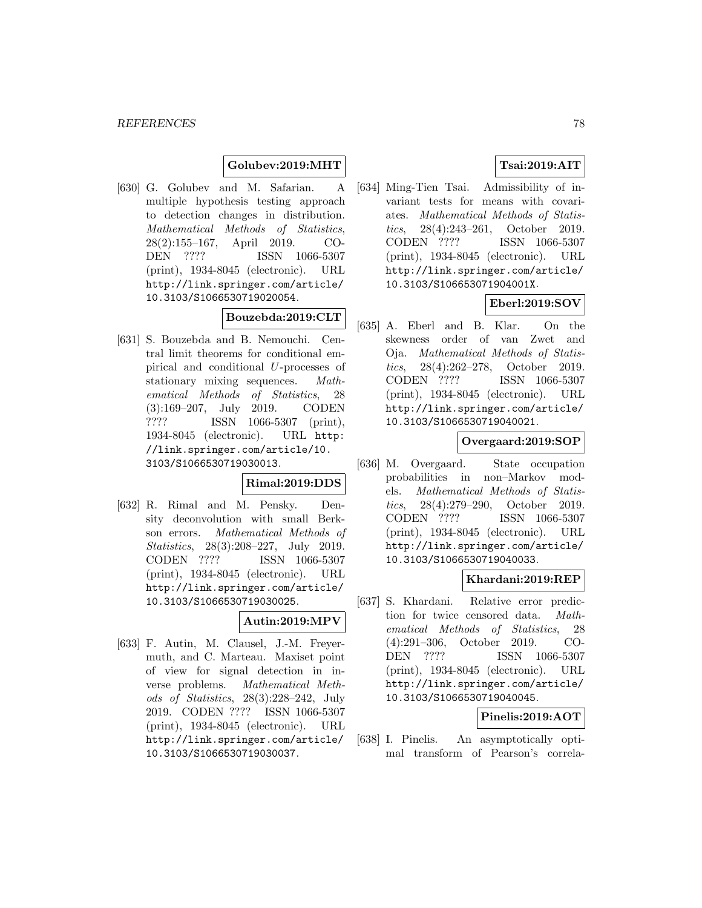**Golubev:2019:MHT**

[630] G. Golubev and M. Safarian. A multiple hypothesis testing approach to detection changes in distribution. *Mathematical Methods of Statistics*, 28(2):155–167, April 2019. CODEN ???? ISSN 1066-5307 (print), 1934-8045 (electronic). URL http://link.springer.com/article/10.3103/S1066530719020054.

**Bouzebda:2019:CLT**

[631] S. Bouzebda and B. Nemouchi. Central limit theorems for conditional empirical and conditional $U$-processes of stationary mixing sequences. *Mathematical Methods of Statistics*, 28 (3):169–207, July 2019. CODEN ???? ISSN 1066-5307 (print), 1934-8045 (electronic). URL http://link.springer.com/article/10.3103/S1066530719030013.

**Rimal:2019:DDS**

[632] R. Rimal and M. Pensky. Density deconvolution with small Berkson errors. *Mathematical Methods of Statistics*, 28(3):208–227, July 2019. CODEN ???? ISSN 1066-5307 (print), 1934-8045 (electronic). URL http://link.springer.com/article/10.3103/S1066530719030025.

**Autin:2019:MPV**

[633] F. Autin, M. Clausel, J.-M. Freyermuth, and C. Marteau. Maxiset point of view for signal detection in inverse problems. *Mathematical Methods of Statistics*, 28(3):228–242, July 2019. CODEN ???? ISSN 1066-5307 (print), 1934-8045 (electronic). URL http://link.springer.com/article/10.3103/S1066530719030037.

**Tsai:2019:AIT**

[634] Ming-Tien Tsai. Admissibility of invariant tests for means with covariates. *Mathematical Methods of Statistics*, 28(4):243–261, October 2019. CODEN ???? ISSN 1066-5307 (print), 1934-8045 (electronic). URL http://link.springer.com/article/10.3103/S106653071904001X.

**Eberl:2019:SOV**

[635] A. Eberl and B. Klar. On the skewness order of van Zwet and Oja. *Mathematical Methods of Statistics*, 28(4):262–278, October 2019. CODEN ???? ISSN 1066-5307 (print), 1934-8045 (electronic). URL http://link.springer.com/article/10.3103/S1066530719040021.

**Overgaard:2019:SOP**

[636] M. Overgaard. State occupation probabilities in non–Markov models. *Mathematical Methods of Statistics*, 28(4):279–290, October 2019. CODEN ???? ISSN 1066-5307 (print), 1934-8045 (electronic). URL http://link.springer.com/article/10.3103/S1066530719040033.

**Khardani:2019:REP**

[637] S. Khardani. Relative error prediction for twice censored data. *Mathematical Methods of Statistics*, 28 (4):291–306, October 2019. CODEN ???? ISSN 1066-5307 (print), 1934-8045 (electronic). URL http://link.springer.com/article/10.3103/S1066530719040045.

**Pinelis:2019:AOT**

[638] I. Pinelis. An asymptotically optimal transform of Pearson's correla-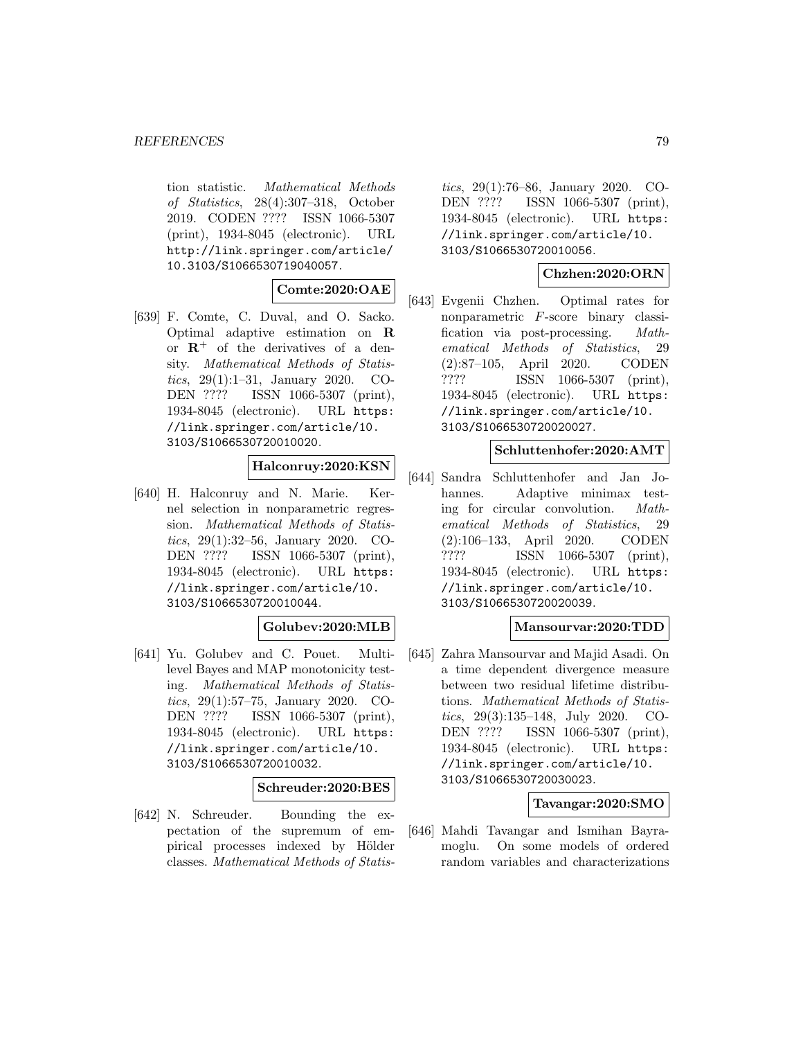tion statistic. *Mathematical Methods of Statistics*, 28(4):307–318, October 2019. CODEN ???? ISSN 1066-5307 (print), 1934-8045 (electronic). URL http://link.springer.com/article/10.3103/S1066530719040057.

**Comte:2020:OAE**

[639] F. Comte, C. Duval, and O. Sacko. Optimal adaptive estimation on $\mathbf{R}$ or $\mathbf{R}^+$ of the derivatives of a density. *Mathematical Methods of Statistics*, 29(1):1–31, January 2020. CODEN ???? ISSN 1066-5307 (print), 1934-8045 (electronic). URL https://link.springer.com/article/10.3103/S1066530720010020.

**Halconruy:2020:KSN**

[640] H. Halconruy and N. Marie. Kernel selection in nonparametric regression. *Mathematical Methods of Statistics*, 29(1):32–56, January 2020. CODEN ???? ISSN 1066-5307 (print), 1934-8045 (electronic). URL https://link.springer.com/article/10.3103/S1066530720010044.

**Golubev:2020:MLB**

[641] Yu. Golubev and C. Pouet. Multilevel Bayes and MAP monotonicity testing. *Mathematical Methods of Statistics*, 29(1):57–75, January 2020. CODEN ???? ISSN 1066-5307 (print), 1934-8045 (electronic). URL https://link.springer.com/article/10.3103/S1066530720010032.

**Schreuder:2020:BES**

[642] N. Schreuder. Bounding the expectation of the supremum of empirical processes indexed by Hölder classes. *Mathematical Methods of Statistics*, 29(1):76–86, January 2020. CODEN ???? ISSN 1066-5307 (print), 1934-8045 (electronic). URL https://link.springer.com/article/10.3103/S1066530720010056.

**Chzhen:2020:ORN**

[643] Evgenii Chzhen. Optimal rates for nonparametric $F$-score binary classification via post-processing. *Mathematical Methods of Statistics*, 29 (2):87–105, April 2020. CODEN ???? ISSN 1066-5307 (print), 1934-8045 (electronic). URL https://link.springer.com/article/10.3103/S1066530720020027.

**Schluttenhofer:2020:AMT**

[644] Sandra Schluttenhofer and Jan Johannes. Adaptive minimax testing for circular convolution. *Mathematical Methods of Statistics*, 29 (2):106–133, April 2020. CODEN ???? ISSN 1066-5307 (print), 1934-8045 (electronic). URL https://link.springer.com/article/10.3103/S1066530720020039.

**Mansourvar:2020:TDD**

[645] Zahra Mansourvar and Majid Asadi. On a time dependent divergence measure between two residual lifetime distributions. *Mathematical Methods of Statistics*, 29(3):135–148, July 2020. CODEN ???? ISSN 1066-5307 (print), 1934-8045 (electronic). URL https://link.springer.com/article/10.3103/S1066530720030023.

**Tavangar:2020:SMO**

[646] Mahdi Tavangar and Ismihan Bayramoglu. On some models of ordered random variables and characterizations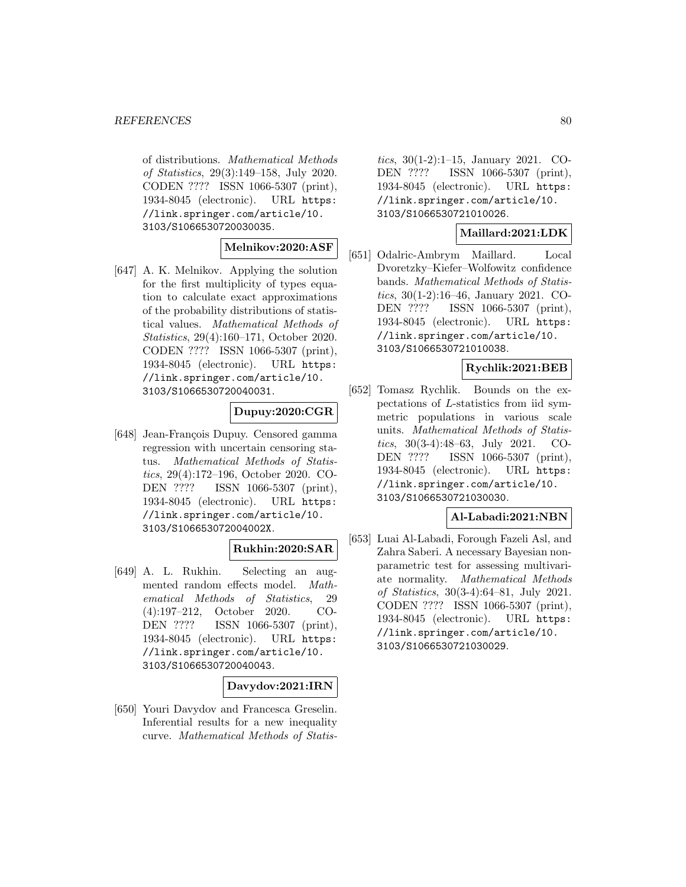of distributions. *Mathematical Methods of Statistics*, 29(3):149–158, July 2020. CODEN ???? ISSN 1066-5307 (print), 1934-8045 (electronic). URL https://link.springer.com/article/10.3103/S1066530720030035.

**Melnikov:2020:ASF**

[647] A. K. Melnikov. Applying the solution for the first multiplicity of types equation to calculate exact approximations of the probability distributions of statistical values. *Mathematical Methods of Statistics*, 29(4):160–171, October 2020. CODEN ???? ISSN 1066-5307 (print), 1934-8045 (electronic). URL https://link.springer.com/article/10.3103/S1066530720040031.

**Dupuy:2020:CGR**

[648] Jean-François Dupuy. Censored gamma regression with uncertain censoring status. *Mathematical Methods of Statistics*, 29(4):172–196, October 2020. CODEN ???? ISSN 1066-5307 (print), 1934-8045 (electronic). URL https://link.springer.com/article/10.3103/S106653072004002X.

**Rukhin:2020:SAR**

[649] A. L. Rukhin. Selecting an augmented random effects model. *Mathematical Methods of Statistics*, 29 (4):197–212, October 2020. CODEN ???? ISSN 1066-5307 (print), 1934-8045 (electronic). URL https://link.springer.com/article/10.3103/S1066530720040043.

**Davydov:2021:IRN**

[650] Youri Davydov and Francesca Greselin. Inferential results for a new inequality curve. *Mathematical Methods of Statistics*, 30(1-2):1–15, January 2021. CODEN ???? ISSN 1066-5307 (print), 1934-8045 (electronic). URL https://link.springer.com/article/10.3103/S1066530721010026.

**Maillard:2021:LDK**

[651] Odalric-Ambrym Maillard. Local Dvoretzky–Kiefer–Wolfowitz confidence bands. *Mathematical Methods of Statistics*, 30(1-2):16–46, January 2021. CODEN ???? ISSN 1066-5307 (print), 1934-8045 (electronic). URL https://link.springer.com/article/10.3103/S1066530721010038.

**Rychlik:2021:BEB**

[652] Tomasz Rychlik. Bounds on the expectations of $L$-statistics from iid symmetric populations in various scale units. *Mathematical Methods of Statistics*, 30(3-4):48–63, July 2021. CODEN ???? ISSN 1066-5307 (print), 1934-8045 (electronic). URL https://link.springer.com/article/10.3103/S1066530721030030.

**Al-Labadi:2021:NBN**

[653] Luai Al-Labadi, Forough Fazeli Asl, and Zahra Saberi. A necessary Bayesian nonparametric test for assessing multivariate normality. *Mathematical Methods of Statistics*, 30(3-4):64–81, July 2021. CODEN ???? ISSN 1066-5307 (print), 1934-8045 (electronic). URL https://link.springer.com/article/10.3103/S1066530721030029.